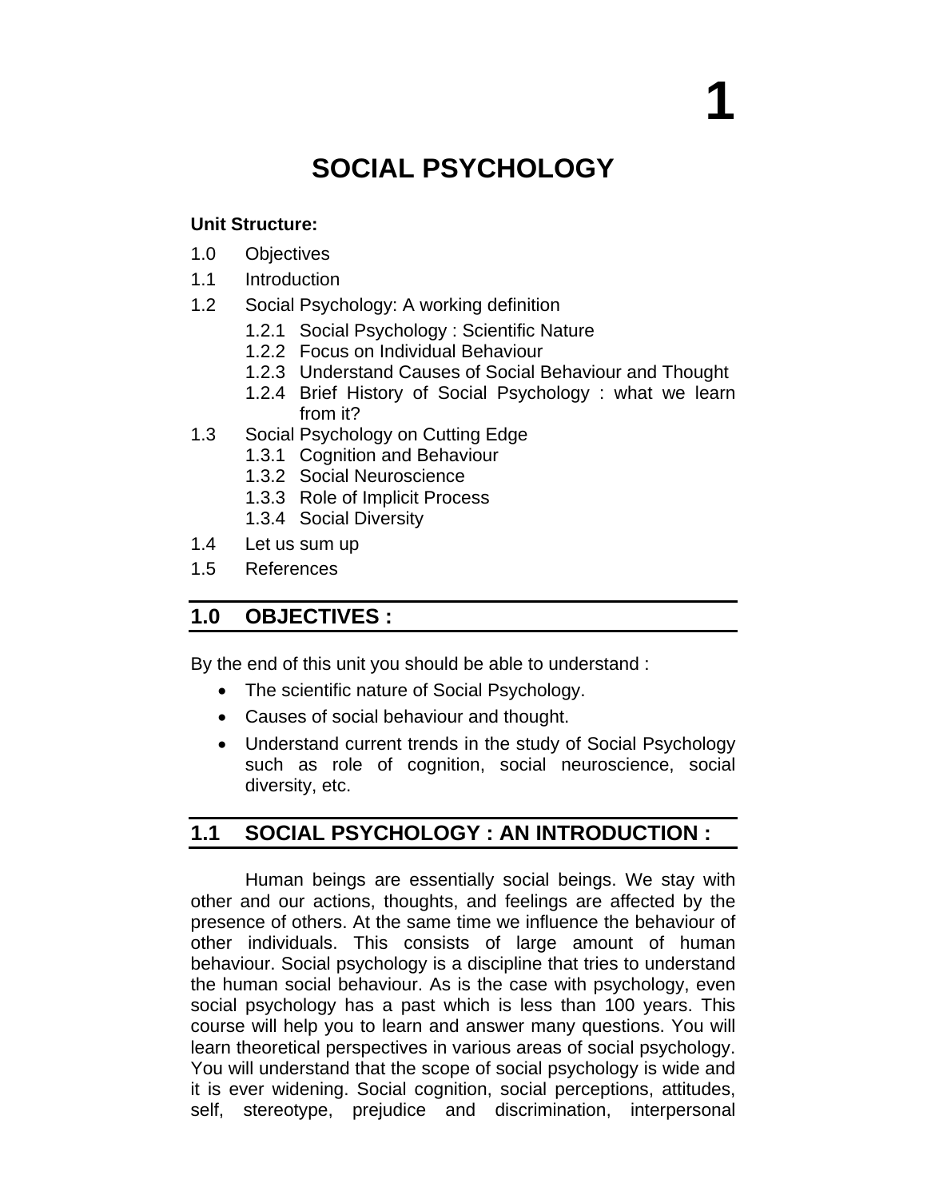# 1

# SOCIAL PSYCHOLOGY

**Unit Structure:**

1.0 Objectives

1.1 Introduction

1.2 Social Psychology: A working definition

- 1.2.1 Social Psychology : Scientific Nature
- 1.2.2 Focus on Individual Behaviour
- 1.2.3 Understand Causes of Social Behaviour and Thought
- 1.2.4 Brief History of Social Psychology : what we learn from it?

1.3 Social Psychology on Cutting Edge

- 1.3.1 Cognition and Behaviour
- 1.3.2 Social Neuroscience
- 1.3.3 Role of Implicit Process
- 1.3.4 Social Diversity

1.4 Let us sum up

1.5 References

## 1.0 OBJECTIVES :

By the end of this unit you should be able to understand :

- The scientific nature of Social Psychology.
- Causes of social behaviour and thought.
- Understand current trends in the study of Social Psychology such as role of cognition, social neuroscience, social diversity, etc.

## 1.1 SOCIAL PSYCHOLOGY : AN INTRODUCTION :

Human beings are essentially social beings. We stay with other and our actions, thoughts, and feelings are affected by the presence of others. At the same time we influence the behaviour of other individuals. This consists of large amount of human behaviour. Social psychology is a discipline that tries to understand the human social behaviour. As is the case with psychology, even social psychology has a past which is less than 100 years. This course will help you to learn and answer many questions. You will learn theoretical perspectives in various areas of social psychology. You will understand that the scope of social psychology is wide and it is ever widening. Social cognition, social perceptions, attitudes, self, stereotype, prejudice and discrimination, interpersonal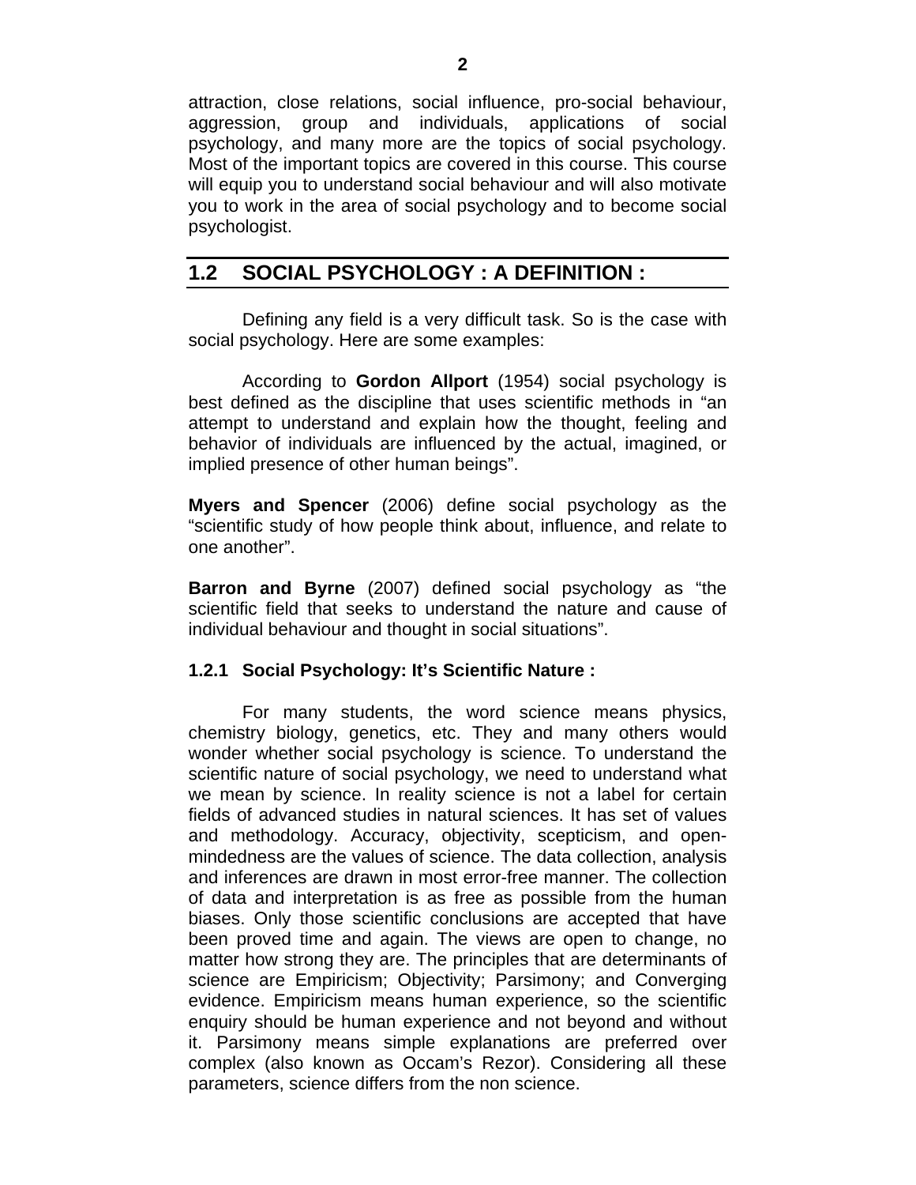attraction, close relations, social influence, pro-social behaviour, aggression, group and individuals, applications of social psychology, and many more are the topics of social psychology. Most of the important topics are covered in this course. This course will equip you to understand social behaviour and will also motivate you to work in the area of social psychology and to become social psychologist.

## 1.2 SOCIAL PSYCHOLOGY : A DEFINITION :

Defining any field is a very difficult task. So is the case with social psychology. Here are some examples:

According to **Gordon Allport** (1954) social psychology is best defined as the discipline that uses scientific methods in "an attempt to understand and explain how the thought, feeling and behavior of individuals are influenced by the actual, imagined, or implied presence of other human beings".

**Myers and Spencer** (2006) define social psychology as the "scientific study of how people think about, influence, and relate to one another".

**Barron and Byrne** (2007) defined social psychology as "the scientific field that seeks to understand the nature and cause of individual behaviour and thought in social situations".

### 1.2.1 Social Psychology: It's Scientific Nature :

For many students, the word science means physics, chemistry biology, genetics, etc. They and many others would wonder whether social psychology is science. To understand the scientific nature of social psychology, we need to understand what we mean by science. In reality science is not a label for certain fields of advanced studies in natural sciences. It has set of values and methodology. Accuracy, objectivity, scepticism, and open-mindedness are the values of science. The data collection, analysis and inferences are drawn in most error-free manner. The collection of data and interpretation is as free as possible from the human biases. Only those scientific conclusions are accepted that have been proved time and again. The views are open to change, no matter how strong they are. The principles that are determinants of science are Empiricism; Objectivity; Parsimony; and Converging evidence. Empiricism means human experience, so the scientific enquiry should be human experience and not beyond and without it. Parsimony means simple explanations are preferred over complex (also known as Occam's Rezor). Considering all these parameters, science differs from the non science.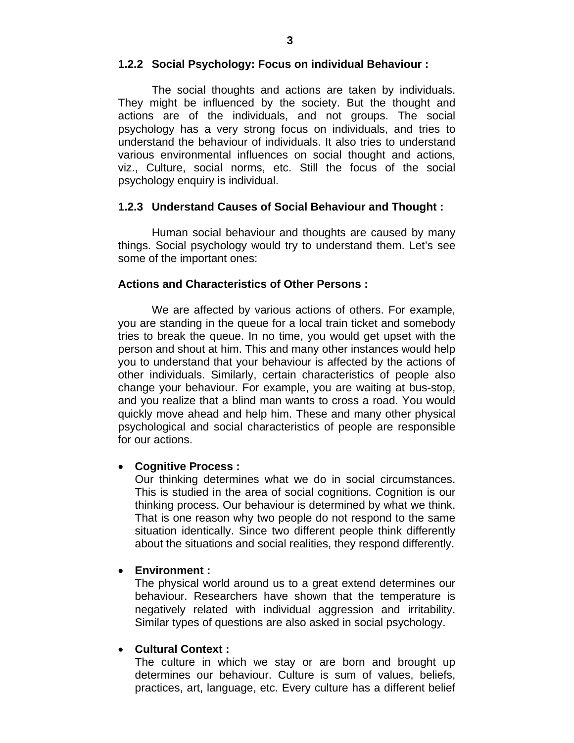### 1.2.2 Social Psychology: Focus on individual Behaviour :

The social thoughts and actions are taken by individuals. They might be influenced by the society. But the thought and actions are of the individuals, and not groups. The social psychology has a very strong focus on individuals, and tries to understand the behaviour of individuals. It also tries to understand various environmental influences on social thought and actions, viz., Culture, social norms, etc. Still the focus of the social psychology enquiry is individual.

### 1.2.3 Understand Causes of Social Behaviour and Thought :

Human social behaviour and thoughts are caused by many things. Social psychology would try to understand them. Let's see some of the important ones:

**Actions and Characteristics of Other Persons :**

We are affected by various actions of others. For example, you are standing in the queue for a local train ticket and somebody tries to break the queue. In no time, you would get upset with the person and shout at him. This and many other instances would help you to understand that your behaviour is affected by the actions of other individuals. Similarly, certain characteristics of people also change your behaviour. For example, you are waiting at bus-stop, and you realize that a blind man wants to cross a road. You would quickly move ahead and help him. These and many other physical psychological and social characteristics of people are responsible for our actions.

- **Cognitive Process :**
  Our thinking determines what we do in social circumstances. This is studied in the area of social cognitions. Cognition is our thinking process. Our behaviour is determined by what we think. That is one reason why two people do not respond to the same situation identically. Since two different people think differently about the situations and social realities, they respond differently.

- **Environment :**
  The physical world around us to a great extend determines our behaviour. Researchers have shown that the temperature is negatively related with individual aggression and irritability. Similar types of questions are also asked in social psychology.

- **Cultural Context :**
  The culture in which we stay or are born and brought up determines our behaviour. Culture is sum of values, beliefs, practices, art, language, etc. Every culture has a different belief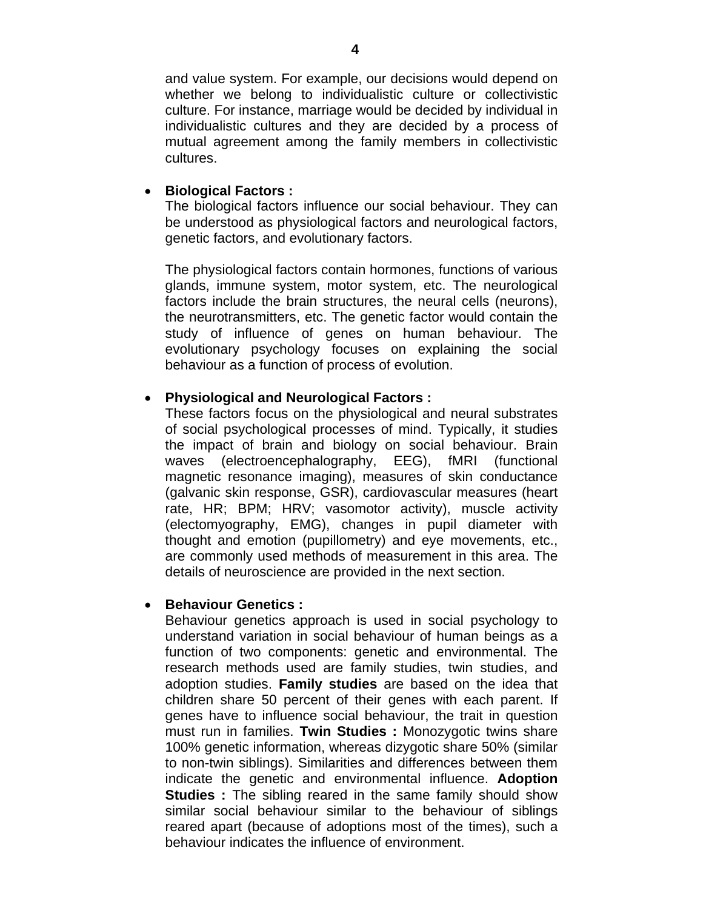and value system. For example, our decisions would depend on whether we belong to individualistic culture or collectivistic culture. For instance, marriage would be decided by individual in individualistic cultures and they are decided by a process of mutual agreement among the family members in collectivistic cultures.

- **Biological Factors :**
  The biological factors influence our social behaviour. They can be understood as physiological factors and neurological factors, genetic factors, and evolutionary factors.

  The physiological factors contain hormones, functions of various glands, immune system, motor system, etc. The neurological factors include the brain structures, the neural cells (neurons), the neurotransmitters, etc. The genetic factor would contain the study of influence of genes on human behaviour. The evolutionary psychology focuses on explaining the social behaviour as a function of process of evolution.

- **Physiological and Neurological Factors :**
  These factors focus on the physiological and neural substrates of social psychological processes of mind. Typically, it studies the impact of brain and biology on social behaviour. Brain waves (electroencephalography, EEG), fMRI (functional magnetic resonance imaging), measures of skin conductance (galvanic skin response, GSR), cardiovascular measures (heart rate, HR; BPM; HRV; vasomotor activity), muscle activity (electomyography, EMG), changes in pupil diameter with thought and emotion (pupillometry) and eye movements, etc., are commonly used methods of measurement in this area. The details of neuroscience are provided in the next section.

- **Behaviour Genetics :**
  Behaviour genetics approach is used in social psychology to understand variation in social behaviour of human beings as a function of two components: genetic and environmental. The research methods used are family studies, twin studies, and adoption studies. **Family studies** are based on the idea that children share 50 percent of their genes with each parent. If genes have to influence social behaviour, the trait in question must run in families. **Twin Studies :** Monozygotic twins share 100% genetic information, whereas dizygotic share 50% (similar to non-twin siblings). Similarities and differences between them indicate the genetic and environmental influence. **Adoption Studies :** The sibling reared in the same family should show similar social behaviour similar to the behaviour of siblings reared apart (because of adoptions most of the times), such a behaviour indicates the influence of environment.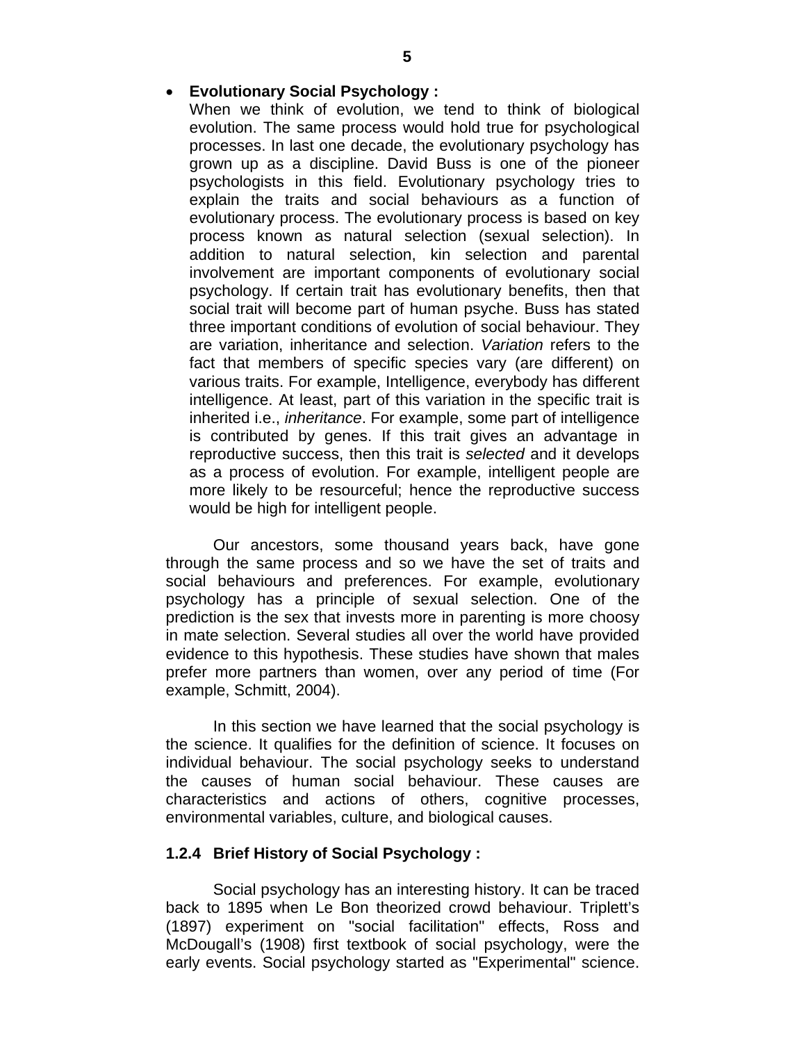- **Evolutionary Social Psychology :**
  When we think of evolution, we tend to think of biological evolution. The same process would hold true for psychological processes. In last one decade, the evolutionary psychology has grown up as a discipline. David Buss is one of the pioneer psychologists in this field. Evolutionary psychology tries to explain the traits and social behaviours as a function of evolutionary process. The evolutionary process is based on key process known as natural selection (sexual selection). In addition to natural selection, kin selection and parental involvement are important components of evolutionary social psychology. If certain trait has evolutionary benefits, then that social trait will become part of human psyche. Buss has stated three important conditions of evolution of social behaviour. They are variation, inheritance and selection. *Variation* refers to the fact that members of specific species vary (are different) on various traits. For example, Intelligence, everybody has different intelligence. At least, part of this variation in the specific trait is inherited i.e., *inheritance*. For example, some part of intelligence is contributed by genes. If this trait gives an advantage in reproductive success, then this trait is *selected* and it develops as a process of evolution. For example, intelligent people are more likely to be resourceful; hence the reproductive success would be high for intelligent people.

Our ancestors, some thousand years back, have gone through the same process and so we have the set of traits and social behaviours and preferences. For example, evolutionary psychology has a principle of sexual selection. One of the prediction is the sex that invests more in parenting is more choosy in mate selection. Several studies all over the world have provided evidence to this hypothesis. These studies have shown that males prefer more partners than women, over any period of time (For example, Schmitt, 2004).

In this section we have learned that the social psychology is the science. It qualifies for the definition of science. It focuses on individual behaviour. The social psychology seeks to understand the causes of human social behaviour. These causes are characteristics and actions of others, cognitive processes, environmental variables, culture, and biological causes.

### 1.2.4 Brief History of Social Psychology :

Social psychology has an interesting history. It can be traced back to 1895 when Le Bon theorized crowd behaviour. Triplett's (1897) experiment on "social facilitation" effects, Ross and McDougall's (1908) first textbook of social psychology, were the early events. Social psychology started as "Experimental" science.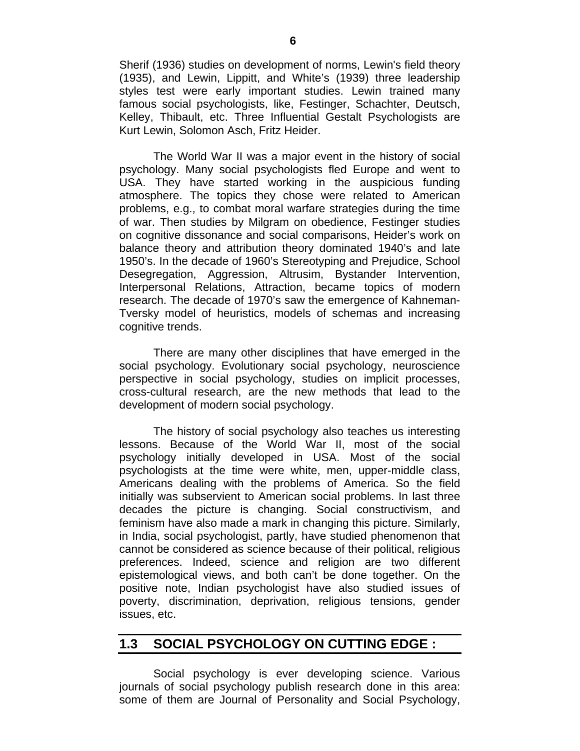Sherif (1936) studies on development of norms, Lewin's field theory (1935), and Lewin, Lippitt, and White's (1939) three leadership styles test were early important studies. Lewin trained many famous social psychologists, like, Festinger, Schachter, Deutsch, Kelley, Thibault, etc. Three Influential Gestalt Psychologists are Kurt Lewin, Solomon Asch, Fritz Heider.

The World War II was a major event in the history of social psychology. Many social psychologists fled Europe and went to USA. They have started working in the auspicious funding atmosphere. The topics they chose were related to American problems, e.g., to combat moral warfare strategies during the time of war. Then studies by Milgram on obedience, Festinger studies on cognitive dissonance and social comparisons, Heider's work on balance theory and attribution theory dominated 1940's and late 1950's. In the decade of 1960's Stereotyping and Prejudice, School Desegregation, Aggression, Altrusim, Bystander Intervention, Interpersonal Relations, Attraction, became topics of modern research. The decade of 1970's saw the emergence of Kahneman-Tversky model of heuristics, models of schemas and increasing cognitive trends.

There are many other disciplines that have emerged in the social psychology. Evolutionary social psychology, neuroscience perspective in social psychology, studies on implicit processes, cross-cultural research, are the new methods that lead to the development of modern social psychology.

The history of social psychology also teaches us interesting lessons. Because of the World War II, most of the social psychology initially developed in USA. Most of the social psychologists at the time were white, men, upper-middle class, Americans dealing with the problems of America. So the field initially was subservient to American social problems. In last three decades the picture is changing. Social constructivism, and feminism have also made a mark in changing this picture. Similarly, in India, social psychologist, partly, have studied phenomenon that cannot be considered as science because of their political, religious preferences. Indeed, science and religion are two different epistemological views, and both can't be done together. On the positive note, Indian psychologist have also studied issues of poverty, discrimination, deprivation, religious tensions, gender issues, etc.

## 1.3 SOCIAL PSYCHOLOGY ON CUTTING EDGE :

Social psychology is ever developing science. Various journals of social psychology publish research done in this area: some of them are Journal of Personality and Social Psychology,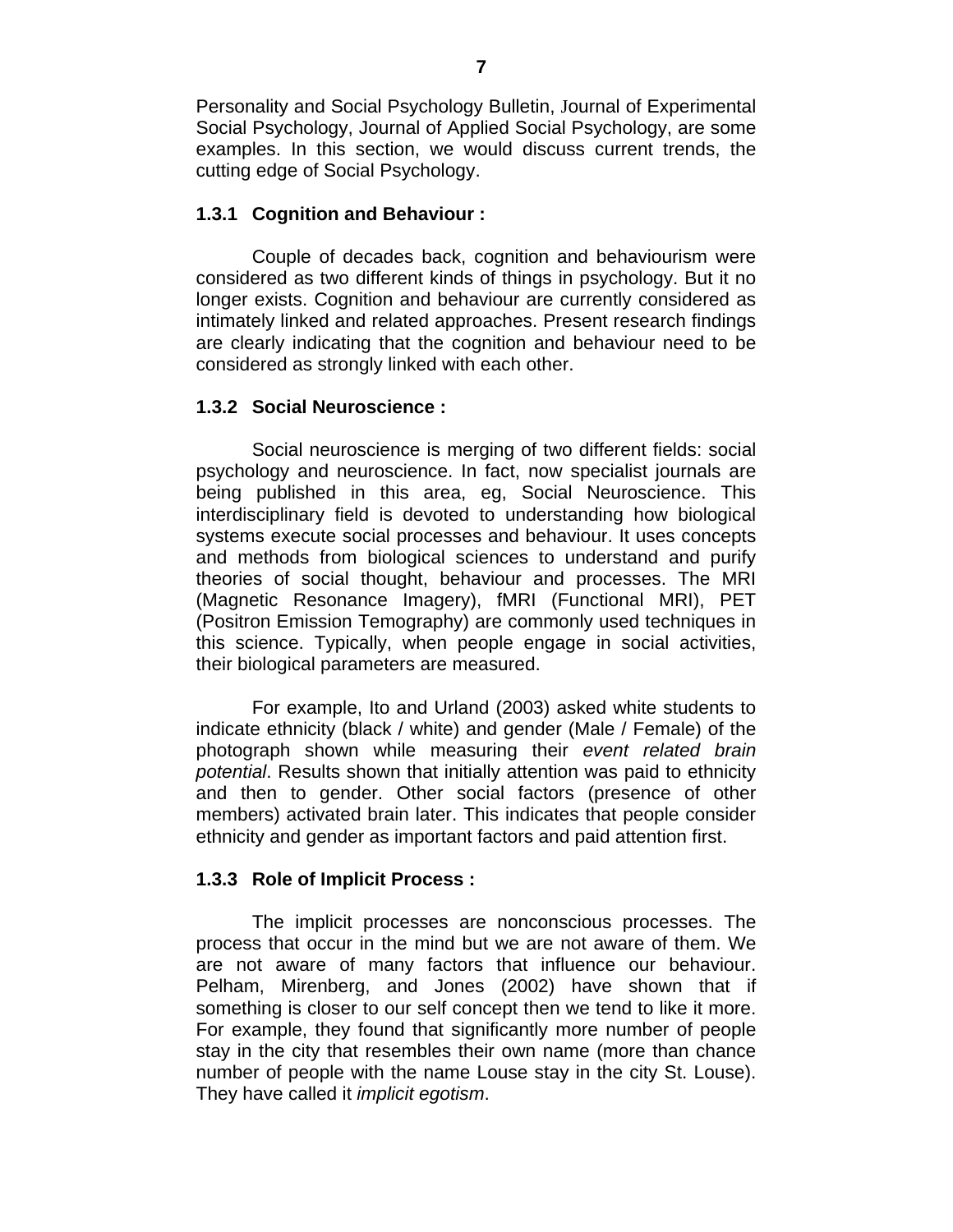Personality and Social Psychology Bulletin, Journal of Experimental Social Psychology, Journal of Applied Social Psychology, are some examples. In this section, we would discuss current trends, the cutting edge of Social Psychology.

### 1.3.1 Cognition and Behaviour :

Couple of decades back, cognition and behaviourism were considered as two different kinds of things in psychology. But it no longer exists. Cognition and behaviour are currently considered as intimately linked and related approaches. Present research findings are clearly indicating that the cognition and behaviour need to be considered as strongly linked with each other.

### 1.3.2 Social Neuroscience :

Social neuroscience is merging of two different fields: social psychology and neuroscience. In fact, now specialist journals are being published in this area, eg, Social Neuroscience. This interdisciplinary field is devoted to understanding how biological systems execute social processes and behaviour. It uses concepts and methods from biological sciences to understand and purify theories of social thought, behaviour and processes. The MRI (Magnetic Resonance Imagery), fMRI (Functional MRI), PET (Positron Emission Temography) are commonly used techniques in this science. Typically, when people engage in social activities, their biological parameters are measured.

For example, Ito and Urland (2003) asked white students to indicate ethnicity (black / white) and gender (Male / Female) of the photograph shown while measuring their *event related brain potential*. Results shown that initially attention was paid to ethnicity and then to gender. Other social factors (presence of other members) activated brain later. This indicates that people consider ethnicity and gender as important factors and paid attention first.

### 1.3.3 Role of Implicit Process :

The implicit processes are nonconscious processes. The process that occur in the mind but we are not aware of them. We are not aware of many factors that influence our behaviour. Pelham, Mirenberg, and Jones (2002) have shown that if something is closer to our self concept then we tend to like it more. For example, they found that significantly more number of people stay in the city that resembles their own name (more than chance number of people with the name Louse stay in the city St. Louse). They have called it *implicit egotism*.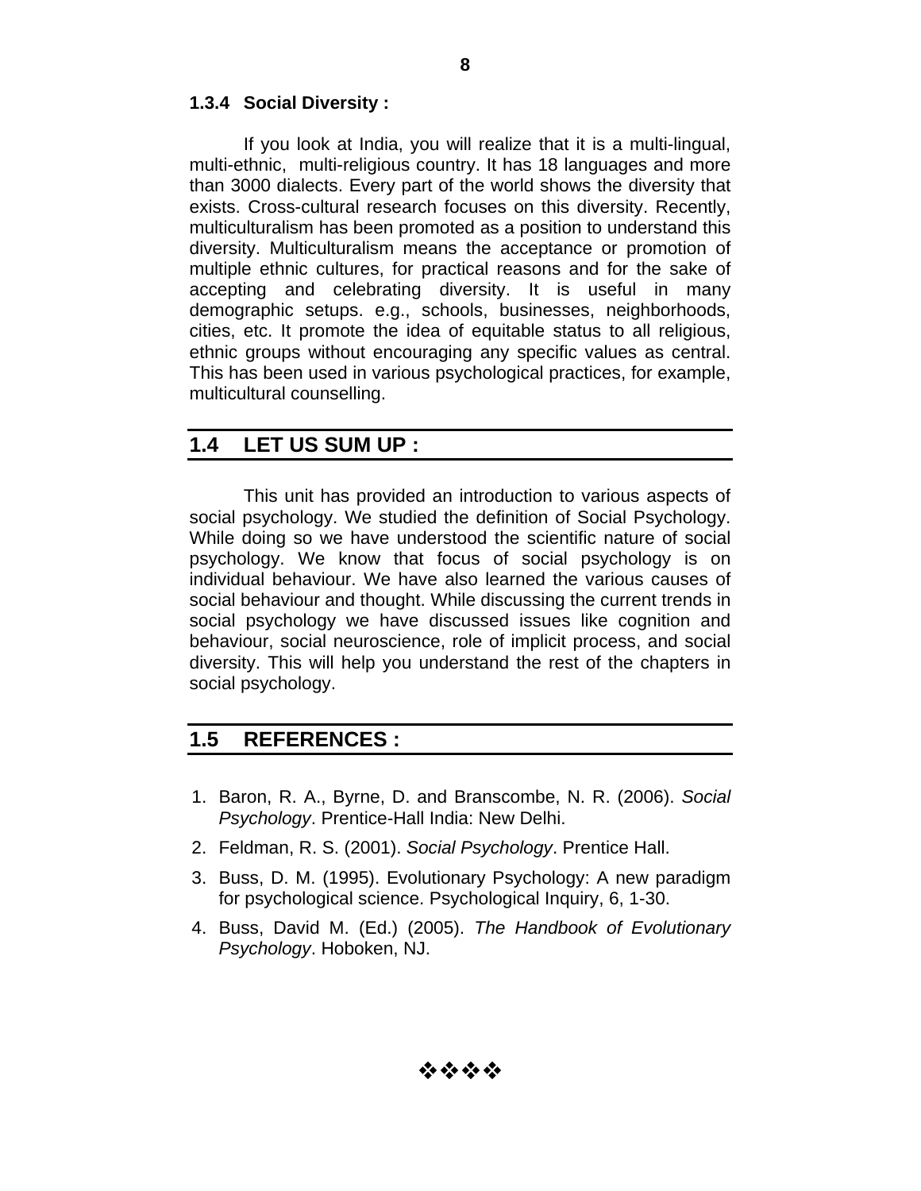### 1.3.4 Social Diversity :

If you look at India, you will realize that it is a multi-lingual, multi-ethnic, multi-religious country. It has 18 languages and more than 3000 dialects. Every part of the world shows the diversity that exists. Cross-cultural research focuses on this diversity. Recently, multiculturalism has been promoted as a position to understand this diversity. Multiculturalism means the acceptance or promotion of multiple ethnic cultures, for practical reasons and for the sake of accepting and celebrating diversity. It is useful in many demographic setups. e.g., schools, businesses, neighborhoods, cities, etc. It promote the idea of equitable status to all religious, ethnic groups without encouraging any specific values as central. This has been used in various psychological practices, for example, multicultural counselling.

## 1.4 LET US SUM UP :

This unit has provided an introduction to various aspects of social psychology. We studied the definition of Social Psychology. While doing so we have understood the scientific nature of social psychology. We know that focus of social psychology is on individual behaviour. We have also learned the various causes of social behaviour and thought. While discussing the current trends in social psychology we have discussed issues like cognition and behaviour, social neuroscience, role of implicit process, and social diversity. This will help you understand the rest of the chapters in social psychology.

## 1.5 REFERENCES :

1. Baron, R. A., Byrne, D. and Branscombe, N. R. (2006). *Social Psychology*. Prentice-Hall India: New Delhi.
2. Feldman, R. S. (2001). *Social Psychology*. Prentice Hall.
3. Buss, D. M. (1995). Evolutionary Psychology: A new paradigm for psychological science. Psychological Inquiry, 6, 1-30.
4. Buss, David M. (Ed.) (2005). *The Handbook of Evolutionary Psychology*. Hoboken, NJ.

❖❖❖❖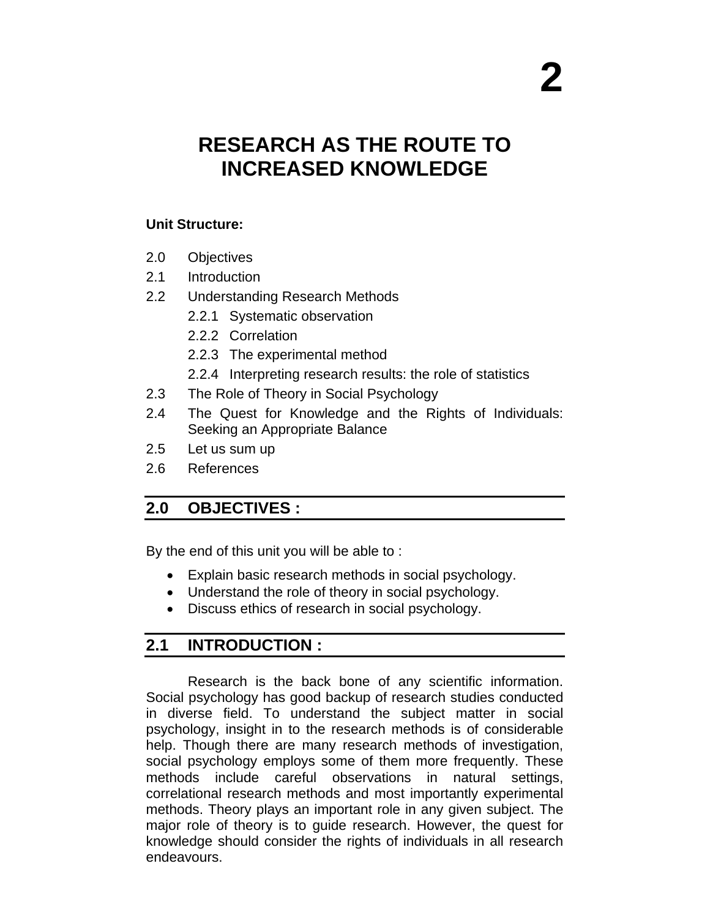# 2

# RESEARCH AS THE ROUTE TO INCREASED KNOWLEDGE

**Unit Structure:**

2.0 Objectives

2.1 Introduction

2.2 Understanding Research Methods

- 2.2.1 Systematic observation
- 2.2.2 Correlation
- 2.2.3 The experimental method
- 2.2.4 Interpreting research results: the role of statistics

2.3 The Role of Theory in Social Psychology

2.4 The Quest for Knowledge and the Rights of Individuals: Seeking an Appropriate Balance

2.5 Let us sum up

2.6 References

## 2.0 OBJECTIVES :

By the end of this unit you will be able to :

- Explain basic research methods in social psychology.
- Understand the role of theory in social psychology.
- Discuss ethics of research in social psychology.

## 2.1 INTRODUCTION :

Research is the back bone of any scientific information. Social psychology has good backup of research studies conducted in diverse field. To understand the subject matter in social psychology, insight in to the research methods is of considerable help. Though there are many research methods of investigation, social psychology employs some of them more frequently. These methods include careful observations in natural settings, correlational research methods and most importantly experimental methods. Theory plays an important role in any given subject. The major role of theory is to guide research. However, the quest for knowledge should consider the rights of individuals in all research endeavours.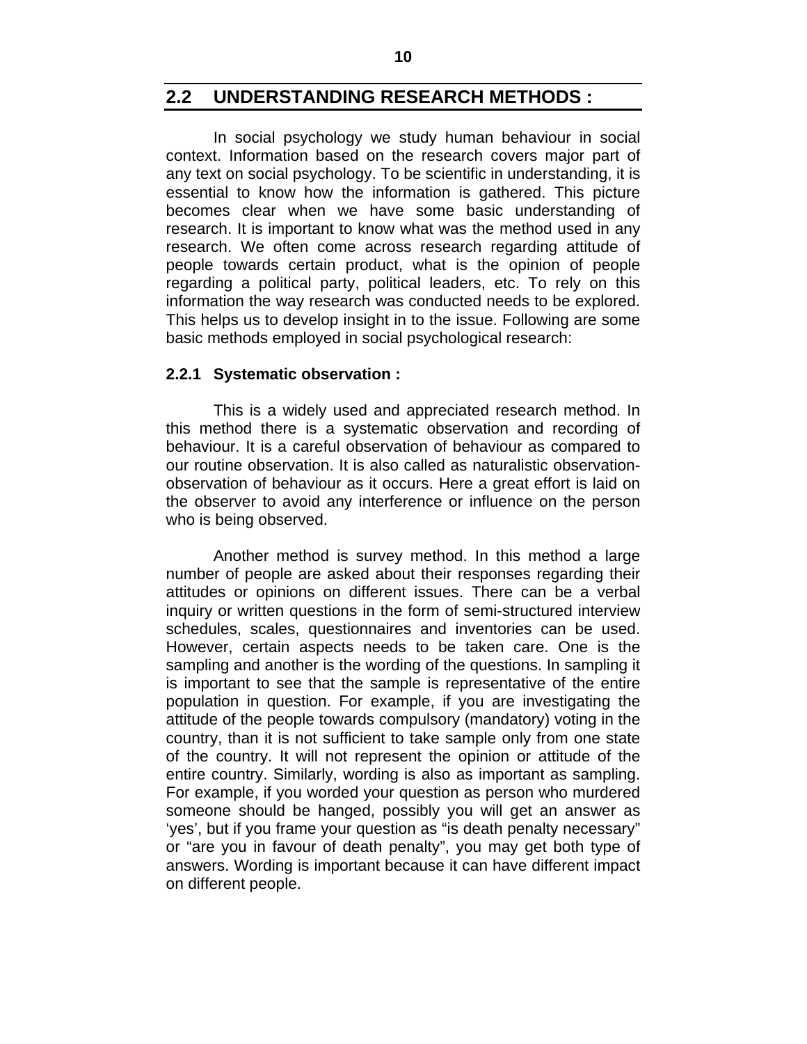## 2.2 UNDERSTANDING RESEARCH METHODS :

In social psychology we study human behaviour in social context. Information based on the research covers major part of any text on social psychology. To be scientific in understanding, it is essential to know how the information is gathered. This picture becomes clear when we have some basic understanding of research. It is important to know what was the method used in any research. We often come across research regarding attitude of people towards certain product, what is the opinion of people regarding a political party, political leaders, etc. To rely on this information the way research was conducted needs to be explored. This helps us to develop insight in to the issue. Following are some basic methods employed in social psychological research:

### 2.2.1 Systematic observation :

This is a widely used and appreciated research method. In this method there is a systematic observation and recording of behaviour. It is a careful observation of behaviour as compared to our routine observation. It is also called as naturalistic observation-observation of behaviour as it occurs. Here a great effort is laid on the observer to avoid any interference or influence on the person who is being observed.

Another method is survey method. In this method a large number of people are asked about their responses regarding their attitudes or opinions on different issues. There can be a verbal inquiry or written questions in the form of semi-structured interview schedules, scales, questionnaires and inventories can be used. However, certain aspects needs to be taken care. One is the sampling and another is the wording of the questions. In sampling it is important to see that the sample is representative of the entire population in question. For example, if you are investigating the attitude of the people towards compulsory (mandatory) voting in the country, than it is not sufficient to take sample only from one state of the country. It will not represent the opinion or attitude of the entire country. Similarly, wording is also as important as sampling. For example, if you worded your question as person who murdered someone should be hanged, possibly you will get an answer as 'yes', but if you frame your question as "is death penalty necessary" or "are you in favour of death penalty", you may get both type of answers. Wording is important because it can have different impact on different people.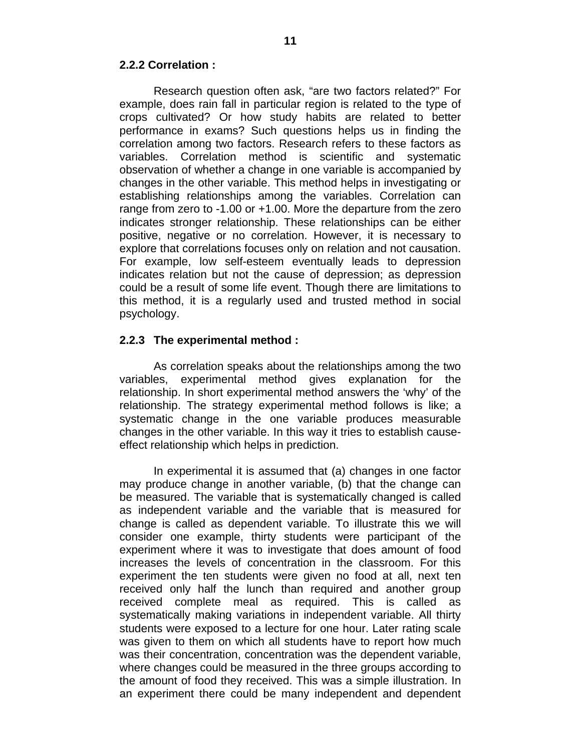### 2.2.2 Correlation :

Research question often ask, “are two factors related?” For example, does rain fall in particular region is related to the type of crops cultivated? Or how study habits are related to better performance in exams? Such questions helps us in finding the correlation among two factors. Research refers to these factors as variables. Correlation method is scientific and systematic observation of whether a change in one variable is accompanied by changes in the other variable. This method helps in investigating or establishing relationships among the variables. Correlation can range from zero to -1.00 or +1.00. More the departure from the zero indicates stronger relationship. These relationships can be either positive, negative or no correlation. However, it is necessary to explore that correlations focuses only on relation and not causation. For example, low self-esteem eventually leads to depression indicates relation but not the cause of depression; as depression could be a result of some life event. Though there are limitations to this method, it is a regularly used and trusted method in social psychology.

### 2.2.3 The experimental method :

As correlation speaks about the relationships among the two variables, experimental method gives explanation for the relationship. In short experimental method answers the ‘why’ of the relationship. The strategy experimental method follows is like; a systematic change in the one variable produces measurable changes in the other variable. In this way it tries to establish cause-effect relationship which helps in prediction.

In experimental it is assumed that (a) changes in one factor may produce change in another variable, (b) that the change can be measured. The variable that is systematically changed is called as independent variable and the variable that is measured for change is called as dependent variable. To illustrate this we will consider one example, thirty students were participant of the experiment where it was to investigate that does amount of food increases the levels of concentration in the classroom. For this experiment the ten students were given no food at all, next ten received only half the lunch than required and another group received complete meal as required. This is called as systematically making variations in independent variable. All thirty students were exposed to a lecture for one hour. Later rating scale was given to them on which all students have to report how much was their concentration, concentration was the dependent variable, where changes could be measured in the three groups according to the amount of food they received. This was a simple illustration. In an experiment there could be many independent and dependent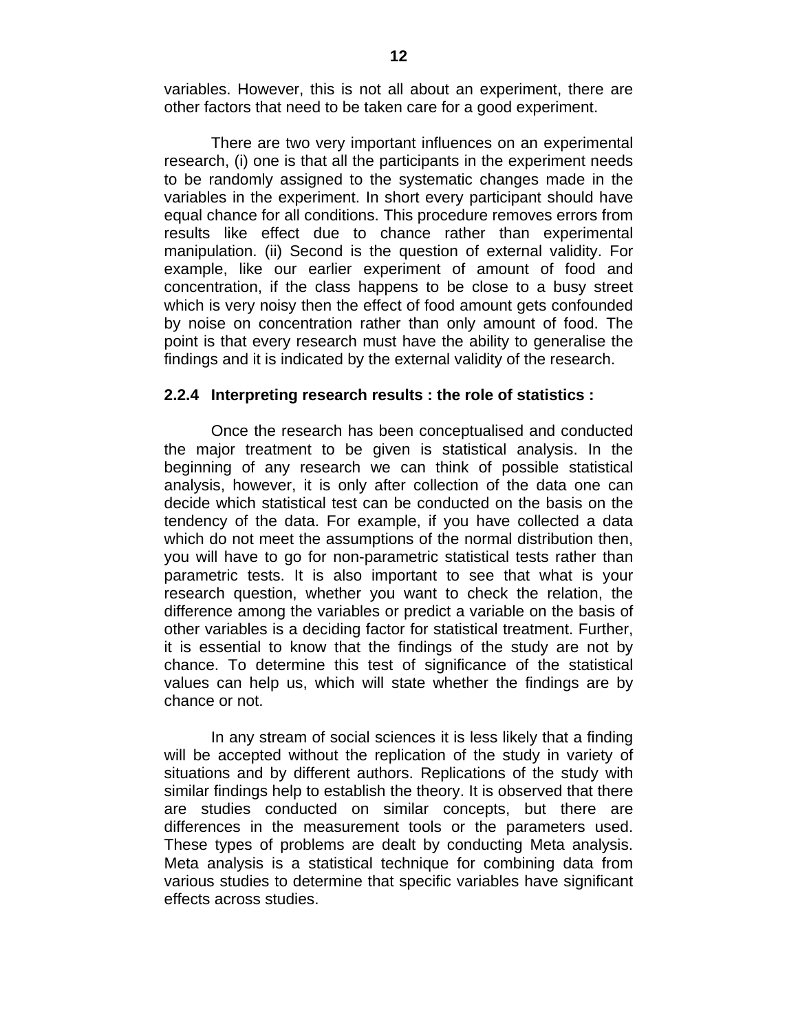variables. However, this is not all about an experiment, there are other factors that need to be taken care for a good experiment.

There are two very important influences on an experimental research, (i) one is that all the participants in the experiment needs to be randomly assigned to the systematic changes made in the variables in the experiment. In short every participant should have equal chance for all conditions. This procedure removes errors from results like effect due to chance rather than experimental manipulation. (ii) Second is the question of external validity. For example, like our earlier experiment of amount of food and concentration, if the class happens to be close to a busy street which is very noisy then the effect of food amount gets confounded by noise on concentration rather than only amount of food. The point is that every research must have the ability to generalise the findings and it is indicated by the external validity of the research.

### 2.2.4 Interpreting research results : the role of statistics :

Once the research has been conceptualised and conducted the major treatment to be given is statistical analysis. In the beginning of any research we can think of possible statistical analysis, however, it is only after collection of the data one can decide which statistical test can be conducted on the basis on the tendency of the data. For example, if you have collected a data which do not meet the assumptions of the normal distribution then, you will have to go for non-parametric statistical tests rather than parametric tests. It is also important to see that what is your research question, whether you want to check the relation, the difference among the variables or predict a variable on the basis of other variables is a deciding factor for statistical treatment. Further, it is essential to know that the findings of the study are not by chance. To determine this test of significance of the statistical values can help us, which will state whether the findings are by chance or not.

In any stream of social sciences it is less likely that a finding will be accepted without the replication of the study in variety of situations and by different authors. Replications of the study with similar findings help to establish the theory. It is observed that there are studies conducted on similar concepts, but there are differences in the measurement tools or the parameters used. These types of problems are dealt by conducting Meta analysis. Meta analysis is a statistical technique for combining data from various studies to determine that specific variables have significant effects across studies.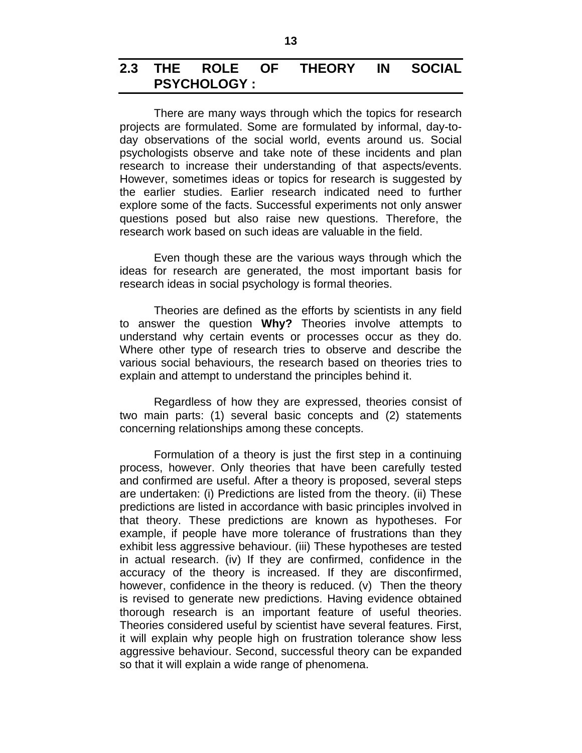## 2.3 THE ROLE OF THEORY IN SOCIAL PSYCHOLOGY :

There are many ways through which the topics for research projects are formulated. Some are formulated by informal, day-to-day observations of the social world, events around us. Social psychologists observe and take note of these incidents and plan research to increase their understanding of that aspects/events. However, sometimes ideas or topics for research is suggested by the earlier studies. Earlier research indicated need to further explore some of the facts. Successful experiments not only answer questions posed but also raise new questions. Therefore, the research work based on such ideas are valuable in the field.

Even though these are the various ways through which the ideas for research are generated, the most important basis for research ideas in social psychology is formal theories.

Theories are defined as the efforts by scientists in any field to answer the question **Why?** Theories involve attempts to understand why certain events or processes occur as they do. Where other type of research tries to observe and describe the various social behaviours, the research based on theories tries to explain and attempt to understand the principles behind it.

Regardless of how they are expressed, theories consist of two main parts: (1) several basic concepts and (2) statements concerning relationships among these concepts.

Formulation of a theory is just the first step in a continuing process, however. Only theories that have been carefully tested and confirmed are useful. After a theory is proposed, several steps are undertaken: (i) Predictions are listed from the theory. (ii) These predictions are listed in accordance with basic principles involved in that theory. These predictions are known as hypotheses. For example, if people have more tolerance of frustrations than they exhibit less aggressive behaviour. (iii) These hypotheses are tested in actual research. (iv) If they are confirmed, confidence in the accuracy of the theory is increased. If they are disconfirmed, however, confidence in the theory is reduced. (v) Then the theory is revised to generate new predictions. Having evidence obtained thorough research is an important feature of useful theories. Theories considered useful by scientist have several features. First, it will explain why people high on frustration tolerance show less aggressive behaviour. Second, successful theory can be expanded so that it will explain a wide range of phenomena.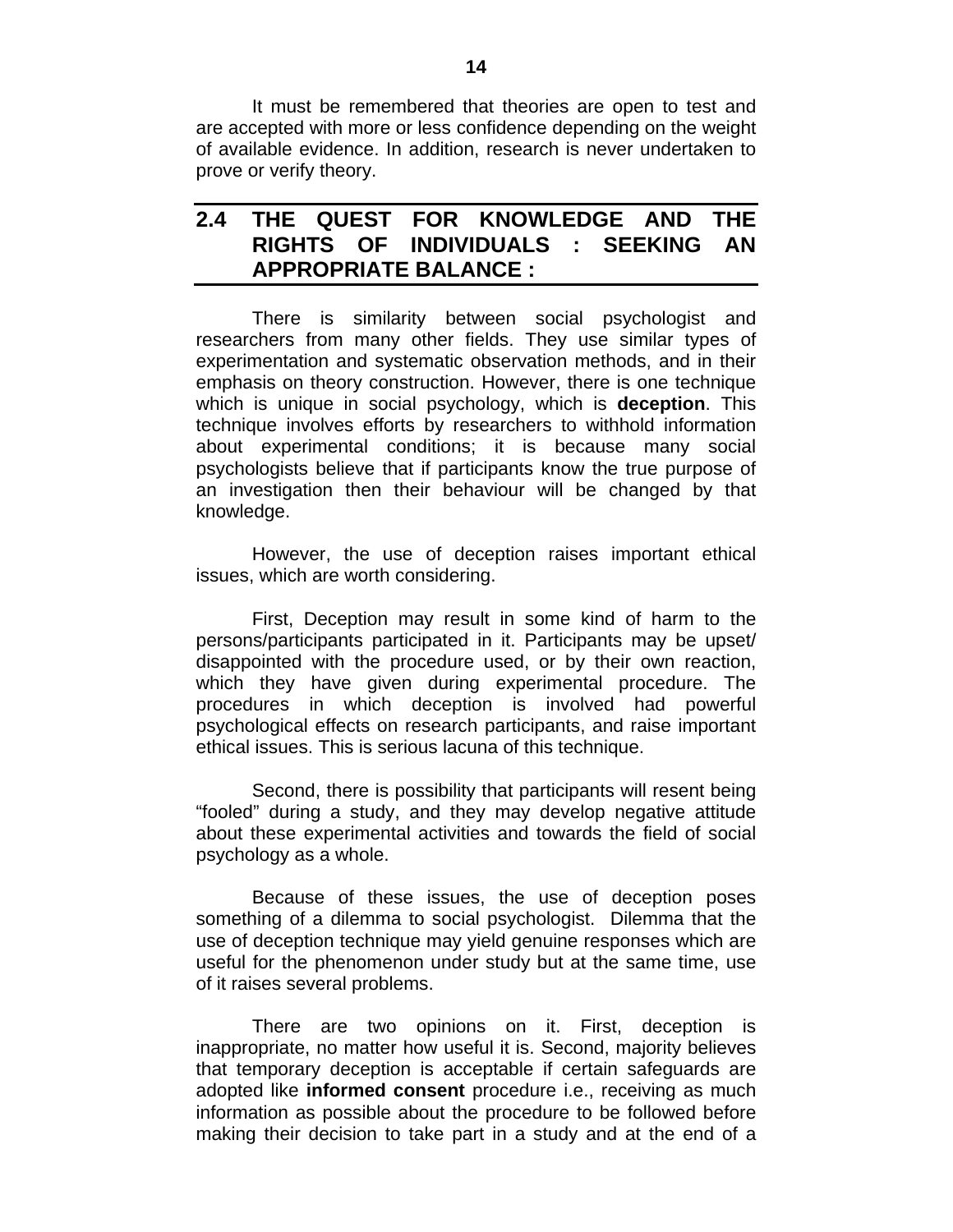It must be remembered that theories are open to test and are accepted with more or less confidence depending on the weight of available evidence. In addition, research is never undertaken to prove or verify theory.

## 2.4 THE QUEST FOR KNOWLEDGE AND THE RIGHTS OF INDIVIDUALS : SEEKING AN APPROPRIATE BALANCE :

There is similarity between social psychologist and researchers from many other fields. They use similar types of experimentation and systematic observation methods, and in their emphasis on theory construction. However, there is one technique which is unique in social psychology, which is **deception**. This technique involves efforts by researchers to withhold information about experimental conditions; it is because many social psychologists believe that if participants know the true purpose of an investigation then their behaviour will be changed by that knowledge.

However, the use of deception raises important ethical issues, which are worth considering.

First, Deception may result in some kind of harm to the persons/participants participated in it. Participants may be upset/ disappointed with the procedure used, or by their own reaction, which they have given during experimental procedure. The procedures in which deception is involved had powerful psychological effects on research participants, and raise important ethical issues. This is serious lacuna of this technique.

Second, there is possibility that participants will resent being "fooled" during a study, and they may develop negative attitude about these experimental activities and towards the field of social psychology as a whole.

Because of these issues, the use of deception poses something of a dilemma to social psychologist. Dilemma that the use of deception technique may yield genuine responses which are useful for the phenomenon under study but at the same time, use of it raises several problems.

There are two opinions on it. First, deception is inappropriate, no matter how useful it is. Second, majority believes that temporary deception is acceptable if certain safeguards are adopted like **informed consent** procedure i.e., receiving as much information as possible about the procedure to be followed before making their decision to take part in a study and at the end of a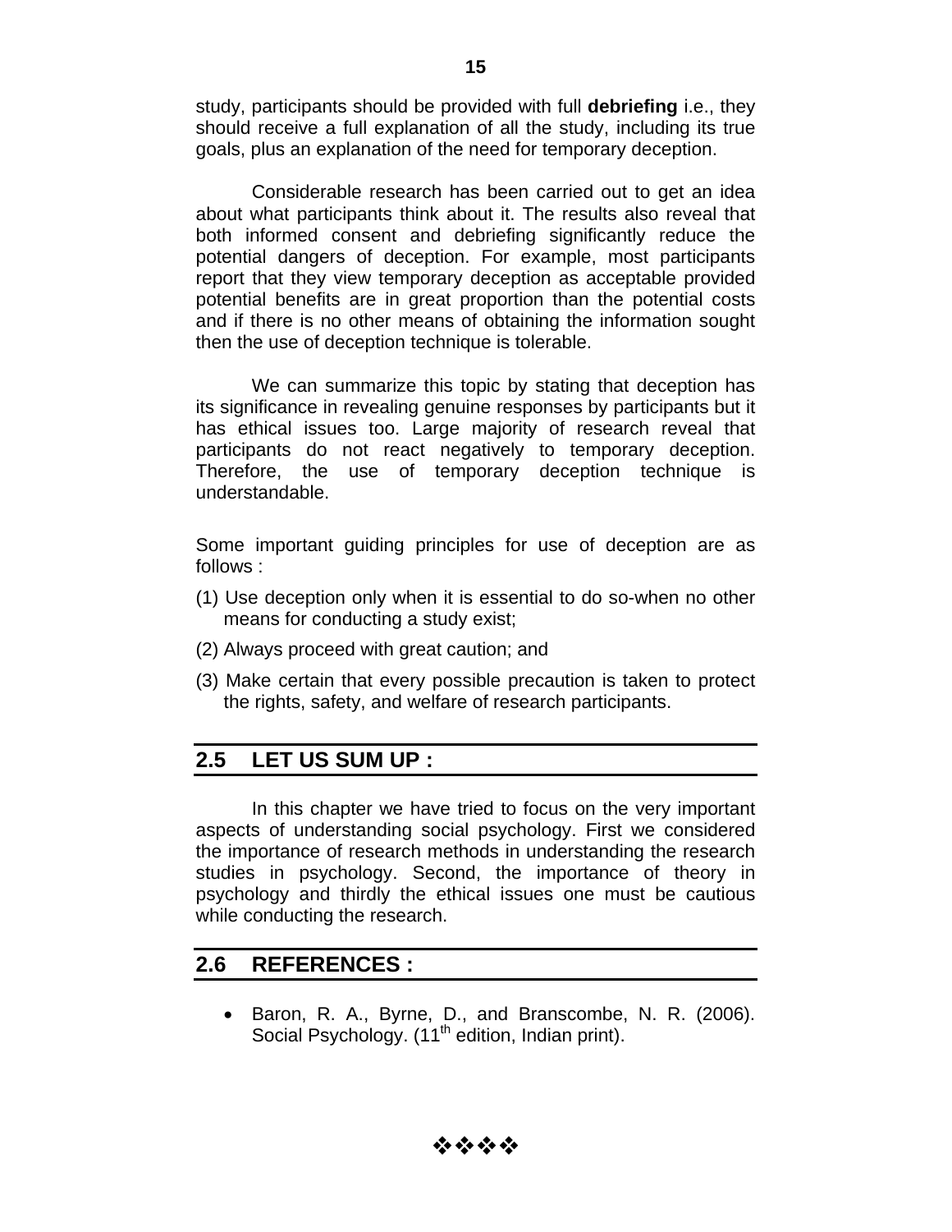study, participants should be provided with full **debriefing** i.e., they should receive a full explanation of all the study, including its true goals, plus an explanation of the need for temporary deception.

Considerable research has been carried out to get an idea about what participants think about it. The results also reveal that both informed consent and debriefing significantly reduce the potential dangers of deception. For example, most participants report that they view temporary deception as acceptable provided potential benefits are in great proportion than the potential costs and if there is no other means of obtaining the information sought then the use of deception technique is tolerable.

We can summarize this topic by stating that deception has its significance in revealing genuine responses by participants but it has ethical issues too. Large majority of research reveal that participants do not react negatively to temporary deception. Therefore, the use of temporary deception technique is understandable.

Some important guiding principles for use of deception are as follows :

(1) Use deception only when it is essential to do so-when no other means for conducting a study exist;

(2) Always proceed with great caution; and

(3) Make certain that every possible precaution is taken to protect the rights, safety, and welfare of research participants.

## 2.5 LET US SUM UP :

In this chapter we have tried to focus on the very important aspects of understanding social psychology. First we considered the importance of research methods in understanding the research studies in psychology. Second, the importance of theory in psychology and thirdly the ethical issues one must be cautious while conducting the research.

## 2.6 REFERENCES :

- Baron, R. A., Byrne, D., and Branscombe, N. R. (2006). Social Psychology. (11th edition, Indian print).

❖❖❖❖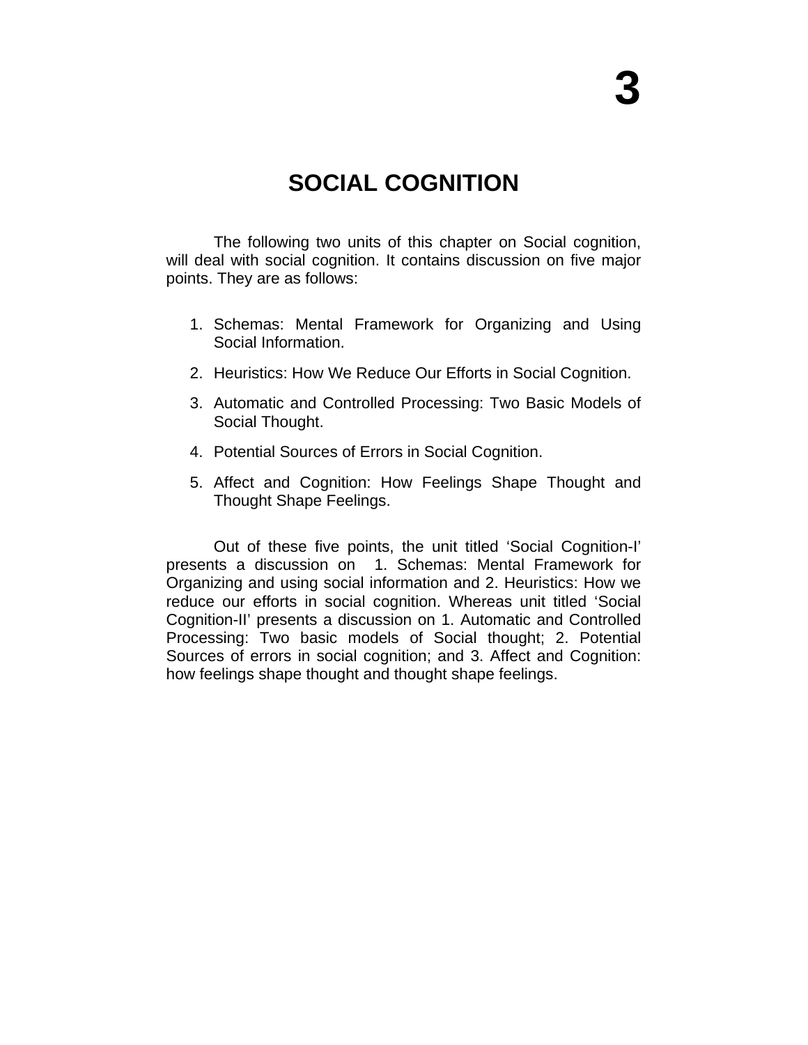# 3

## SOCIAL COGNITION

The following two units of this chapter on Social cognition, will deal with social cognition. It contains discussion on five major points. They are as follows:

1. Schemas: Mental Framework for Organizing and Using Social Information.
2. Heuristics: How We Reduce Our Efforts in Social Cognition.
3. Automatic and Controlled Processing: Two Basic Models of Social Thought.
4. Potential Sources of Errors in Social Cognition.
5. Affect and Cognition: How Feelings Shape Thought and Thought Shape Feelings.

Out of these five points, the unit titled 'Social Cognition-I' presents a discussion on 1. Schemas: Mental Framework for Organizing and using social information and 2. Heuristics: How we reduce our efforts in social cognition. Whereas unit titled 'Social Cognition-II' presents a discussion on 1. Automatic and Controlled Processing: Two basic models of Social thought; 2. Potential Sources of errors in social cognition; and 3. Affect and Cognition: how feelings shape thought and thought shape feelings.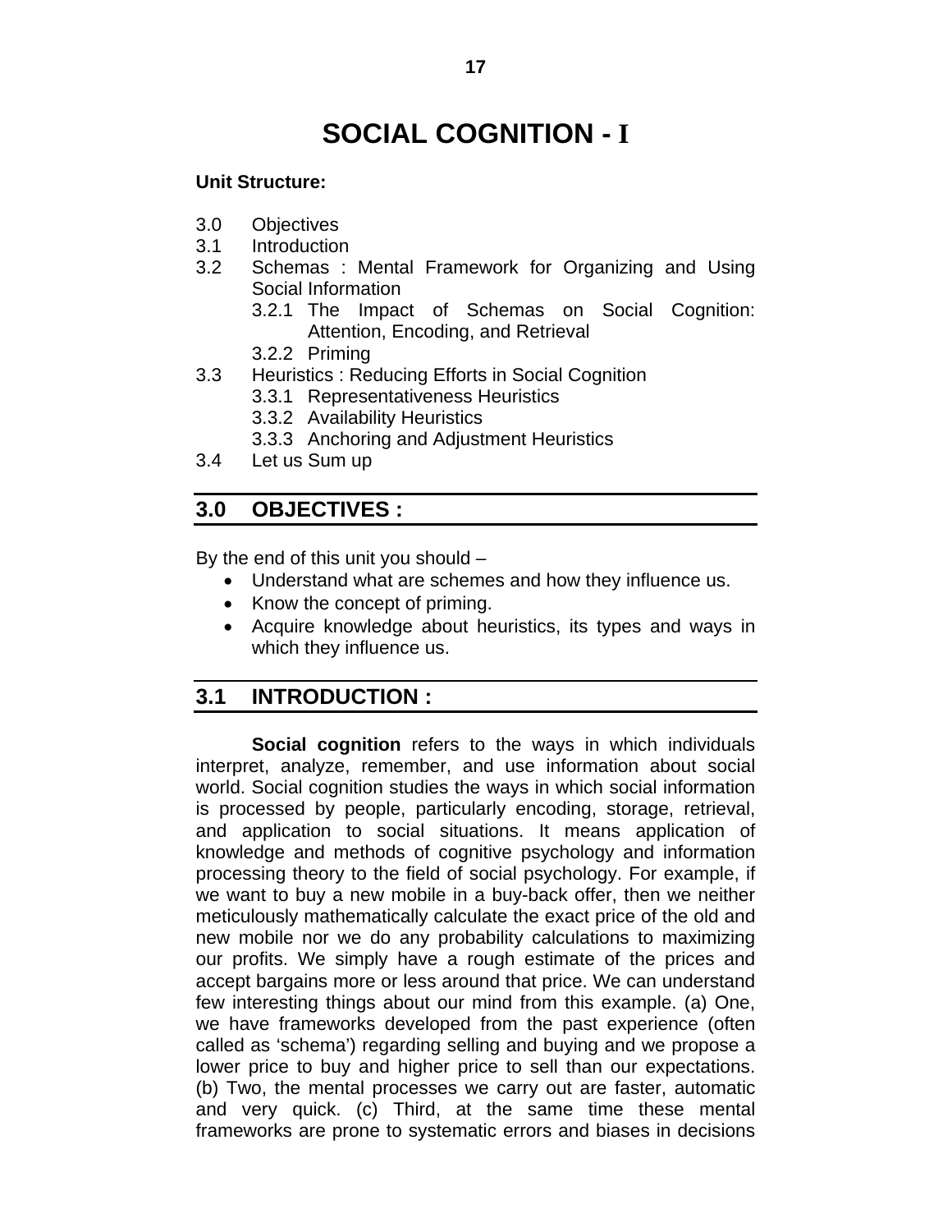# SOCIAL COGNITION - I

**Unit Structure:**

3.0 Objectives
3.1 Introduction
3.2 Schemas : Mental Framework for Organizing and Using Social Information
  3.2.1 The Impact of Schemas on Social Cognition: Attention, Encoding, and Retrieval
  3.2.2 Priming
3.3 Heuristics : Reducing Efforts in Social Cognition
  3.3.1 Representativeness Heuristics
  3.3.2 Availability Heuristics
  3.3.3 Anchoring and Adjustment Heuristics
3.4 Let us Sum up

## 3.0 OBJECTIVES :

By the end of this unit you should –

- Understand what are schemes and how they influence us.
- Know the concept of priming.
- Acquire knowledge about heuristics, its types and ways in which they influence us.

## 3.1 INTRODUCTION :

**Social cognition** refers to the ways in which individuals interpret, analyze, remember, and use information about social world. Social cognition studies the ways in which social information is processed by people, particularly encoding, storage, retrieval, and application to social situations. It means application of knowledge and methods of cognitive psychology and information processing theory to the field of social psychology. For example, if we want to buy a new mobile in a buy-back offer, then we neither meticulously mathematically calculate the exact price of the old and new mobile nor we do any probability calculations to maximizing our profits. We simply have a rough estimate of the prices and accept bargains more or less around that price. We can understand few interesting things about our mind from this example. (a) One, we have frameworks developed from the past experience (often called as 'schema') regarding selling and buying and we propose a lower price to buy and higher price to sell than our expectations. (b) Two, the mental processes we carry out are faster, automatic and very quick. (c) Third, at the same time these mental frameworks are prone to systematic errors and biases in decisions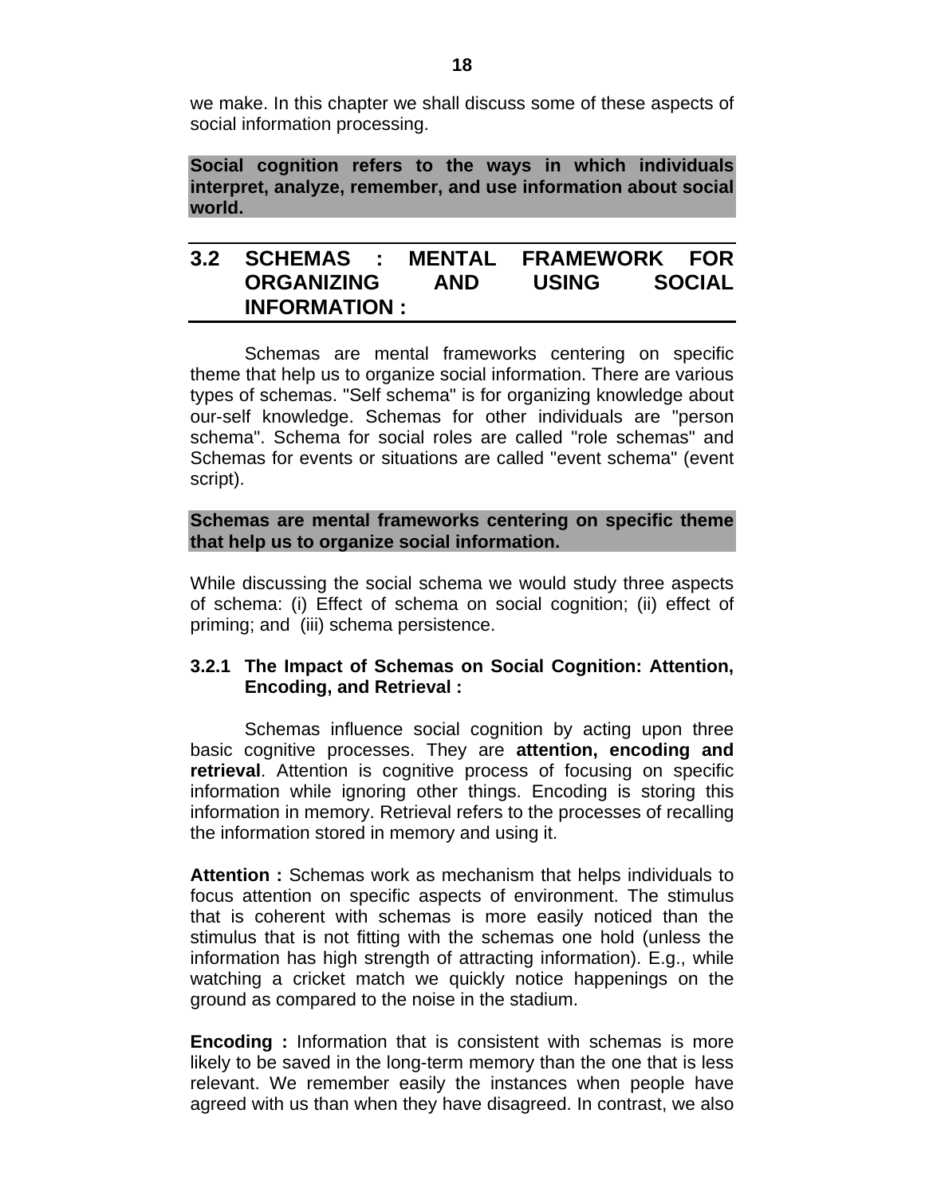we make. In this chapter we shall discuss some of these aspects of social information processing.

**Social cognition refers to the ways in which individuals interpret, analyze, remember, and use information about social world.**

## 3.2 SCHEMAS : MENTAL FRAMEWORK FOR ORGANIZING AND USING SOCIAL INFORMATION :

Schemas are mental frameworks centering on specific theme that help us to organize social information. There are various types of schemas. "Self schema" is for organizing knowledge about our-self knowledge. Schemas for other individuals are "person schema". Schema for social roles are called "role schemas" and Schemas for events or situations are called "event schema" (event script).

**Schemas are mental frameworks centering on specific theme that help us to organize social information.**

While discussing the social schema we would study three aspects of schema: (i) Effect of schema on social cognition; (ii) effect of priming; and (iii) schema persistence.

### 3.2.1 The Impact of Schemas on Social Cognition: Attention, Encoding, and Retrieval :

Schemas influence social cognition by acting upon three basic cognitive processes. They are **attention, encoding and retrieval**. Attention is cognitive process of focusing on specific information while ignoring other things. Encoding is storing this information in memory. Retrieval refers to the processes of recalling the information stored in memory and using it.

**Attention :** Schemas work as mechanism that helps individuals to focus attention on specific aspects of environment. The stimulus that is coherent with schemas is more easily noticed than the stimulus that is not fitting with the schemas one hold (unless the information has high strength of attracting information). E.g., while watching a cricket match we quickly notice happenings on the ground as compared to the noise in the stadium.

**Encoding :** Information that is consistent with schemas is more likely to be saved in the long-term memory than the one that is less relevant. We remember easily the instances when people have agreed with us than when they have disagreed. In contrast, we also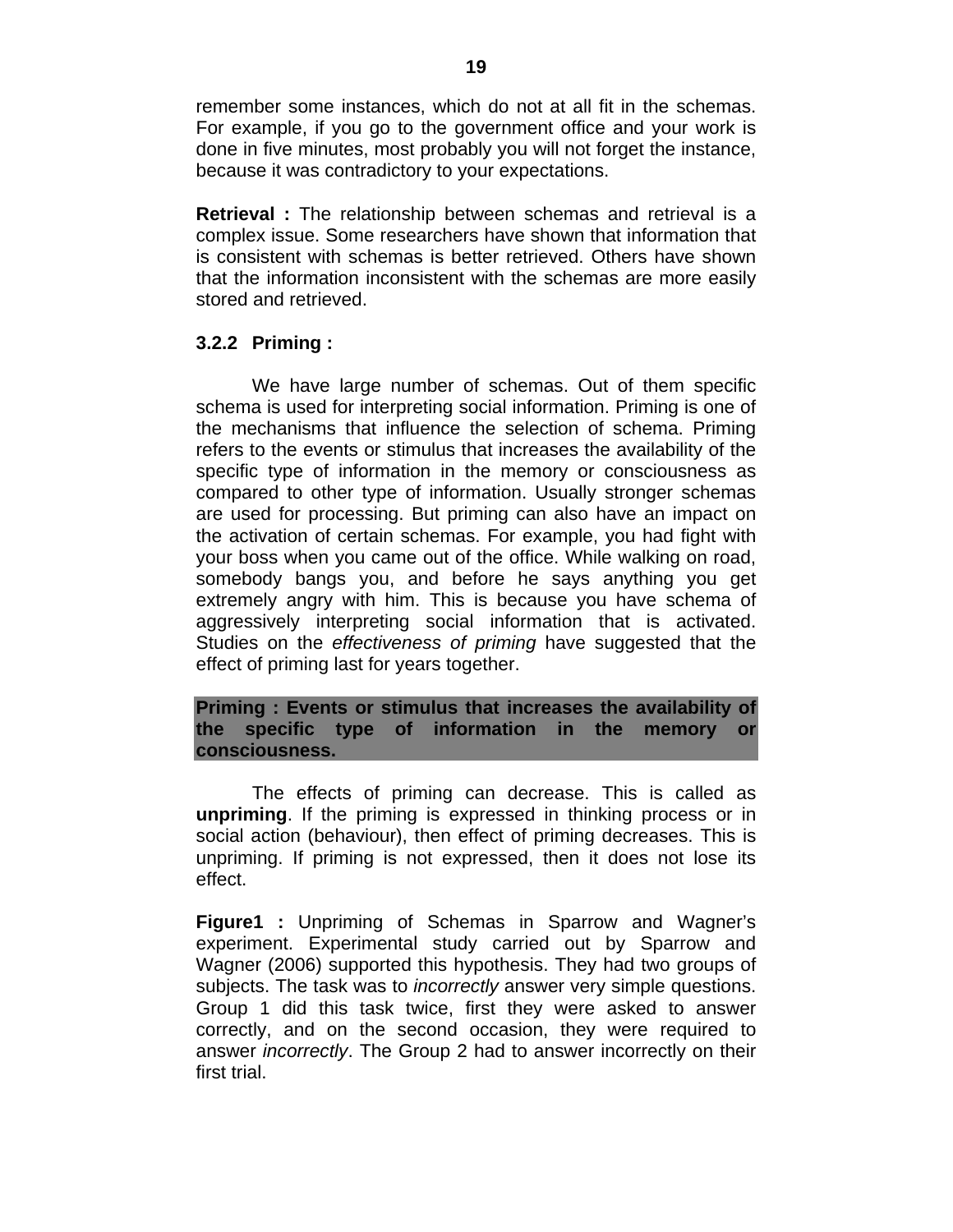remember some instances, which do not at all fit in the schemas. For example, if you go to the government office and your work is done in five minutes, most probably you will not forget the instance, because it was contradictory to your expectations.

**Retrieval :** The relationship between schemas and retrieval is a complex issue. Some researchers have shown that information that is consistent with schemas is better retrieved. Others have shown that the information inconsistent with the schemas are more easily stored and retrieved.

### 3.2.2 Priming :

We have large number of schemas. Out of them specific schema is used for interpreting social information. Priming is one of the mechanisms that influence the selection of schema. Priming refers to the events or stimulus that increases the availability of the specific type of information in the memory or consciousness as compared to other type of information. Usually stronger schemas are used for processing. But priming can also have an impact on the activation of certain schemas. For example, you had fight with your boss when you came out of the office. While walking on road, somebody bangs you, and before he says anything you get extremely angry with him. This is because you have schema of aggressively interpreting social information that is activated. Studies on the *effectiveness of priming* have suggested that the effect of priming last for years together.

**Priming : Events or stimulus that increases the availability of the specific type of information in the memory or consciousness.**

The effects of priming can decrease. This is called as **unpriming**. If the priming is expressed in thinking process or in social action (behaviour), then effect of priming decreases. This is unpriming. If priming is not expressed, then it does not lose its effect.

**Figure1 :** Unpriming of Schemas in Sparrow and Wagner's experiment. Experimental study carried out by Sparrow and Wagner (2006) supported this hypothesis. They had two groups of subjects. The task was to *incorrectly* answer very simple questions. Group 1 did this task twice, first they were asked to answer correctly, and on the second occasion, they were required to answer *incorrectly*. The Group 2 had to answer incorrectly on their first trial.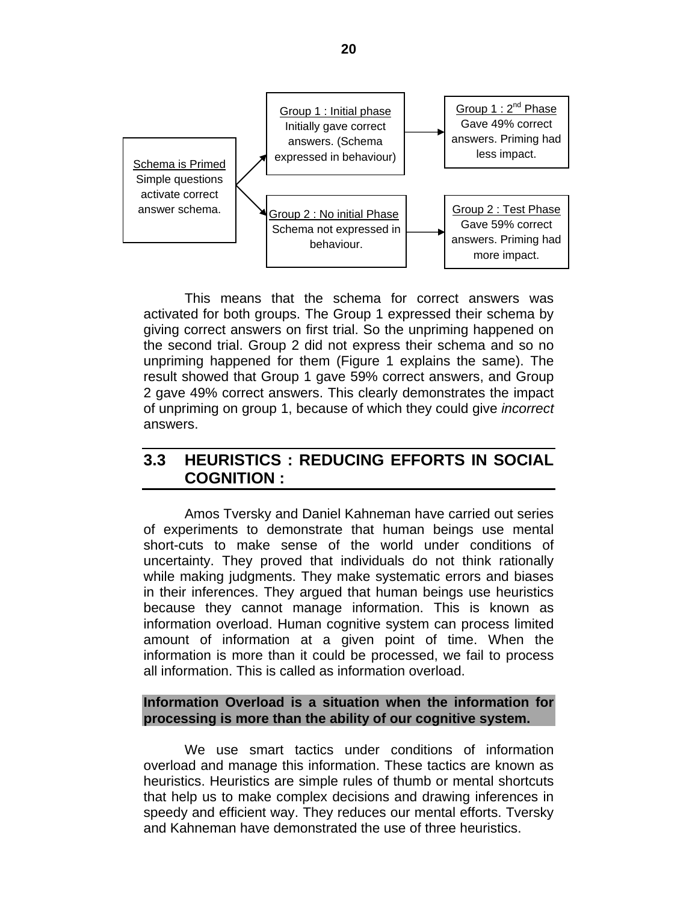Schema is Primed
Simple questions activate correct answer schema.

Group 1 : Initial phase
Initially gave correct answers. (Schema expressed in behaviour)

Group 1 : 2nd Phase
Gave 49% correct answers. Priming had less impact.

Group 2 : No initial Phase
Schema not expressed in behaviour.

Group 2 : Test Phase
Gave 59% correct answers. Priming had more impact.

This means that the schema for correct answers was activated for both groups. The Group 1 expressed their schema by giving correct answers on first trial. So the unpriming happened on the second trial. Group 2 did not express their schema and so no unpriming happened for them (Figure 1 explains the same). The result showed that Group 1 gave 59% correct answers, and Group 2 gave 49% correct answers. This clearly demonstrates the impact of unpriming on group 1, because of which they could give *incorrect* answers.

## 3.3 HEURISTICS : REDUCING EFFORTS IN SOCIAL COGNITION :

Amos Tversky and Daniel Kahneman have carried out series of experiments to demonstrate that human beings use mental short-cuts to make sense of the world under conditions of uncertainty. They proved that individuals do not think rationally while making judgments. They make systematic errors and biases in their inferences. They argued that human beings use heuristics because they cannot manage information. This is known as information overload. Human cognitive system can process limited amount of information at a given point of time. When the information is more than it could be processed, we fail to process all information. This is called as information overload.

**Information Overload is a situation when the information for processing is more than the ability of our cognitive system.**

We use smart tactics under conditions of information overload and manage this information. These tactics are known as heuristics. Heuristics are simple rules of thumb or mental shortcuts that help us to make complex decisions and drawing inferences in speedy and efficient way. They reduces our mental efforts. Tversky and Kahneman have demonstrated the use of three heuristics.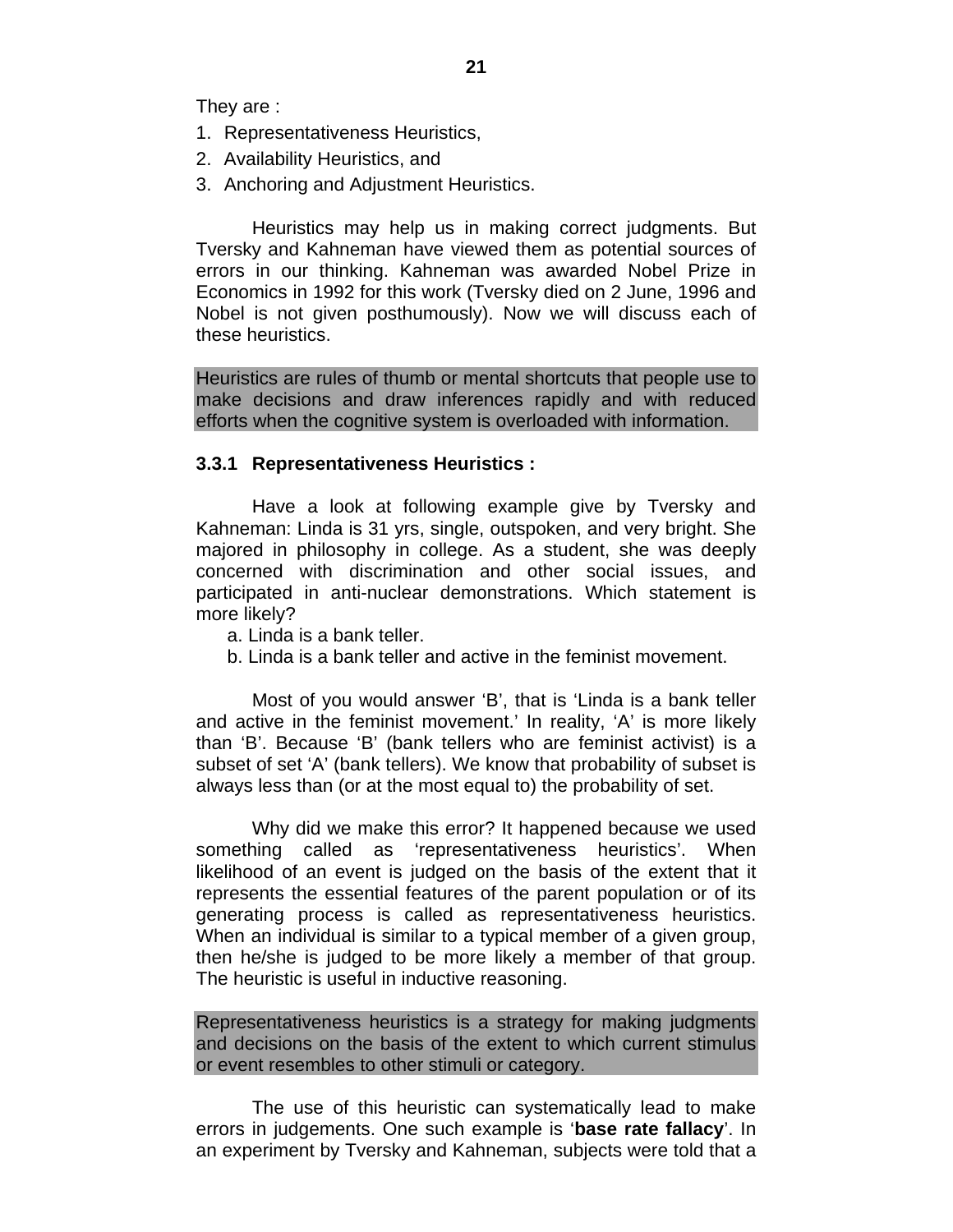They are :

1. Representativeness Heuristics,
2. Availability Heuristics, and
3. Anchoring and Adjustment Heuristics.

Heuristics may help us in making correct judgments. But Tversky and Kahneman have viewed them as potential sources of errors in our thinking. Kahneman was awarded Nobel Prize in Economics in 1992 for this work (Tversky died on 2 June, 1996 and Nobel is not given posthumously). Now we will discuss each of these heuristics.

Heuristics are rules of thumb or mental shortcuts that people use to make decisions and draw inferences rapidly and with reduced efforts when the cognitive system is overloaded with information.

### 3.3.1 Representativeness Heuristics :

Have a look at following example give by Tversky and Kahneman: Linda is 31 yrs, single, outspoken, and very bright. She majored in philosophy in college. As a student, she was deeply concerned with discrimination and other social issues, and participated in anti-nuclear demonstrations. Which statement is more likely?

a. Linda is a bank teller.
b. Linda is a bank teller and active in the feminist movement.

Most of you would answer 'B', that is 'Linda is a bank teller and active in the feminist movement.' In reality, 'A' is more likely than 'B'. Because 'B' (bank tellers who are feminist activist) is a subset of set 'A' (bank tellers). We know that probability of subset is always less than (or at the most equal to) the probability of set.

Why did we make this error? It happened because we used something called as 'representativeness heuristics'. When likelihood of an event is judged on the basis of the extent that it represents the essential features of the parent population or of its generating process is called as representativeness heuristics. When an individual is similar to a typical member of a given group, then he/she is judged to be more likely a member of that group. The heuristic is useful in inductive reasoning.

Representativeness heuristics is a strategy for making judgments and decisions on the basis of the extent to which current stimulus or event resembles to other stimuli or category.

The use of this heuristic can systematically lead to make errors in judgements. One such example is '**base rate fallacy**'. In an experiment by Tversky and Kahneman, subjects were told that a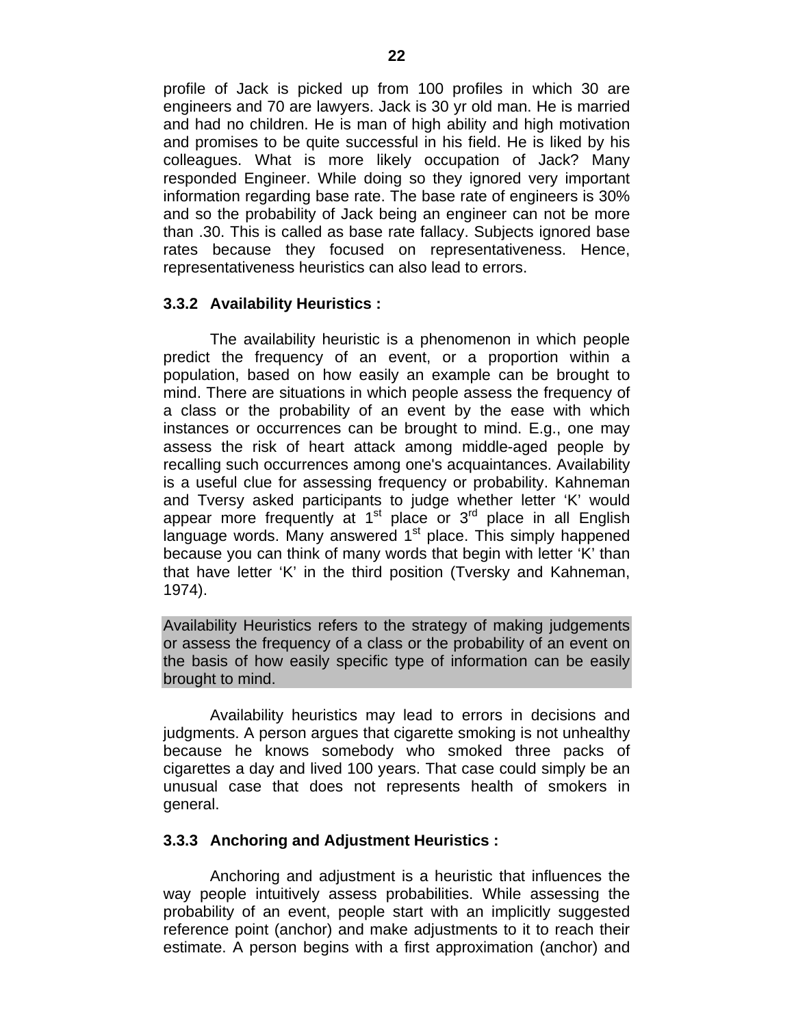profile of Jack is picked up from 100 profiles in which 30 are engineers and 70 are lawyers. Jack is 30 yr old man. He is married and had no children. He is man of high ability and high motivation and promises to be quite successful in his field. He is liked by his colleagues. What is more likely occupation of Jack? Many responded Engineer. While doing so they ignored very important information regarding base rate. The base rate of engineers is 30% and so the probability of Jack being an engineer can not be more than .30. This is called as base rate fallacy. Subjects ignored base rates because they focused on representativeness. Hence, representativeness heuristics can also lead to errors.

### 3.3.2 Availability Heuristics :

The availability heuristic is a phenomenon in which people predict the frequency of an event, or a proportion within a population, based on how easily an example can be brought to mind. There are situations in which people assess the frequency of a class or the probability of an event by the ease with which instances or occurrences can be brought to mind. E.g., one may assess the risk of heart attack among middle-aged people by recalling such occurrences among one's acquaintances. Availability is a useful clue for assessing frequency or probability. Kahneman and Tversy asked participants to judge whether letter 'K' would appear more frequently at 1st place or 3rd place in all English language words. Many answered 1st place. This simply happened because you can think of many words that begin with letter 'K' than that have letter 'K' in the third position (Tversky and Kahneman, 1974).

Availability Heuristics refers to the strategy of making judgements or assess the frequency of a class or the probability of an event on the basis of how easily specific type of information can be easily brought to mind.

Availability heuristics may lead to errors in decisions and judgments. A person argues that cigarette smoking is not unhealthy because he knows somebody who smoked three packs of cigarettes a day and lived 100 years. That case could simply be an unusual case that does not represents health of smokers in general.

### 3.3.3 Anchoring and Adjustment Heuristics :

Anchoring and adjustment is a heuristic that influences the way people intuitively assess probabilities. While assessing the probability of an event, people start with an implicitly suggested reference point (anchor) and make adjustments to it to reach their estimate. A person begins with a first approximation (anchor) and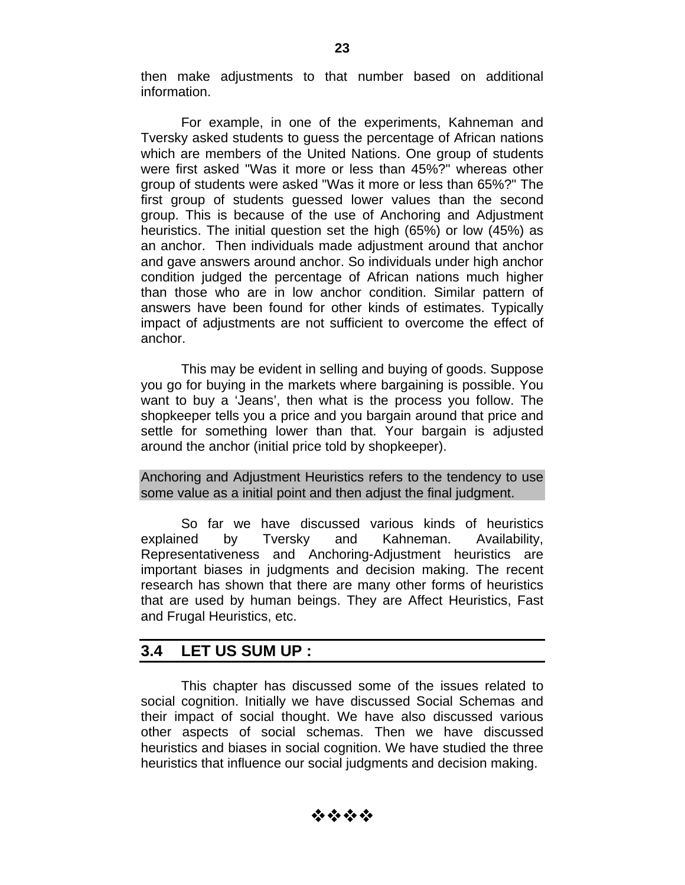then make adjustments to that number based on additional information.

For example, in one of the experiments, Kahneman and Tversky asked students to guess the percentage of African nations which are members of the United Nations. One group of students were first asked "Was it more or less than 45%?" whereas other group of students were asked "Was it more or less than 65%?" The first group of students guessed lower values than the second group. This is because of the use of Anchoring and Adjustment heuristics. The initial question set the high (65%) or low (45%) as an anchor. Then individuals made adjustment around that anchor and gave answers around anchor. So individuals under high anchor condition judged the percentage of African nations much higher than those who are in low anchor condition. Similar pattern of answers have been found for other kinds of estimates. Typically impact of adjustments are not sufficient to overcome the effect of anchor.

This may be evident in selling and buying of goods. Suppose you go for buying in the markets where bargaining is possible. You want to buy a 'Jeans', then what is the process you follow. The shopkeeper tells you a price and you bargain around that price and settle for something lower than that. Your bargain is adjusted around the anchor (initial price told by shopkeeper).

Anchoring and Adjustment Heuristics refers to the tendency to use some value as a initial point and then adjust the final judgment.

So far we have discussed various kinds of heuristics explained by Tversky and Kahneman. Availability, Representativeness and Anchoring-Adjustment heuristics are important biases in judgments and decision making. The recent research has shown that there are many other forms of heuristics that are used by human beings. They are Affect Heuristics, Fast and Frugal Heuristics, etc.

## 3.4 LET US SUM UP :

This chapter has discussed some of the issues related to social cognition. Initially we have discussed Social Schemas and their impact of social thought. We have also discussed various other aspects of social schemas. Then we have discussed heuristics and biases in social cognition. We have studied the three heuristics that influence our social judgments and decision making.

❖❖❖❖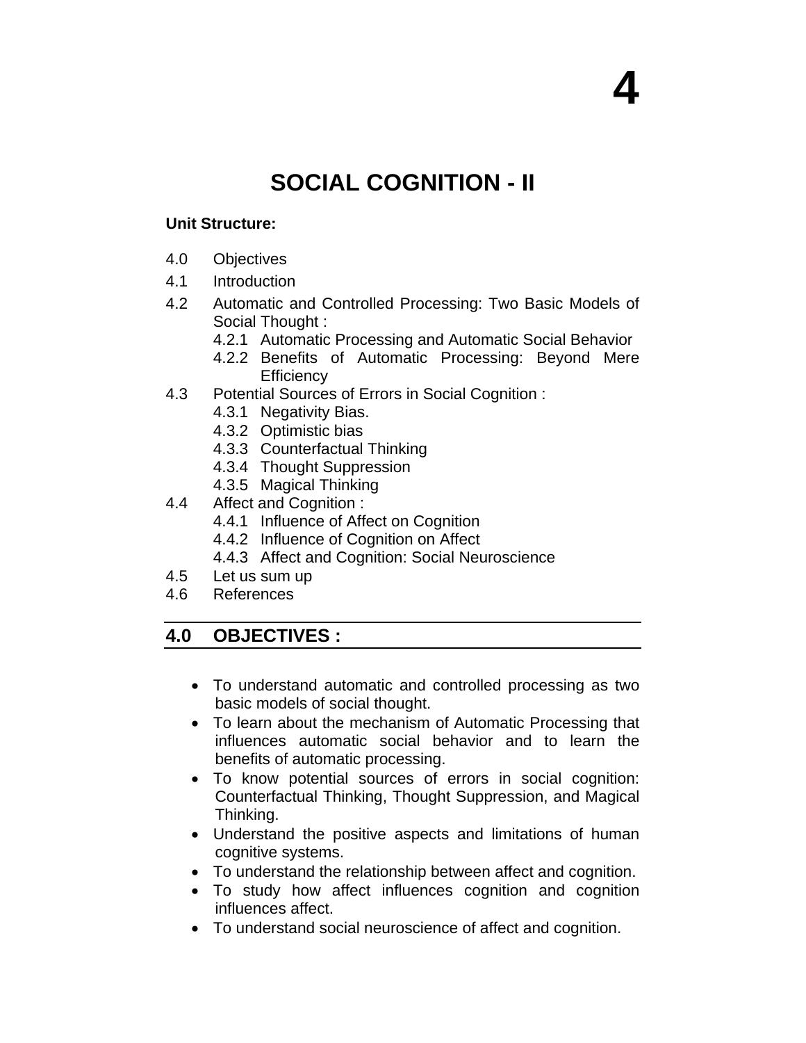# 4

# SOCIAL COGNITION - II

**Unit Structure:**

4.0 Objectives

4.1 Introduction

4.2 Automatic and Controlled Processing: Two Basic Models of Social Thought :

- 4.2.1 Automatic Processing and Automatic Social Behavior
- 4.2.2 Benefits of Automatic Processing: Beyond Mere Efficiency

4.3 Potential Sources of Errors in Social Cognition :

- 4.3.1 Negativity Bias.
- 4.3.2 Optimistic bias
- 4.3.3 Counterfactual Thinking
- 4.3.4 Thought Suppression
- 4.3.5 Magical Thinking

4.4 Affect and Cognition :

- 4.4.1 Influence of Affect on Cognition
- 4.4.2 Influence of Cognition on Affect
- 4.4.3 Affect and Cognition: Social Neuroscience

4.5 Let us sum up

4.6 References

## 4.0 OBJECTIVES :

- To understand automatic and controlled processing as two basic models of social thought.
- To learn about the mechanism of Automatic Processing that influences automatic social behavior and to learn the benefits of automatic processing.
- To know potential sources of errors in social cognition: Counterfactual Thinking, Thought Suppression, and Magical Thinking.
- Understand the positive aspects and limitations of human cognitive systems.
- To understand the relationship between affect and cognition.
- To study how affect influences cognition and cognition influences affect.
- To understand social neuroscience of affect and cognition.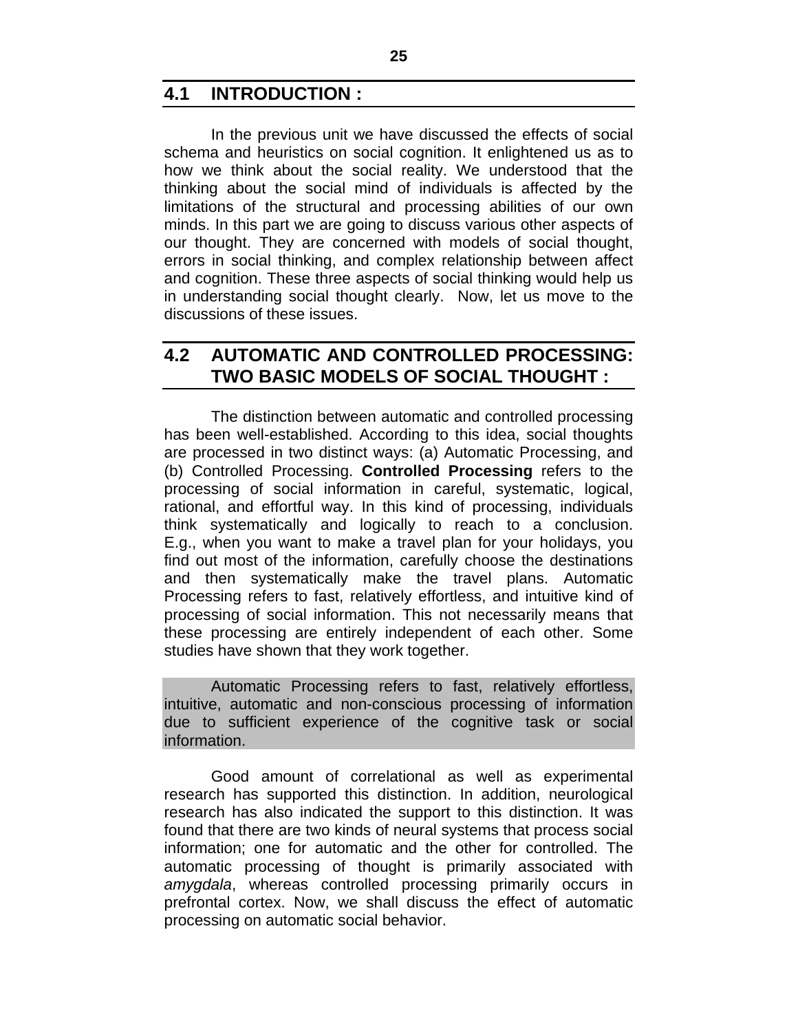## 4.1 INTRODUCTION :

In the previous unit we have discussed the effects of social schema and heuristics on social cognition. It enlightened us as to how we think about the social reality. We understood that the thinking about the social mind of individuals is affected by the limitations of the structural and processing abilities of our own minds. In this part we are going to discuss various other aspects of our thought. They are concerned with models of social thought, errors in social thinking, and complex relationship between affect and cognition. These three aspects of social thinking would help us in understanding social thought clearly. Now, let us move to the discussions of these issues.

## 4.2 AUTOMATIC AND CONTROLLED PROCESSING: TWO BASIC MODELS OF SOCIAL THOUGHT :

The distinction between automatic and controlled processing has been well-established. According to this idea, social thoughts are processed in two distinct ways: (a) Automatic Processing, and (b) Controlled Processing. **Controlled Processing** refers to the processing of social information in careful, systematic, logical, rational, and effortful way. In this kind of processing, individuals think systematically and logically to reach to a conclusion. E.g., when you want to make a travel plan for your holidays, you find out most of the information, carefully choose the destinations and then systematically make the travel plans. Automatic Processing refers to fast, relatively effortless, and intuitive kind of processing of social information. This not necessarily means that these processing are entirely independent of each other. Some studies have shown that they work together.

Automatic Processing refers to fast, relatively effortless, intuitive, automatic and non-conscious processing of information due to sufficient experience of the cognitive task or social information.

Good amount of correlational as well as experimental research has supported this distinction. In addition, neurological research has also indicated the support to this distinction. It was found that there are two kinds of neural systems that process social information; one for automatic and the other for controlled. The automatic processing of thought is primarily associated with *amygdala*, whereas controlled processing primarily occurs in prefrontal cortex. Now, we shall discuss the effect of automatic processing on automatic social behavior.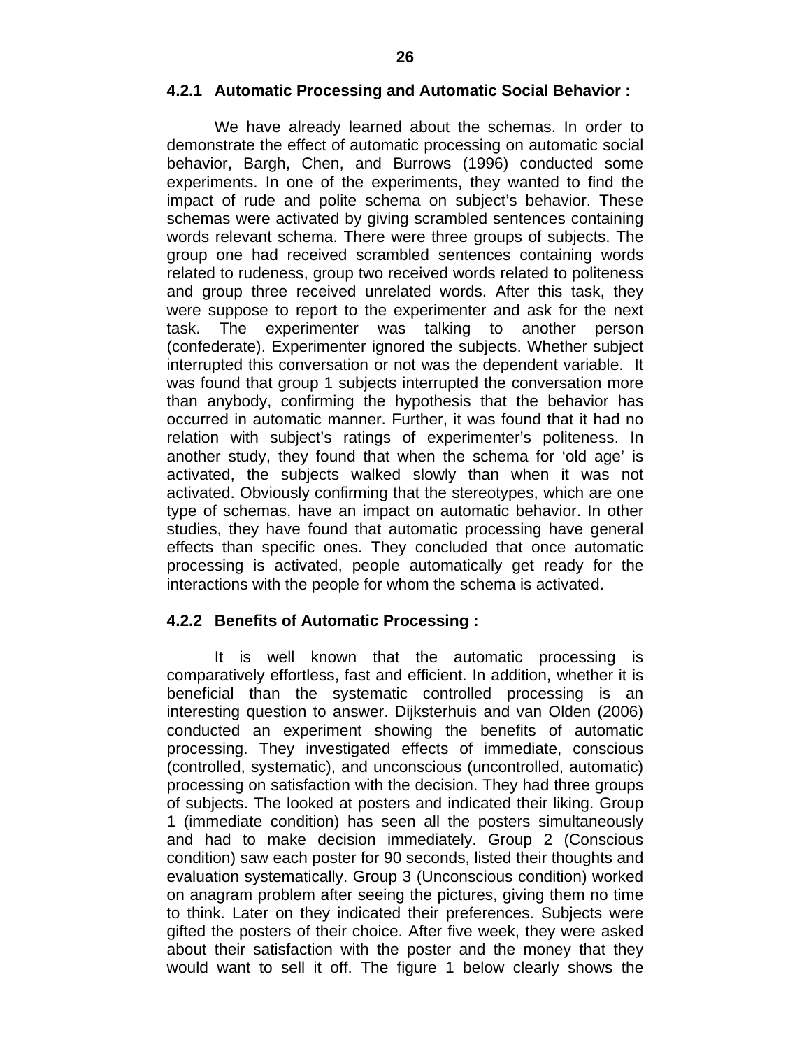### 4.2.1 Automatic Processing and Automatic Social Behavior :

We have already learned about the schemas. In order to demonstrate the effect of automatic processing on automatic social behavior, Bargh, Chen, and Burrows (1996) conducted some experiments. In one of the experiments, they wanted to find the impact of rude and polite schema on subject's behavior. These schemas were activated by giving scrambled sentences containing words relevant schema. There were three groups of subjects. The group one had received scrambled sentences containing words related to rudeness, group two received words related to politeness and group three received unrelated words. After this task, they were suppose to report to the experimenter and ask for the next task. The experimenter was talking to another person (confederate). Experimenter ignored the subjects. Whether subject interrupted this conversation or not was the dependent variable. It was found that group 1 subjects interrupted the conversation more than anybody, confirming the hypothesis that the behavior has occurred in automatic manner. Further, it was found that it had no relation with subject's ratings of experimenter's politeness. In another study, they found that when the schema for 'old age' is activated, the subjects walked slowly than when it was not activated. Obviously confirming that the stereotypes, which are one type of schemas, have an impact on automatic behavior. In other studies, they have found that automatic processing have general effects than specific ones. They concluded that once automatic processing is activated, people automatically get ready for the interactions with the people for whom the schema is activated.

### 4.2.2 Benefits of Automatic Processing :

It is well known that the automatic processing is comparatively effortless, fast and efficient. In addition, whether it is beneficial than the systematic controlled processing is an interesting question to answer. Dijksterhuis and van Olden (2006) conducted an experiment showing the benefits of automatic processing. They investigated effects of immediate, conscious (controlled, systematic), and unconscious (uncontrolled, automatic) processing on satisfaction with the decision. They had three groups of subjects. The looked at posters and indicated their liking. Group 1 (immediate condition) has seen all the posters simultaneously and had to make decision immediately. Group 2 (Conscious condition) saw each poster for 90 seconds, listed their thoughts and evaluation systematically. Group 3 (Unconscious condition) worked on anagram problem after seeing the pictures, giving them no time to think. Later on they indicated their preferences. Subjects were gifted the posters of their choice. After five week, they were asked about their satisfaction with the poster and the money that they would want to sell it off. The figure 1 below clearly shows the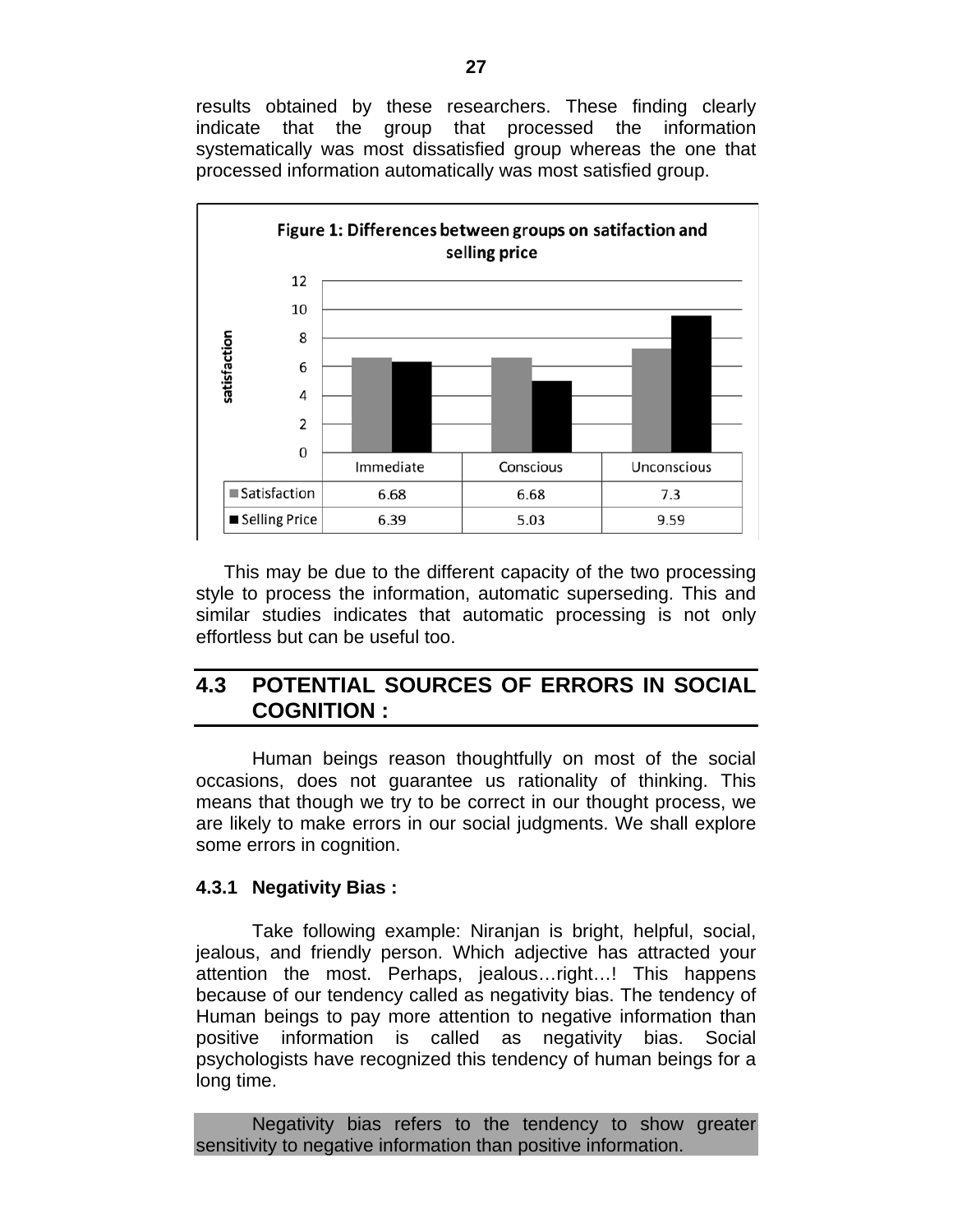results obtained by these researchers. These finding clearly indicate that the group that processed the information systematically was most dissatisfied group whereas the one that processed information automatically was most satisfied group.

**Figure 1: Differences between groups on satifaction and selling price**

| | Immediate | Conscious | Unconscious |
|---|---|---|---|
| Satisfaction | 6.68 | 6.68 | 7.3 |
| Selling Price | 6.39 | 5.03 | 9.59 |

This may be due to the different capacity of the two processing style to process the information, automatic superseding. This and similar studies indicates that automatic processing is not only effortless but can be useful too.

## 4.3 POTENTIAL SOURCES OF ERRORS IN SOCIAL COGNITION :

Human beings reason thoughtfully on most of the social occasions, does not guarantee us rationality of thinking. This means that though we try to be correct in our thought process, we are likely to make errors in our social judgments. We shall explore some errors in cognition.

### 4.3.1 Negativity Bias :

Take following example: Niranjan is bright, helpful, social, jealous, and friendly person. Which adjective has attracted your attention the most. Perhaps, jealous…right…! This happens because of our tendency called as negativity bias. The tendency of Human beings to pay more attention to negative information than positive information is called as negativity bias. Social psychologists have recognized this tendency of human beings for a long time.

Negativity bias refers to the tendency to show greater sensitivity to negative information than positive information.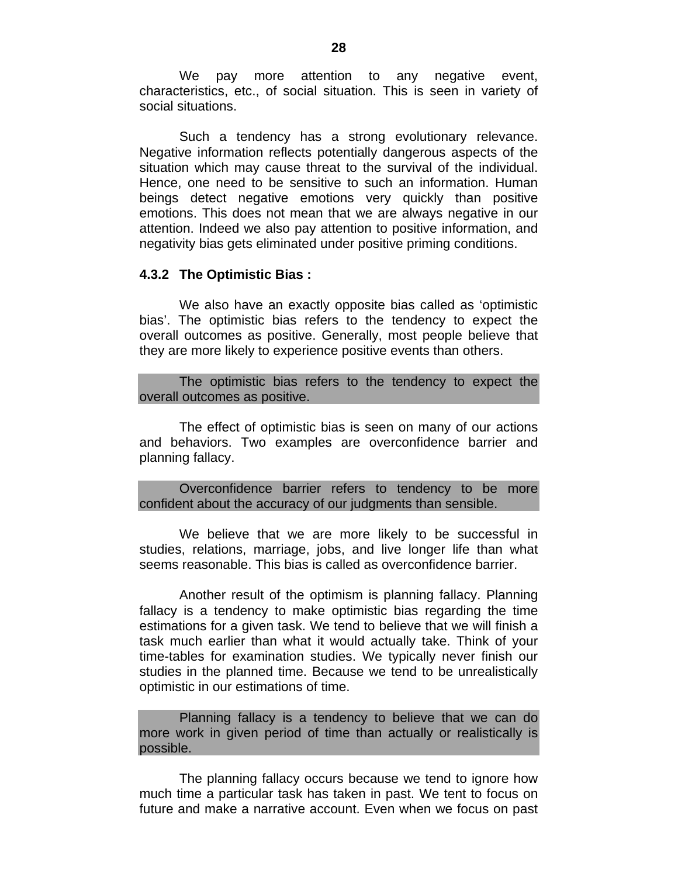We pay more attention to any negative event, characteristics, etc., of social situation. This is seen in variety of social situations.

Such a tendency has a strong evolutionary relevance. Negative information reflects potentially dangerous aspects of the situation which may cause threat to the survival of the individual. Hence, one need to be sensitive to such an information. Human beings detect negative emotions very quickly than positive emotions. This does not mean that we are always negative in our attention. Indeed we also pay attention to positive information, and negativity bias gets eliminated under positive priming conditions.

### 4.3.2 The Optimistic Bias :

We also have an exactly opposite bias called as 'optimistic bias'. The optimistic bias refers to the tendency to expect the overall outcomes as positive. Generally, most people believe that they are more likely to experience positive events than others.

> The optimistic bias refers to the tendency to expect the overall outcomes as positive.

The effect of optimistic bias is seen on many of our actions and behaviors. Two examples are overconfidence barrier and planning fallacy.

> Overconfidence barrier refers to tendency to be more confident about the accuracy of our judgments than sensible.

We believe that we are more likely to be successful in studies, relations, marriage, jobs, and live longer life than what seems reasonable. This bias is called as overconfidence barrier.

Another result of the optimism is planning fallacy. Planning fallacy is a tendency to make optimistic bias regarding the time estimations for a given task. We tend to believe that we will finish a task much earlier than what it would actually take. Think of your time-tables for examination studies. We typically never finish our studies in the planned time. Because we tend to be unrealistically optimistic in our estimations of time.

> Planning fallacy is a tendency to believe that we can do more work in given period of time than actually or realistically is possible.

The planning fallacy occurs because we tend to ignore how much time a particular task has taken in past. We tent to focus on future and make a narrative account. Even when we focus on past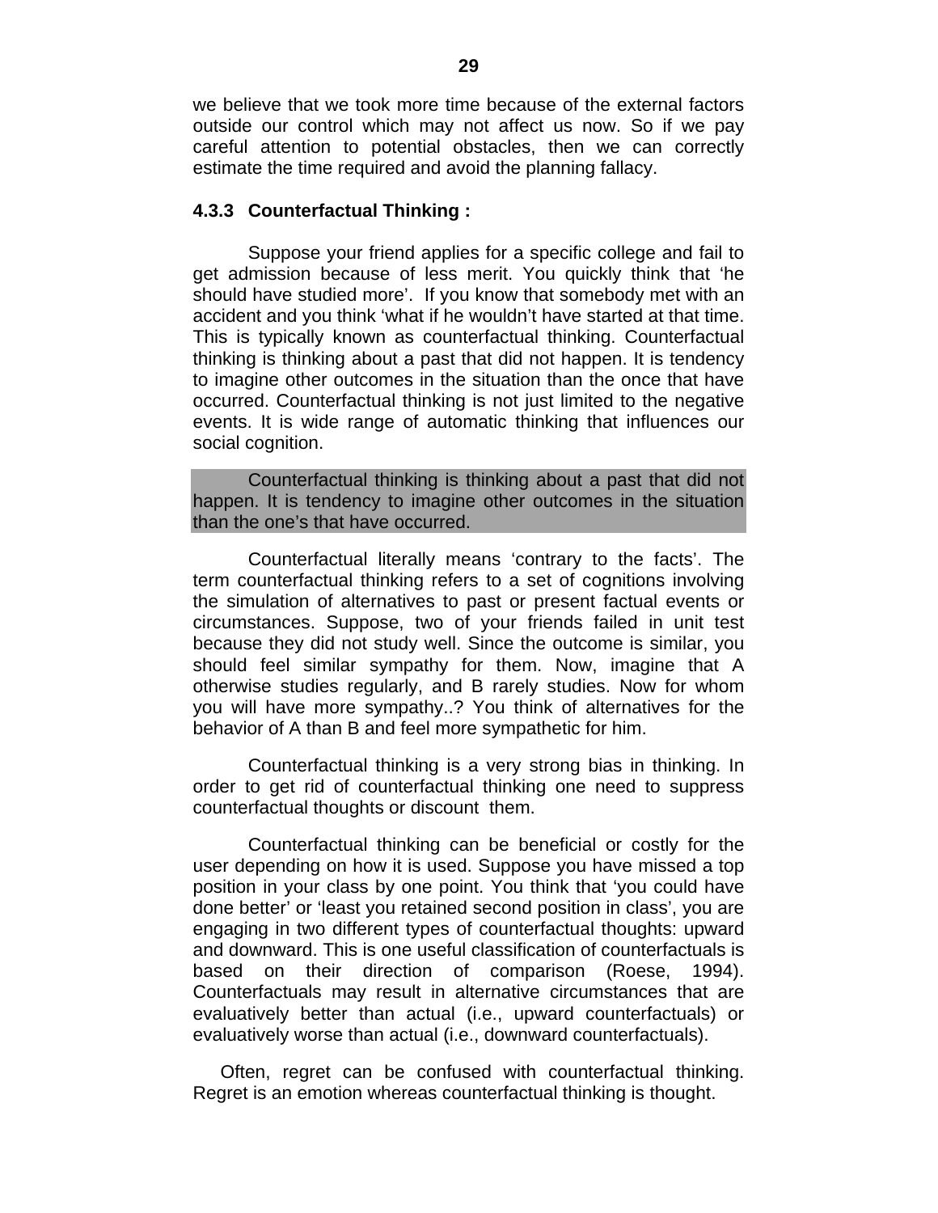we believe that we took more time because of the external factors outside our control which may not affect us now. So if we pay careful attention to potential obstacles, then we can correctly estimate the time required and avoid the planning fallacy.

### 4.3.3 Counterfactual Thinking :

Suppose your friend applies for a specific college and fail to get admission because of less merit. You quickly think that 'he should have studied more'. If you know that somebody met with an accident and you think 'what if he wouldn't have started at that time. This is typically known as counterfactual thinking. Counterfactual thinking is thinking about a past that did not happen. It is tendency to imagine other outcomes in the situation than the once that have occurred. Counterfactual thinking is not just limited to the negative events. It is wide range of automatic thinking that influences our social cognition.

> Counterfactual thinking is thinking about a past that did not happen. It is tendency to imagine other outcomes in the situation than the one's that have occurred.

Counterfactual literally means 'contrary to the facts'. The term counterfactual thinking refers to a set of cognitions involving the simulation of alternatives to past or present factual events or circumstances. Suppose, two of your friends failed in unit test because they did not study well. Since the outcome is similar, you should feel similar sympathy for them. Now, imagine that A otherwise studies regularly, and B rarely studies. Now for whom you will have more sympathy..? You think of alternatives for the behavior of A than B and feel more sympathetic for him.

Counterfactual thinking is a very strong bias in thinking. In order to get rid of counterfactual thinking one need to suppress counterfactual thoughts or discount them.

Counterfactual thinking can be beneficial or costly for the user depending on how it is used. Suppose you have missed a top position in your class by one point. You think that 'you could have done better' or 'least you retained second position in class', you are engaging in two different types of counterfactual thoughts: upward and downward. This is one useful classification of counterfactuals is based on their direction of comparison (Roese, 1994). Counterfactuals may result in alternative circumstances that are evaluatively better than actual (i.e., upward counterfactuals) or evaluatively worse than actual (i.e., downward counterfactuals).

Often, regret can be confused with counterfactual thinking. Regret is an emotion whereas counterfactual thinking is thought.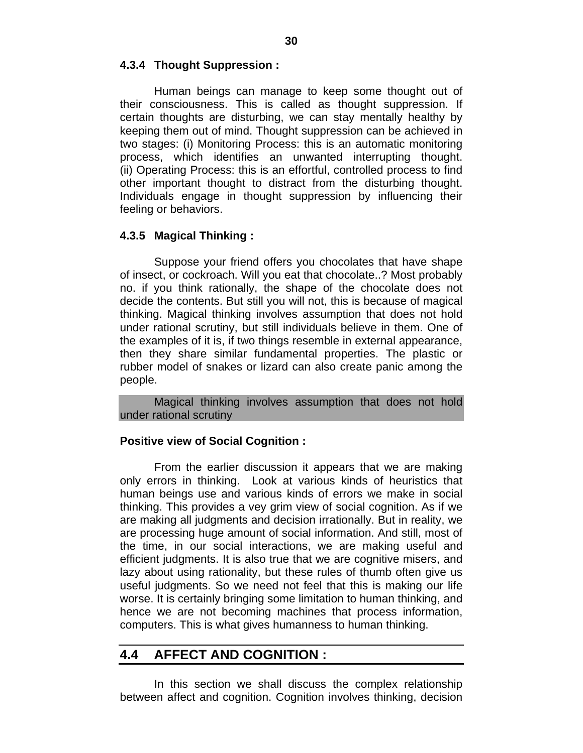### 4.3.4 Thought Suppression :

Human beings can manage to keep some thought out of their consciousness. This is called as thought suppression. If certain thoughts are disturbing, we can stay mentally healthy by keeping them out of mind. Thought suppression can be achieved in two stages: (i) Monitoring Process: this is an automatic monitoring process, which identifies an unwanted interrupting thought. (ii) Operating Process: this is an effortful, controlled process to find other important thought to distract from the disturbing thought. Individuals engage in thought suppression by influencing their feeling or behaviors.

### 4.3.5 Magical Thinking :

Suppose your friend offers you chocolates that have shape of insect, or cockroach. Will you eat that chocolate..? Most probably no. if you think rationally, the shape of the chocolate does not decide the contents. But still you will not, this is because of magical thinking. Magical thinking involves assumption that does not hold under rational scrutiny, but still individuals believe in them. One of the examples of it is, if two things resemble in external appearance, then they share similar fundamental properties. The plastic or rubber model of snakes or lizard can also create panic among the people.

> Magical thinking involves assumption that does not hold under rational scrutiny

**Positive view of Social Cognition :**

From the earlier discussion it appears that we are making only errors in thinking. Look at various kinds of heuristics that human beings use and various kinds of errors we make in social thinking. This provides a vey grim view of social cognition. As if we are making all judgments and decision irrationally. But in reality, we are processing huge amount of social information. And still, most of the time, in our social interactions, we are making useful and efficient judgments. It is also true that we are cognitive misers, and lazy about using rationality, but these rules of thumb often give us useful judgments. So we need not feel that this is making our life worse. It is certainly bringing some limitation to human thinking, and hence we are not becoming machines that process information, computers. This is what gives humanness to human thinking.

## 4.4 AFFECT AND COGNITION :

In this section we shall discuss the complex relationship between affect and cognition. Cognition involves thinking, decision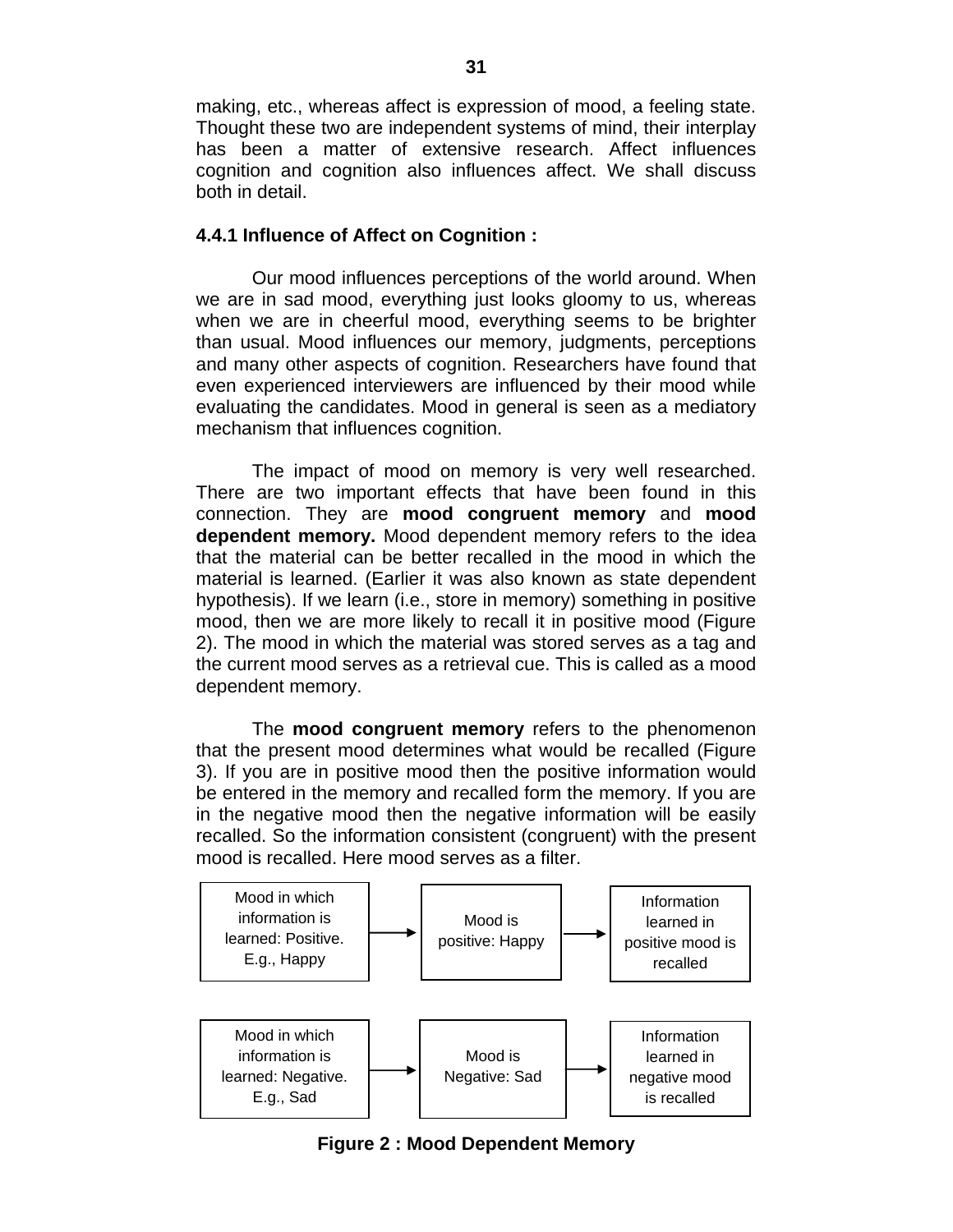making, etc., whereas affect is expression of mood, a feeling state. Thought these two are independent systems of mind, their interplay has been a matter of extensive research. Affect influences cognition and cognition also influences affect. We shall discuss both in detail.

### 4.4.1 Influence of Affect on Cognition :

Our mood influences perceptions of the world around. When we are in sad mood, everything just looks gloomy to us, whereas when we are in cheerful mood, everything seems to be brighter than usual. Mood influences our memory, judgments, perceptions and many other aspects of cognition. Researchers have found that even experienced interviewers are influenced by their mood while evaluating the candidates. Mood in general is seen as a mediatory mechanism that influences cognition.

The impact of mood on memory is very well researched. There are two important effects that have been found in this connection. They are **mood congruent memory** and **mood dependent memory.** Mood dependent memory refers to the idea that the material can be better recalled in the mood in which the material is learned. (Earlier it was also known as state dependent hypothesis). If we learn (i.e., store in memory) something in positive mood, then we are more likely to recall it in positive mood (Figure 2). The mood in which the material was stored serves as a tag and the current mood serves as a retrieval cue. This is called as a mood dependent memory.

The **mood congruent memory** refers to the phenomenon that the present mood determines what would be recalled (Figure 3). If you are in positive mood then the positive information would be entered in the memory and recalled form the memory. If you are in the negative mood then the negative information will be easily recalled. So the information consistent (congruent) with the present mood is recalled. Here mood serves as a filter.

Mood in which information is learned: Positive. E.g., Happy → Mood is positive: Happy → Information learned in positive mood is recalled

Mood in which information is learned: Negative. E.g., Sad → Mood is Negative: Sad → Information learned in negative mood is recalled

**Figure 2 : Mood Dependent Memory**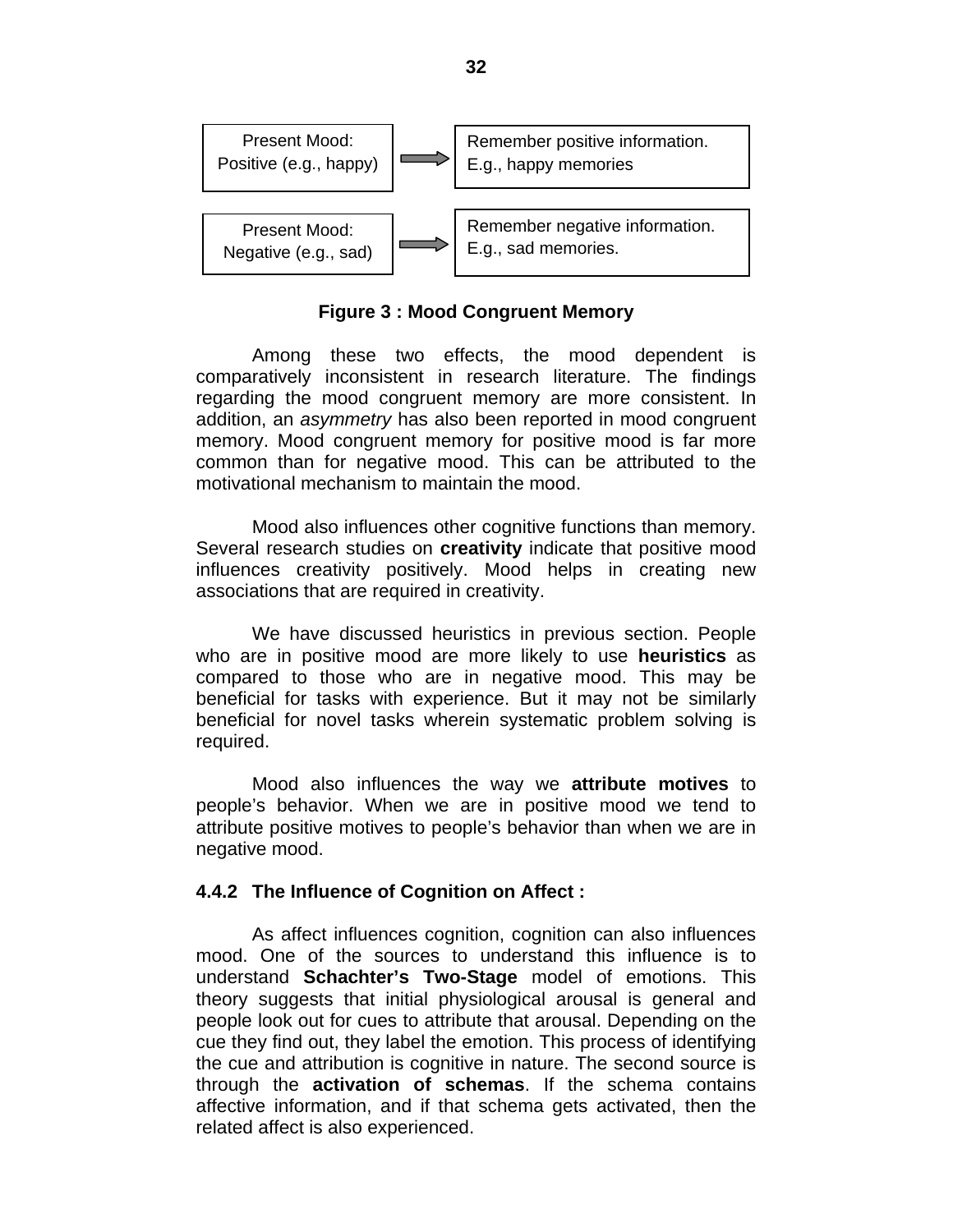| Present Mood: Positive (e.g., happy) | → | Remember positive information. E.g., happy memories |
|---|---|---|
| Present Mood: Negative (e.g., sad) | → | Remember negative information. E.g., sad memories. |

**Figure 3 : Mood Congruent Memory**

Among these two effects, the mood dependent is comparatively inconsistent in research literature. The findings regarding the mood congruent memory are more consistent. In addition, an *asymmetry* has also been reported in mood congruent memory. Mood congruent memory for positive mood is far more common than for negative mood. This can be attributed to the motivational mechanism to maintain the mood.

Mood also influences other cognitive functions than memory. Several research studies on **creativity** indicate that positive mood influences creativity positively. Mood helps in creating new associations that are required in creativity.

We have discussed heuristics in previous section. People who are in positive mood are more likely to use **heuristics** as compared to those who are in negative mood. This may be beneficial for tasks with experience. But it may not be similarly beneficial for novel tasks wherein systematic problem solving is required.

Mood also influences the way we **attribute motives** to people's behavior. When we are in positive mood we tend to attribute positive motives to people's behavior than when we are in negative mood.

### 4.4.2 The Influence of Cognition on Affect :

As affect influences cognition, cognition can also influences mood. One of the sources to understand this influence is to understand **Schachter's Two-Stage** model of emotions. This theory suggests that initial physiological arousal is general and people look out for cues to attribute that arousal. Depending on the cue they find out, they label the emotion. This process of identifying the cue and attribution is cognitive in nature. The second source is through the **activation of schemas**. If the schema contains affective information, and if that schema gets activated, then the related affect is also experienced.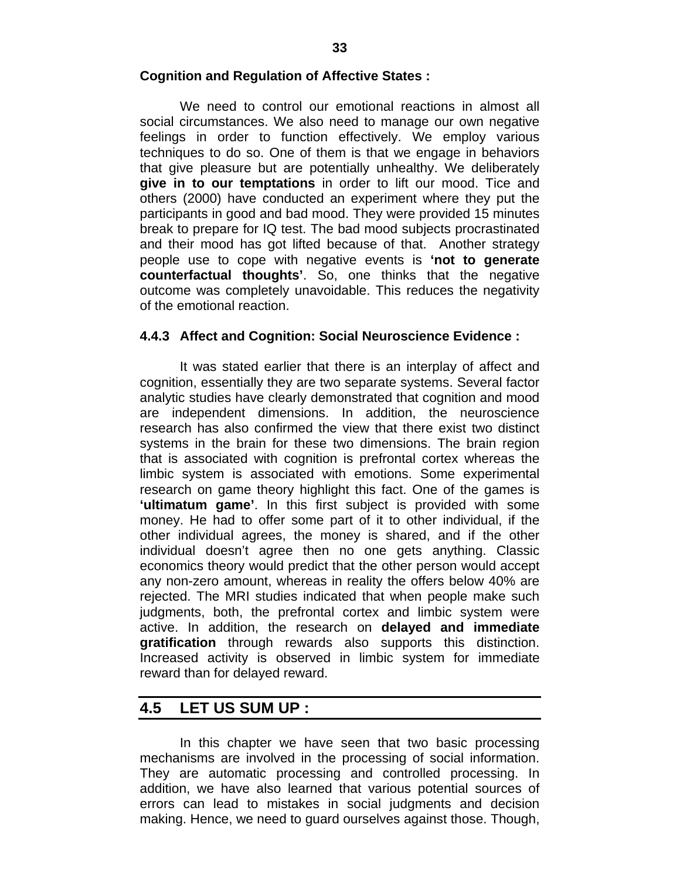**Cognition and Regulation of Affective States :**

We need to control our emotional reactions in almost all social circumstances. We also need to manage our own negative feelings in order to function effectively. We employ various techniques to do so. One of them is that we engage in behaviors that give pleasure but are potentially unhealthy. We deliberately **give in to our temptations** in order to lift our mood. Tice and others (2000) have conducted an experiment where they put the participants in good and bad mood. They were provided 15 minutes break to prepare for IQ test. The bad mood subjects procrastinated and their mood has got lifted because of that. Another strategy people use to cope with negative events is **'not to generate counterfactual thoughts'**. So, one thinks that the negative outcome was completely unavoidable. This reduces the negativity of the emotional reaction.

### 4.4.3 Affect and Cognition: Social Neuroscience Evidence :

It was stated earlier that there is an interplay of affect and cognition, essentially they are two separate systems. Several factor analytic studies have clearly demonstrated that cognition and mood are independent dimensions. In addition, the neuroscience research has also confirmed the view that there exist two distinct systems in the brain for these two dimensions. The brain region that is associated with cognition is prefrontal cortex whereas the limbic system is associated with emotions. Some experimental research on game theory highlight this fact. One of the games is **'ultimatum game'**. In this first subject is provided with some money. He had to offer some part of it to other individual, if the other individual agrees, the money is shared, and if the other individual doesn't agree then no one gets anything. Classic economics theory would predict that the other person would accept any non-zero amount, whereas in reality the offers below 40% are rejected. The MRI studies indicated that when people make such judgments, both, the prefrontal cortex and limbic system were active. In addition, the research on **delayed and immediate gratification** through rewards also supports this distinction. Increased activity is observed in limbic system for immediate reward than for delayed reward.

## 4.5 LET US SUM UP :

In this chapter we have seen that two basic processing mechanisms are involved in the processing of social information. They are automatic processing and controlled processing. In addition, we have also learned that various potential sources of errors can lead to mistakes in social judgments and decision making. Hence, we need to guard ourselves against those. Though,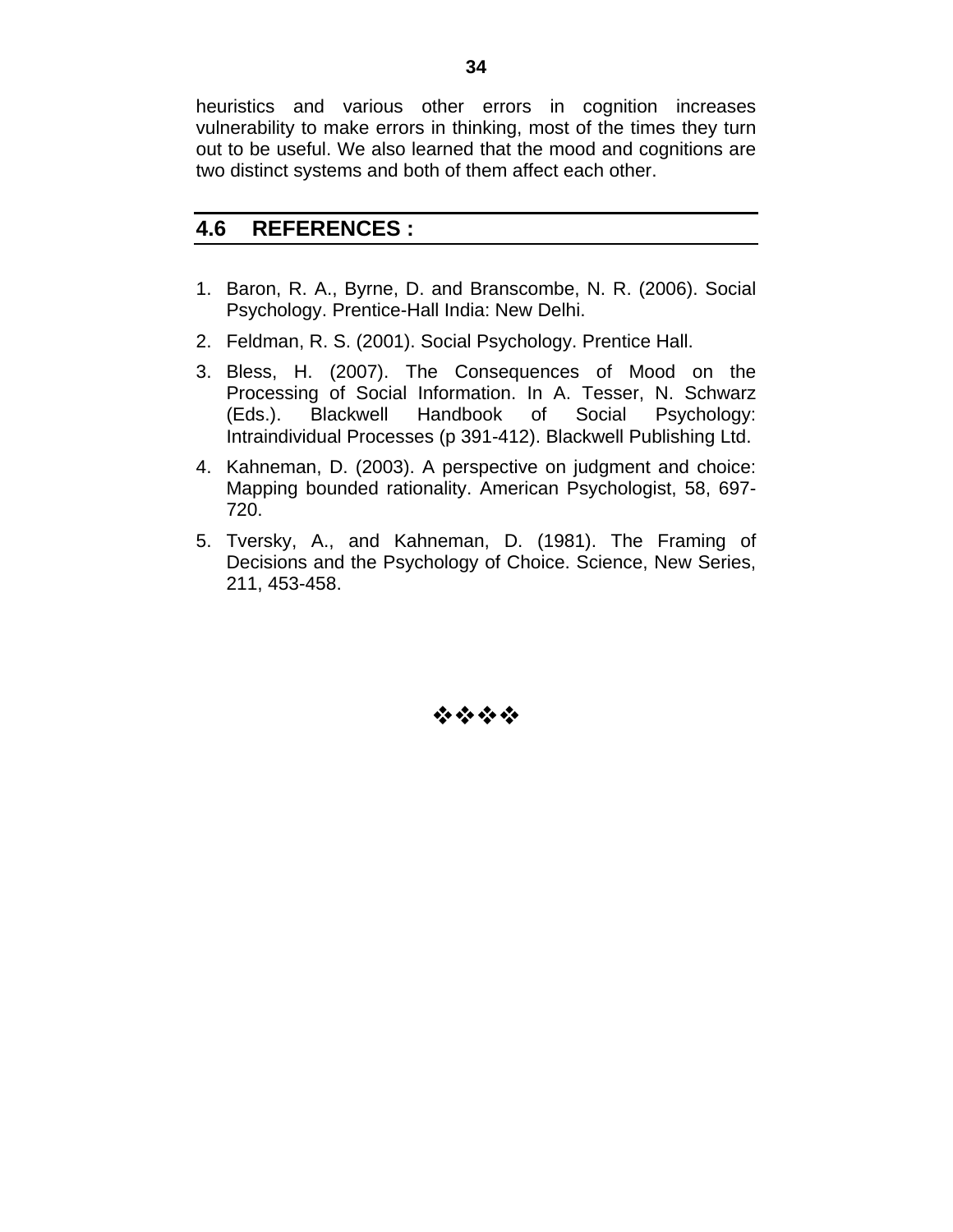heuristics and various other errors in cognition increases vulnerability to make errors in thinking, most of the times they turn out to be useful. We also learned that the mood and cognitions are two distinct systems and both of them affect each other.

## 4.6 REFERENCES :

1. Baron, R. A., Byrne, D. and Branscombe, N. R. (2006). Social Psychology. Prentice-Hall India: New Delhi.
2. Feldman, R. S. (2001). Social Psychology. Prentice Hall.
3. Bless, H. (2007). The Consequences of Mood on the Processing of Social Information. In A. Tesser, N. Schwarz (Eds.). Blackwell Handbook of Social Psychology: Intraindividual Processes (p 391-412). Blackwell Publishing Ltd.
4. Kahneman, D. (2003). A perspective on judgment and choice: Mapping bounded rationality. American Psychologist, 58, 697-720.
5. Tversky, A., and Kahneman, D. (1981). The Framing of Decisions and the Psychology of Choice. Science, New Series, 211, 453-458.

❖❖❖❖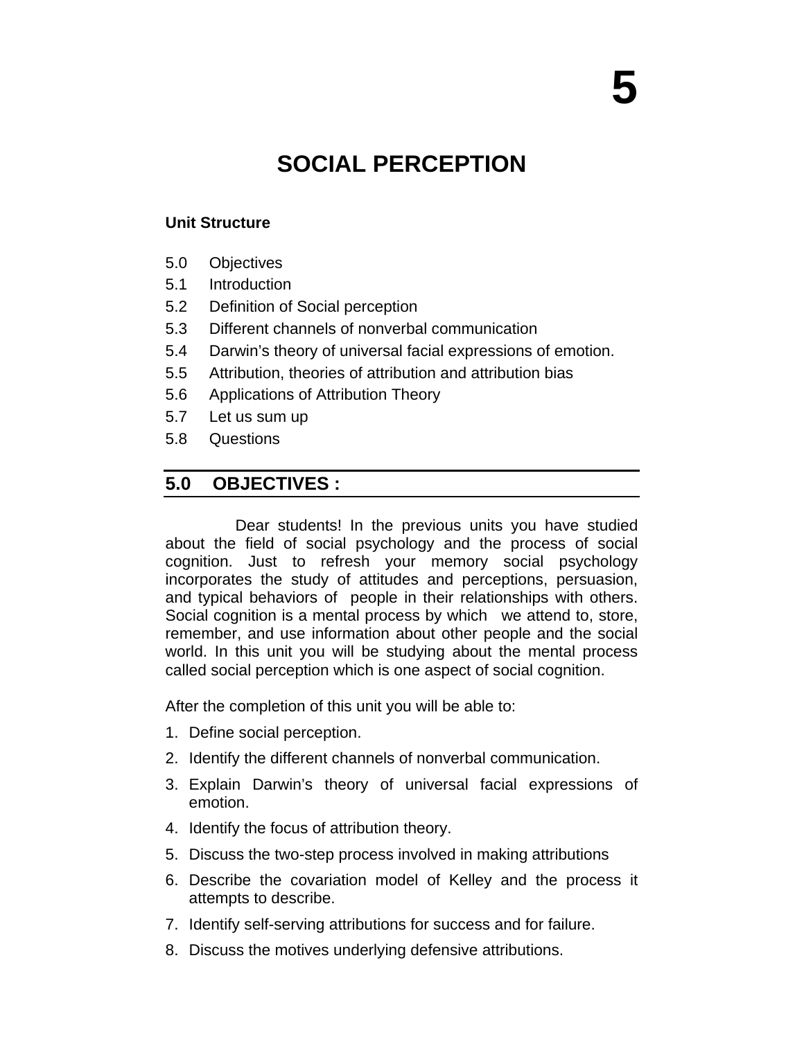# 5

# SOCIAL PERCEPTION

**Unit Structure**

5.0 Objectives
5.1 Introduction
5.2 Definition of Social perception
5.3 Different channels of nonverbal communication
5.4 Darwin's theory of universal facial expressions of emotion.
5.5 Attribution, theories of attribution and attribution bias
5.6 Applications of Attribution Theory
5.7 Let us sum up
5.8 Questions

## 5.0 OBJECTIVES :

Dear students! In the previous units you have studied about the field of social psychology and the process of social cognition. Just to refresh your memory social psychology incorporates the study of attitudes and perceptions, persuasion, and typical behaviors of people in their relationships with others. Social cognition is a mental process by which we attend to, store, remember, and use information about other people and the social world. In this unit you will be studying about the mental process called social perception which is one aspect of social cognition.

After the completion of this unit you will be able to:

1. Define social perception.
2. Identify the different channels of nonverbal communication.
3. Explain Darwin's theory of universal facial expressions of emotion.
4. Identify the focus of attribution theory.
5. Discuss the two-step process involved in making attributions
6. Describe the covariation model of Kelley and the process it attempts to describe.
7. Identify self-serving attributions for success and for failure.
8. Discuss the motives underlying defensive attributions.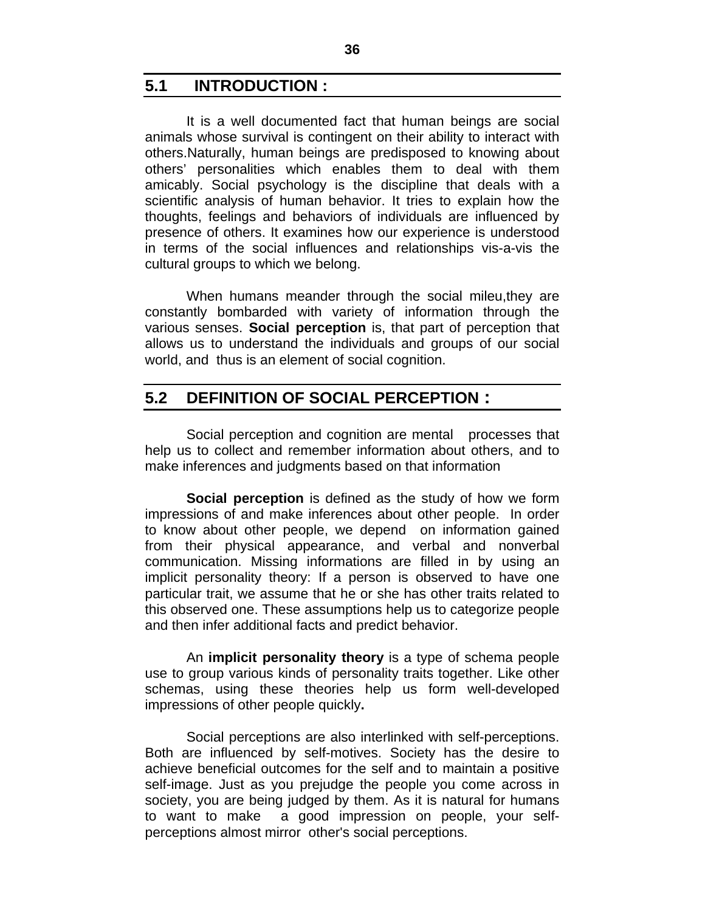## 5.1 INTRODUCTION :

It is a well documented fact that human beings are social animals whose survival is contingent on their ability to interact with others.Naturally, human beings are predisposed to knowing about others' personalities which enables them to deal with them amicably. Social psychology is the discipline that deals with a scientific analysis of human behavior. It tries to explain how the thoughts, feelings and behaviors of individuals are influenced by presence of others. It examines how our experience is understood in terms of the social influences and relationships vis-a-vis the cultural groups to which we belong.

When humans meander through the social mileu,they are constantly bombarded with variety of information through the various senses. **Social perception** is, that part of perception that allows us to understand the individuals and groups of our social world, and thus is an element of social cognition.

## 5.2 DEFINITION OF SOCIAL PERCEPTION :

Social perception and cognition are mental processes that help us to collect and remember information about others, and to make inferences and judgments based on that information

**Social perception** is defined as the study of how we form impressions of and make inferences about other people. In order to know about other people, we depend on information gained from their physical appearance, and verbal and nonverbal communication. Missing informations are filled in by using an implicit personality theory: If a person is observed to have one particular trait, we assume that he or she has other traits related to this observed one. These assumptions help us to categorize people and then infer additional facts and predict behavior.

An **implicit personality theory** is a type of schema people use to group various kinds of personality traits together. Like other schemas, using these theories help us form well-developed impressions of other people quickly**.**

Social perceptions are also interlinked with self-perceptions. Both are influenced by self-motives. Society has the desire to achieve beneficial outcomes for the self and to maintain a positive self-image. Just as you prejudge the people you come across in society, you are being judged by them. As it is natural for humans to want to make a good impression on people, your self-perceptions almost mirror other's social perceptions.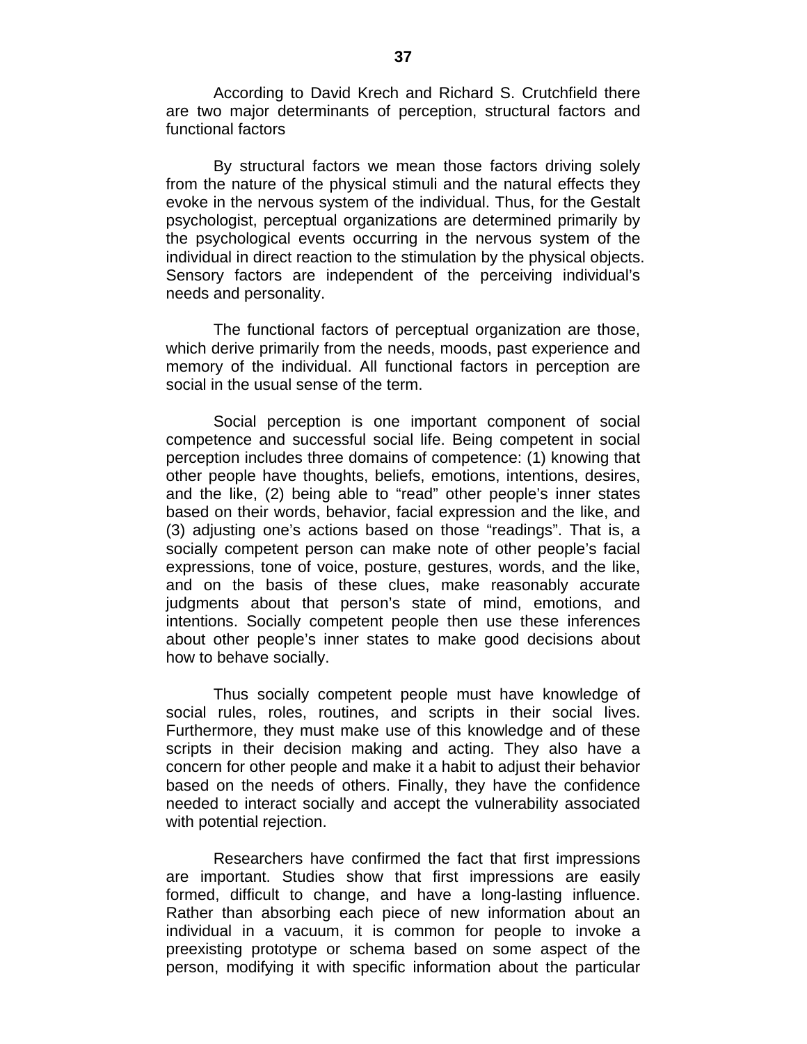According to David Krech and Richard S. Crutchfield there are two major determinants of perception, structural factors and functional factors

By structural factors we mean those factors driving solely from the nature of the physical stimuli and the natural effects they evoke in the nervous system of the individual. Thus, for the Gestalt psychologist, perceptual organizations are determined primarily by the psychological events occurring in the nervous system of the individual in direct reaction to the stimulation by the physical objects. Sensory factors are independent of the perceiving individual's needs and personality.

The functional factors of perceptual organization are those, which derive primarily from the needs, moods, past experience and memory of the individual. All functional factors in perception are social in the usual sense of the term.

Social perception is one important component of social competence and successful social life. Being competent in social perception includes three domains of competence: (1) knowing that other people have thoughts, beliefs, emotions, intentions, desires, and the like, (2) being able to "read" other people's inner states based on their words, behavior, facial expression and the like, and (3) adjusting one's actions based on those "readings". That is, a socially competent person can make note of other people's facial expressions, tone of voice, posture, gestures, words, and the like, and on the basis of these clues, make reasonably accurate judgments about that person's state of mind, emotions, and intentions. Socially competent people then use these inferences about other people's inner states to make good decisions about how to behave socially.

Thus socially competent people must have knowledge of social rules, roles, routines, and scripts in their social lives. Furthermore, they must make use of this knowledge and of these scripts in their decision making and acting. They also have a concern for other people and make it a habit to adjust their behavior based on the needs of others. Finally, they have the confidence needed to interact socially and accept the vulnerability associated with potential rejection.

Researchers have confirmed the fact that first impressions are important. Studies show that first impressions are easily formed, difficult to change, and have a long-lasting influence. Rather than absorbing each piece of new information about an individual in a vacuum, it is common for people to invoke a preexisting prototype or schema based on some aspect of the person, modifying it with specific information about the particular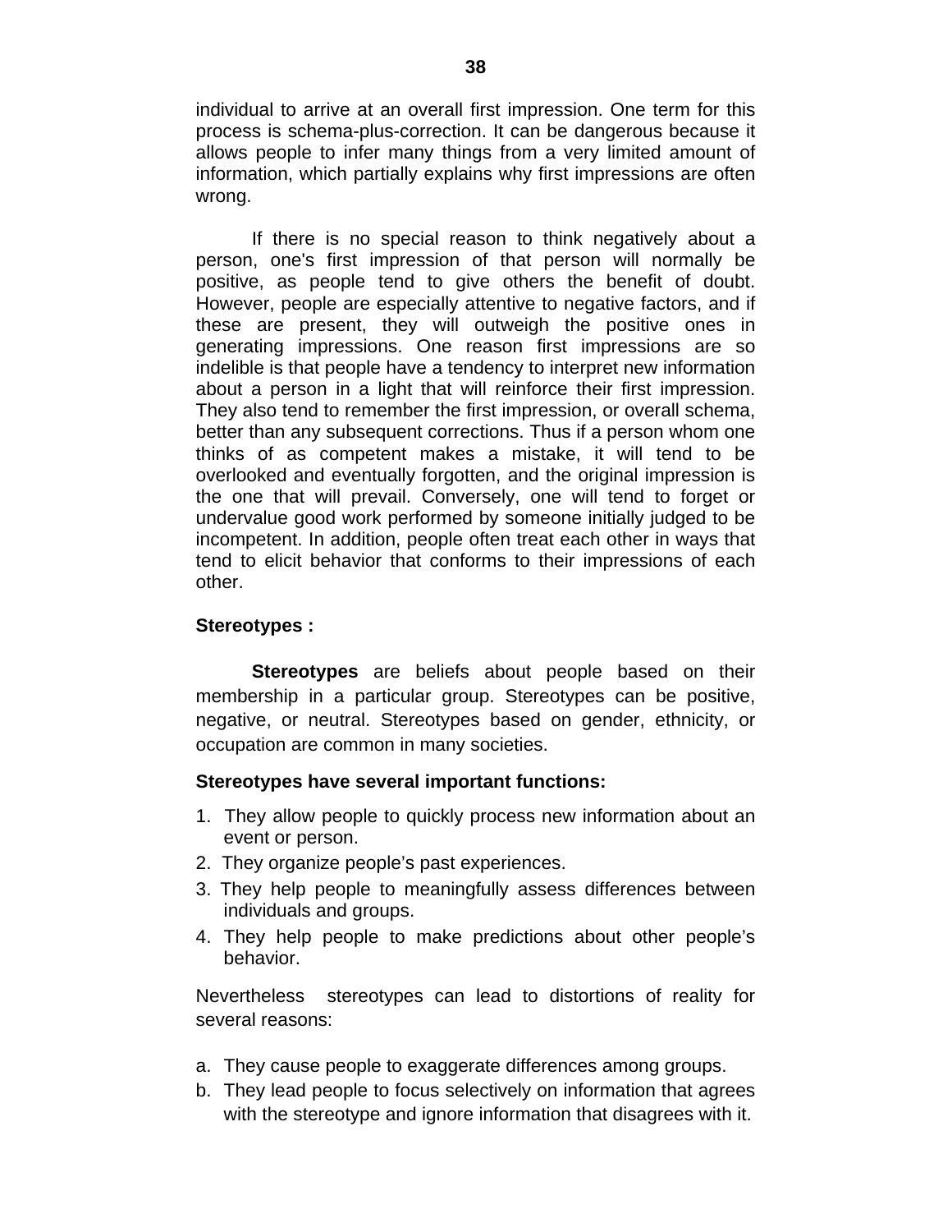individual to arrive at an overall first impression. One term for this process is schema-plus-correction. It can be dangerous because it allows people to infer many things from a very limited amount of information, which partially explains why first impressions are often wrong.

If there is no special reason to think negatively about a person, one's first impression of that person will normally be positive, as people tend to give others the benefit of doubt. However, people are especially attentive to negative factors, and if these are present, they will outweigh the positive ones in generating impressions. One reason first impressions are so indelible is that people have a tendency to interpret new information about a person in a light that will reinforce their first impression. They also tend to remember the first impression, or overall schema, better than any subsequent corrections. Thus if a person whom one thinks of as competent makes a mistake, it will tend to be overlooked and eventually forgotten, and the original impression is the one that will prevail. Conversely, one will tend to forget or undervalue good work performed by someone initially judged to be incompetent. In addition, people often treat each other in ways that tend to elicit behavior that conforms to their impressions of each other.

**Stereotypes :**

**Stereotypes** are beliefs about people based on their membership in a particular group. Stereotypes can be positive, negative, or neutral. Stereotypes based on gender, ethnicity, or occupation are common in many societies.

**Stereotypes have several important functions:**

1. They allow people to quickly process new information about an event or person.
2. They organize people's past experiences.
3. They help people to meaningfully assess differences between individuals and groups.
4. They help people to make predictions about other people's behavior.

Nevertheless stereotypes can lead to distortions of reality for several reasons:

a. They cause people to exaggerate differences among groups.
b. They lead people to focus selectively on information that agrees with the stereotype and ignore information that disagrees with it.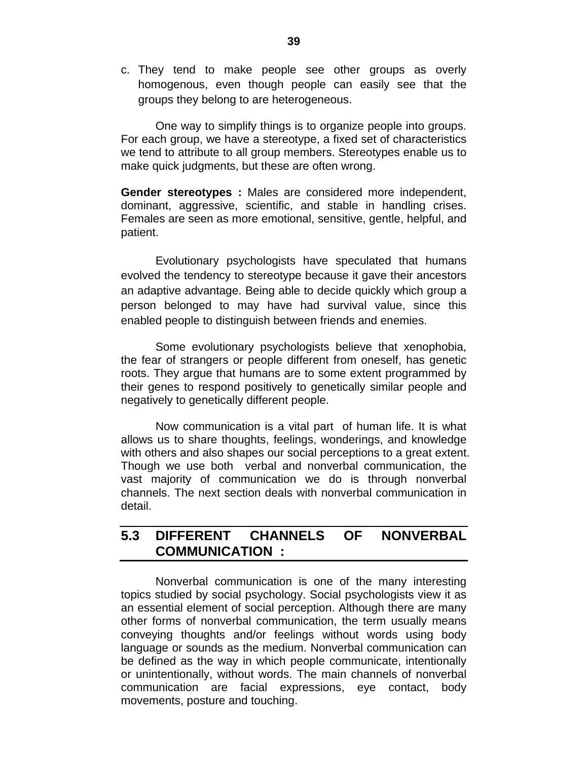c. They tend to make people see other groups as overly homogenous, even though people can easily see that the groups they belong to are heterogeneous.

One way to simplify things is to organize people into groups. For each group, we have a stereotype, a fixed set of characteristics we tend to attribute to all group members. Stereotypes enable us to make quick judgments, but these are often wrong.

**Gender stereotypes :** Males are considered more independent, dominant, aggressive, scientific, and stable in handling crises. Females are seen as more emotional, sensitive, gentle, helpful, and patient.

Evolutionary psychologists have speculated that humans evolved the tendency to stereotype because it gave their ancestors an adaptive advantage. Being able to decide quickly which group a person belonged to may have had survival value, since this enabled people to distinguish between friends and enemies.

Some evolutionary psychologists believe that xenophobia, the fear of strangers or people different from oneself, has genetic roots. They argue that humans are to some extent programmed by their genes to respond positively to genetically similar people and negatively to genetically different people.

Now communication is a vital part of human life. It is what allows us to share thoughts, feelings, wonderings, and knowledge with others and also shapes our social perceptions to a great extent. Though we use both verbal and nonverbal communication, the vast majority of communication we do is through nonverbal channels. The next section deals with nonverbal communication in detail.

## 5.3 DIFFERENT CHANNELS OF NONVERBAL COMMUNICATION :

Nonverbal communication is one of the many interesting topics studied by social psychology. Social psychologists view it as an essential element of social perception. Although there are many other forms of nonverbal communication, the term usually means conveying thoughts and/or feelings without words using body language or sounds as the medium. Nonverbal communication can be defined as the way in which people communicate, intentionally or unintentionally, without words. The main channels of nonverbal communication are facial expressions, eye contact, body movements, posture and touching.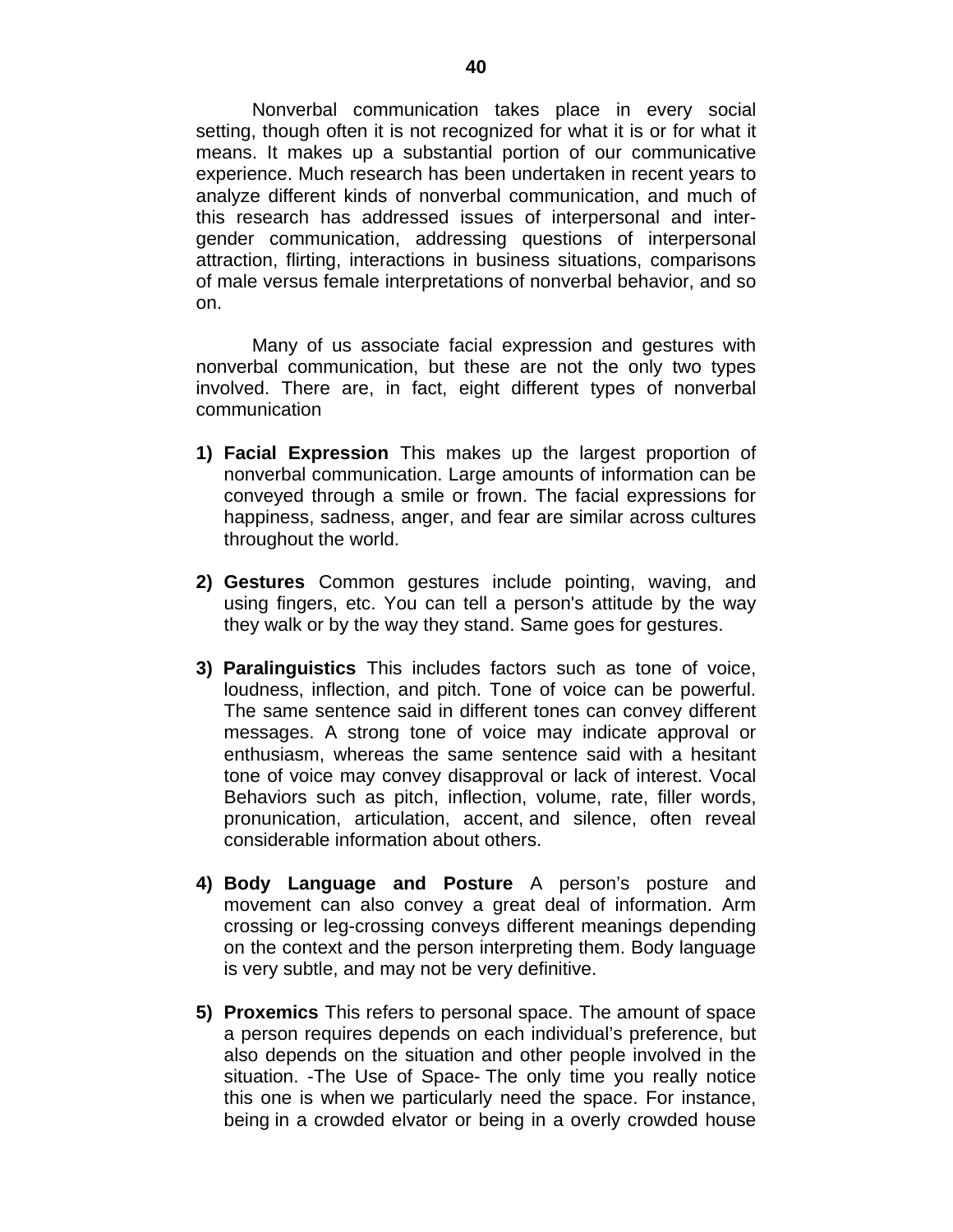Nonverbal communication takes place in every social setting, though often it is not recognized for what it is or for what it means. It makes up a substantial portion of our communicative experience. Much research has been undertaken in recent years to analyze different kinds of nonverbal communication, and much of this research has addressed issues of interpersonal and inter-gender communication, addressing questions of interpersonal attraction, flirting, interactions in business situations, comparisons of male versus female interpretations of nonverbal behavior, and so on.

Many of us associate facial expression and gestures with nonverbal communication, but these are not the only two types involved. There are, in fact, eight different types of nonverbal communication

1) **Facial Expression** This makes up the largest proportion of nonverbal communication. Large amounts of information can be conveyed through a smile or frown. The facial expressions for happiness, sadness, anger, and fear are similar across cultures throughout the world.

2) **Gestures** Common gestures include pointing, waving, and using fingers, etc. You can tell a person's attitude by the way they walk or by the way they stand. Same goes for gestures.

3) **Paralinguistics** This includes factors such as tone of voice, loudness, inflection, and pitch. Tone of voice can be powerful. The same sentence said in different tones can convey different messages. A strong tone of voice may indicate approval or enthusiasm, whereas the same sentence said with a hesitant tone of voice may convey disapproval or lack of interest. Vocal Behaviors such as pitch, inflection, volume, rate, filler words, pronunication, articulation, accent, and silence, often reveal considerable information about others.

4) **Body Language and Posture** A person's posture and movement can also convey a great deal of information. Arm crossing or leg-crossing conveys different meanings depending on the context and the person interpreting them. Body language is very subtle, and may not be very definitive.

5) **Proxemics** This refers to personal space. The amount of space a person requires depends on each individual's preference, but also depends on the situation and other people involved in the situation. -The Use of Space- The only time you really notice this one is when we particularly need the space. For instance, being in a crowded elvator or being in a overly crowded house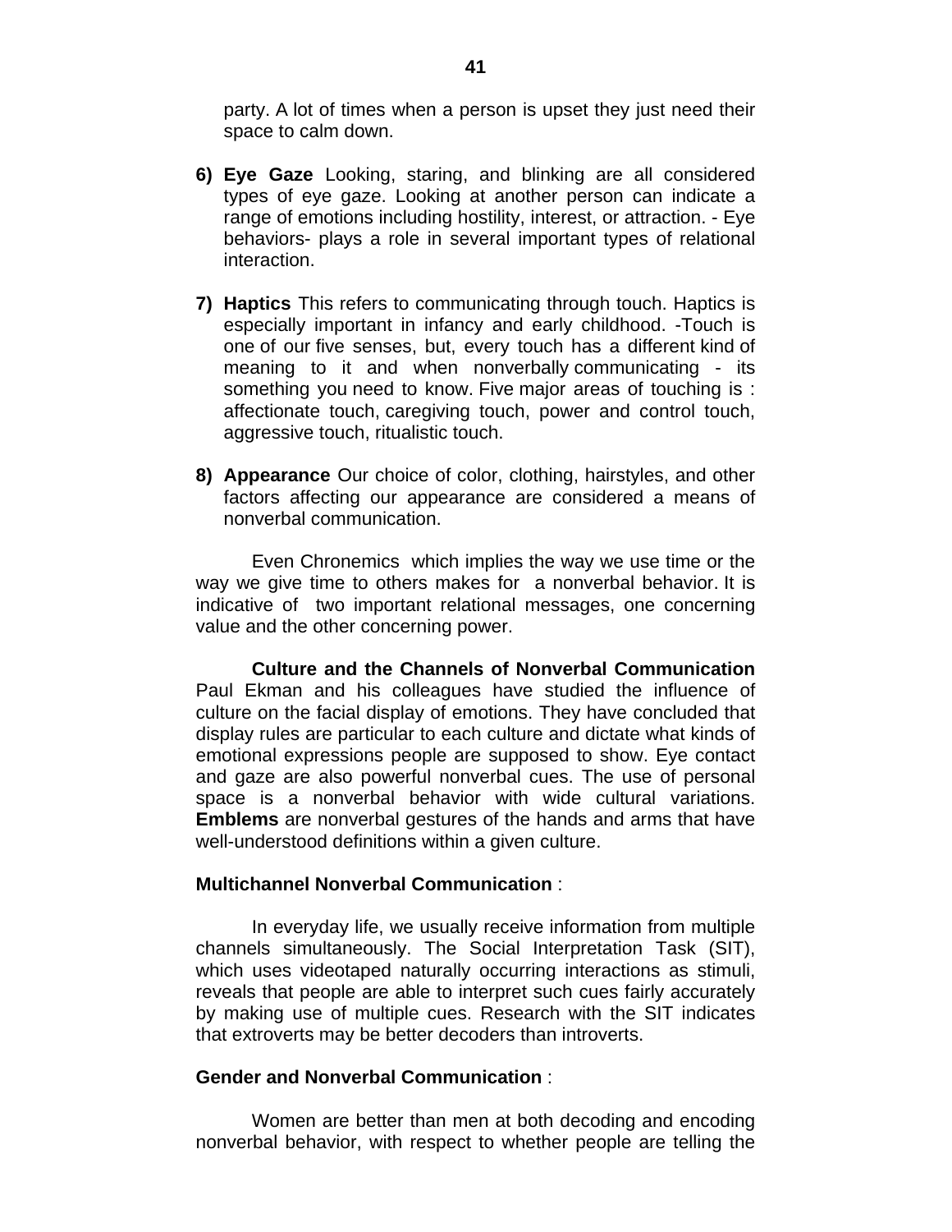party. A lot of times when a person is upset they just need their space to calm down.

6) **Eye Gaze** Looking, staring, and blinking are all considered types of eye gaze. Looking at another person can indicate a range of emotions including hostility, interest, or attraction. - Eye behaviors- plays a role in several important types of relational interaction.

7) **Haptics** This refers to communicating through touch. Haptics is especially important in infancy and early childhood. -Touch is one of our five senses, but, every touch has a different kind of meaning to it and when nonverbally communicating - its something you need to know. Five major areas of touching is : affectionate touch, caregiving touch, power and control touch, aggressive touch, ritualistic touch.

8) **Appearance** Our choice of color, clothing, hairstyles, and other factors affecting our appearance are considered a means of nonverbal communication.

Even Chronemics which implies the way we use time or the way we give time to others makes for a nonverbal behavior. It is indicative of two important relational messages, one concerning value and the other concerning power.

**Culture and the Channels of Nonverbal Communication** Paul Ekman and his colleagues have studied the influence of culture on the facial display of emotions. They have concluded that display rules are particular to each culture and dictate what kinds of emotional expressions people are supposed to show. Eye contact and gaze are also powerful nonverbal cues. The use of personal space is a nonverbal behavior with wide cultural variations. **Emblems** are nonverbal gestures of the hands and arms that have well-understood definitions within a given culture.

**Multichannel Nonverbal Communication** :

In everyday life, we usually receive information from multiple channels simultaneously. The Social Interpretation Task (SIT), which uses videotaped naturally occurring interactions as stimuli, reveals that people are able to interpret such cues fairly accurately by making use of multiple cues. Research with the SIT indicates that extroverts may be better decoders than introverts.

**Gender and Nonverbal Communication** :

Women are better than men at both decoding and encoding nonverbal behavior, with respect to whether people are telling the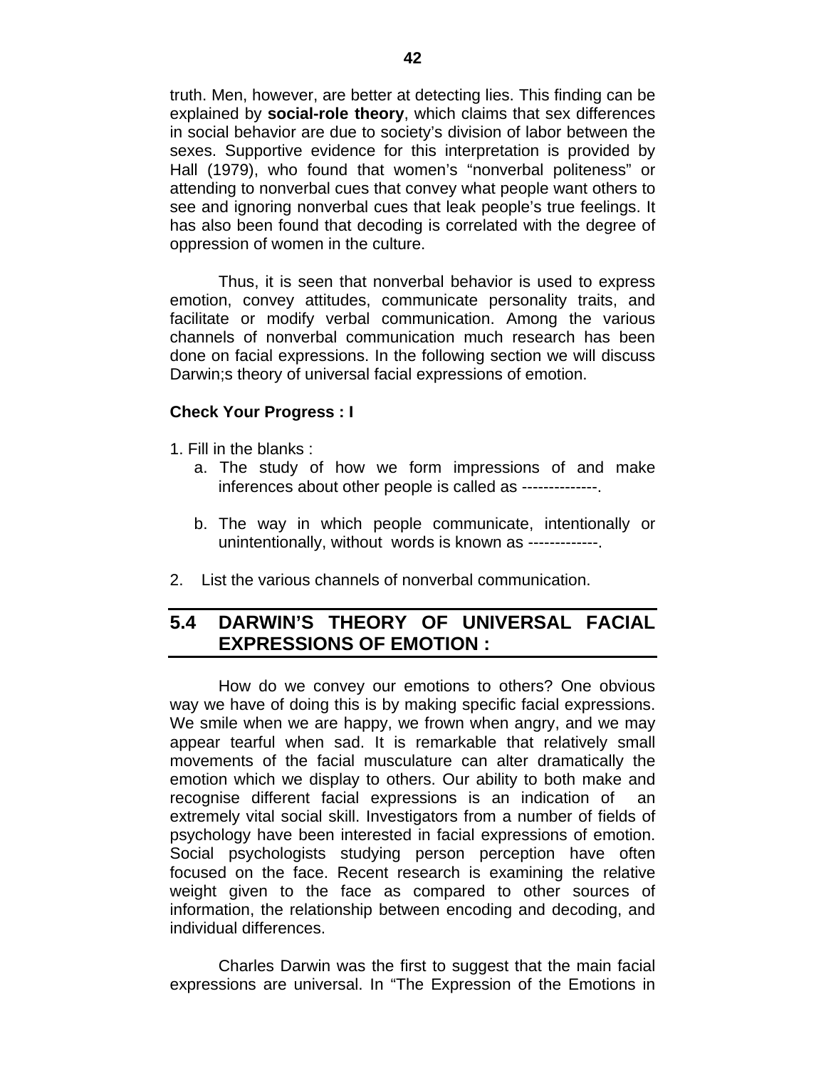truth. Men, however, are better at detecting lies. This finding can be explained by **social-role theory**, which claims that sex differences in social behavior are due to society's division of labor between the sexes. Supportive evidence for this interpretation is provided by Hall (1979), who found that women's "nonverbal politeness" or attending to nonverbal cues that convey what people want others to see and ignoring nonverbal cues that leak people's true feelings. It has also been found that decoding is correlated with the degree of oppression of women in the culture.

Thus, it is seen that nonverbal behavior is used to express emotion, convey attitudes, communicate personality traits, and facilitate or modify verbal communication. Among the various channels of nonverbal communication much research has been done on facial expressions. In the following section we will discuss Darwin;s theory of universal facial expressions of emotion.

**Check Your Progress : I**

1. Fill in the blanks :
   a. The study of how we form impressions of and make inferences about other people is called as --------------.

   b. The way in which people communicate, intentionally or unintentionally, without words is known as -------------.

2. List the various channels of nonverbal communication.

## 5.4 DARWIN'S THEORY OF UNIVERSAL FACIAL EXPRESSIONS OF EMOTION :

How do we convey our emotions to others? One obvious way we have of doing this is by making specific facial expressions. We smile when we are happy, we frown when angry, and we may appear tearful when sad. It is remarkable that relatively small movements of the facial musculature can alter dramatically the emotion which we display to others. Our ability to both make and recognise different facial expressions is an indication of an extremely vital social skill. Investigators from a number of fields of psychology have been interested in facial expressions of emotion. Social psychologists studying person perception have often focused on the face. Recent research is examining the relative weight given to the face as compared to other sources of information, the relationship between encoding and decoding, and individual differences.

Charles Darwin was the first to suggest that the main facial expressions are universal. In "The Expression of the Emotions in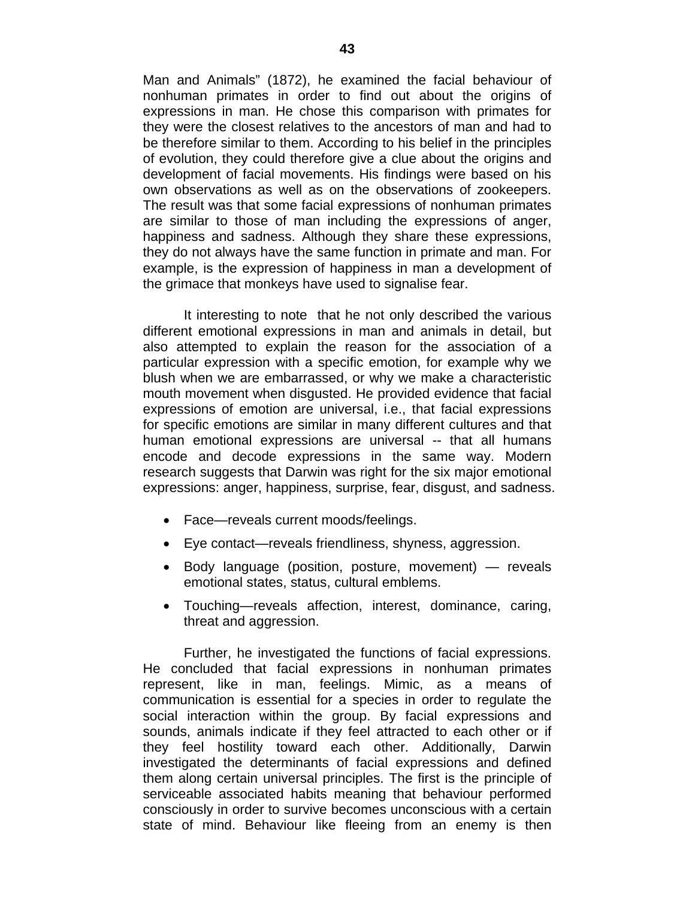Man and Animals" (1872), he examined the facial behaviour of nonhuman primates in order to find out about the origins of expressions in man. He chose this comparison with primates for they were the closest relatives to the ancestors of man and had to be therefore similar to them. According to his belief in the principles of evolution, they could therefore give a clue about the origins and development of facial movements. His findings were based on his own observations as well as on the observations of zookeepers. The result was that some facial expressions of nonhuman primates are similar to those of man including the expressions of anger, happiness and sadness. Although they share these expressions, they do not always have the same function in primate and man. For example, is the expression of happiness in man a development of the grimace that monkeys have used to signalise fear.

It interesting to note that he not only described the various different emotional expressions in man and animals in detail, but also attempted to explain the reason for the association of a particular expression with a specific emotion, for example why we blush when we are embarrassed, or why we make a characteristic mouth movement when disgusted. He provided evidence that facial expressions of emotion are universal, i.e., that facial expressions for specific emotions are similar in many different cultures and that human emotional expressions are universal -- that all humans encode and decode expressions in the same way. Modern research suggests that Darwin was right for the six major emotional expressions: anger, happiness, surprise, fear, disgust, and sadness.

- Face—reveals current moods/feelings.
- Eye contact—reveals friendliness, shyness, aggression.
- Body language (position, posture, movement) — reveals emotional states, status, cultural emblems.
- Touching—reveals affection, interest, dominance, caring, threat and aggression.

Further, he investigated the functions of facial expressions. He concluded that facial expressions in nonhuman primates represent, like in man, feelings. Mimic, as a means of communication is essential for a species in order to regulate the social interaction within the group. By facial expressions and sounds, animals indicate if they feel attracted to each other or if they feel hostility toward each other. Additionally, Darwin investigated the determinants of facial expressions and defined them along certain universal principles. The first is the principle of serviceable associated habits meaning that behaviour performed consciously in order to survive becomes unconscious with a certain state of mind. Behaviour like fleeing from an enemy is then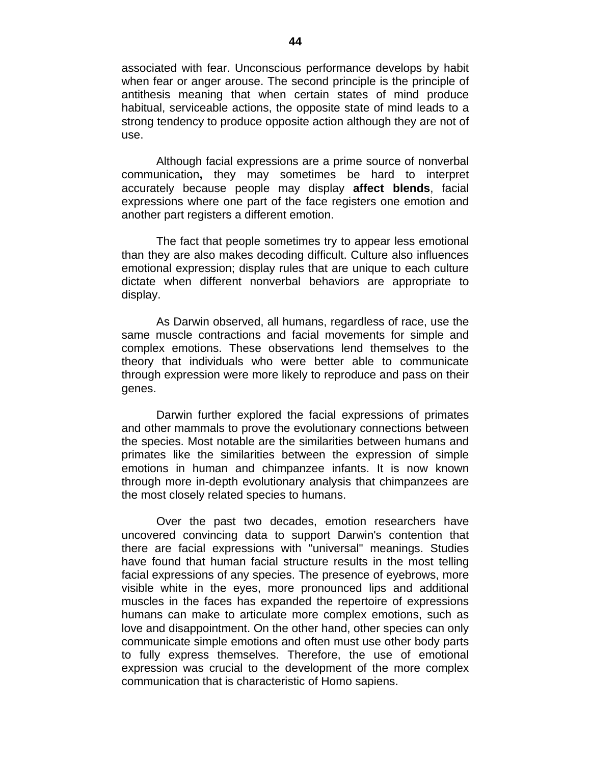associated with fear. Unconscious performance develops by habit when fear or anger arouse. The second principle is the principle of antithesis meaning that when certain states of mind produce habitual, serviceable actions, the opposite state of mind leads to a strong tendency to produce opposite action although they are not of use.

Although facial expressions are a prime source of nonverbal communication**,** they may sometimes be hard to interpret accurately because people may display **affect blends**, facial expressions where one part of the face registers one emotion and another part registers a different emotion.

The fact that people sometimes try to appear less emotional than they are also makes decoding difficult. Culture also influences emotional expression; display rules that are unique to each culture dictate when different nonverbal behaviors are appropriate to display.

As Darwin observed, all humans, regardless of race, use the same muscle contractions and facial movements for simple and complex emotions. These observations lend themselves to the theory that individuals who were better able to communicate through expression were more likely to reproduce and pass on their genes.

Darwin further explored the facial expressions of primates and other mammals to prove the evolutionary connections between the species. Most notable are the similarities between humans and primates like the similarities between the expression of simple emotions in human and chimpanzee infants. It is now known through more in-depth evolutionary analysis that chimpanzees are the most closely related species to humans.

Over the past two decades, emotion researchers have uncovered convincing data to support Darwin's contention that there are facial expressions with "universal" meanings. Studies have found that human facial structure results in the most telling facial expressions of any species. The presence of eyebrows, more visible white in the eyes, more pronounced lips and additional muscles in the faces has expanded the repertoire of expressions humans can make to articulate more complex emotions, such as love and disappointment. On the other hand, other species can only communicate simple emotions and often must use other body parts to fully express themselves. Therefore, the use of emotional expression was crucial to the development of the more complex communication that is characteristic of Homo sapiens.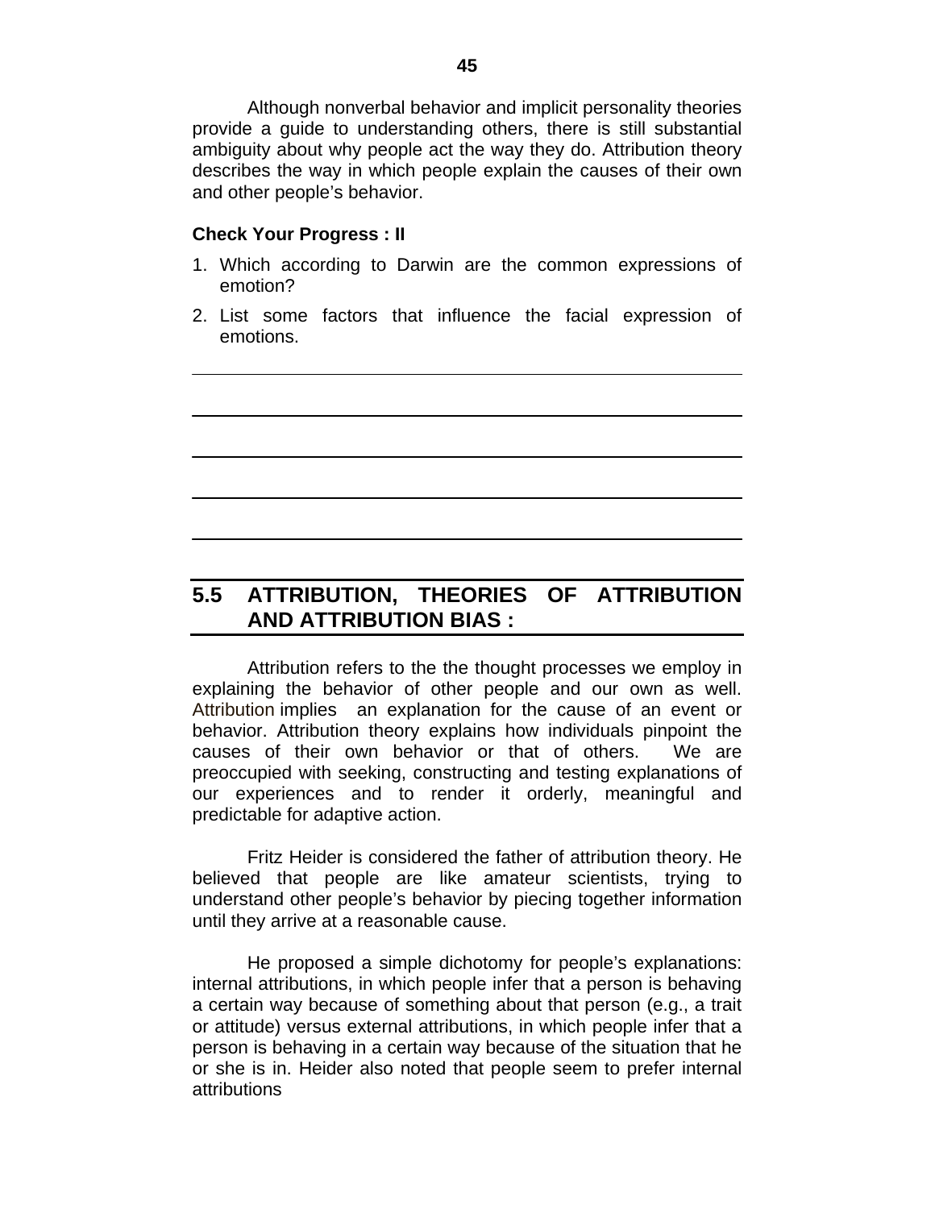Although nonverbal behavior and implicit personality theories provide a guide to understanding others, there is still substantial ambiguity about why people act the way they do. Attribution theory describes the way in which people explain the causes of their own and other people's behavior.

**Check Your Progress : II**

1. Which according to Darwin are the common expressions of emotion?
2. List some factors that influence the facial expression of emotions.

## 5.5 ATTRIBUTION, THEORIES OF ATTRIBUTION AND ATTRIBUTION BIAS :

Attribution refers to the the thought processes we employ in explaining the behavior of other people and our own as well. Attribution implies an explanation for the cause of an event or behavior. Attribution theory explains how individuals pinpoint the causes of their own behavior or that of others. We are preoccupied with seeking, constructing and testing explanations of our experiences and to render it orderly, meaningful and predictable for adaptive action.

Fritz Heider is considered the father of attribution theory. He believed that people are like amateur scientists, trying to understand other people's behavior by piecing together information until they arrive at a reasonable cause.

He proposed a simple dichotomy for people's explanations: internal attributions, in which people infer that a person is behaving a certain way because of something about that person (e.g., a trait or attitude) versus external attributions, in which people infer that a person is behaving in a certain way because of the situation that he or she is in. Heider also noted that people seem to prefer internal attributions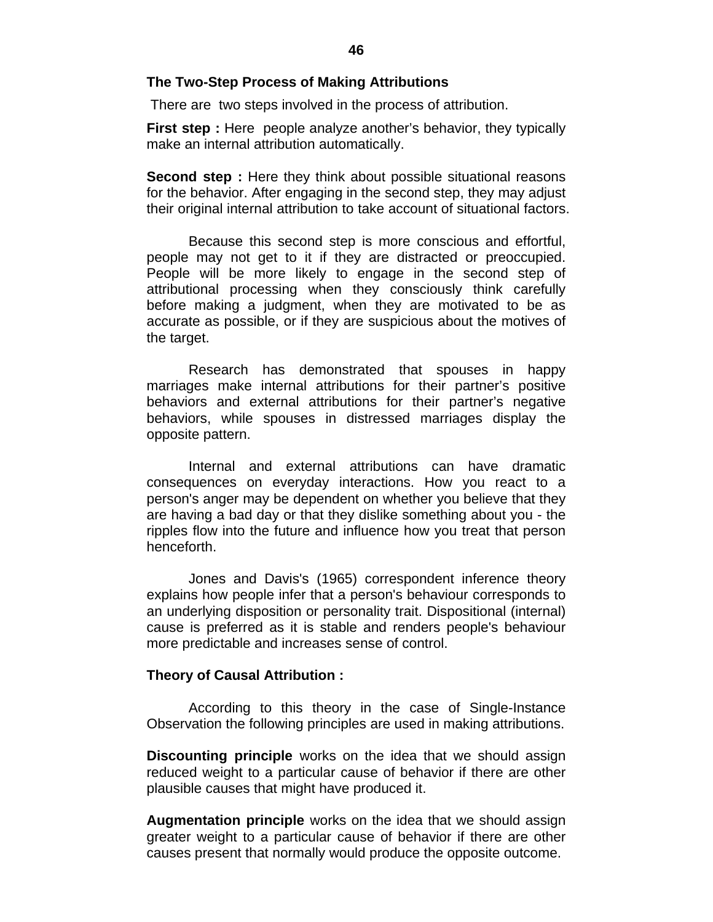## The Two-Step Process of Making Attributions

There are two steps involved in the process of attribution.

**First step :** Here people analyze another's behavior, they typically make an internal attribution automatically.

**Second step :** Here they think about possible situational reasons for the behavior. After engaging in the second step, they may adjust their original internal attribution to take account of situational factors.

Because this second step is more conscious and effortful, people may not get to it if they are distracted or preoccupied. People will be more likely to engage in the second step of attributional processing when they consciously think carefully before making a judgment, when they are motivated to be as accurate as possible, or if they are suspicious about the motives of the target.

Research has demonstrated that spouses in happy marriages make internal attributions for their partner's positive behaviors and external attributions for their partner's negative behaviors, while spouses in distressed marriages display the opposite pattern.

Internal and external attributions can have dramatic consequences on everyday interactions. How you react to a person's anger may be dependent on whether you believe that they are having a bad day or that they dislike something about you - the ripples flow into the future and influence how you treat that person henceforth.

Jones and Davis's (1965) correspondent inference theory explains how people infer that a person's behaviour corresponds to an underlying disposition or personality trait. Dispositional (internal) cause is preferred as it is stable and renders people's behaviour more predictable and increases sense of control.

## Theory of Causal Attribution :

According to this theory in the case of Single-Instance Observation the following principles are used in making attributions.

**Discounting principle** works on the idea that we should assign reduced weight to a particular cause of behavior if there are other plausible causes that might have produced it.

**Augmentation principle** works on the idea that we should assign greater weight to a particular cause of behavior if there are other causes present that normally would produce the opposite outcome.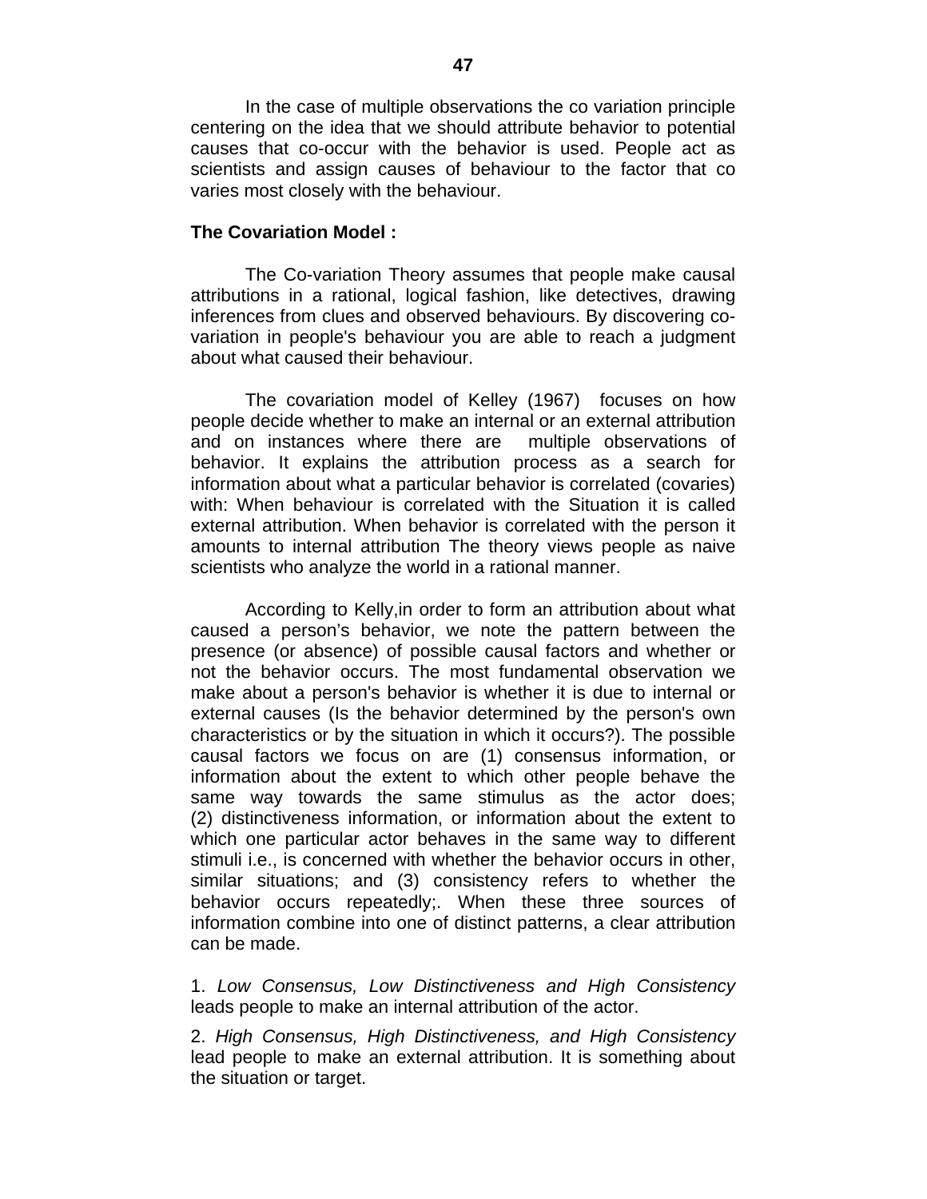In the case of multiple observations the co variation principle centering on the idea that we should attribute behavior to potential causes that co-occur with the behavior is used. People act as scientists and assign causes of behaviour to the factor that co varies most closely with the behaviour.

**The Covariation Model :**

The Co-variation Theory assumes that people make causal attributions in a rational, logical fashion, like detectives, drawing inferences from clues and observed behaviours. By discovering co-variation in people's behaviour you are able to reach a judgment about what caused their behaviour.

The covariation model of Kelley (1967) focuses on how people decide whether to make an internal or an external attribution and on instances where there are multiple observations of behavior. It explains the attribution process as a search for information about what a particular behavior is correlated (covaries) with: When behaviour is correlated with the Situation it is called external attribution. When behavior is correlated with the person it amounts to internal attribution The theory views people as naive scientists who analyze the world in a rational manner.

According to Kelly,in order to form an attribution about what caused a person's behavior, we note the pattern between the presence (or absence) of possible causal factors and whether or not the behavior occurs. The most fundamental observation we make about a person's behavior is whether it is due to internal or external causes (Is the behavior determined by the person's own characteristics or by the situation in which it occurs?). The possible causal factors we focus on are (1) consensus information, or information about the extent to which other people behave the same way towards the same stimulus as the actor does; (2) distinctiveness information, or information about the extent to which one particular actor behaves in the same way to different stimuli i.e., is concerned with whether the behavior occurs in other, similar situations; and (3) consistency refers to whether the behavior occurs repeatedly;. When these three sources of information combine into one of distinct patterns, a clear attribution can be made.

1. *Low Consensus, Low Distinctiveness and High Consistency* leads people to make an internal attribution of the actor.

2. *High Consensus, High Distinctiveness, and High Consistency* lead people to make an external attribution. It is something about the situation or target.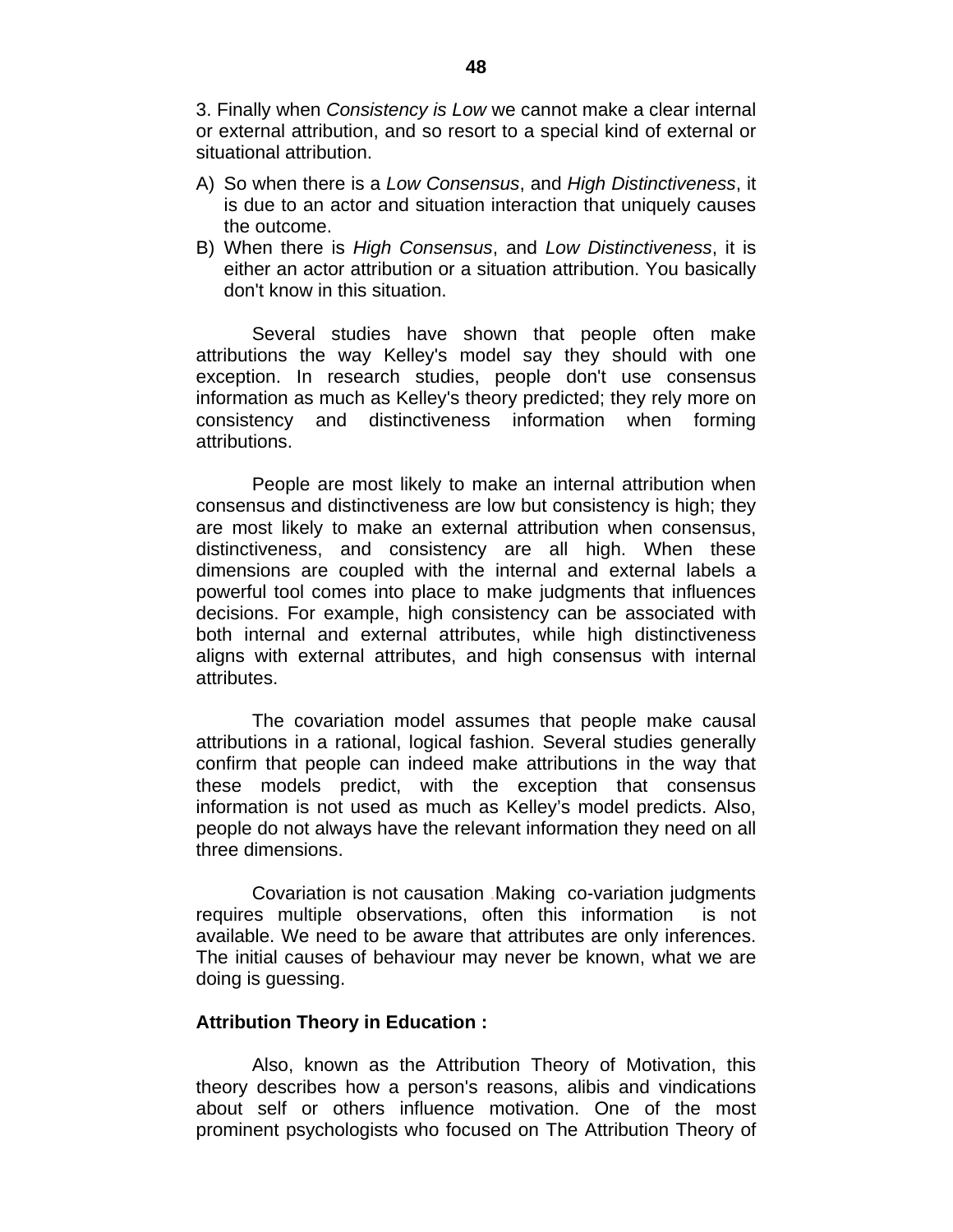3. Finally when *Consistency is Low* we cannot make a clear internal or external attribution, and so resort to a special kind of external or situational attribution.

A) So when there is a *Low Consensus*, and *High Distinctiveness*, it is due to an actor and situation interaction that uniquely causes the outcome.
B) When there is *High Consensus*, and *Low Distinctiveness*, it is either an actor attribution or a situation attribution. You basically don't know in this situation.

Several studies have shown that people often make attributions the way Kelley's model say they should with one exception. In research studies, people don't use consensus information as much as Kelley's theory predicted; they rely more on consistency and distinctiveness information when forming attributions.

People are most likely to make an internal attribution when consensus and distinctiveness are low but consistency is high; they are most likely to make an external attribution when consensus, distinctiveness, and consistency are all high. When these dimensions are coupled with the internal and external labels a powerful tool comes into place to make judgments that influences decisions. For example, high consistency can be associated with both internal and external attributes, while high distinctiveness aligns with external attributes, and high consensus with internal attributes.

The covariation model assumes that people make causal attributions in a rational, logical fashion. Several studies generally confirm that people can indeed make attributions in the way that these models predict, with the exception that consensus information is not used as much as Kelley's model predicts. Also, people do not always have the relevant information they need on all three dimensions.

Covariation is not causation .Making co-variation judgments requires multiple observations, often this information is not available. We need to be aware that attributes are only inferences. The initial causes of behaviour may never be known, what we are doing is guessing.

**Attribution Theory in Education :**

Also, known as the Attribution Theory of Motivation, this theory describes how a person's reasons, alibis and vindications about self or others influence motivation. One of the most prominent psychologists who focused on The Attribution Theory of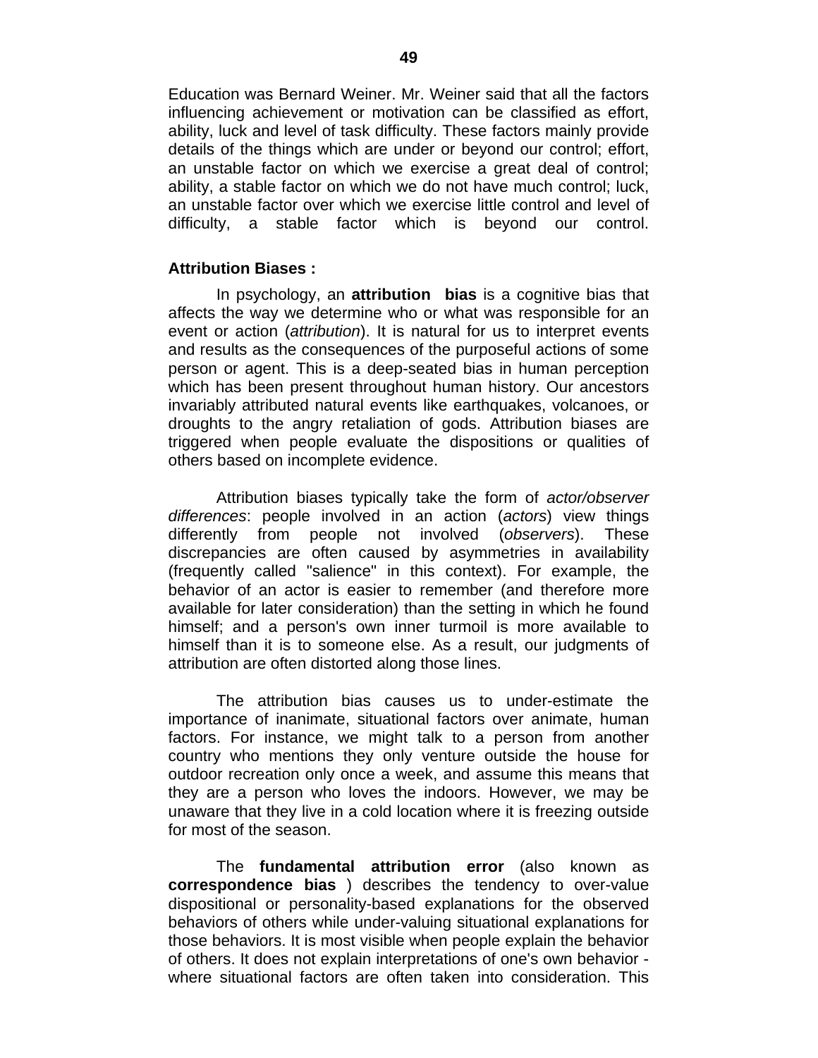Education was Bernard Weiner. Mr. Weiner said that all the factors influencing achievement or motivation can be classified as effort, ability, luck and level of task difficulty. These factors mainly provide details of the things which are under or beyond our control; effort, an unstable factor on which we exercise a great deal of control; ability, a stable factor on which we do not have much control; luck, an unstable factor over which we exercise little control and level of difficulty, a stable factor which is beyond our control.

**Attribution Biases :**

In psychology, an **attribution bias** is a cognitive bias that affects the way we determine who or what was responsible for an event or action (*attribution*). It is natural for us to interpret events and results as the consequences of the purposeful actions of some person or agent. This is a deep-seated bias in human perception which has been present throughout human history. Our ancestors invariably attributed natural events like earthquakes, volcanoes, or droughts to the angry retaliation of gods. Attribution biases are triggered when people evaluate the dispositions or qualities of others based on incomplete evidence.

Attribution biases typically take the form of *actor/observer differences*: people involved in an action (*actors*) view things differently from people not involved (*observers*). These discrepancies are often caused by asymmetries in availability (frequently called "salience" in this context). For example, the behavior of an actor is easier to remember (and therefore more available for later consideration) than the setting in which he found himself; and a person's own inner turmoil is more available to himself than it is to someone else. As a result, our judgments of attribution are often distorted along those lines.

The attribution bias causes us to under-estimate the importance of inanimate, situational factors over animate, human factors. For instance, we might talk to a person from another country who mentions they only venture outside the house for outdoor recreation only once a week, and assume this means that they are a person who loves the indoors. However, we may be unaware that they live in a cold location where it is freezing outside for most of the season.

The **fundamental attribution error** (also known as **correspondence bias** ) describes the tendency to over-value dispositional or personality-based explanations for the observed behaviors of others while under-valuing situational explanations for those behaviors. It is most visible when people explain the behavior of others. It does not explain interpretations of one's own behavior - where situational factors are often taken into consideration. This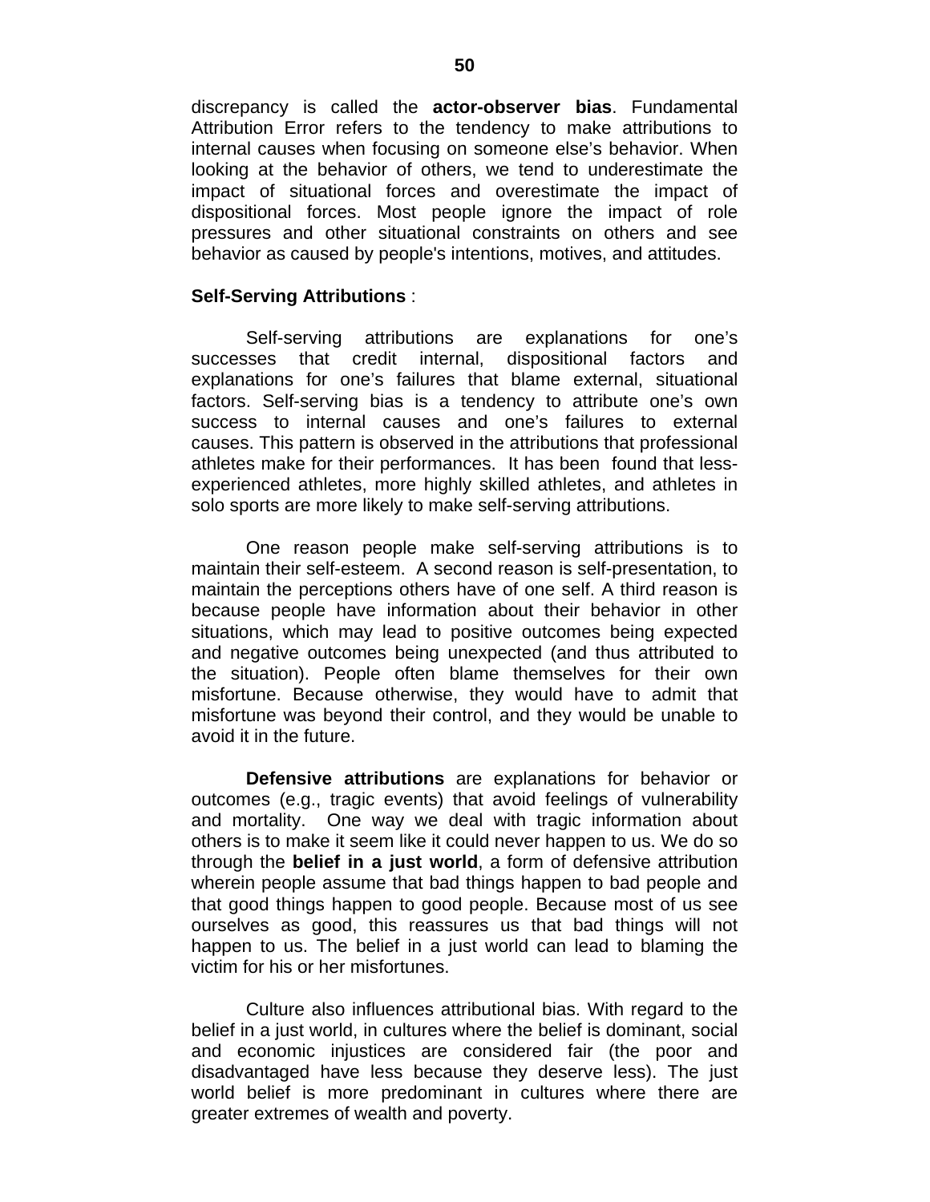discrepancy is called the **actor-observer bias**. Fundamental Attribution Error refers to the tendency to make attributions to internal causes when focusing on someone else's behavior. When looking at the behavior of others, we tend to underestimate the impact of situational forces and overestimate the impact of dispositional forces. Most people ignore the impact of role pressures and other situational constraints on others and see behavior as caused by people's intentions, motives, and attitudes.

**Self-Serving Attributions** :

Self-serving attributions are explanations for one's successes that credit internal, dispositional factors and explanations for one's failures that blame external, situational factors. Self-serving bias is a tendency to attribute one's own success to internal causes and one's failures to external causes. This pattern is observed in the attributions that professional athletes make for their performances. It has been found that less-experienced athletes, more highly skilled athletes, and athletes in solo sports are more likely to make self-serving attributions.

One reason people make self-serving attributions is to maintain their self-esteem. A second reason is self-presentation, to maintain the perceptions others have of one self. A third reason is because people have information about their behavior in other situations, which may lead to positive outcomes being expected and negative outcomes being unexpected (and thus attributed to the situation). People often blame themselves for their own misfortune. Because otherwise, they would have to admit that misfortune was beyond their control, and they would be unable to avoid it in the future.

**Defensive attributions** are explanations for behavior or outcomes (e.g., tragic events) that avoid feelings of vulnerability and mortality. One way we deal with tragic information about others is to make it seem like it could never happen to us. We do so through the **belief in a just world**, a form of defensive attribution wherein people assume that bad things happen to bad people and that good things happen to good people. Because most of us see ourselves as good, this reassures us that bad things will not happen to us. The belief in a just world can lead to blaming the victim for his or her misfortunes.

Culture also influences attributional bias. With regard to the belief in a just world, in cultures where the belief is dominant, social and economic injustices are considered fair (the poor and disadvantaged have less because they deserve less). The just world belief is more predominant in cultures where there are greater extremes of wealth and poverty.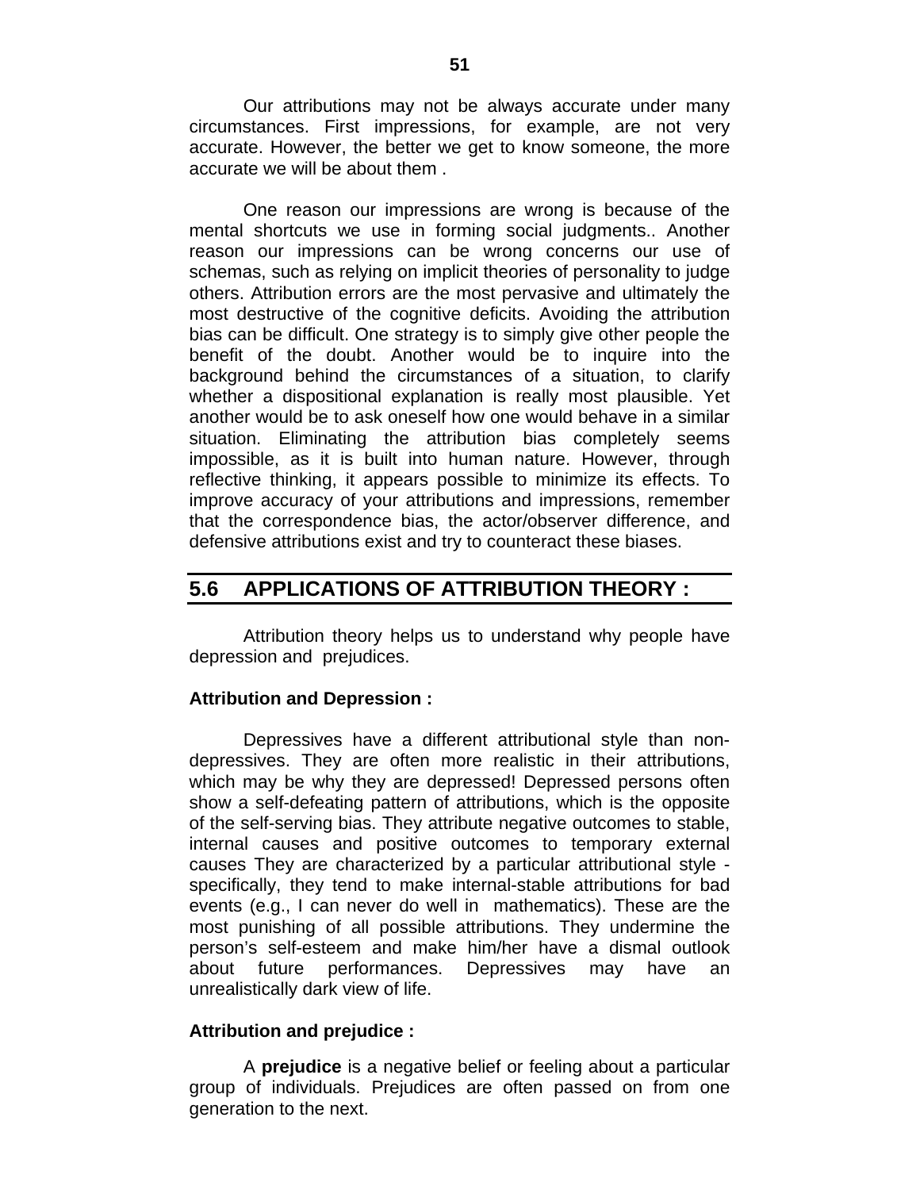Our attributions may not be always accurate under many circumstances. First impressions, for example, are not very accurate. However, the better we get to know someone, the more accurate we will be about them .

One reason our impressions are wrong is because of the mental shortcuts we use in forming social judgments.. Another reason our impressions can be wrong concerns our use of schemas, such as relying on implicit theories of personality to judge others. Attribution errors are the most pervasive and ultimately the most destructive of the cognitive deficits. Avoiding the attribution bias can be difficult. One strategy is to simply give other people the benefit of the doubt. Another would be to inquire into the background behind the circumstances of a situation, to clarify whether a dispositional explanation is really most plausible. Yet another would be to ask oneself how one would behave in a similar situation. Eliminating the attribution bias completely seems impossible, as it is built into human nature. However, through reflective thinking, it appears possible to minimize its effects. To improve accuracy of your attributions and impressions, remember that the correspondence bias, the actor/observer difference, and defensive attributions exist and try to counteract these biases.

## 5.6 APPLICATIONS OF ATTRIBUTION THEORY :

Attribution theory helps us to understand why people have depression and prejudices.

**Attribution and Depression :**

Depressives have a different attributional style than non-depressives. They are often more realistic in their attributions, which may be why they are depressed! Depressed persons often show a self-defeating pattern of attributions, which is the opposite of the self-serving bias. They attribute negative outcomes to stable, internal causes and positive outcomes to temporary external causes They are characterized by a particular attributional style - specifically, they tend to make internal-stable attributions for bad events (e.g., I can never do well in mathematics). These are the most punishing of all possible attributions. They undermine the person's self-esteem and make him/her have a dismal outlook about future performances. Depressives may have an unrealistically dark view of life.

**Attribution and prejudice :**

A **prejudice** is a negative belief or feeling about a particular group of individuals. Prejudices are often passed on from one generation to the next.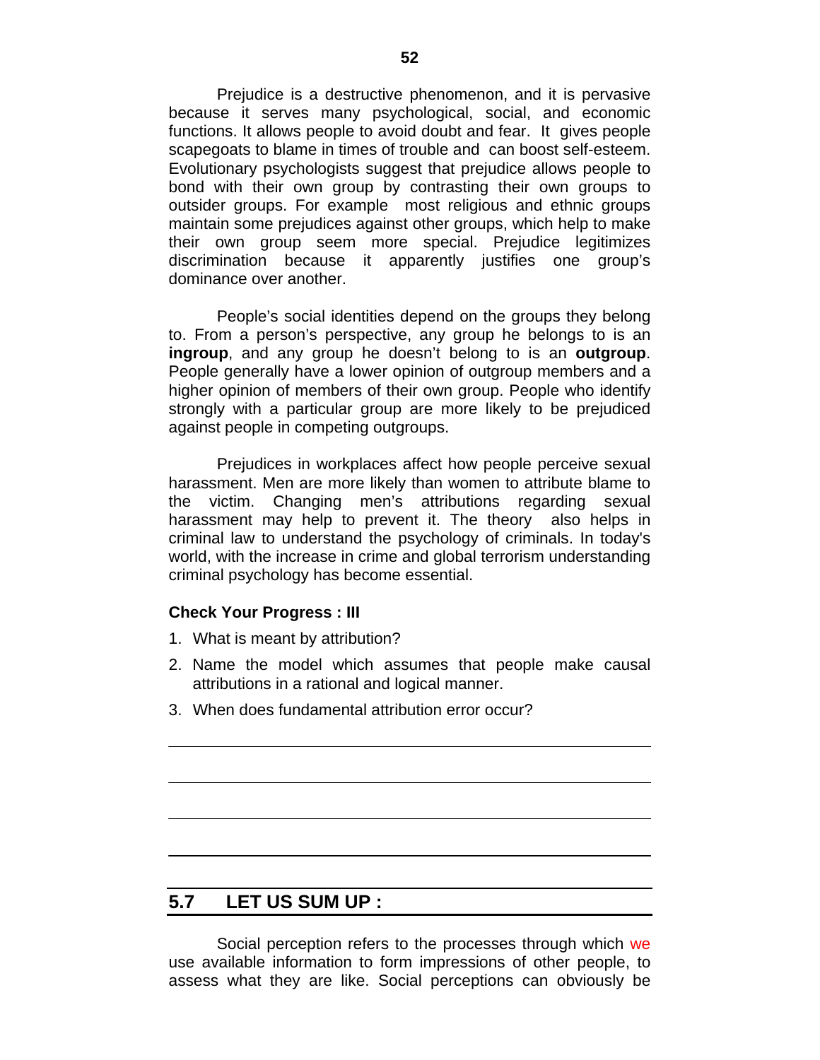Prejudice is a destructive phenomenon, and it is pervasive because it serves many psychological, social, and economic functions. It allows people to avoid doubt and fear. It gives people scapegoats to blame in times of trouble and can boost self-esteem. Evolutionary psychologists suggest that prejudice allows people to bond with their own group by contrasting their own groups to outsider groups. For example most religious and ethnic groups maintain some prejudices against other groups, which help to make their own group seem more special. Prejudice legitimizes discrimination because it apparently justifies one group's dominance over another.

People's social identities depend on the groups they belong to. From a person's perspective, any group he belongs to is an **ingroup**, and any group he doesn't belong to is an **outgroup**. People generally have a lower opinion of outgroup members and a higher opinion of members of their own group. People who identify strongly with a particular group are more likely to be prejudiced against people in competing outgroups.

Prejudices in workplaces affect how people perceive sexual harassment. Men are more likely than women to attribute blame to the victim. Changing men's attributions regarding sexual harassment may help to prevent it. The theory also helps in criminal law to understand the psychology of criminals. In today's world, with the increase in crime and global terrorism understanding criminal psychology has become essential.

**Check Your Progress : III**

1. What is meant by attribution?
2. Name the model which assumes that people make causal attributions in a rational and logical manner.
3. When does fundamental attribution error occur?

## 5.7 LET US SUM UP :

Social perception refers to the processes through which we use available information to form impressions of other people, to assess what they are like. Social perceptions can obviously be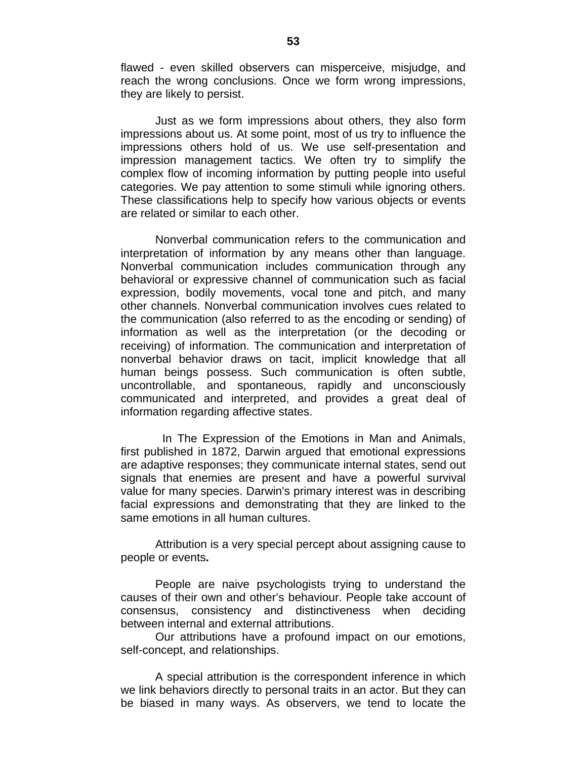flawed - even skilled observers can misperceive, misjudge, and reach the wrong conclusions. Once we form wrong impressions, they are likely to persist.

Just as we form impressions about others, they also form impressions about us. At some point, most of us try to influence the impressions others hold of us. We use self-presentation and impression management tactics. We often try to simplify the complex flow of incoming information by putting people into useful categories. We pay attention to some stimuli while ignoring others. These classifications help to specify how various objects or events are related or similar to each other.

Nonverbal communication refers to the communication and interpretation of information by any means other than language. Nonverbal communication includes communication through any behavioral or expressive channel of communication such as facial expression, bodily movements, vocal tone and pitch, and many other channels. Nonverbal communication involves cues related to the communication (also referred to as the encoding or sending) of information as well as the interpretation (or the decoding or receiving) of information. The communication and interpretation of nonverbal behavior draws on tacit, implicit knowledge that all human beings possess. Such communication is often subtle, uncontrollable, and spontaneous, rapidly and unconsciously communicated and interpreted, and provides a great deal of information regarding affective states.

In The Expression of the Emotions in Man and Animals, first published in 1872, Darwin argued that emotional expressions are adaptive responses; they communicate internal states, send out signals that enemies are present and have a powerful survival value for many species. Darwin's primary interest was in describing facial expressions and demonstrating that they are linked to the same emotions in all human cultures.

Attribution is a very special percept about assigning cause to people or events**.**

People are naive psychologists trying to understand the causes of their own and other's behaviour. People take account of consensus, consistency and distinctiveness when deciding between internal and external attributions.

Our attributions have a profound impact on our emotions, self-concept, and relationships.

A special attribution is the correspondent inference in which we link behaviors directly to personal traits in an actor. But they can be biased in many ways. As observers, we tend to locate the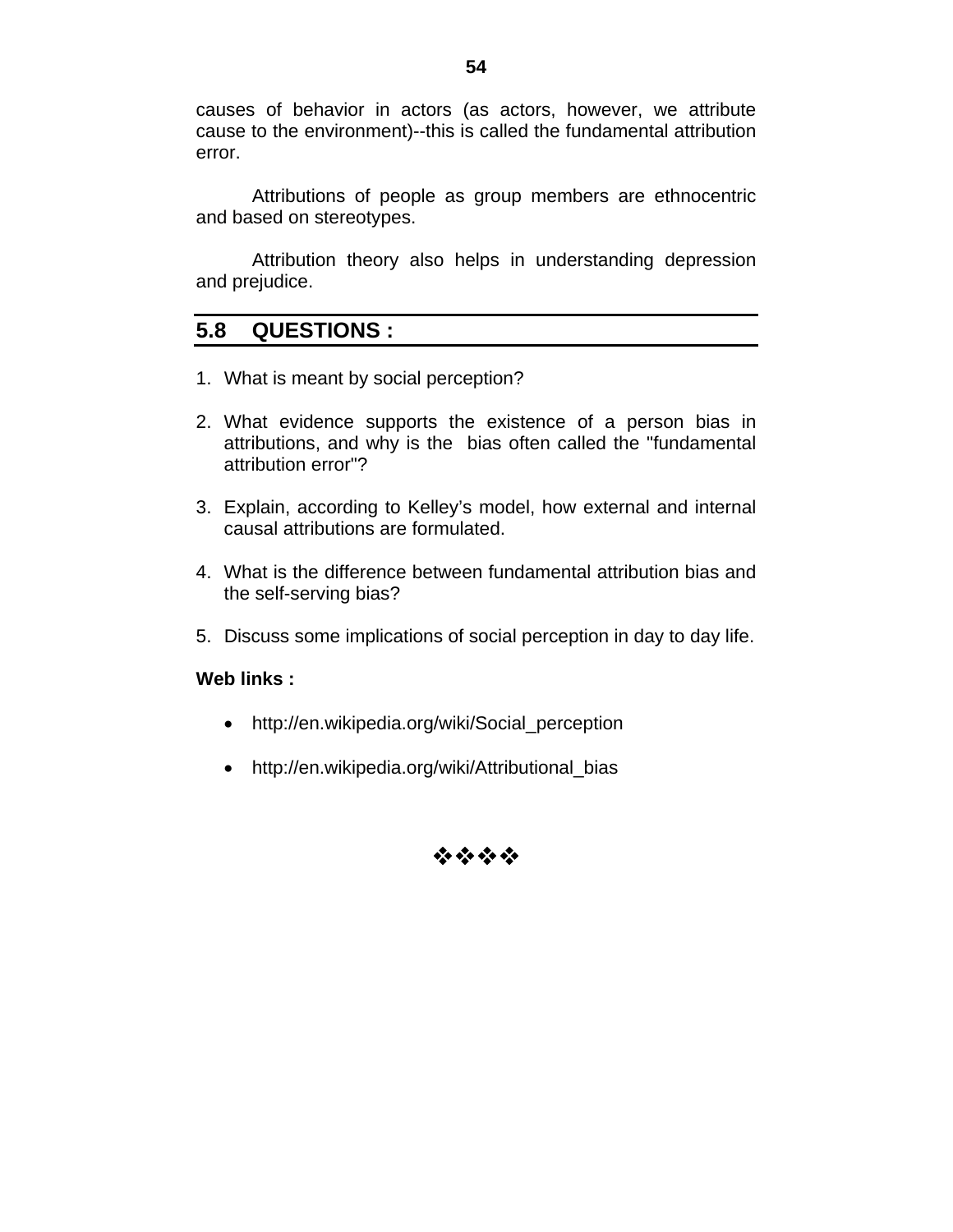causes of behavior in actors (as actors, however, we attribute cause to the environment)--this is called the fundamental attribution error.

Attributions of people as group members are ethnocentric and based on stereotypes.

Attribution theory also helps in understanding depression and prejudice.

## 5.8 QUESTIONS :

1. What is meant by social perception?
2. What evidence supports the existence of a person bias in attributions, and why is the bias often called the "fundamental attribution error"?
3. Explain, according to Kelley's model, how external and internal causal attributions are formulated.
4. What is the difference between fundamental attribution bias and the self-serving bias?
5. Discuss some implications of social perception in day to day life.

**Web links :**

- http://en.wikipedia.org/wiki/Social_perception
- http://en.wikipedia.org/wiki/Attributional_bias

❖❖❖❖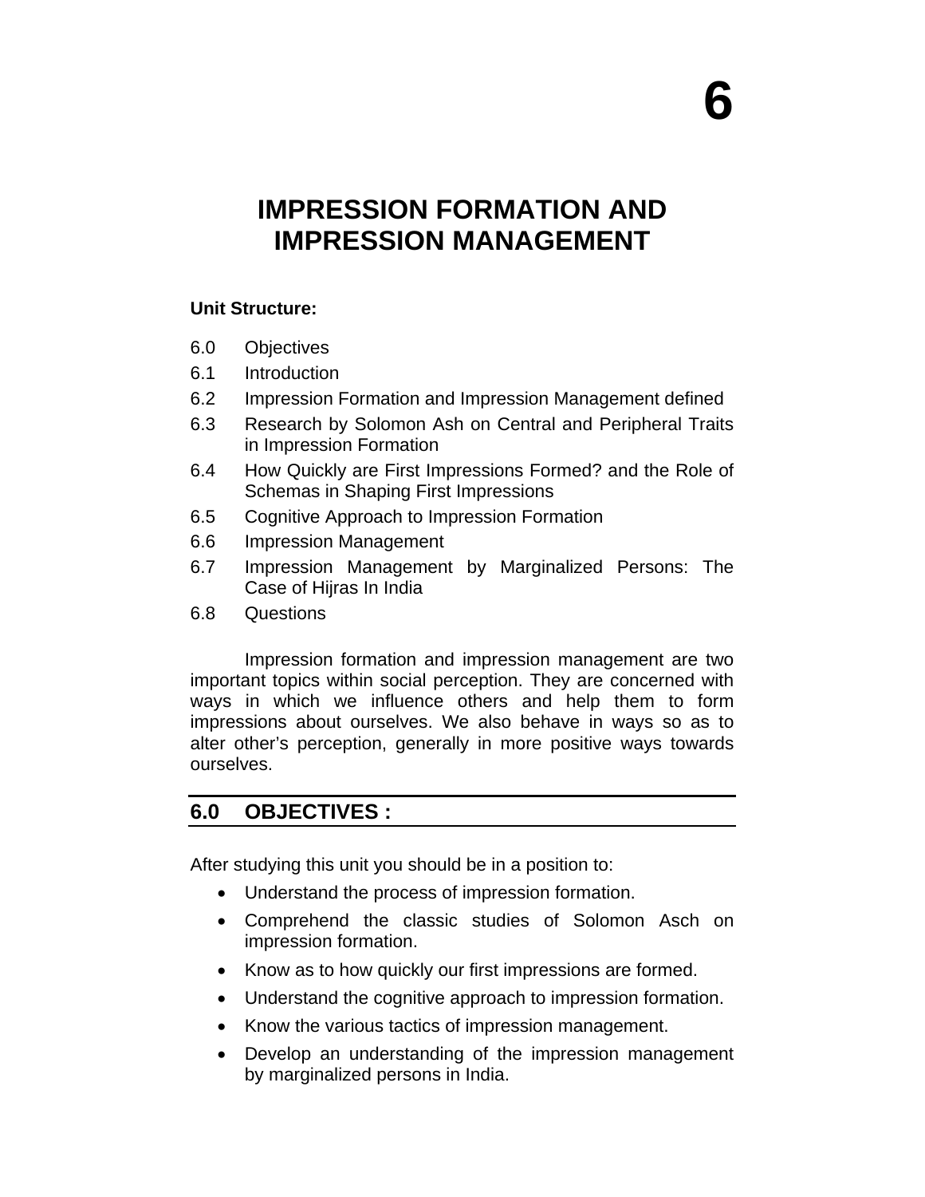# 6

# IMPRESSION FORMATION AND IMPRESSION MANAGEMENT

**Unit Structure:**

6.0 Objectives

6.1 Introduction

6.2 Impression Formation and Impression Management defined

6.3 Research by Solomon Ash on Central and Peripheral Traits in Impression Formation

6.4 How Quickly are First Impressions Formed? and the Role of Schemas in Shaping First Impressions

6.5 Cognitive Approach to Impression Formation

6.6 Impression Management

6.7 Impression Management by Marginalized Persons: The Case of Hijras In India

6.8 Questions

Impression formation and impression management are two important topics within social perception. They are concerned with ways in which we influence others and help them to form impressions about ourselves. We also behave in ways so as to alter other's perception, generally in more positive ways towards ourselves.

## 6.0 OBJECTIVES :

After studying this unit you should be in a position to:

- Understand the process of impression formation.
- Comprehend the classic studies of Solomon Asch on impression formation.
- Know as to how quickly our first impressions are formed.
- Understand the cognitive approach to impression formation.
- Know the various tactics of impression management.
- Develop an understanding of the impression management by marginalized persons in India.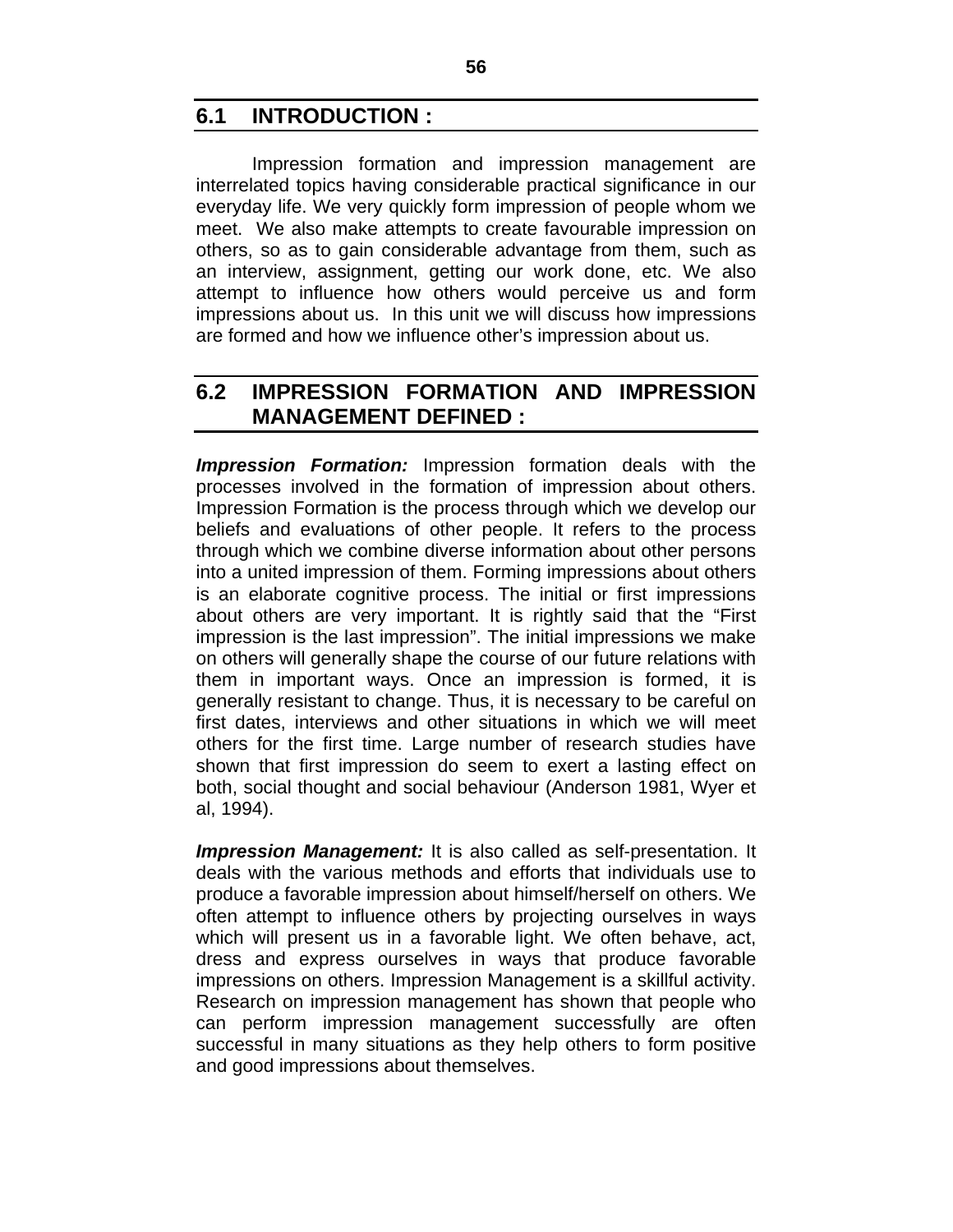## 6.1 INTRODUCTION :

Impression formation and impression management are interrelated topics having considerable practical significance in our everyday life. We very quickly form impression of people whom we meet. We also make attempts to create favourable impression on others, so as to gain considerable advantage from them, such as an interview, assignment, getting our work done, etc. We also attempt to influence how others would perceive us and form impressions about us. In this unit we will discuss how impressions are formed and how we influence other's impression about us.

## 6.2 IMPRESSION FORMATION AND IMPRESSION MANAGEMENT DEFINED :

***Impression Formation:*** Impression formation deals with the processes involved in the formation of impression about others. Impression Formation is the process through which we develop our beliefs and evaluations of other people. It refers to the process through which we combine diverse information about other persons into a united impression of them. Forming impressions about others is an elaborate cognitive process. The initial or first impressions about others are very important. It is rightly said that the "First impression is the last impression". The initial impressions we make on others will generally shape the course of our future relations with them in important ways. Once an impression is formed, it is generally resistant to change. Thus, it is necessary to be careful on first dates, interviews and other situations in which we will meet others for the first time. Large number of research studies have shown that first impression do seem to exert a lasting effect on both, social thought and social behaviour (Anderson 1981, Wyer et al, 1994).

***Impression Management:*** It is also called as self-presentation. It deals with the various methods and efforts that individuals use to produce a favorable impression about himself/herself on others. We often attempt to influence others by projecting ourselves in ways which will present us in a favorable light. We often behave, act, dress and express ourselves in ways that produce favorable impressions on others. Impression Management is a skillful activity. Research on impression management has shown that people who can perform impression management successfully are often successful in many situations as they help others to form positive and good impressions about themselves.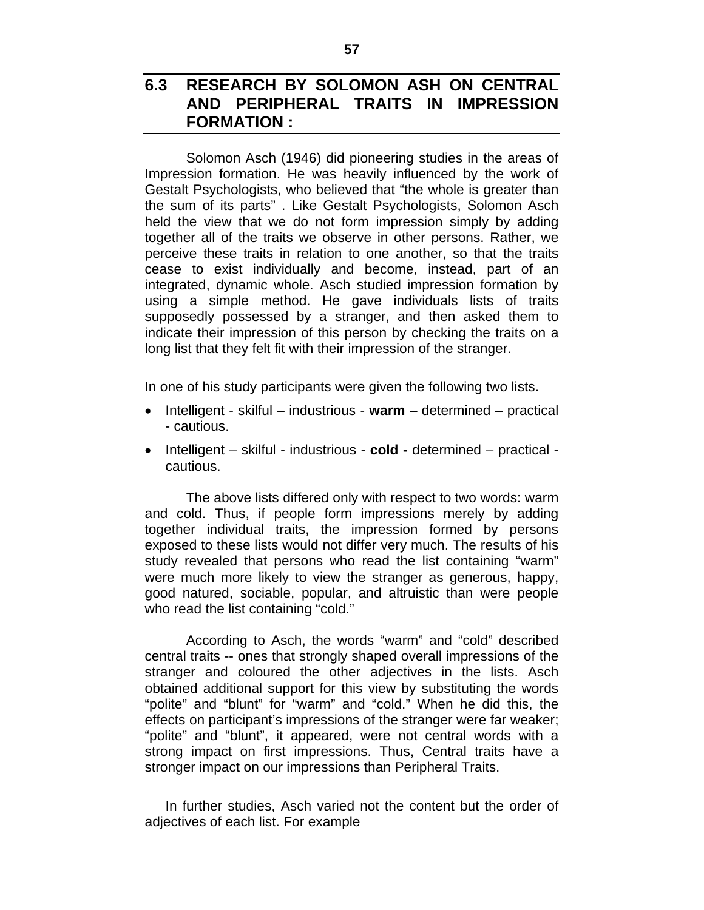## 6.3 RESEARCH BY SOLOMON ASH ON CENTRAL AND PERIPHERAL TRAITS IN IMPRESSION FORMATION :

Solomon Asch (1946) did pioneering studies in the areas of Impression formation. He was heavily influenced by the work of Gestalt Psychologists, who believed that “the whole is greater than the sum of its parts” . Like Gestalt Psychologists, Solomon Asch held the view that we do not form impression simply by adding together all of the traits we observe in other persons. Rather, we perceive these traits in relation to one another, so that the traits cease to exist individually and become, instead, part of an integrated, dynamic whole. Asch studied impression formation by using a simple method. He gave individuals lists of traits supposedly possessed by a stranger, and then asked them to indicate their impression of this person by checking the traits on a long list that they felt fit with their impression of the stranger.

In one of his study participants were given the following two lists.

- Intelligent - skilful – industrious - **warm** – determined – practical - cautious.
- Intelligent – skilful - industrious - **cold -** determined – practical - cautious.

The above lists differed only with respect to two words: warm and cold. Thus, if people form impressions merely by adding together individual traits, the impression formed by persons exposed to these lists would not differ very much. The results of his study revealed that persons who read the list containing “warm” were much more likely to view the stranger as generous, happy, good natured, sociable, popular, and altruistic than were people who read the list containing “cold.”

According to Asch, the words “warm” and “cold” described central traits -- ones that strongly shaped overall impressions of the stranger and coloured the other adjectives in the lists. Asch obtained additional support for this view by substituting the words “polite” and “blunt” for “warm” and “cold.” When he did this, the effects on participant’s impressions of the stranger were far weaker; “polite” and “blunt”, it appeared, were not central words with a strong impact on first impressions. Thus, Central traits have a stronger impact on our impressions than Peripheral Traits.

In further studies, Asch varied not the content but the order of adjectives of each list. For example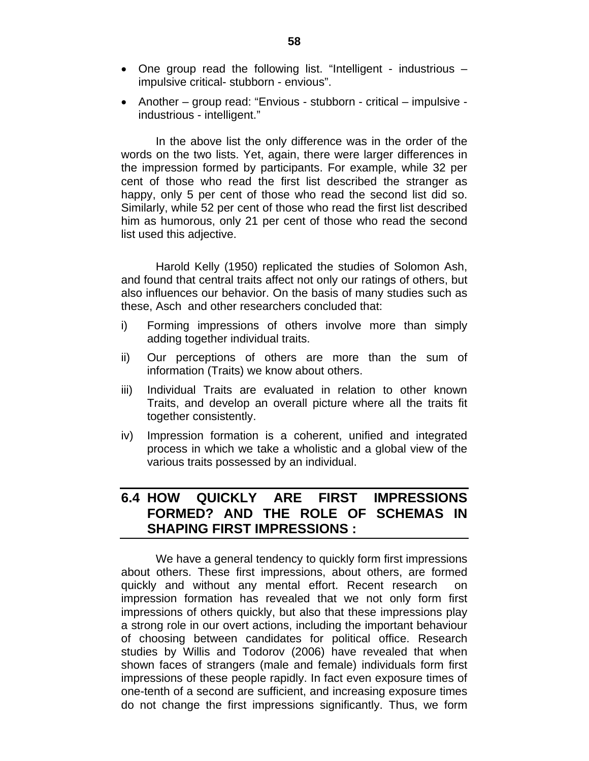- One group read the following list. "Intelligent - industrious – impulsive critical- stubborn - envious".
- Another – group read: "Envious - stubborn - critical – impulsive - industrious - intelligent."

In the above list the only difference was in the order of the words on the two lists. Yet, again, there were larger differences in the impression formed by participants. For example, while 32 per cent of those who read the first list described the stranger as happy, only 5 per cent of those who read the second list did so. Similarly, while 52 per cent of those who read the first list described him as humorous, only 21 per cent of those who read the second list used this adjective.

Harold Kelly (1950) replicated the studies of Solomon Ash, and found that central traits affect not only our ratings of others, but also influences our behavior. On the basis of many studies such as these, Asch and other researchers concluded that:

i) Forming impressions of others involve more than simply adding together individual traits.

ii) Our perceptions of others are more than the sum of information (Traits) we know about others.

iii) Individual Traits are evaluated in relation to other known Traits, and develop an overall picture where all the traits fit together consistently.

iv) Impression formation is a coherent, unified and integrated process in which we take a wholistic and a global view of the various traits possessed by an individual.

## 6.4 HOW QUICKLY ARE FIRST IMPRESSIONS FORMED? AND THE ROLE OF SCHEMAS IN SHAPING FIRST IMPRESSIONS :

We have a general tendency to quickly form first impressions about others. These first impressions, about others, are formed quickly and without any mental effort. Recent research on impression formation has revealed that we not only form first impressions of others quickly, but also that these impressions play a strong role in our overt actions, including the important behaviour of choosing between candidates for political office. Research studies by Willis and Todorov (2006) have revealed that when shown faces of strangers (male and female) individuals form first impressions of these people rapidly. In fact even exposure times of one-tenth of a second are sufficient, and increasing exposure times do not change the first impressions significantly. Thus, we form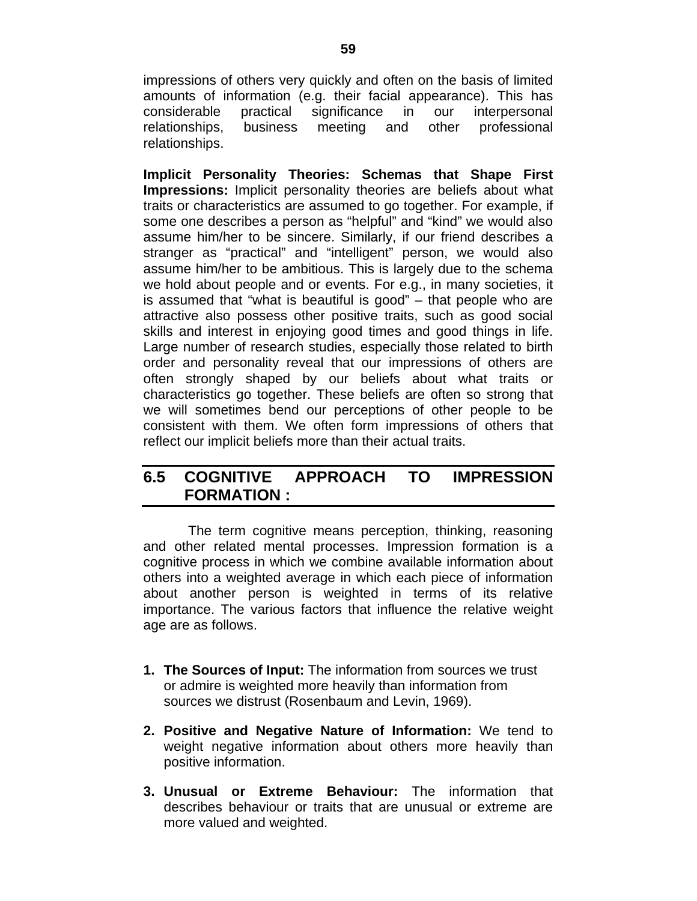impressions of others very quickly and often on the basis of limited amounts of information (e.g. their facial appearance). This has considerable practical significance in our interpersonal relationships, business meeting and other professional relationships.

**Implicit Personality Theories: Schemas that Shape First Impressions:** Implicit personality theories are beliefs about what traits or characteristics are assumed to go together. For example, if some one describes a person as "helpful" and "kind" we would also assume him/her to be sincere. Similarly, if our friend describes a stranger as "practical" and "intelligent" person, we would also assume him/her to be ambitious. This is largely due to the schema we hold about people and or events. For e.g., in many societies, it is assumed that "what is beautiful is good" – that people who are attractive also possess other positive traits, such as good social skills and interest in enjoying good times and good things in life. Large number of research studies, especially those related to birth order and personality reveal that our impressions of others are often strongly shaped by our beliefs about what traits or characteristics go together. These beliefs are often so strong that we will sometimes bend our perceptions of other people to be consistent with them. We often form impressions of others that reflect our implicit beliefs more than their actual traits.

## 6.5 COGNITIVE APPROACH TO IMPRESSION FORMATION :

The term cognitive means perception, thinking, reasoning and other related mental processes. Impression formation is a cognitive process in which we combine available information about others into a weighted average in which each piece of information about another person is weighted in terms of its relative importance. The various factors that influence the relative weight age are as follows.

1. **The Sources of Input:** The information from sources we trust or admire is weighted more heavily than information from sources we distrust (Rosenbaum and Levin, 1969).

2. **Positive and Negative Nature of Information:** We tend to weight negative information about others more heavily than positive information.

3. **Unusual or Extreme Behaviour:** The information that describes behaviour or traits that are unusual or extreme are more valued and weighted.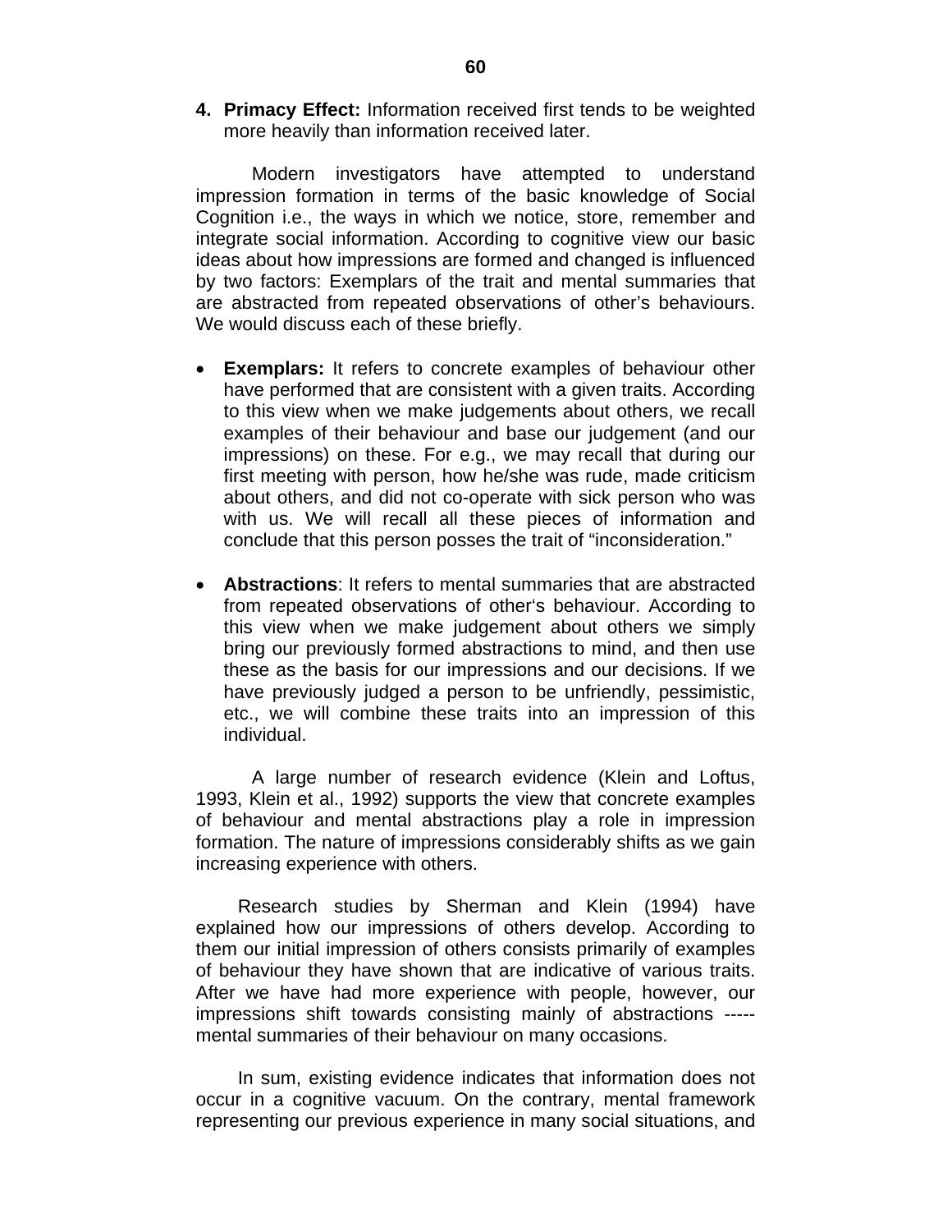4. **Primacy Effect:** Information received first tends to be weighted more heavily than information received later.

Modern investigators have attempted to understand impression formation in terms of the basic knowledge of Social Cognition i.e., the ways in which we notice, store, remember and integrate social information. According to cognitive view our basic ideas about how impressions are formed and changed is influenced by two factors: Exemplars of the trait and mental summaries that are abstracted from repeated observations of other's behaviours. We would discuss each of these briefly.

- **Exemplars:** It refers to concrete examples of behaviour other have performed that are consistent with a given traits. According to this view when we make judgements about others, we recall examples of their behaviour and base our judgement (and our impressions) on these. For e.g., we may recall that during our first meeting with person, how he/she was rude, made criticism about others, and did not co-operate with sick person who was with us. We will recall all these pieces of information and conclude that this person posses the trait of "inconsideration."

- **Abstractions**: It refers to mental summaries that are abstracted from repeated observations of other's behaviour. According to this view when we make judgement about others we simply bring our previously formed abstractions to mind, and then use these as the basis for our impressions and our decisions. If we have previously judged a person to be unfriendly, pessimistic, etc., we will combine these traits into an impression of this individual.

A large number of research evidence (Klein and Loftus, 1993, Klein et al., 1992) supports the view that concrete examples of behaviour and mental abstractions play a role in impression formation. The nature of impressions considerably shifts as we gain increasing experience with others.

Research studies by Sherman and Klein (1994) have explained how our impressions of others develop. According to them our initial impression of others consists primarily of examples of behaviour they have shown that are indicative of various traits. After we have had more experience with people, however, our impressions shift towards consisting mainly of abstractions ----- mental summaries of their behaviour on many occasions.

In sum, existing evidence indicates that information does not occur in a cognitive vacuum. On the contrary, mental framework representing our previous experience in many social situations, and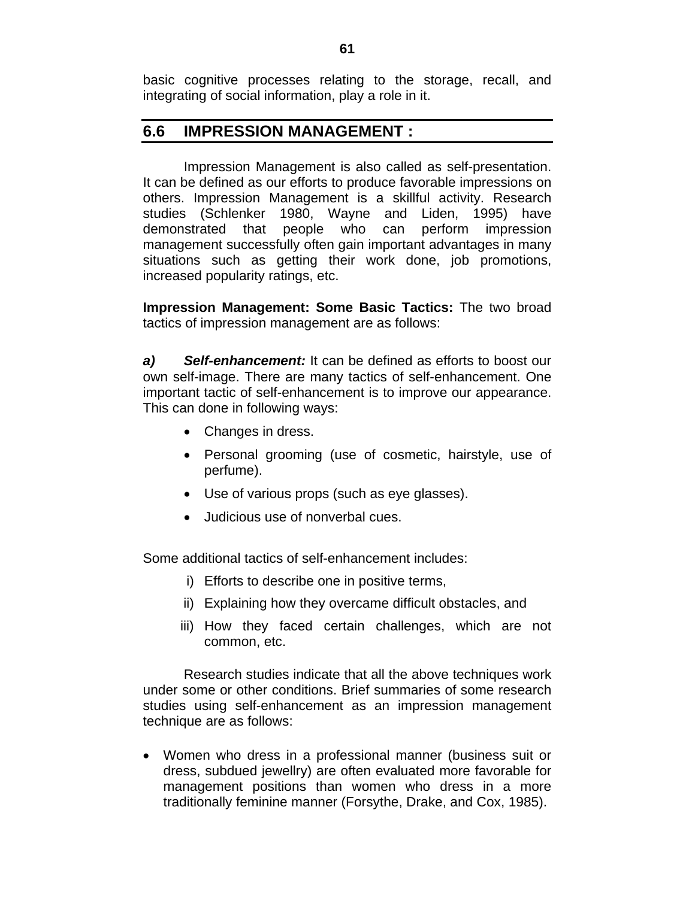basic cognitive processes relating to the storage, recall, and integrating of social information, play a role in it.

## 6.6 IMPRESSION MANAGEMENT :

Impression Management is also called as self-presentation. It can be defined as our efforts to produce favorable impressions on others. Impression Management is a skillful activity. Research studies (Schlenker 1980, Wayne and Liden, 1995) have demonstrated that people who can perform impression management successfully often gain important advantages in many situations such as getting their work done, job promotions, increased popularity ratings, etc.

**Impression Management: Some Basic Tactics:** The two broad tactics of impression management are as follows:

***a) Self-enhancement:*** It can be defined as efforts to boost our own self-image. There are many tactics of self-enhancement. One important tactic of self-enhancement is to improve our appearance. This can done in following ways:

- Changes in dress.
- Personal grooming (use of cosmetic, hairstyle, use of perfume).
- Use of various props (such as eye glasses).
- Judicious use of nonverbal cues.

Some additional tactics of self-enhancement includes:

i) Efforts to describe one in positive terms,

ii) Explaining how they overcame difficult obstacles, and

iii) How they faced certain challenges, which are not common, etc.

Research studies indicate that all the above techniques work under some or other conditions. Brief summaries of some research studies using self-enhancement as an impression management technique are as follows:

- Women who dress in a professional manner (business suit or dress, subdued jewellry) are often evaluated more favorable for management positions than women who dress in a more traditionally feminine manner (Forsythe, Drake, and Cox, 1985).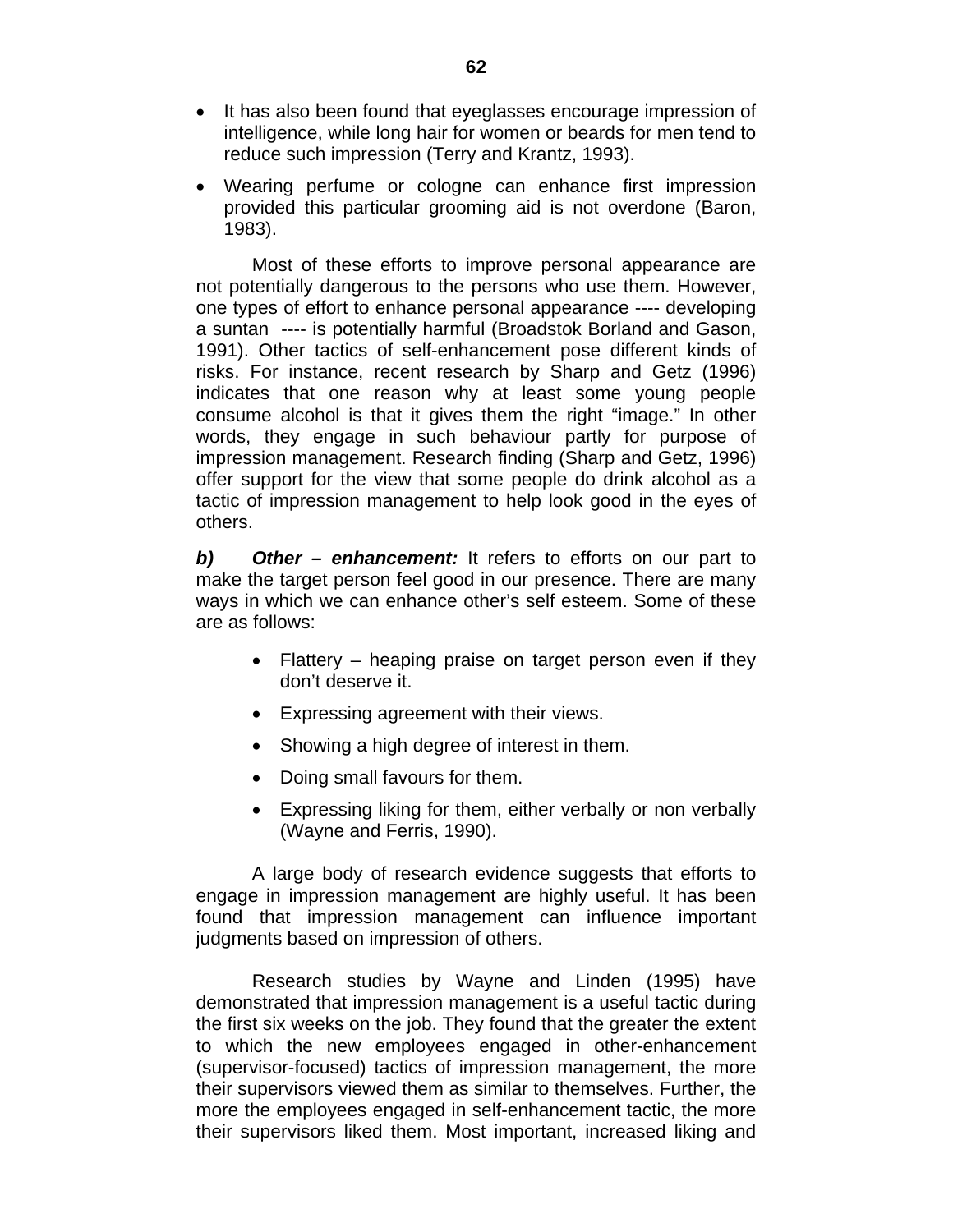- It has also been found that eyeglasses encourage impression of intelligence, while long hair for women or beards for men tend to reduce such impression (Terry and Krantz, 1993).
- Wearing perfume or cologne can enhance first impression provided this particular grooming aid is not overdone (Baron, 1983).

Most of these efforts to improve personal appearance are not potentially dangerous to the persons who use them. However, one types of effort to enhance personal appearance ---- developing a suntan ---- is potentially harmful (Broadstok Borland and Gason, 1991). Other tactics of self-enhancement pose different kinds of risks. For instance, recent research by Sharp and Getz (1996) indicates that one reason why at least some young people consume alcohol is that it gives them the right "image." In other words, they engage in such behaviour partly for purpose of impression management. Research finding (Sharp and Getz, 1996) offer support for the view that some people do drink alcohol as a tactic of impression management to help look good in the eyes of others.

***b) Other – enhancement:*** It refers to efforts on our part to make the target person feel good in our presence. There are many ways in which we can enhance other's self esteem. Some of these are as follows:

- Flattery – heaping praise on target person even if they don't deserve it.
- Expressing agreement with their views.
- Showing a high degree of interest in them.
- Doing small favours for them.
- Expressing liking for them, either verbally or non verbally (Wayne and Ferris, 1990).

A large body of research evidence suggests that efforts to engage in impression management are highly useful. It has been found that impression management can influence important judgments based on impression of others.

Research studies by Wayne and Linden (1995) have demonstrated that impression management is a useful tactic during the first six weeks on the job. They found that the greater the extent to which the new employees engaged in other-enhancement (supervisor-focused) tactics of impression management, the more their supervisors viewed them as similar to themselves. Further, the more the employees engaged in self-enhancement tactic, the more their supervisors liked them. Most important, increased liking and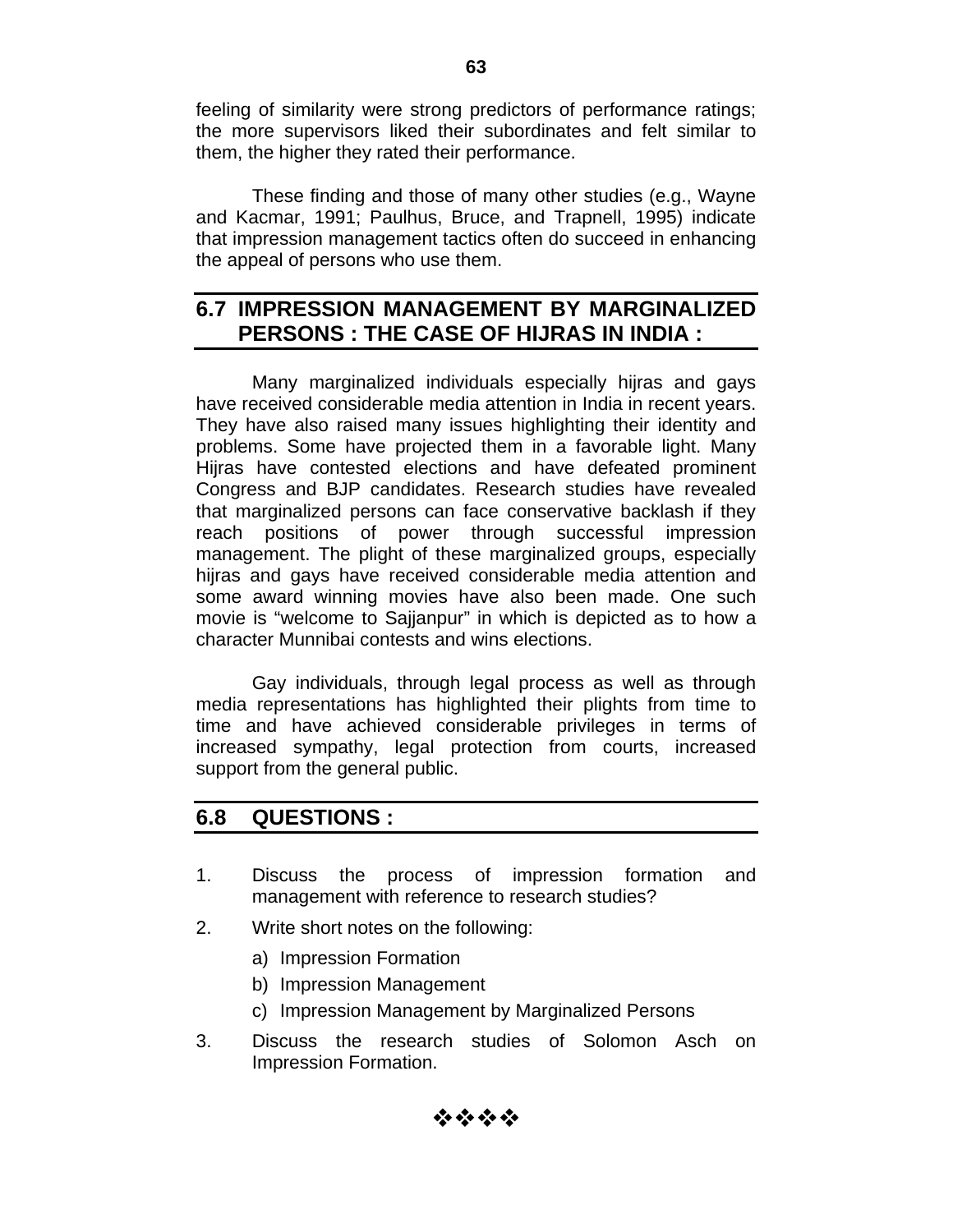feeling of similarity were strong predictors of performance ratings; the more supervisors liked their subordinates and felt similar to them, the higher they rated their performance.

These finding and those of many other studies (e.g., Wayne and Kacmar, 1991; Paulhus, Bruce, and Trapnell, 1995) indicate that impression management tactics often do succeed in enhancing the appeal of persons who use them.

## 6.7 IMPRESSION MANAGEMENT BY MARGINALIZED PERSONS : THE CASE OF HIJRAS IN INDIA :

Many marginalized individuals especially hijras and gays have received considerable media attention in India in recent years. They have also raised many issues highlighting their identity and problems. Some have projected them in a favorable light. Many Hijras have contested elections and have defeated prominent Congress and BJP candidates. Research studies have revealed that marginalized persons can face conservative backlash if they reach positions of power through successful impression management. The plight of these marginalized groups, especially hijras and gays have received considerable media attention and some award winning movies have also been made. One such movie is "welcome to Sajjanpur" in which is depicted as to how a character Munnibai contests and wins elections.

Gay individuals, through legal process as well as through media representations has highlighted their plights from time to time and have achieved considerable privileges in terms of increased sympathy, legal protection from courts, increased support from the general public.

## 6.8 QUESTIONS :

1. Discuss the process of impression formation and management with reference to research studies?
2. Write short notes on the following:
   a) Impression Formation
   b) Impression Management
   c) Impression Management by Marginalized Persons
3. Discuss the research studies of Solomon Asch on Impression Formation.

❖❖❖❖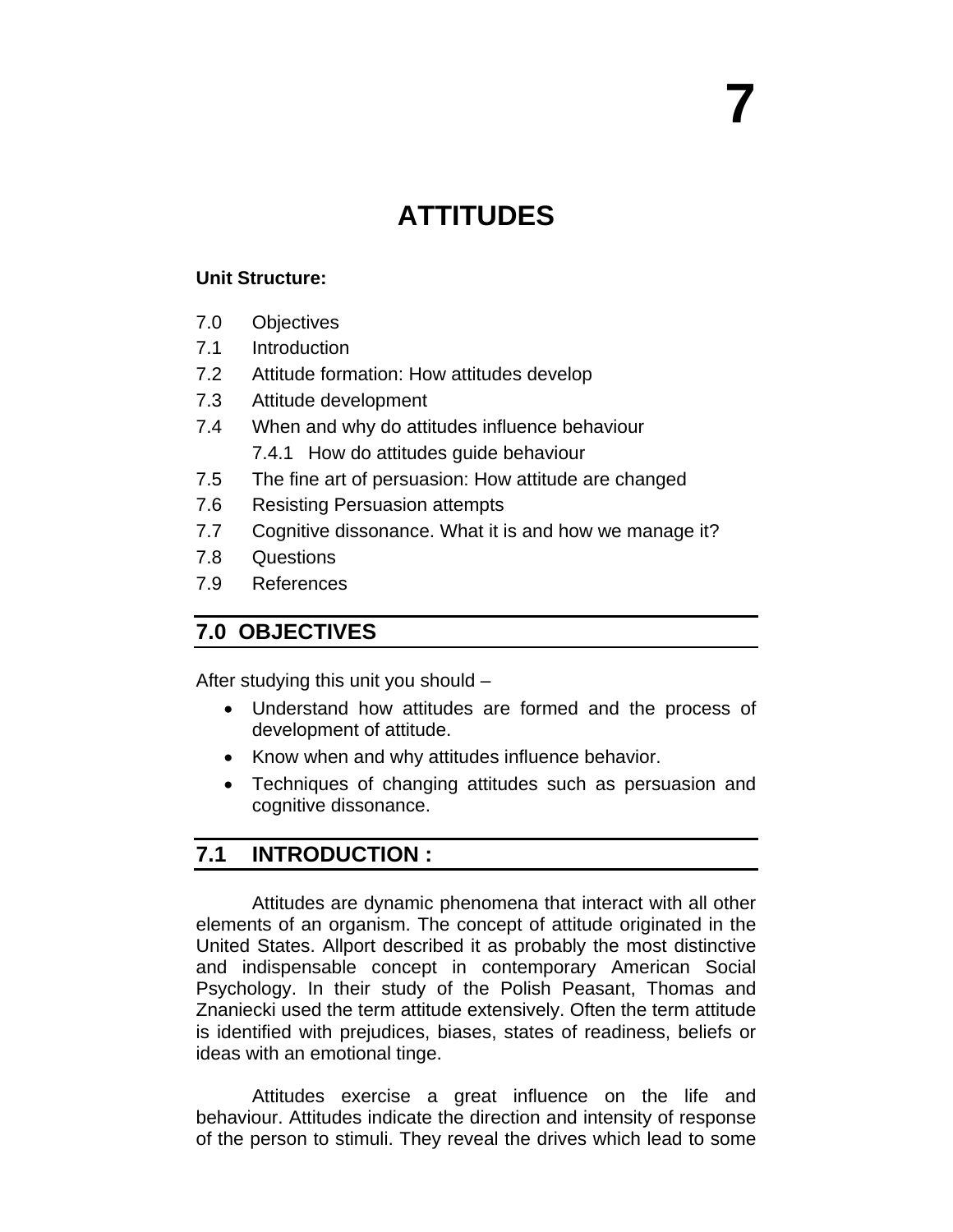# 7

# ATTITUDES

**Unit Structure:**

7.0 Objectives
7.1 Introduction
7.2 Attitude formation: How attitudes develop
7.3 Attitude development
7.4 When and why do attitudes influence behaviour
  7.4.1 How do attitudes guide behaviour
7.5 The fine art of persuasion: How attitude are changed
7.6 Resisting Persuasion attempts
7.7 Cognitive dissonance. What it is and how we manage it?
7.8 Questions
7.9 References

## 7.0 OBJECTIVES

After studying this unit you should –

- Understand how attitudes are formed and the process of development of attitude.
- Know when and why attitudes influence behavior.
- Techniques of changing attitudes such as persuasion and cognitive dissonance.

## 7.1 INTRODUCTION :

Attitudes are dynamic phenomena that interact with all other elements of an organism. The concept of attitude originated in the United States. Allport described it as probably the most distinctive and indispensable concept in contemporary American Social Psychology. In their study of the Polish Peasant, Thomas and Znaniecki used the term attitude extensively. Often the term attitude is identified with prejudices, biases, states of readiness, beliefs or ideas with an emotional tinge.

Attitudes exercise a great influence on the life and behaviour. Attitudes indicate the direction and intensity of response of the person to stimuli. They reveal the drives which lead to some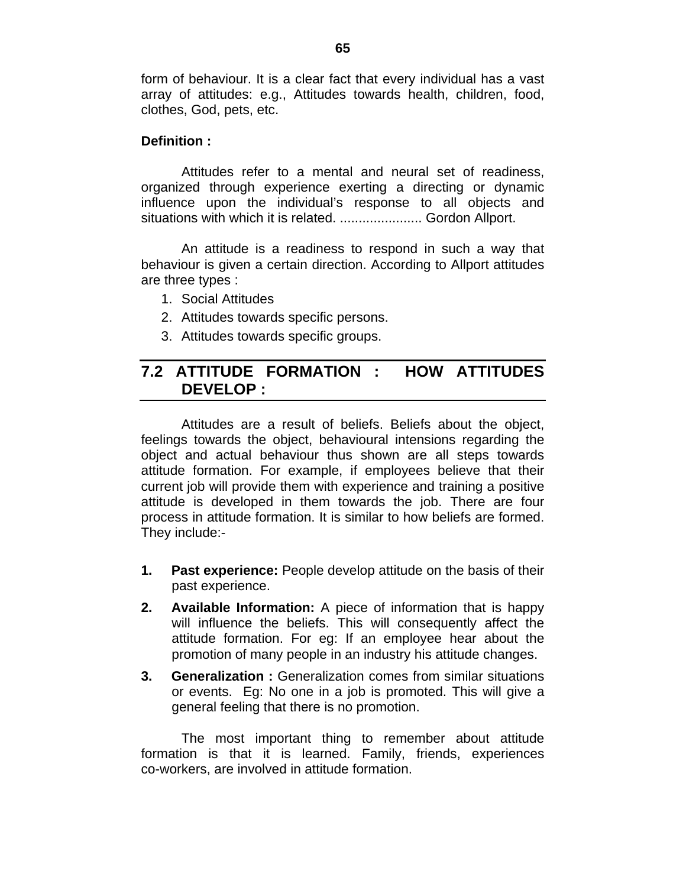form of behaviour. It is a clear fact that every individual has a vast array of attitudes: e.g., Attitudes towards health, children, food, clothes, God, pets, etc.

**Definition :**

Attitudes refer to a mental and neural set of readiness, organized through experience exerting a directing or dynamic influence upon the individual's response to all objects and situations with which it is related. ..................... Gordon Allport.

An attitude is a readiness to respond in such a way that behaviour is given a certain direction. According to Allport attitudes are three types :

1. Social Attitudes
2. Attitudes towards specific persons.
3. Attitudes towards specific groups.

## 7.2 ATTITUDE FORMATION : HOW ATTITUDES DEVELOP :

Attitudes are a result of beliefs. Beliefs about the object, feelings towards the object, behavioural intensions regarding the object and actual behaviour thus shown are all steps towards attitude formation. For example, if employees believe that their current job will provide them with experience and training a positive attitude is developed in them towards the job. There are four process in attitude formation. It is similar to how beliefs are formed. They include:-

1. **Past experience:** People develop attitude on the basis of their past experience.
2. **Available Information:** A piece of information that is happy will influence the beliefs. This will consequently affect the attitude formation. For eg: If an employee hear about the promotion of many people in an industry his attitude changes.
3. **Generalization :** Generalization comes from similar situations or events. Eg: No one in a job is promoted. This will give a general feeling that there is no promotion.

The most important thing to remember about attitude formation is that it is learned. Family, friends, experiences co-workers, are involved in attitude formation.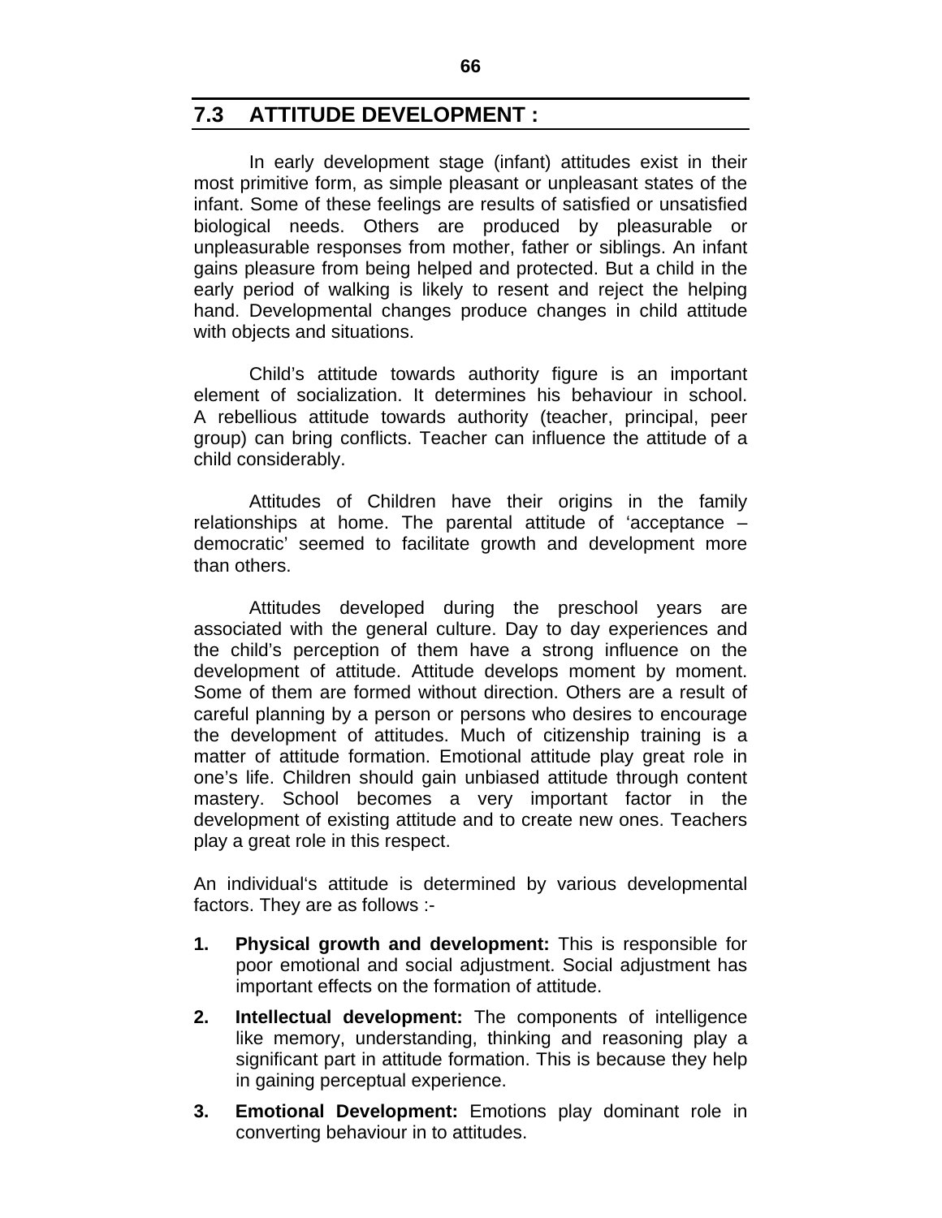## 7.3 ATTITUDE DEVELOPMENT :

In early development stage (infant) attitudes exist in their most primitive form, as simple pleasant or unpleasant states of the infant. Some of these feelings are results of satisfied or unsatisfied biological needs. Others are produced by pleasurable or unpleasurable responses from mother, father or siblings. An infant gains pleasure from being helped and protected. But a child in the early period of walking is likely to resent and reject the helping hand. Developmental changes produce changes in child attitude with objects and situations.

Child's attitude towards authority figure is an important element of socialization. It determines his behaviour in school. A rebellious attitude towards authority (teacher, principal, peer group) can bring conflicts. Teacher can influence the attitude of a child considerably.

Attitudes of Children have their origins in the family relationships at home. The parental attitude of 'acceptance – democratic' seemed to facilitate growth and development more than others.

Attitudes developed during the preschool years are associated with the general culture. Day to day experiences and the child's perception of them have a strong influence on the development of attitude. Attitude develops moment by moment. Some of them are formed without direction. Others are a result of careful planning by a person or persons who desires to encourage the development of attitudes. Much of citizenship training is a matter of attitude formation. Emotional attitude play great role in one's life. Children should gain unbiased attitude through content mastery. School becomes a very important factor in the development of existing attitude and to create new ones. Teachers play a great role in this respect.

An individual's attitude is determined by various developmental factors. They are as follows :-

1. **Physical growth and development:** This is responsible for poor emotional and social adjustment. Social adjustment has important effects on the formation of attitude.
2. **Intellectual development:** The components of intelligence like memory, understanding, thinking and reasoning play a significant part in attitude formation. This is because they help in gaining perceptual experience.
3. **Emotional Development:** Emotions play dominant role in converting behaviour in to attitudes.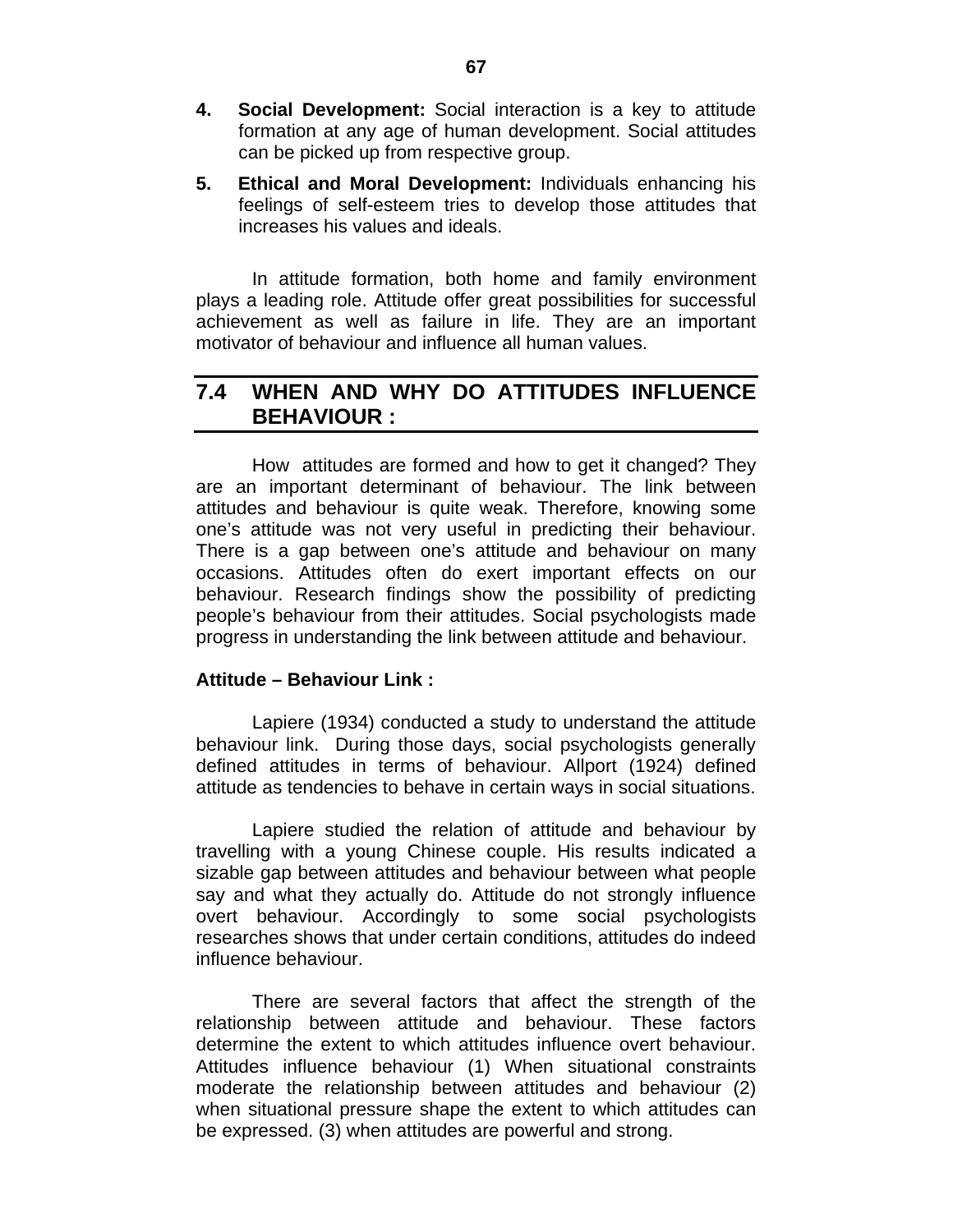4. **Social Development:** Social interaction is a key to attitude formation at any age of human development. Social attitudes can be picked up from respective group.

5. **Ethical and Moral Development:** Individuals enhancing his feelings of self-esteem tries to develop those attitudes that increases his values and ideals.

In attitude formation, both home and family environment plays a leading role. Attitude offer great possibilities for successful achievement as well as failure in life. They are an important motivator of behaviour and influence all human values.

## 7.4 WHEN AND WHY DO ATTITUDES INFLUENCE BEHAVIOUR :

How attitudes are formed and how to get it changed? They are an important determinant of behaviour. The link between attitudes and behaviour is quite weak. Therefore, knowing some one's attitude was not very useful in predicting their behaviour. There is a gap between one's attitude and behaviour on many occasions. Attitudes often do exert important effects on our behaviour. Research findings show the possibility of predicting people's behaviour from their attitudes. Social psychologists made progress in understanding the link between attitude and behaviour.

**Attitude – Behaviour Link :**

Lapiere (1934) conducted a study to understand the attitude behaviour link. During those days, social psychologists generally defined attitudes in terms of behaviour. Allport (1924) defined attitude as tendencies to behave in certain ways in social situations.

Lapiere studied the relation of attitude and behaviour by travelling with a young Chinese couple. His results indicated a sizable gap between attitudes and behaviour between what people say and what they actually do. Attitude do not strongly influence overt behaviour. Accordingly to some social psychologists researches shows that under certain conditions, attitudes do indeed influence behaviour.

There are several factors that affect the strength of the relationship between attitude and behaviour. These factors determine the extent to which attitudes influence overt behaviour. Attitudes influence behaviour (1) When situational constraints moderate the relationship between attitudes and behaviour (2) when situational pressure shape the extent to which attitudes can be expressed. (3) when attitudes are powerful and strong.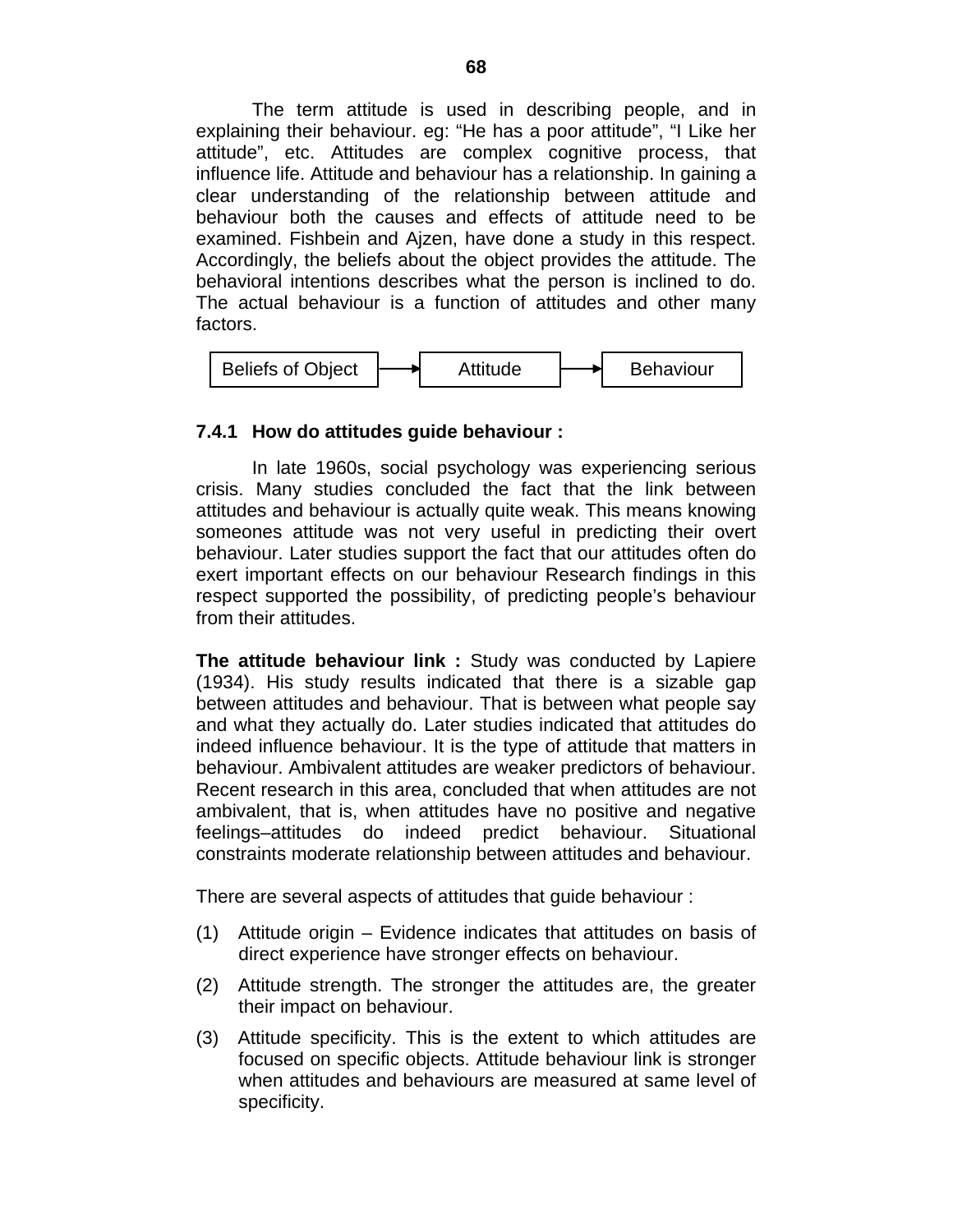The term attitude is used in describing people, and in explaining their behaviour. eg: "He has a poor attitude", "I Like her attitude", etc. Attitudes are complex cognitive process, that influence life. Attitude and behaviour has a relationship. In gaining a clear understanding of the relationship between attitude and behaviour both the causes and effects of attitude need to be examined. Fishbein and Ajzen, have done a study in this respect. Accordingly, the beliefs about the object provides the attitude. The behavioral intentions describes what the person is inclined to do. The actual behaviour is a function of attitudes and other many factors.

Beliefs of Object → Attitude → Behaviour

### 7.4.1 How do attitudes guide behaviour :

In late 1960s, social psychology was experiencing serious crisis. Many studies concluded the fact that the link between attitudes and behaviour is actually quite weak. This means knowing someones attitude was not very useful in predicting their overt behaviour. Later studies support the fact that our attitudes often do exert important effects on our behaviour Research findings in this respect supported the possibility, of predicting people's behaviour from their attitudes.

**The attitude behaviour link :** Study was conducted by Lapiere (1934). His study results indicated that there is a sizable gap between attitudes and behaviour. That is between what people say and what they actually do. Later studies indicated that attitudes do indeed influence behaviour. It is the type of attitude that matters in behaviour. Ambivalent attitudes are weaker predictors of behaviour. Recent research in this area, concluded that when attitudes are not ambivalent, that is, when attitudes have no positive and negative feelings–attitudes do indeed predict behaviour. Situational constraints moderate relationship between attitudes and behaviour.

There are several aspects of attitudes that guide behaviour :

(1) Attitude origin – Evidence indicates that attitudes on basis of direct experience have stronger effects on behaviour.

(2) Attitude strength. The stronger the attitudes are, the greater their impact on behaviour.

(3) Attitude specificity. This is the extent to which attitudes are focused on specific objects. Attitude behaviour link is stronger when attitudes and behaviours are measured at same level of specificity.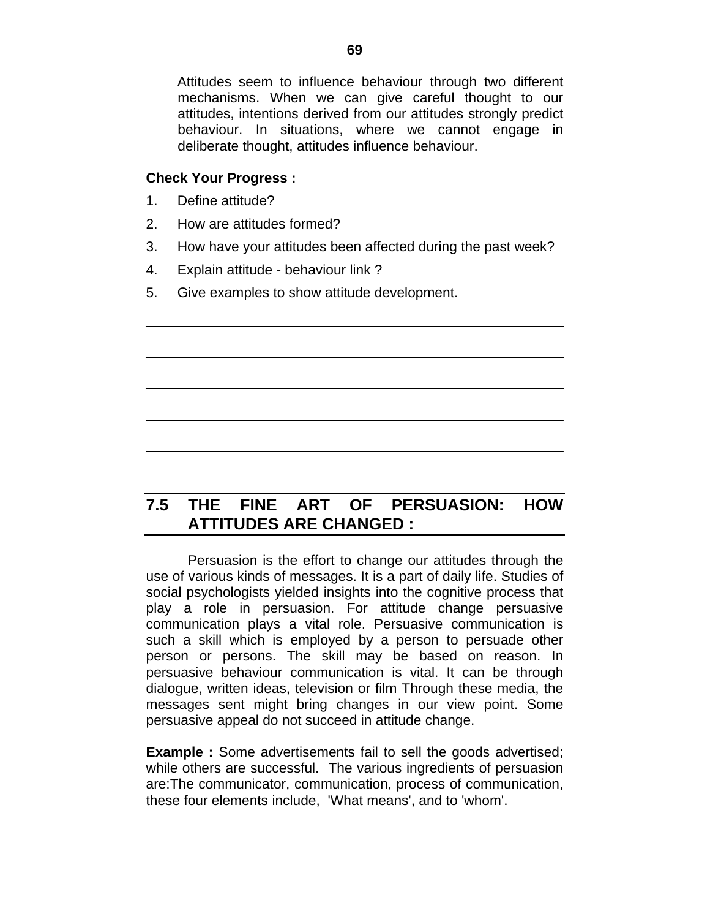Attitudes seem to influence behaviour through two different mechanisms. When we can give careful thought to our attitudes, intentions derived from our attitudes strongly predict behaviour. In situations, where we cannot engage in deliberate thought, attitudes influence behaviour.

**Check Your Progress :**

1. Define attitude?
2. How are attitudes formed?
3. How have your attitudes been affected during the past week?
4. Explain attitude - behaviour link ?
5. Give examples to show attitude development.

## 7.5 THE FINE ART OF PERSUASION: HOW ATTITUDES ARE CHANGED :

Persuasion is the effort to change our attitudes through the use of various kinds of messages. It is a part of daily life. Studies of social psychologists yielded insights into the cognitive process that play a role in persuasion. For attitude change persuasive communication plays a vital role. Persuasive communication is such a skill which is employed by a person to persuade other person or persons. The skill may be based on reason. In persuasive behaviour communication is vital. It can be through dialogue, written ideas, television or film Through these media, the messages sent might bring changes in our view point. Some persuasive appeal do not succeed in attitude change.

**Example :** Some advertisements fail to sell the goods advertised; while others are successful. The various ingredients of persuasion are:The communicator, communication, process of communication, these four elements include, 'What means', and to 'whom'.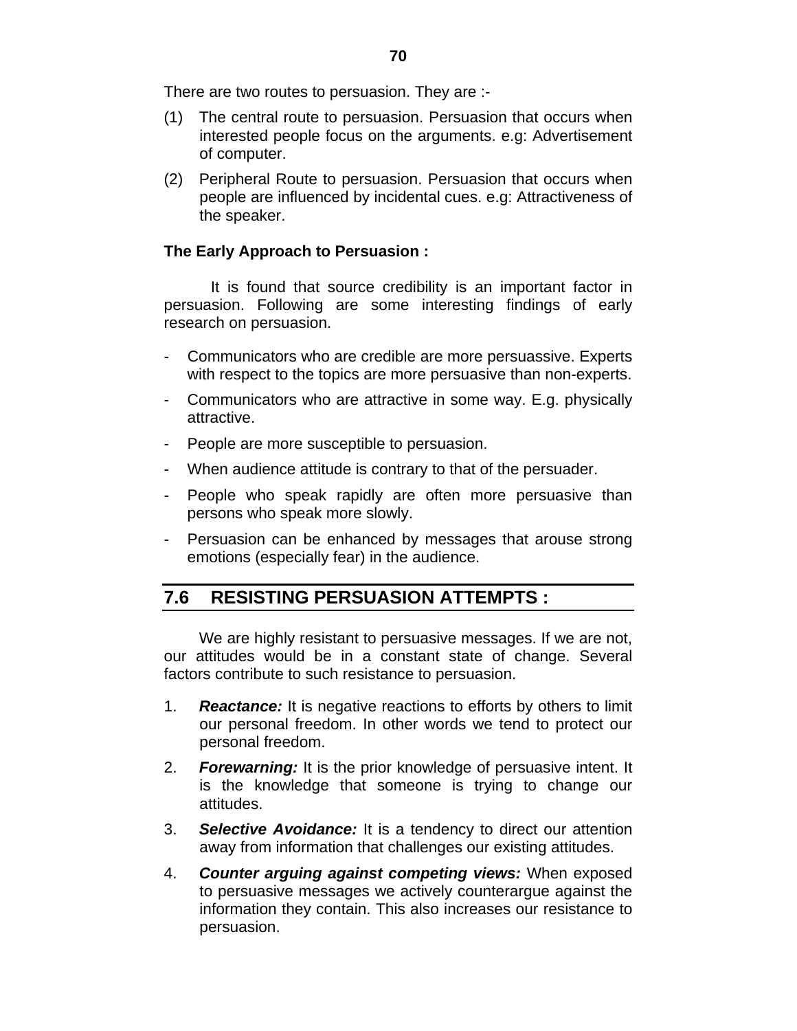There are two routes to persuasion. They are :-

(1) The central route to persuasion. Persuasion that occurs when interested people focus on the arguments. e.g: Advertisement of computer.

(2) Peripheral Route to persuasion. Persuasion that occurs when people are influenced by incidental cues. e.g: Attractiveness of the speaker.

**The Early Approach to Persuasion :**

It is found that source credibility is an important factor in persuasion. Following are some interesting findings of early research on persuasion.

- Communicators who are credible are more persuassive. Experts with respect to the topics are more persuasive than non-experts.
- Communicators who are attractive in some way. E.g. physically attractive.
- People are more susceptible to persuasion.
- When audience attitude is contrary to that of the persuader.
- People who speak rapidly are often more persuasive than persons who speak more slowly.
- Persuasion can be enhanced by messages that arouse strong emotions (especially fear) in the audience.

## 7.6 RESISTING PERSUASION ATTEMPTS :

We are highly resistant to persuasive messages. If we are not, our attitudes would be in a constant state of change. Several factors contribute to such resistance to persuasion.

1. ***Reactance:*** It is negative reactions to efforts by others to limit our personal freedom. In other words we tend to protect our personal freedom.
2. ***Forewarning:*** It is the prior knowledge of persuasive intent. It is the knowledge that someone is trying to change our attitudes.
3. ***Selective Avoidance:*** It is a tendency to direct our attention away from information that challenges our existing attitudes.
4. ***Counter arguing against competing views:*** When exposed to persuasive messages we actively counterargue against the information they contain. This also increases our resistance to persuasion.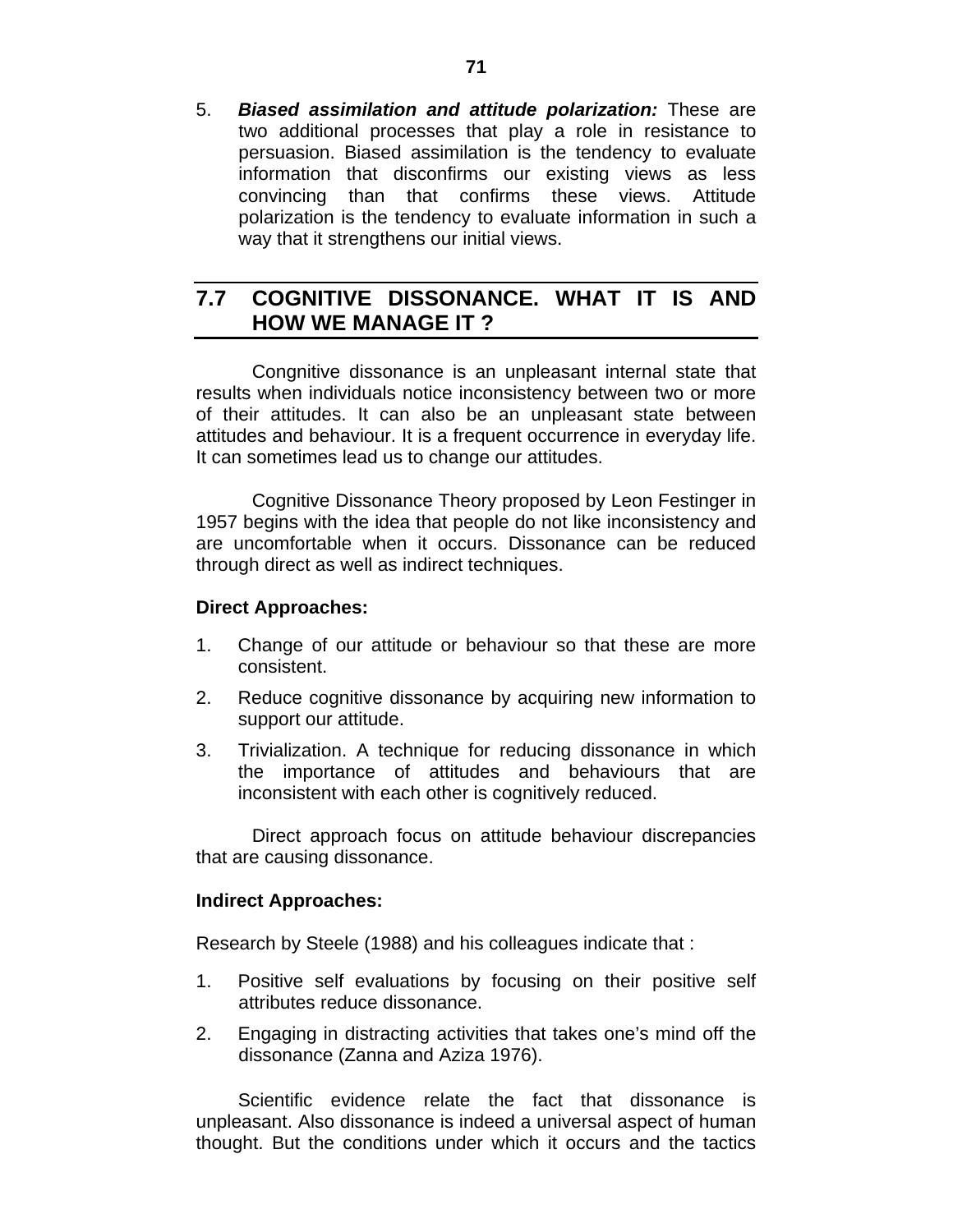5. ***Biased assimilation and attitude polarization:*** These are two additional processes that play a role in resistance to persuasion. Biased assimilation is the tendency to evaluate information that disconfirms our existing views as less convincing than that confirms these views. Attitude polarization is the tendency to evaluate information in such a way that it strengthens our initial views.

## 7.7 COGNITIVE DISSONANCE. WHAT IT IS AND HOW WE MANAGE IT ?

Congnitive dissonance is an unpleasant internal state that results when individuals notice inconsistency between two or more of their attitudes. It can also be an unpleasant state between attitudes and behaviour. It is a frequent occurrence in everyday life. It can sometimes lead us to change our attitudes.

Cognitive Dissonance Theory proposed by Leon Festinger in 1957 begins with the idea that people do not like inconsistency and are uncomfortable when it occurs. Dissonance can be reduced through direct as well as indirect techniques.

**Direct Approaches:**

1. Change of our attitude or behaviour so that these are more consistent.
2. Reduce cognitive dissonance by acquiring new information to support our attitude.
3. Trivialization. A technique for reducing dissonance in which the importance of attitudes and behaviours that are inconsistent with each other is cognitively reduced.

Direct approach focus on attitude behaviour discrepancies that are causing dissonance.

**Indirect Approaches:**

Research by Steele (1988) and his colleagues indicate that :

1. Positive self evaluations by focusing on their positive self attributes reduce dissonance.
2. Engaging in distracting activities that takes one's mind off the dissonance (Zanna and Aziza 1976).

Scientific evidence relate the fact that dissonance is unpleasant. Also dissonance is indeed a universal aspect of human thought. But the conditions under which it occurs and the tactics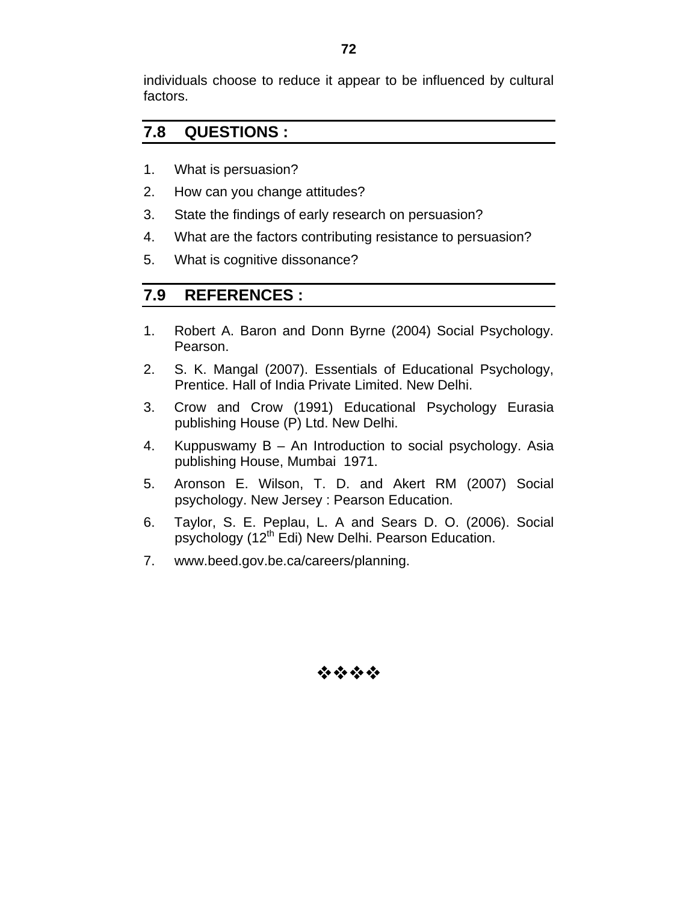individuals choose to reduce it appear to be influenced by cultural factors.

## 7.8 QUESTIONS :

1. What is persuasion?
2. How can you change attitudes?
3. State the findings of early research on persuasion?
4. What are the factors contributing resistance to persuasion?
5. What is cognitive dissonance?

## 7.9 REFERENCES :

1. Robert A. Baron and Donn Byrne (2004) Social Psychology. Pearson.
2. S. K. Mangal (2007). Essentials of Educational Psychology, Prentice. Hall of India Private Limited. New Delhi.
3. Crow and Crow (1991) Educational Psychology Eurasia publishing House (P) Ltd. New Delhi.
4. Kuppuswamy B – An Introduction to social psychology. Asia publishing House, Mumbai 1971.
5. Aronson E. Wilson, T. D. and Akert RM (2007) Social psychology. New Jersey : Pearson Education.
6. Taylor, S. E. Peplau, L. A and Sears D. O. (2006). Social psychology (12th Edi) New Delhi. Pearson Education.
7. www.beed.gov.be.ca/careers/planning.

❖❖❖❖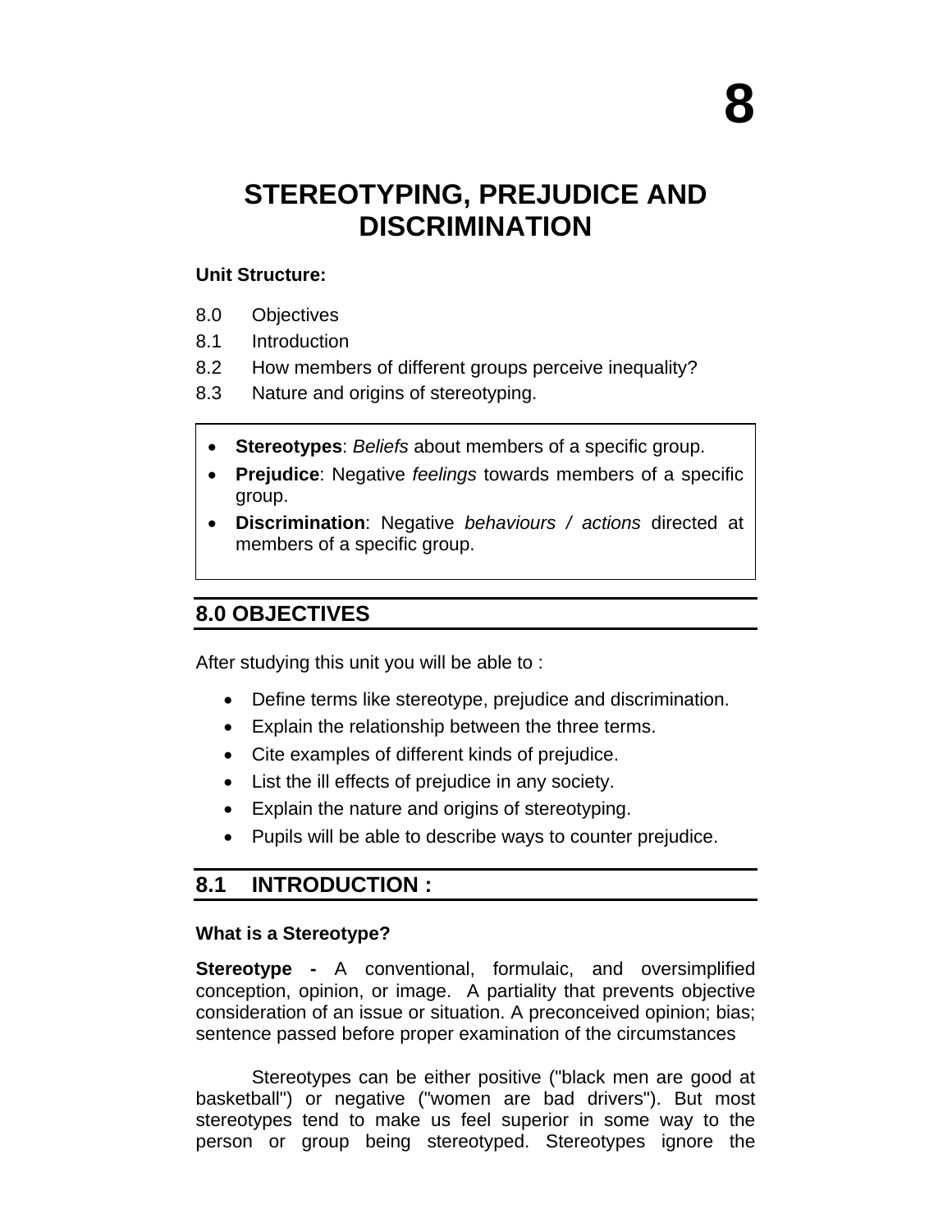# 8

# STEREOTYPING, PREJUDICE AND DISCRIMINATION

**Unit Structure:**

8.0 Objectives

8.1 Introduction

8.2 How members of different groups perceive inequality?

8.3 Nature and origins of stereotyping.

- **Stereotypes**: *Beliefs* about members of a specific group.
- **Prejudice**: Negative *feelings* towards members of a specific group.
- **Discrimination**: Negative *behaviours / actions* directed at members of a specific group.

## 8.0 OBJECTIVES

After studying this unit you will be able to :

- Define terms like stereotype, prejudice and discrimination.
- Explain the relationship between the three terms.
- Cite examples of different kinds of prejudice.
- List the ill effects of prejudice in any society.
- Explain the nature and origins of stereotyping.
- Pupils will be able to describe ways to counter prejudice.

## 8.1 INTRODUCTION :

### What is a Stereotype?

**Stereotype -** A conventional, formulaic, and oversimplified conception, opinion, or image. A partiality that prevents objective consideration of an issue or situation. A preconceived opinion; bias; sentence passed before proper examination of the circumstances

Stereotypes can be either positive ("black men are good at basketball") or negative ("women are bad drivers"). But most stereotypes tend to make us feel superior in some way to the person or group being stereotyped. Stereotypes ignore the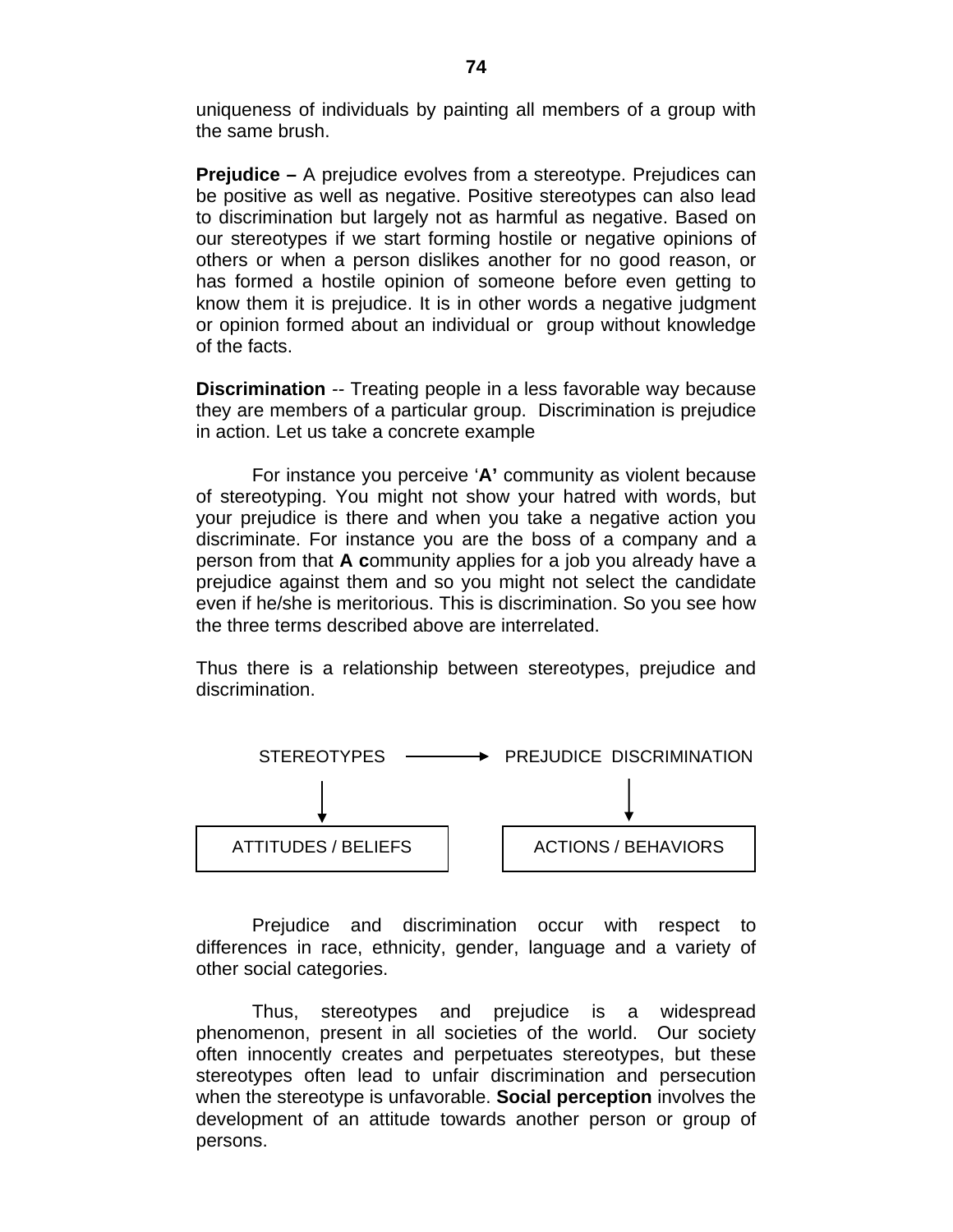uniqueness of individuals by painting all members of a group with the same brush.

**Prejudice –** A prejudice evolves from a stereotype. Prejudices can be positive as well as negative. Positive stereotypes can also lead to discrimination but largely not as harmful as negative. Based on our stereotypes if we start forming hostile or negative opinions of others or when a person dislikes another for no good reason, or has formed a hostile opinion of someone before even getting to know them it is prejudice. It is in other words a negative judgment or opinion formed about an individual or group without knowledge of the facts.

**Discrimination** -- Treating people in a less favorable way because they are members of a particular group. Discrimination is prejudice in action. Let us take a concrete example

For instance you perceive '**A'** community as violent because of stereotyping. You might not show your hatred with words, but your prejudice is there and when you take a negative action you discriminate. For instance you are the boss of a company and a person from that **A c**ommunity applies for a job you already have a prejudice against them and so you might not select the candidate even if he/she is meritorious. This is discrimination. So you see how the three terms described above are interrelated.

Thus there is a relationship between stereotypes, prejudice and discrimination.

STEREOTYPES ⟶ PREJUDICE DISCRIMINATION

| STEREOTYPES ↓ | PREJUDICE DISCRIMINATION ↓ |
|---|---|
| ATTITUDES / BELIEFS | ACTIONS / BEHAVIORS |

Prejudice and discrimination occur with respect to differences in race, ethnicity, gender, language and a variety of other social categories.

Thus, stereotypes and prejudice is a widespread phenomenon, present in all societies of the world. Our society often innocently creates and perpetuates stereotypes, but these stereotypes often lead to unfair discrimination and persecution when the stereotype is unfavorable. **Social perception** involves the development of an attitude towards another person or group of persons.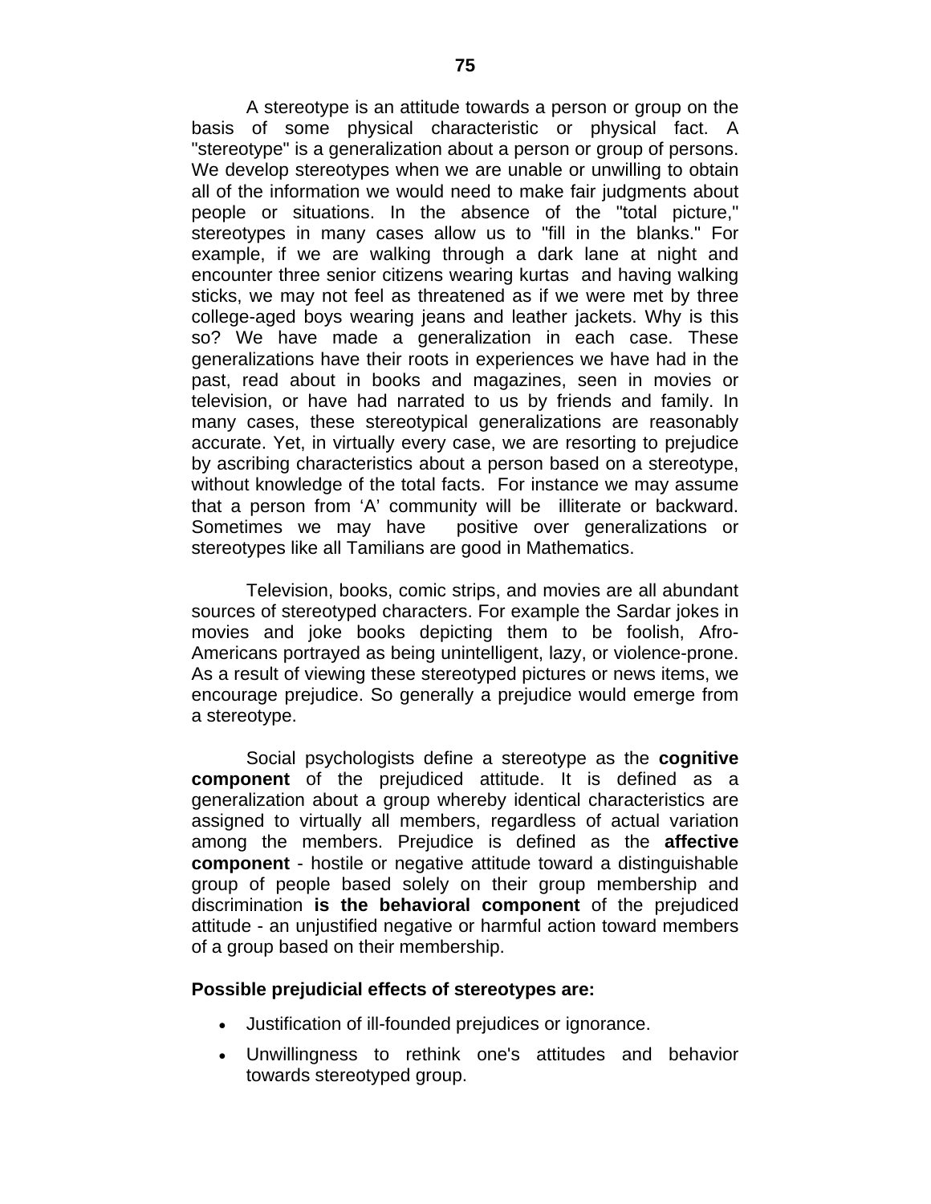A stereotype is an attitude towards a person or group on the basis of some physical characteristic or physical fact. A "stereotype" is a generalization about a person or group of persons. We develop stereotypes when we are unable or unwilling to obtain all of the information we would need to make fair judgments about people or situations. In the absence of the "total picture," stereotypes in many cases allow us to "fill in the blanks." For example, if we are walking through a dark lane at night and encounter three senior citizens wearing kurtas and having walking sticks, we may not feel as threatened as if we were met by three college-aged boys wearing jeans and leather jackets. Why is this so? We have made a generalization in each case. These generalizations have their roots in experiences we have had in the past, read about in books and magazines, seen in movies or television, or have had narrated to us by friends and family. In many cases, these stereotypical generalizations are reasonably accurate. Yet, in virtually every case, we are resorting to prejudice by ascribing characteristics about a person based on a stereotype, without knowledge of the total facts. For instance we may assume that a person from 'A' community will be illiterate or backward. Sometimes we may have positive over generalizations or stereotypes like all Tamilians are good in Mathematics.

Television, books, comic strips, and movies are all abundant sources of stereotyped characters. For example the Sardar jokes in movies and joke books depicting them to be foolish, Afro-Americans portrayed as being unintelligent, lazy, or violence-prone. As a result of viewing these stereotyped pictures or news items, we encourage prejudice. So generally a prejudice would emerge from a stereotype.

Social psychologists define a stereotype as the **cognitive component** of the prejudiced attitude. It is defined as a generalization about a group whereby identical characteristics are assigned to virtually all members, regardless of actual variation among the members. Prejudice is defined as the **affective component** - hostile or negative attitude toward a distinguishable group of people based solely on their group membership and discrimination **is the behavioral component** of the prejudiced attitude - an unjustified negative or harmful action toward members of a group based on their membership.

**Possible prejudicial effects of stereotypes are:**

- Justification of ill-founded prejudices or ignorance.
- Unwillingness to rethink one's attitudes and behavior towards stereotyped group.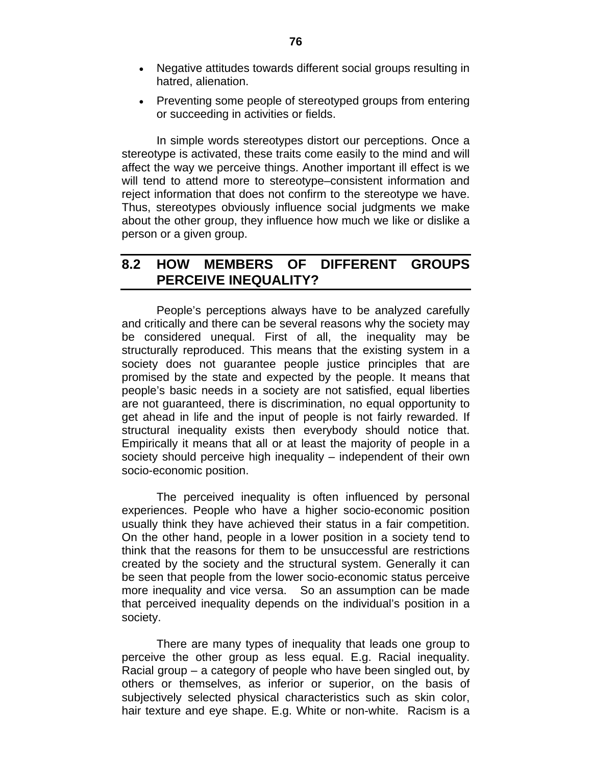- Negative attitudes towards different social groups resulting in hatred, alienation.
- Preventing some people of stereotyped groups from entering or succeeding in activities or fields.

In simple words stereotypes distort our perceptions. Once a stereotype is activated, these traits come easily to the mind and will affect the way we perceive things. Another important ill effect is we will tend to attend more to stereotype–consistent information and reject information that does not confirm to the stereotype we have. Thus, stereotypes obviously influence social judgments we make about the other group, they influence how much we like or dislike a person or a given group.

## 8.2 HOW MEMBERS OF DIFFERENT GROUPS PERCEIVE INEQUALITY?

People's perceptions always have to be analyzed carefully and critically and there can be several reasons why the society may be considered unequal. First of all, the inequality may be structurally reproduced. This means that the existing system in a society does not guarantee people justice principles that are promised by the state and expected by the people. It means that people's basic needs in a society are not satisfied, equal liberties are not guaranteed, there is discrimination, no equal opportunity to get ahead in life and the input of people is not fairly rewarded. If structural inequality exists then everybody should notice that. Empirically it means that all or at least the majority of people in a society should perceive high inequality – independent of their own socio-economic position.

The perceived inequality is often influenced by personal experiences. People who have a higher socio-economic position usually think they have achieved their status in a fair competition. On the other hand, people in a lower position in a society tend to think that the reasons for them to be unsuccessful are restrictions created by the society and the structural system. Generally it can be seen that people from the lower socio-economic status perceive more inequality and vice versa. So an assumption can be made that perceived inequality depends on the individual's position in a society.

There are many types of inequality that leads one group to perceive the other group as less equal. E.g. Racial inequality. Racial group – a category of people who have been singled out, by others or themselves, as inferior or superior, on the basis of subjectively selected physical characteristics such as skin color, hair texture and eye shape. E.g. White or non-white. Racism is a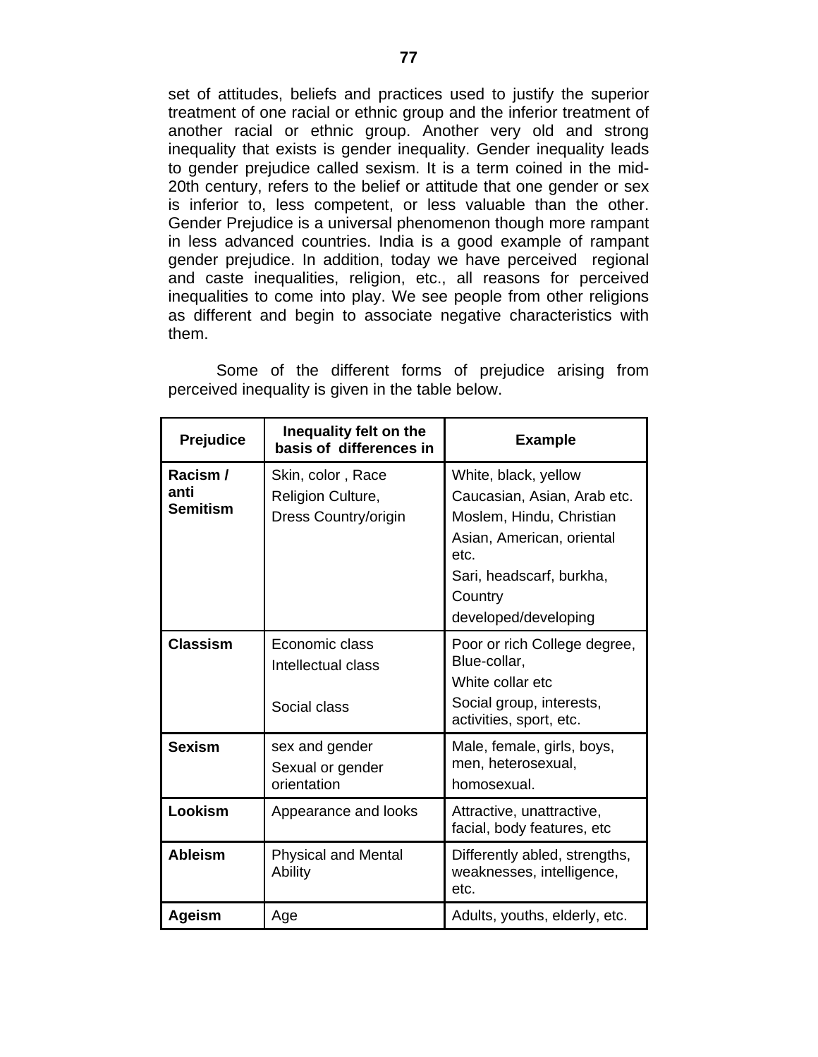set of attitudes, beliefs and practices used to justify the superior treatment of one racial or ethnic group and the inferior treatment of another racial or ethnic group. Another very old and strong inequality that exists is gender inequality. Gender inequality leads to gender prejudice called sexism. It is a term coined in the mid-20th century, refers to the belief or attitude that one gender or sex is inferior to, less competent, or less valuable than the other. Gender Prejudice is a universal phenomenon though more rampant in less advanced countries. India is a good example of rampant gender prejudice. In addition, today we have perceived regional and caste inequalities, religion, etc., all reasons for perceived inequalities to come into play. We see people from other religions as different and begin to associate negative characteristics with them.

Some of the different forms of prejudice arising from perceived inequality is given in the table below.

| Prejudice | Inequality felt on the basis of differences in | Example |
|---|---|---|
| **Racism / anti Semitism** | Skin, color , Race<br>Religion Culture,<br>Dress Country/origin | White, black, yellow<br>Caucasian, Asian, Arab etc.<br>Moslem, Hindu, Christian<br>Asian, American, oriental etc.<br>Sari, headscarf, burkha,<br>Country<br>developed/developing |
| **Classism** | Economic class<br>Intellectual class<br>Social class | Poor or rich College degree, Blue-collar,<br>White collar etc<br>Social group, interests, activities, sport, etc. |
| **Sexism** | sex and gender<br>Sexual or gender orientation | Male, female, girls, boys, men, heterosexual,<br>homosexual. |
| **Lookism** | Appearance and looks | Attractive, unattractive, facial, body features, etc |
| **Ableism** | Physical and Mental Ability | Differently abled, strengths, weaknesses, intelligence, etc. |
| **Ageism** | Age | Adults, youths, elderly, etc. |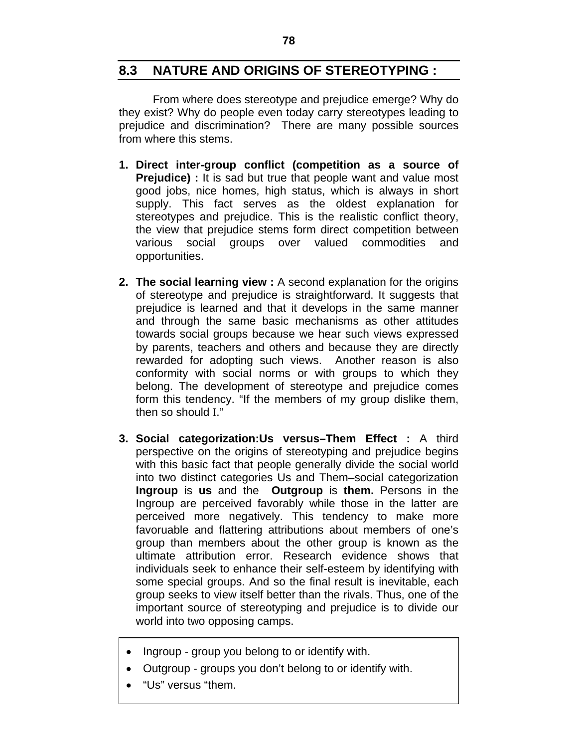## 8.3 NATURE AND ORIGINS OF STEREOTYPING :

From where does stereotype and prejudice emerge? Why do they exist? Why do people even today carry stereotypes leading to prejudice and discrimination? There are many possible sources from where this stems.

1. **Direct inter-group conflict (competition as a source of Prejudice) :** It is sad but true that people want and value most good jobs, nice homes, high status, which is always in short supply. This fact serves as the oldest explanation for stereotypes and prejudice. This is the realistic conflict theory, the view that prejudice stems form direct competition between various social groups over valued commodities and opportunities.

2. **The social learning view :** A second explanation for the origins of stereotype and prejudice is straightforward. It suggests that prejudice is learned and that it develops in the same manner and through the same basic mechanisms as other attitudes towards social groups because we hear such views expressed by parents, teachers and others and because they are directly rewarded for adopting such views. Another reason is also conformity with social norms or with groups to which they belong. The development of stereotype and prejudice comes form this tendency. "If the members of my group dislike them, then so should I."

3. **Social categorization:Us versus–Them Effect :** A third perspective on the origins of stereotyping and prejudice begins with this basic fact that people generally divide the social world into two distinct categories Us and Them–social categorization **Ingroup** is **us** and the **Outgroup** is **them.** Persons in the Ingroup are perceived favorably while those in the latter are perceived more negatively. This tendency to make more favoruable and flattering attributions about members of one's group than members about the other group is known as the ultimate attribution error. Research evidence shows that individuals seek to enhance their self-esteem by identifying with some special groups. And so the final result is inevitable, each group seeks to view itself better than the rivals. Thus, one of the important source of stereotyping and prejudice is to divide our world into two opposing camps.

- Ingroup - group you belong to or identify with.
- Outgroup - groups you don't belong to or identify with.
- "Us" versus "them.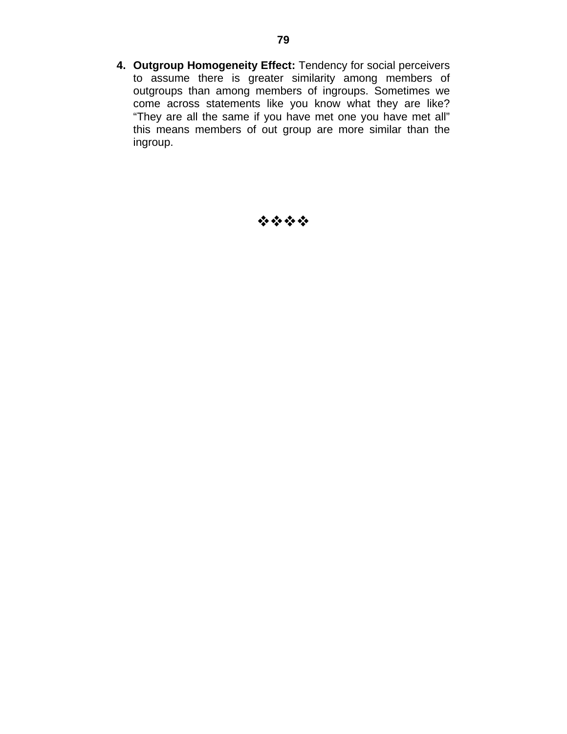4. **Outgroup Homogeneity Effect:** Tendency for social perceivers to assume there is greater similarity among members of outgroups than among members of ingroups. Sometimes we come across statements like you know what they are like? "They are all the same if you have met one you have met all" this means members of out group are more similar than the ingroup.

❖❖❖❖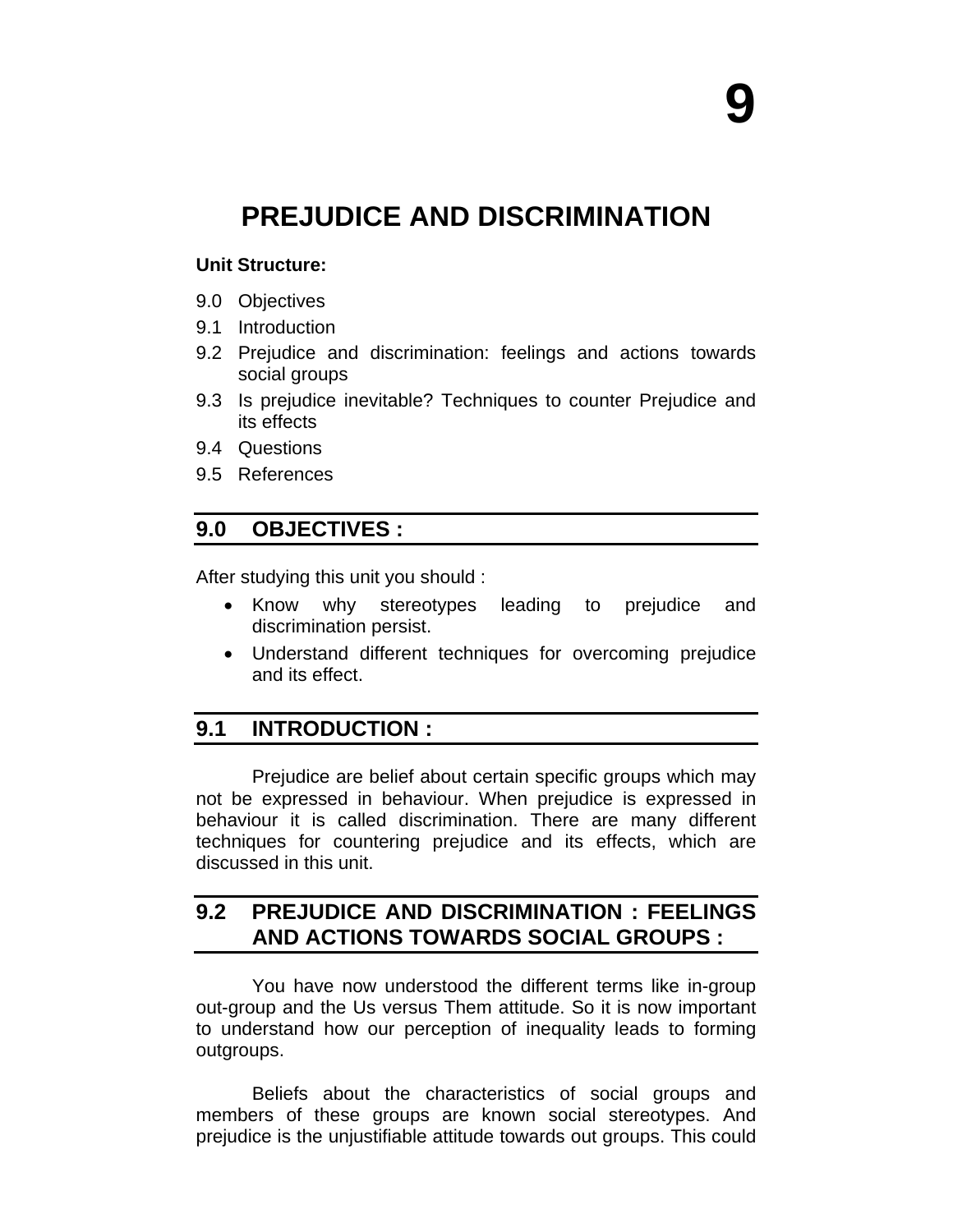# 9

# PREJUDICE AND DISCRIMINATION

**Unit Structure:**

9.0 Objectives

9.1 Introduction

9.2 Prejudice and discrimination: feelings and actions towards social groups

9.3 Is prejudice inevitable? Techniques to counter Prejudice and its effects

9.4 Questions

9.5 References

## 9.0 OBJECTIVES :

After studying this unit you should :

- Know why stereotypes leading to prejudice and discrimination persist.
- Understand different techniques for overcoming prejudice and its effect.

## 9.1 INTRODUCTION :

Prejudice are belief about certain specific groups which may not be expressed in behaviour. When prejudice is expressed in behaviour it is called discrimination. There are many different techniques for countering prejudice and its effects, which are discussed in this unit.

## 9.2 PREJUDICE AND DISCRIMINATION : FEELINGS AND ACTIONS TOWARDS SOCIAL GROUPS :

You have now understood the different terms like in-group out-group and the Us versus Them attitude. So it is now important to understand how our perception of inequality leads to forming outgroups.

Beliefs about the characteristics of social groups and members of these groups are known social stereotypes. And prejudice is the unjustifiable attitude towards out groups. This could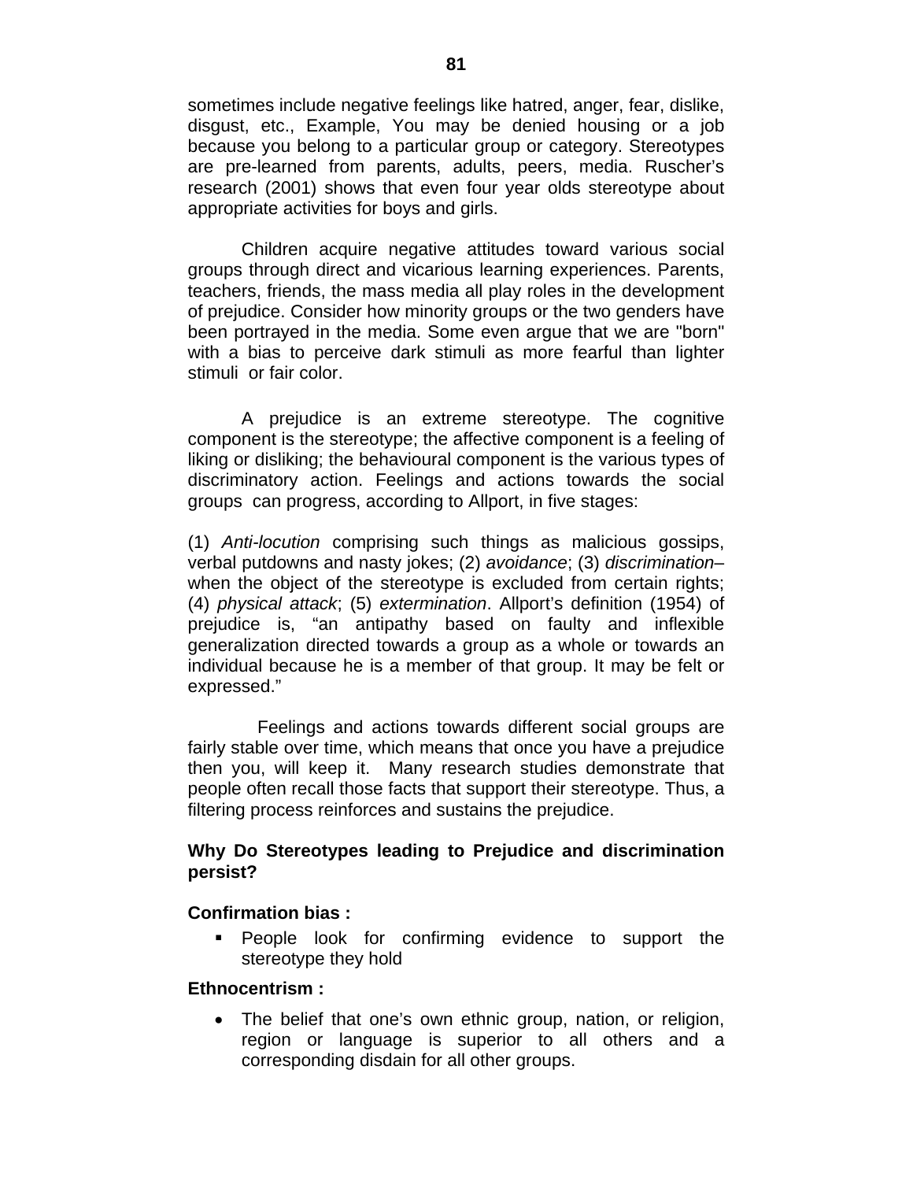sometimes include negative feelings like hatred, anger, fear, dislike, disgust, etc., Example, You may be denied housing or a job because you belong to a particular group or category. Stereotypes are pre-learned from parents, adults, peers, media. Ruscher's research (2001) shows that even four year olds stereotype about appropriate activities for boys and girls.

Children acquire negative attitudes toward various social groups through direct and vicarious learning experiences. Parents, teachers, friends, the mass media all play roles in the development of prejudice. Consider how minority groups or the two genders have been portrayed in the media. Some even argue that we are "born" with a bias to perceive dark stimuli as more fearful than lighter stimuli or fair color.

A prejudice is an extreme stereotype. The cognitive component is the stereotype; the affective component is a feeling of liking or disliking; the behavioural component is the various types of discriminatory action. Feelings and actions towards the social groups can progress, according to Allport, in five stages:

(1) *Anti-locution* comprising such things as malicious gossips, verbal putdowns and nasty jokes; (2) *avoidance*; (3) *discrimination*– when the object of the stereotype is excluded from certain rights; (4) *physical attack*; (5) *extermination*. Allport's definition (1954) of prejudice is, "an antipathy based on faulty and inflexible generalization directed towards a group as a whole or towards an individual because he is a member of that group. It may be felt or expressed."

Feelings and actions towards different social groups are fairly stable over time, which means that once you have a prejudice then you, will keep it. Many research studies demonstrate that people often recall those facts that support their stereotype. Thus, a filtering process reinforces and sustains the prejudice.

**Why Do Stereotypes leading to Prejudice and discrimination persist?**

**Confirmation bias :**

- People look for confirming evidence to support the stereotype they hold

**Ethnocentrism :**

- The belief that one's own ethnic group, nation, or religion, region or language is superior to all others and a corresponding disdain for all other groups.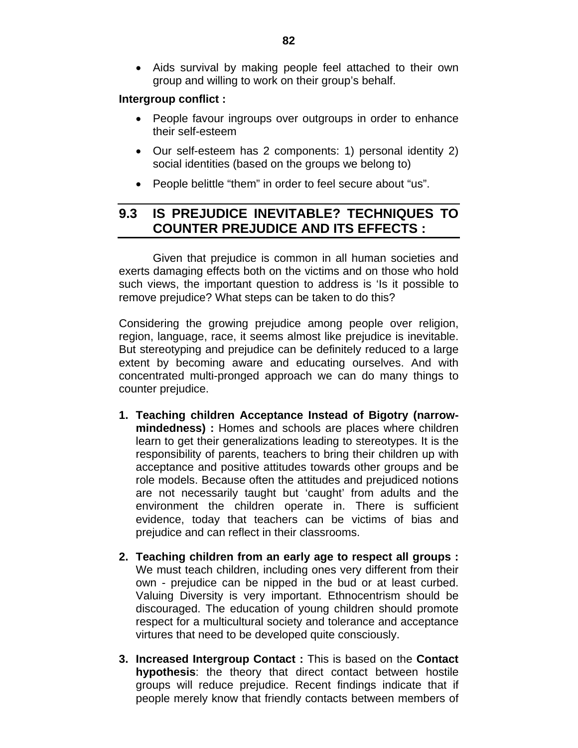- Aids survival by making people feel attached to their own group and willing to work on their group's behalf.

**Intergroup conflict :**

- People favour ingroups over outgroups in order to enhance their self-esteem
- Our self-esteem has 2 components: 1) personal identity 2) social identities (based on the groups we belong to)
- People belittle "them" in order to feel secure about "us".

## 9.3 IS PREJUDICE INEVITABLE? TECHNIQUES TO COUNTER PREJUDICE AND ITS EFFECTS :

Given that prejudice is common in all human societies and exerts damaging effects both on the victims and on those who hold such views, the important question to address is 'Is it possible to remove prejudice? What steps can be taken to do this?

Considering the growing prejudice among people over religion, region, language, race, it seems almost like prejudice is inevitable. But stereotyping and prejudice can be definitely reduced to a large extent by becoming aware and educating ourselves. And with concentrated multi-pronged approach we can do many things to counter prejudice.

1. **Teaching children Acceptance Instead of Bigotry (narrow-mindedness) :** Homes and schools are places where children learn to get their generalizations leading to stereotypes. It is the responsibility of parents, teachers to bring their children up with acceptance and positive attitudes towards other groups and be role models. Because often the attitudes and prejudiced notions are not necessarily taught but 'caught' from adults and the environment the children operate in. There is sufficient evidence, today that teachers can be victims of bias and prejudice and can reflect in their classrooms.

2. **Teaching children from an early age to respect all groups :** We must teach children, including ones very different from their own - prejudice can be nipped in the bud or at least curbed. Valuing Diversity is very important. Ethnocentrism should be discouraged. The education of young children should promote respect for a multicultural society and tolerance and acceptance virtues that need to be developed quite consciously.

3. **Increased Intergroup Contact :** This is based on the **Contact hypothesis**: the theory that direct contact between hostile groups will reduce prejudice. Recent findings indicate that if people merely know that friendly contacts between members of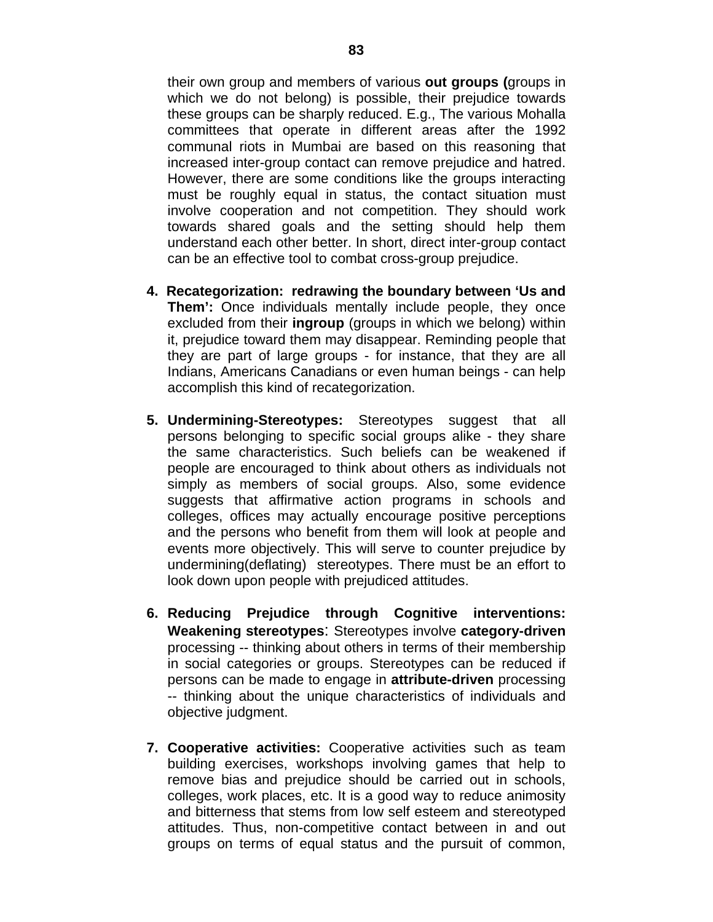their own group and members of various **out groups (**groups in which we do not belong) is possible, their prejudice towards these groups can be sharply reduced. E.g., The various Mohalla committees that operate in different areas after the 1992 communal riots in Mumbai are based on this reasoning that increased inter-group contact can remove prejudice and hatred. However, there are some conditions like the groups interacting must be roughly equal in status, the contact situation must involve cooperation and not competition. They should work towards shared goals and the setting should help them understand each other better. In short, direct inter-group contact can be an effective tool to combat cross-group prejudice.

4. **Recategorization: redrawing the boundary between 'Us and Them':** Once individuals mentally include people, they once excluded from their **ingroup** (groups in which we belong) within it, prejudice toward them may disappear. Reminding people that they are part of large groups - for instance, that they are all Indians, Americans Canadians or even human beings - can help accomplish this kind of recategorization.

5. **Undermining-Stereotypes:** Stereotypes suggest that all persons belonging to specific social groups alike - they share the same characteristics. Such beliefs can be weakened if people are encouraged to think about others as individuals not simply as members of social groups. Also, some evidence suggests that affirmative action programs in schools and colleges, offices may actually encourage positive perceptions and the persons who benefit from them will look at people and events more objectively. This will serve to counter prejudice by undermining(deflating) stereotypes. There must be an effort to look down upon people with prejudiced attitudes.

6. **Reducing Prejudice through Cognitive interventions: Weakening stereotypes**: Stereotypes involve **category-driven** processing -- thinking about others in terms of their membership in social categories or groups. Stereotypes can be reduced if persons can be made to engage in **attribute-driven** processing -- thinking about the unique characteristics of individuals and objective judgment.

7. **Cooperative activities:** Cooperative activities such as team building exercises, workshops involving games that help to remove bias and prejudice should be carried out in schools, colleges, work places, etc. It is a good way to reduce animosity and bitterness that stems from low self esteem and stereotyped attitudes. Thus, non-competitive contact between in and out groups on terms of equal status and the pursuit of common,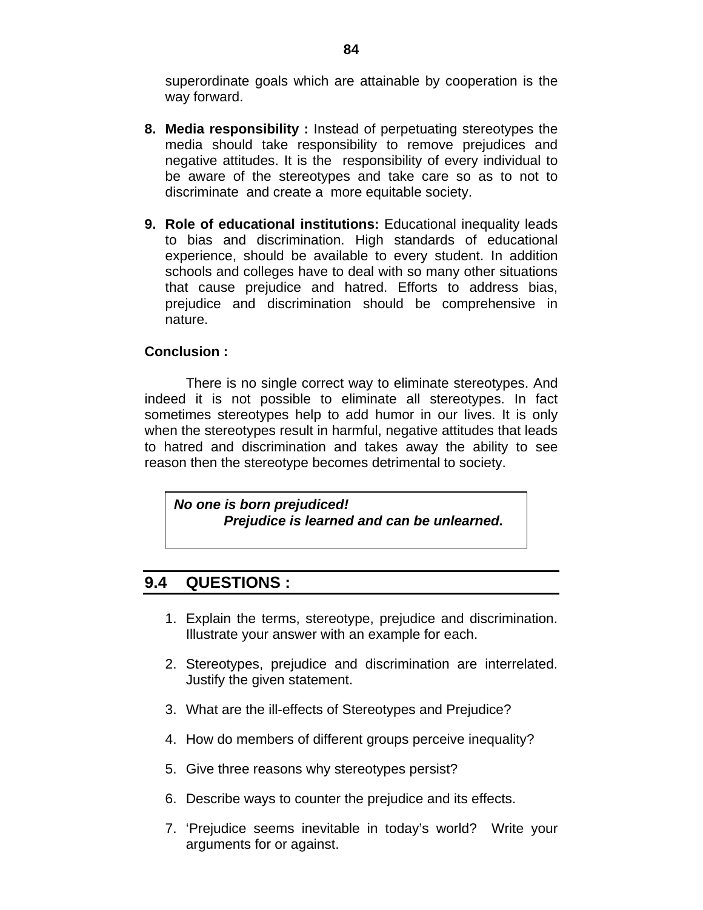superordinate goals which are attainable by cooperation is the way forward.

8. **Media responsibility :** Instead of perpetuating stereotypes the media should take responsibility to remove prejudices and negative attitudes. It is the responsibility of every individual to be aware of the stereotypes and take care so as to not to discriminate and create a more equitable society.

9. **Role of educational institutions:** Educational inequality leads to bias and discrimination. High standards of educational experience, should be available to every student. In addition schools and colleges have to deal with so many other situations that cause prejudice and hatred. Efforts to address bias, prejudice and discrimination should be comprehensive in nature.

**Conclusion :**

There is no single correct way to eliminate stereotypes. And indeed it is not possible to eliminate all stereotypes. In fact sometimes stereotypes help to add humor in our lives. It is only when the stereotypes result in harmful, negative attitudes that leads to hatred and discrimination and takes away the ability to see reason then the stereotype becomes detrimental to society.

> ***No one is born prejudiced!***
> ***Prejudice is learned and can be unlearned.***

## 9.4 QUESTIONS :

1. Explain the terms, stereotype, prejudice and discrimination. Illustrate your answer with an example for each.
2. Stereotypes, prejudice and discrimination are interrelated. Justify the given statement.
3. What are the ill-effects of Stereotypes and Prejudice?
4. How do members of different groups perceive inequality?
5. Give three reasons why stereotypes persist?
6. Describe ways to counter the prejudice and its effects.
7. 'Prejudice seems inevitable in today's world? Write your arguments for or against.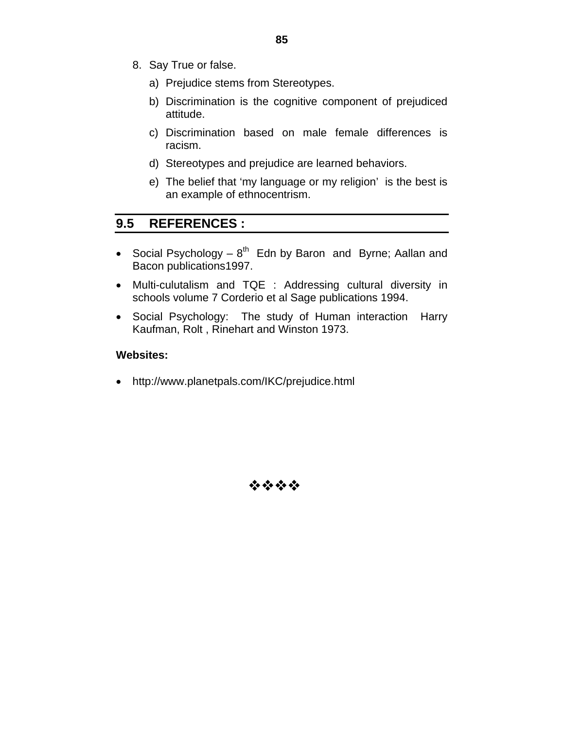8. Say True or false.

   a) Prejudice stems from Stereotypes.

   b) Discrimination is the cognitive component of prejudiced attitude.

   c) Discrimination based on male female differences is racism.

   d) Stereotypes and prejudice are learned behaviors.

   e) The belief that 'my language or my religion' is the best is an example of ethnocentrism.

## 9.5 REFERENCES :

- Social Psychology – 8th Edn by Baron and Byrne; Aallan and Bacon publications1997.
- Multi-culutalism and TQE : Addressing cultural diversity in schools volume 7 Corderio et al Sage publications 1994.
- Social Psychology: The study of Human interaction Harry Kaufman, Rolt , Rinehart and Winston 1973.

**Websites:**

- http://www.planetpals.com/IKC/prejudice.html

❖❖❖❖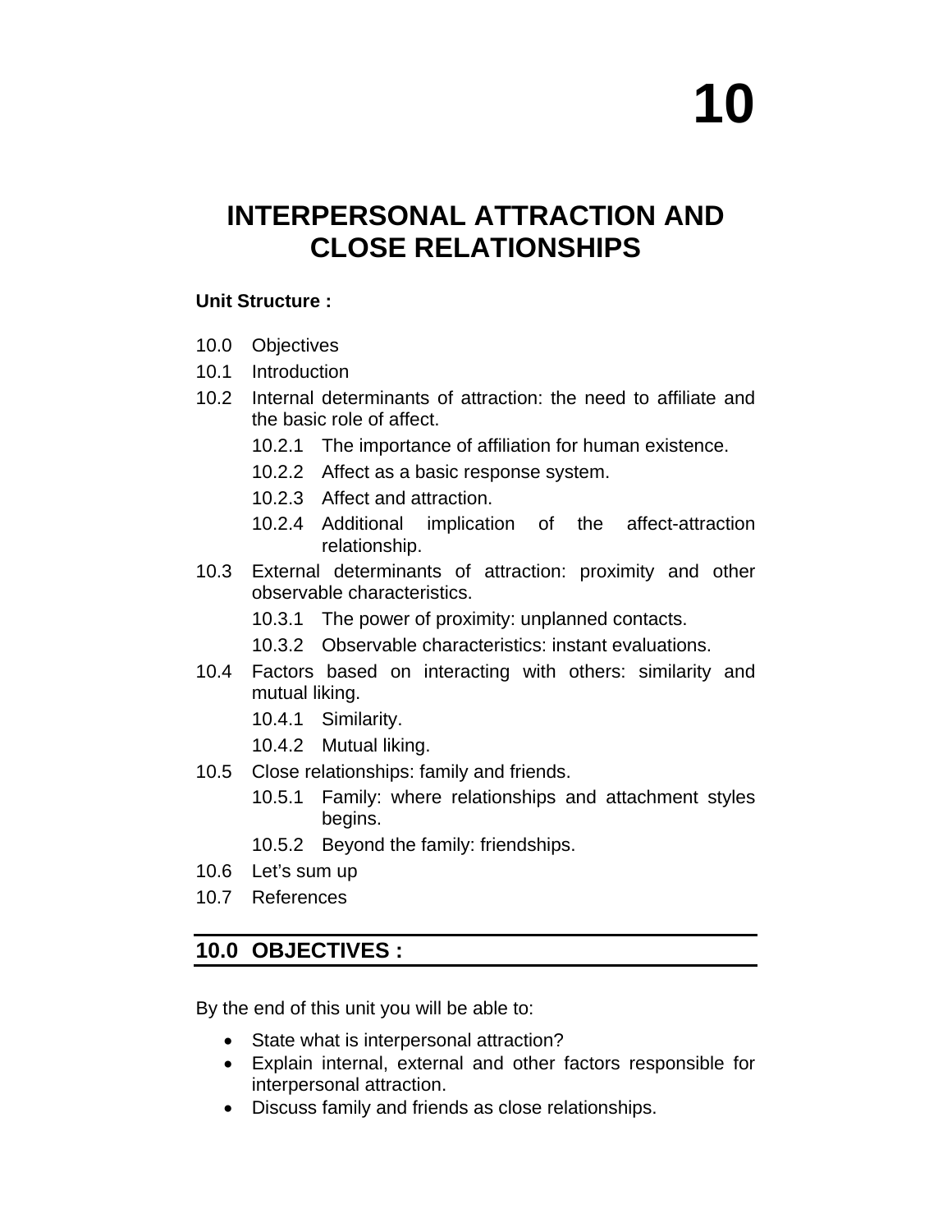# 10

# INTERPERSONAL ATTRACTION AND CLOSE RELATIONSHIPS

**Unit Structure :**

10.0 Objectives

10.1 Introduction

10.2 Internal determinants of attraction: the need to affiliate and the basic role of affect.

- 10.2.1 The importance of affiliation for human existence.
- 10.2.2 Affect as a basic response system.
- 10.2.3 Affect and attraction.
- 10.2.4 Additional implication of the affect-attraction relationship.

10.3 External determinants of attraction: proximity and other observable characteristics.

- 10.3.1 The power of proximity: unplanned contacts.
- 10.3.2 Observable characteristics: instant evaluations.

10.4 Factors based on interacting with others: similarity and mutual liking.

- 10.4.1 Similarity.
- 10.4.2 Mutual liking.

10.5 Close relationships: family and friends.

- 10.5.1 Family: where relationships and attachment styles begins.
- 10.5.2 Beyond the family: friendships.

10.6 Let's sum up

10.7 References

## 10.0 OBJECTIVES :

By the end of this unit you will be able to:

- State what is interpersonal attraction?
- Explain internal, external and other factors responsible for interpersonal attraction.
- Discuss family and friends as close relationships.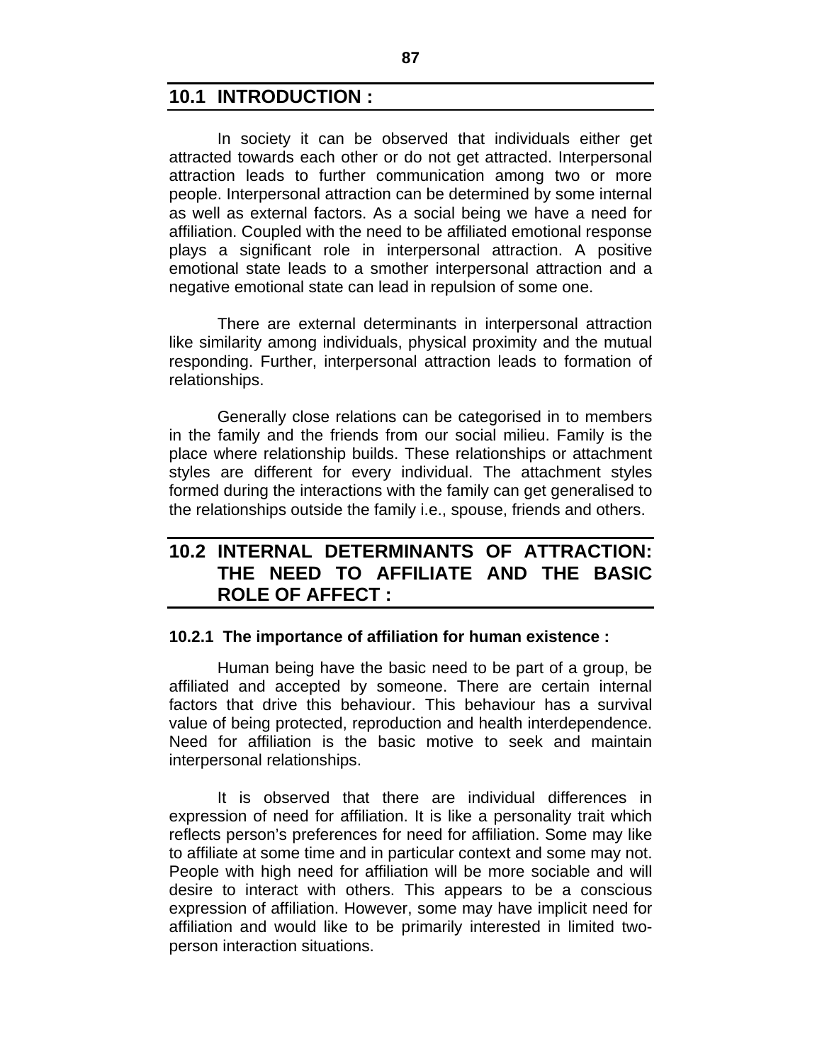## 10.1 INTRODUCTION :

In society it can be observed that individuals either get attracted towards each other or do not get attracted. Interpersonal attraction leads to further communication among two or more people. Interpersonal attraction can be determined by some internal as well as external factors. As a social being we have a need for affiliation. Coupled with the need to be affiliated emotional response plays a significant role in interpersonal attraction. A positive emotional state leads to a smother interpersonal attraction and a negative emotional state can lead in repulsion of some one.

There are external determinants in interpersonal attraction like similarity among individuals, physical proximity and the mutual responding. Further, interpersonal attraction leads to formation of relationships.

Generally close relations can be categorised in to members in the family and the friends from our social milieu. Family is the place where relationship builds. These relationships or attachment styles are different for every individual. The attachment styles formed during the interactions with the family can get generalised to the relationships outside the family i.e., spouse, friends and others.

## 10.2 INTERNAL DETERMINANTS OF ATTRACTION: THE NEED TO AFFILIATE AND THE BASIC ROLE OF AFFECT :

### 10.2.1 The importance of affiliation for human existence :

Human being have the basic need to be part of a group, be affiliated and accepted by someone. There are certain internal factors that drive this behaviour. This behaviour has a survival value of being protected, reproduction and health interdependence. Need for affiliation is the basic motive to seek and maintain interpersonal relationships.

It is observed that there are individual differences in expression of need for affiliation. It is like a personality trait which reflects person's preferences for need for affiliation. Some may like to affiliate at some time and in particular context and some may not. People with high need for affiliation will be more sociable and will desire to interact with others. This appears to be a conscious expression of affiliation. However, some may have implicit need for affiliation and would like to be primarily interested in limited two-person interaction situations.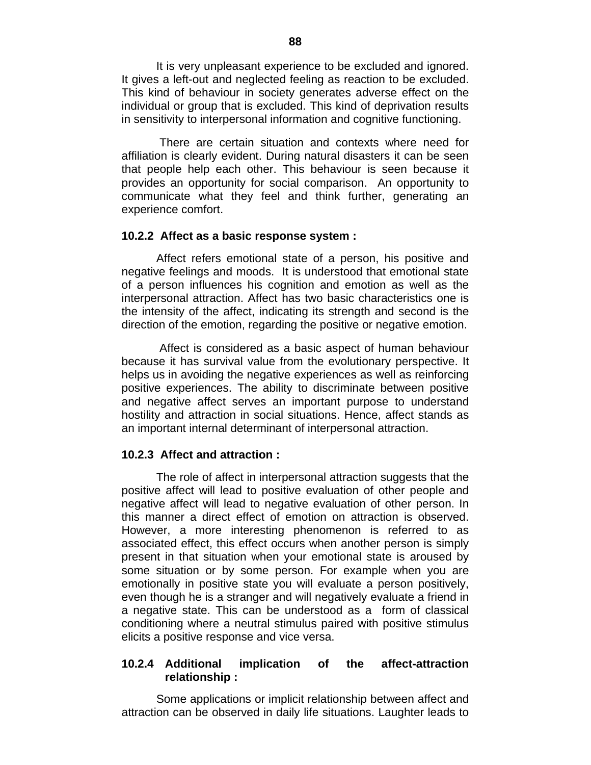It is very unpleasant experience to be excluded and ignored. It gives a left-out and neglected feeling as reaction to be excluded. This kind of behaviour in society generates adverse effect on the individual or group that is excluded. This kind of deprivation results in sensitivity to interpersonal information and cognitive functioning.

There are certain situation and contexts where need for affiliation is clearly evident. During natural disasters it can be seen that people help each other. This behaviour is seen because it provides an opportunity for social comparison. An opportunity to communicate what they feel and think further, generating an experience comfort.

### 10.2.2 Affect as a basic response system :

Affect refers emotional state of a person, his positive and negative feelings and moods. It is understood that emotional state of a person influences his cognition and emotion as well as the interpersonal attraction. Affect has two basic characteristics one is the intensity of the affect, indicating its strength and second is the direction of the emotion, regarding the positive or negative emotion.

Affect is considered as a basic aspect of human behaviour because it has survival value from the evolutionary perspective. It helps us in avoiding the negative experiences as well as reinforcing positive experiences. The ability to discriminate between positive and negative affect serves an important purpose to understand hostility and attraction in social situations. Hence, affect stands as an important internal determinant of interpersonal attraction.

### 10.2.3 Affect and attraction :

The role of affect in interpersonal attraction suggests that the positive affect will lead to positive evaluation of other people and negative affect will lead to negative evaluation of other person. In this manner a direct effect of emotion on attraction is observed. However, a more interesting phenomenon is referred to as associated effect, this effect occurs when another person is simply present in that situation when your emotional state is aroused by some situation or by some person. For example when you are emotionally in positive state you will evaluate a person positively, even though he is a stranger and will negatively evaluate a friend in a negative state. This can be understood as a form of classical conditioning where a neutral stimulus paired with positive stimulus elicits a positive response and vice versa.

### 10.2.4 Additional implication of the affect-attraction relationship :

Some applications or implicit relationship between affect and attraction can be observed in daily life situations. Laughter leads to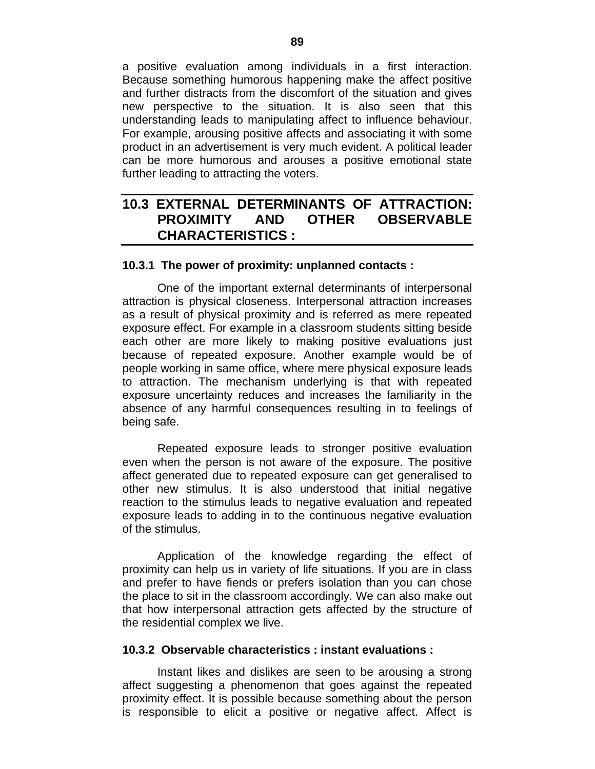a positive evaluation among individuals in a first interaction. Because something humorous happening make the affect positive and further distracts from the discomfort of the situation and gives new perspective to the situation. It is also seen that this understanding leads to manipulating affect to influence behaviour. For example, arousing positive affects and associating it with some product in an advertisement is very much evident. A political leader can be more humorous and arouses a positive emotional state further leading to attracting the voters.

## 10.3 EXTERNAL DETERMINANTS OF ATTRACTION: PROXIMITY AND OTHER OBSERVABLE CHARACTERISTICS :

### 10.3.1 The power of proximity: unplanned contacts :

One of the important external determinants of interpersonal attraction is physical closeness. Interpersonal attraction increases as a result of physical proximity and is referred as mere repeated exposure effect. For example in a classroom students sitting beside each other are more likely to making positive evaluations just because of repeated exposure. Another example would be of people working in same office, where mere physical exposure leads to attraction. The mechanism underlying is that with repeated exposure uncertainty reduces and increases the familiarity in the absence of any harmful consequences resulting in to feelings of being safe.

Repeated exposure leads to stronger positive evaluation even when the person is not aware of the exposure. The positive affect generated due to repeated exposure can get generalised to other new stimulus. It is also understood that initial negative reaction to the stimulus leads to negative evaluation and repeated exposure leads to adding in to the continuous negative evaluation of the stimulus.

Application of the knowledge regarding the effect of proximity can help us in variety of life situations. If you are in class and prefer to have fiends or prefers isolation than you can chose the place to sit in the classroom accordingly. We can also make out that how interpersonal attraction gets affected by the structure of the residential complex we live.

### 10.3.2 Observable characteristics : instant evaluations :

Instant likes and dislikes are seen to be arousing a strong affect suggesting a phenomenon that goes against the repeated proximity effect. It is possible because something about the person is responsible to elicit a positive or negative affect. Affect is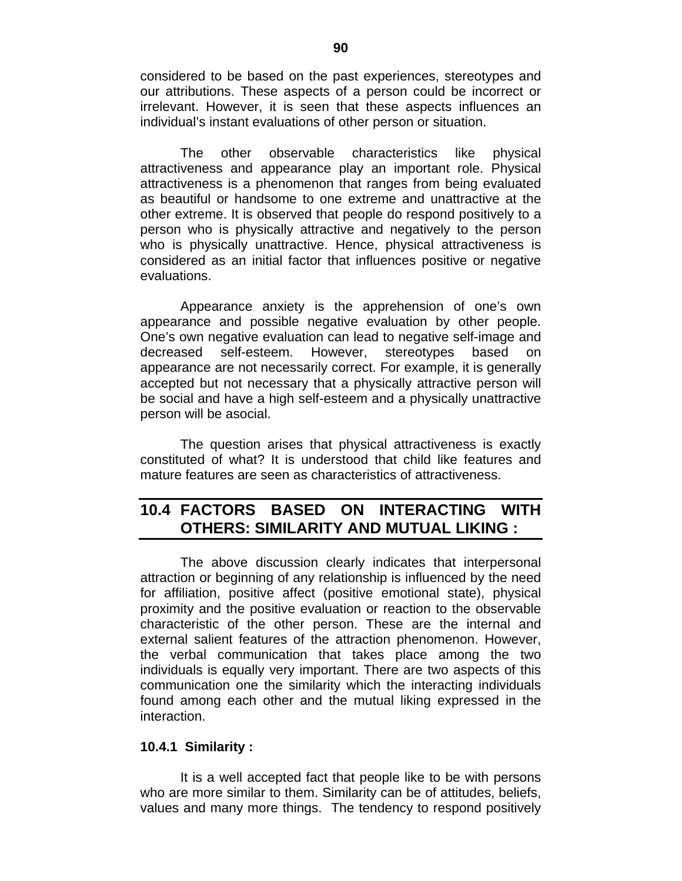considered to be based on the past experiences, stereotypes and our attributions. These aspects of a person could be incorrect or irrelevant. However, it is seen that these aspects influences an individual's instant evaluations of other person or situation.

The other observable characteristics like physical attractiveness and appearance play an important role. Physical attractiveness is a phenomenon that ranges from being evaluated as beautiful or handsome to one extreme and unattractive at the other extreme. It is observed that people do respond positively to a person who is physically attractive and negatively to the person who is physically unattractive. Hence, physical attractiveness is considered as an initial factor that influences positive or negative evaluations.

Appearance anxiety is the apprehension of one's own appearance and possible negative evaluation by other people. One's own negative evaluation can lead to negative self-image and decreased self-esteem. However, stereotypes based on appearance are not necessarily correct. For example, it is generally accepted but not necessary that a physically attractive person will be social and have a high self-esteem and a physically unattractive person will be asocial.

The question arises that physical attractiveness is exactly constituted of what? It is understood that child like features and mature features are seen as characteristics of attractiveness.

## 10.4 FACTORS BASED ON INTERACTING WITH OTHERS: SIMILARITY AND MUTUAL LIKING :

The above discussion clearly indicates that interpersonal attraction or beginning of any relationship is influenced by the need for affiliation, positive affect (positive emotional state), physical proximity and the positive evaluation or reaction to the observable characteristic of the other person. These are the internal and external salient features of the attraction phenomenon. However, the verbal communication that takes place among the two individuals is equally very important. There are two aspects of this communication one the similarity which the interacting individuals found among each other and the mutual liking expressed in the interaction.

### 10.4.1 Similarity :

It is a well accepted fact that people like to be with persons who are more similar to them. Similarity can be of attitudes, beliefs, values and many more things. The tendency to respond positively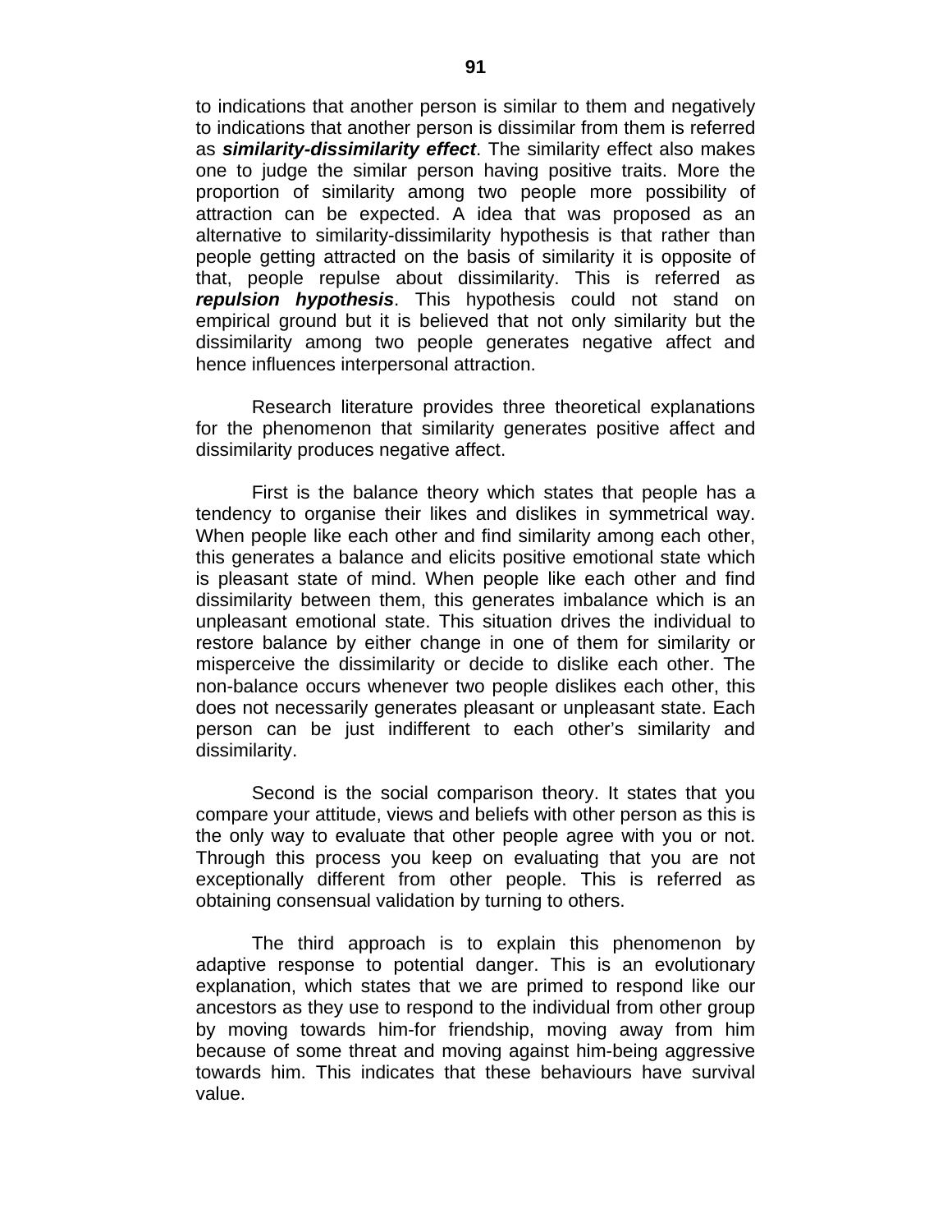to indications that another person is similar to them and negatively to indications that another person is dissimilar from them is referred as ***similarity-dissimilarity effect***. The similarity effect also makes one to judge the similar person having positive traits. More the proportion of similarity among two people more possibility of attraction can be expected. A idea that was proposed as an alternative to similarity-dissimilarity hypothesis is that rather than people getting attracted on the basis of similarity it is opposite of that, people repulse about dissimilarity. This is referred as ***repulsion hypothesis***. This hypothesis could not stand on empirical ground but it is believed that not only similarity but the dissimilarity among two people generates negative affect and hence influences interpersonal attraction.

Research literature provides three theoretical explanations for the phenomenon that similarity generates positive affect and dissimilarity produces negative affect.

First is the balance theory which states that people has a tendency to organise their likes and dislikes in symmetrical way. When people like each other and find similarity among each other, this generates a balance and elicits positive emotional state which is pleasant state of mind. When people like each other and find dissimilarity between them, this generates imbalance which is an unpleasant emotional state. This situation drives the individual to restore balance by either change in one of them for similarity or misperceive the dissimilarity or decide to dislike each other. The non-balance occurs whenever two people dislikes each other, this does not necessarily generates pleasant or unpleasant state. Each person can be just indifferent to each other's similarity and dissimilarity.

Second is the social comparison theory. It states that you compare your attitude, views and beliefs with other person as this is the only way to evaluate that other people agree with you or not. Through this process you keep on evaluating that you are not exceptionally different from other people. This is referred as obtaining consensual validation by turning to others.

The third approach is to explain this phenomenon by adaptive response to potential danger. This is an evolutionary explanation, which states that we are primed to respond like our ancestors as they use to respond to the individual from other group by moving towards him-for friendship, moving away from him because of some threat and moving against him-being aggressive towards him. This indicates that these behaviours have survival value.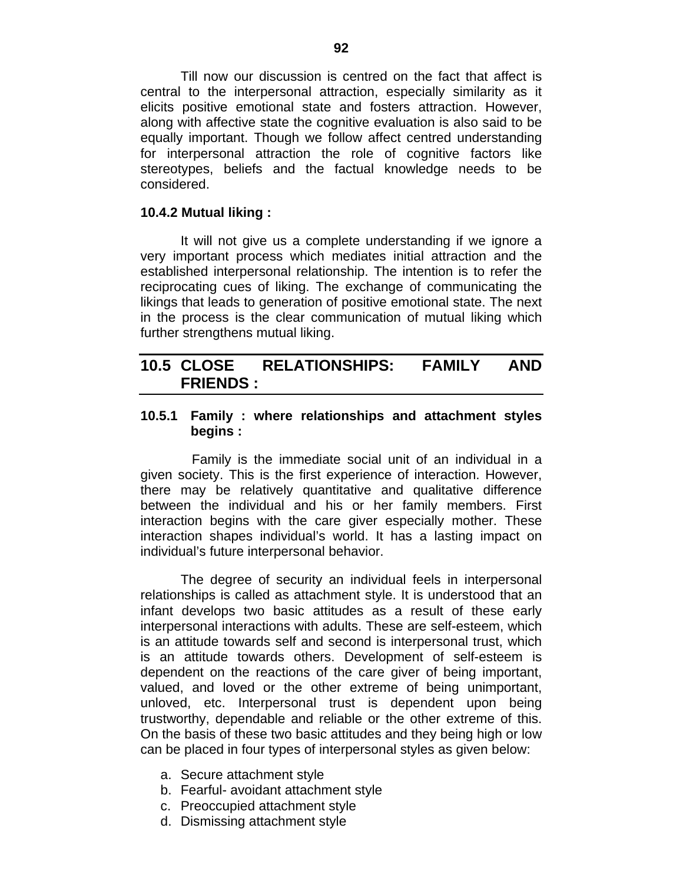Till now our discussion is centred on the fact that affect is central to the interpersonal attraction, especially similarity as it elicits positive emotional state and fosters attraction. However, along with affective state the cognitive evaluation is also said to be equally important. Though we follow affect centred understanding for interpersonal attraction the role of cognitive factors like stereotypes, beliefs and the factual knowledge needs to be considered.

### 10.4.2 Mutual liking :

It will not give us a complete understanding if we ignore a very important process which mediates initial attraction and the established interpersonal relationship. The intention is to refer the reciprocating cues of liking. The exchange of communicating the likings that leads to generation of positive emotional state. The next in the process is the clear communication of mutual liking which further strengthens mutual liking.

## 10.5 CLOSE RELATIONSHIPS: FAMILY AND FRIENDS :

### 10.5.1 Family : where relationships and attachment styles begins :

Family is the immediate social unit of an individual in a given society. This is the first experience of interaction. However, there may be relatively quantitative and qualitative difference between the individual and his or her family members. First interaction begins with the care giver especially mother. These interaction shapes individual's world. It has a lasting impact on individual's future interpersonal behavior.

The degree of security an individual feels in interpersonal relationships is called as attachment style. It is understood that an infant develops two basic attitudes as a result of these early interpersonal interactions with adults. These are self-esteem, which is an attitude towards self and second is interpersonal trust, which is an attitude towards others. Development of self-esteem is dependent on the reactions of the care giver of being important, valued, and loved or the other extreme of being unimportant, unloved, etc. Interpersonal trust is dependent upon being trustworthy, dependable and reliable or the other extreme of this. On the basis of these two basic attitudes and they being high or low can be placed in four types of interpersonal styles as given below:

a. Secure attachment style
b. Fearful- avoidant attachment style
c. Preoccupied attachment style
d. Dismissing attachment style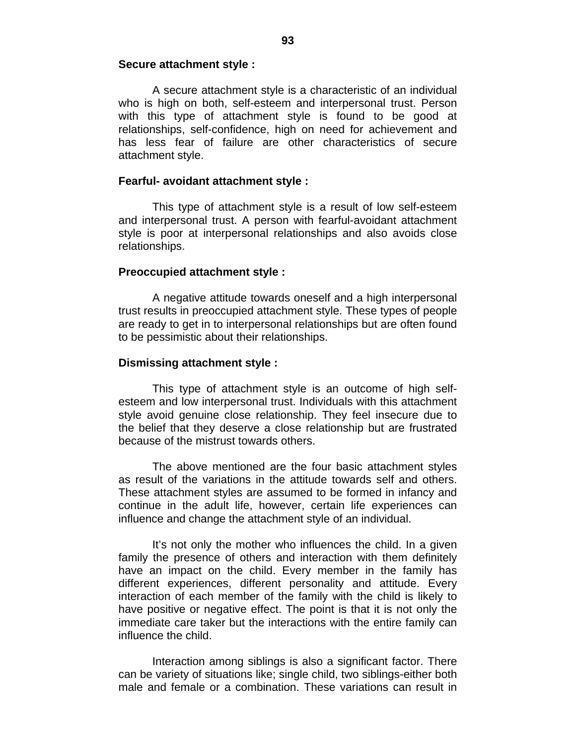**Secure attachment style :**

A secure attachment style is a characteristic of an individual who is high on both, self-esteem and interpersonal trust. Person with this type of attachment style is found to be good at relationships, self-confidence, high on need for achievement and has less fear of failure are other characteristics of secure attachment style.

**Fearful- avoidant attachment style :**

This type of attachment style is a result of low self-esteem and interpersonal trust. A person with fearful-avoidant attachment style is poor at interpersonal relationships and also avoids close relationships.

**Preoccupied attachment style :**

A negative attitude towards oneself and a high interpersonal trust results in preoccupied attachment style. These types of people are ready to get in to interpersonal relationships but are often found to be pessimistic about their relationships.

**Dismissing attachment style :**

This type of attachment style is an outcome of high self-esteem and low interpersonal trust. Individuals with this attachment style avoid genuine close relationship. They feel insecure due to the belief that they deserve a close relationship but are frustrated because of the mistrust towards others.

The above mentioned are the four basic attachment styles as result of the variations in the attitude towards self and others. These attachment styles are assumed to be formed in infancy and continue in the adult life, however, certain life experiences can influence and change the attachment style of an individual.

It's not only the mother who influences the child. In a given family the presence of others and interaction with them definitely have an impact on the child. Every member in the family has different experiences, different personality and attitude. Every interaction of each member of the family with the child is likely to have positive or negative effect. The point is that it is not only the immediate care taker but the interactions with the entire family can influence the child.

Interaction among siblings is also a significant factor. There can be variety of situations like; single child, two siblings-either both male and female or a combination. These variations can result in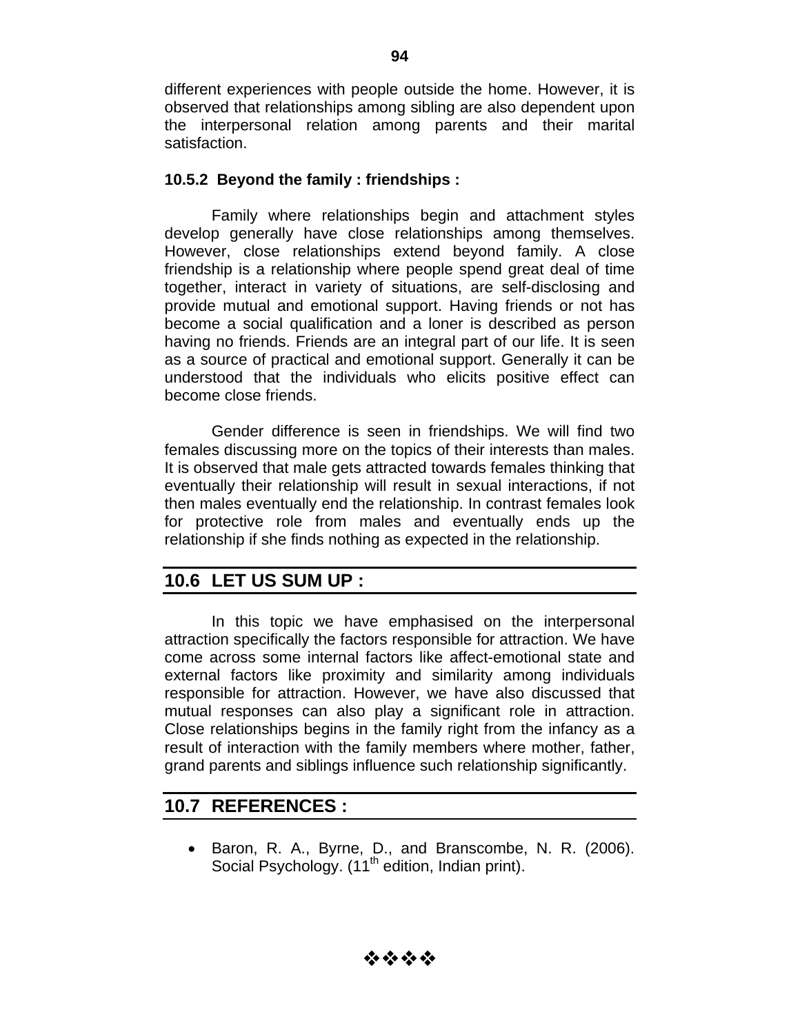different experiences with people outside the home. However, it is observed that relationships among sibling are also dependent upon the interpersonal relation among parents and their marital satisfaction.

### 10.5.2 Beyond the family : friendships :

Family where relationships begin and attachment styles develop generally have close relationships among themselves. However, close relationships extend beyond family. A close friendship is a relationship where people spend great deal of time together, interact in variety of situations, are self-disclosing and provide mutual and emotional support. Having friends or not has become a social qualification and a loner is described as person having no friends. Friends are an integral part of our life. It is seen as a source of practical and emotional support. Generally it can be understood that the individuals who elicits positive effect can become close friends.

Gender difference is seen in friendships. We will find two females discussing more on the topics of their interests than males. It is observed that male gets attracted towards females thinking that eventually their relationship will result in sexual interactions, if not then males eventually end the relationship. In contrast females look for protective role from males and eventually ends up the relationship if she finds nothing as expected in the relationship.

## 10.6 LET US SUM UP :

In this topic we have emphasised on the interpersonal attraction specifically the factors responsible for attraction. We have come across some internal factors like affect-emotional state and external factors like proximity and similarity among individuals responsible for attraction. However, we have also discussed that mutual responses can also play a significant role in attraction. Close relationships begins in the family right from the infancy as a result of interaction with the family members where mother, father, grand parents and siblings influence such relationship significantly.

## 10.7 REFERENCES :

- Baron, R. A., Byrne, D., and Branscombe, N. R. (2006). Social Psychology. (11th edition, Indian print).

❖❖❖❖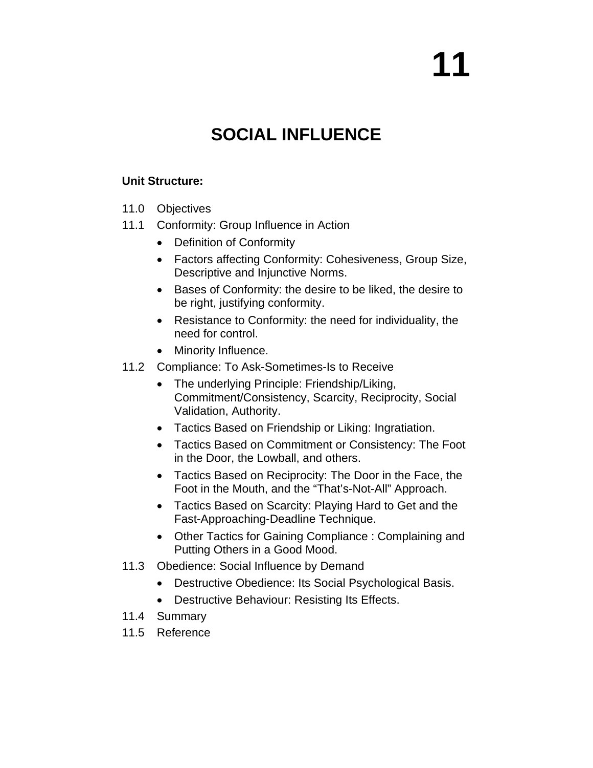# 11

# SOCIAL INFLUENCE

**Unit Structure:**

11.0 Objectives

11.1 Conformity: Group Influence in Action

- Definition of Conformity
- Factors affecting Conformity: Cohesiveness, Group Size, Descriptive and Injunctive Norms.
- Bases of Conformity: the desire to be liked, the desire to be right, justifying conformity.
- Resistance to Conformity: the need for individuality, the need for control.
- Minority Influence.

11.2 Compliance: To Ask-Sometimes-Is to Receive

- The underlying Principle: Friendship/Liking, Commitment/Consistency, Scarcity, Reciprocity, Social Validation, Authority.
- Tactics Based on Friendship or Liking: Ingratiation.
- Tactics Based on Commitment or Consistency: The Foot in the Door, the Lowball, and others.
- Tactics Based on Reciprocity: The Door in the Face, the Foot in the Mouth, and the “That’s-Not-All” Approach.
- Tactics Based on Scarcity: Playing Hard to Get and the Fast-Approaching-Deadline Technique.
- Other Tactics for Gaining Compliance : Complaining and Putting Others in a Good Mood.

11.3 Obedience: Social Influence by Demand

- Destructive Obedience: Its Social Psychological Basis.
- Destructive Behaviour: Resisting Its Effects.

11.4 Summary

11.5 Reference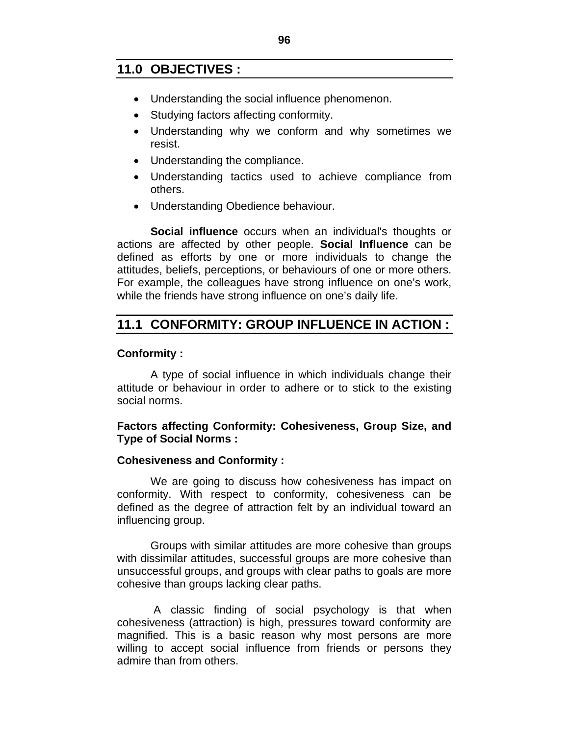## 11.0 OBJECTIVES :

- Understanding the social influence phenomenon.
- Studying factors affecting conformity.
- Understanding why we conform and why sometimes we resist.
- Understanding the compliance.
- Understanding tactics used to achieve compliance from others.
- Understanding Obedience behaviour.

**Social influence** occurs when an individual's thoughts or actions are affected by other people. **Social Influence** can be defined as efforts by one or more individuals to change the attitudes, beliefs, perceptions, or behaviours of one or more others. For example, the colleagues have strong influence on one's work, while the friends have strong influence on one's daily life.

## 11.1 CONFORMITY: GROUP INFLUENCE IN ACTION :

**Conformity :**

A type of social influence in which individuals change their attitude or behaviour in order to adhere or to stick to the existing social norms.

**Factors affecting Conformity: Cohesiveness, Group Size, and Type of Social Norms :**

**Cohesiveness and Conformity :**

We are going to discuss how cohesiveness has impact on conformity. With respect to conformity, cohesiveness can be defined as the degree of attraction felt by an individual toward an influencing group.

Groups with similar attitudes are more cohesive than groups with dissimilar attitudes, successful groups are more cohesive than unsuccessful groups, and groups with clear paths to goals are more cohesive than groups lacking clear paths.

A classic finding of social psychology is that when cohesiveness (attraction) is high, pressures toward conformity are magnified. This is a basic reason why most persons are more willing to accept social influence from friends or persons they admire than from others.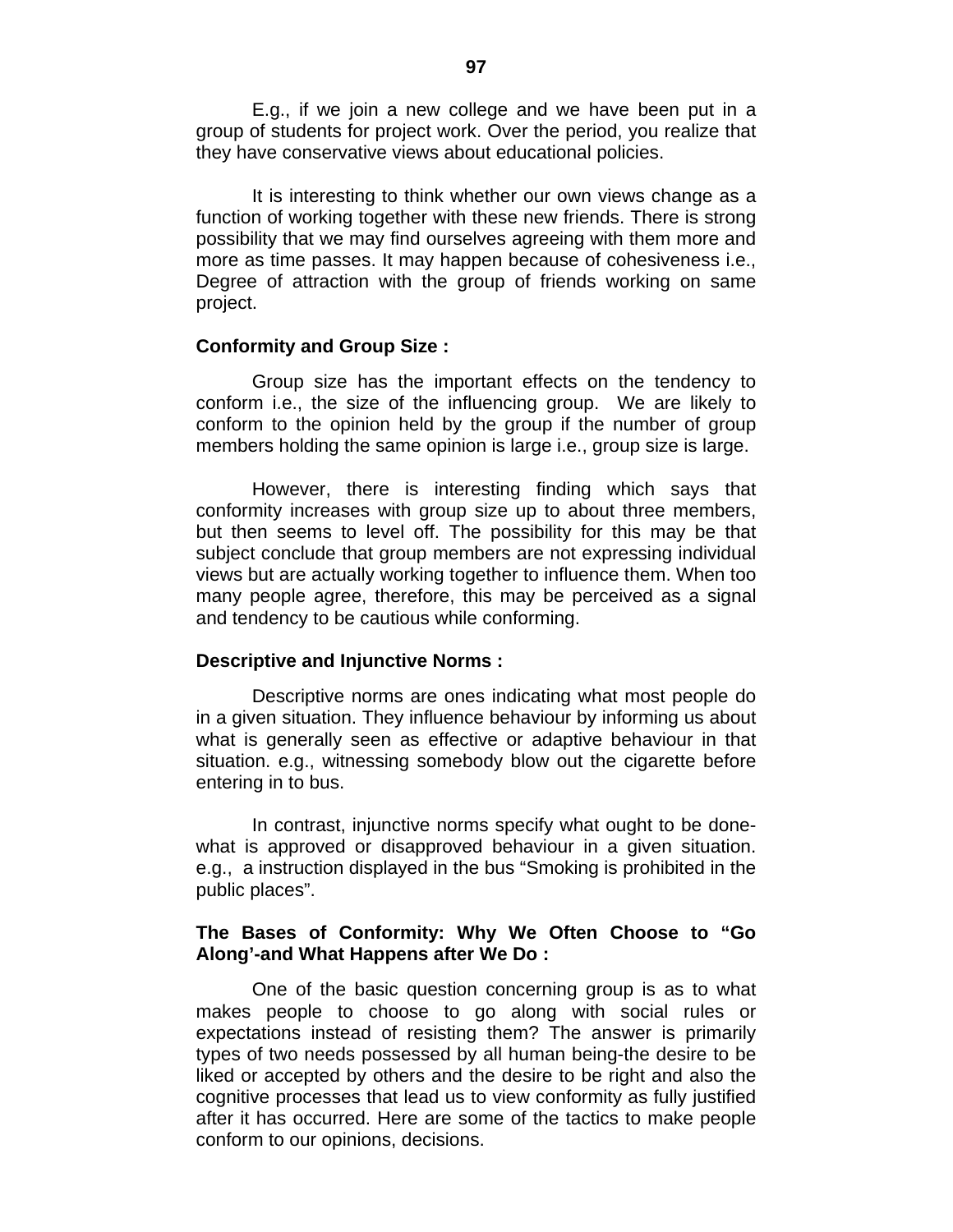E.g., if we join a new college and we have been put in a group of students for project work. Over the period, you realize that they have conservative views about educational policies.

It is interesting to think whether our own views change as a function of working together with these new friends. There is strong possibility that we may find ourselves agreeing with them more and more as time passes. It may happen because of cohesiveness i.e., Degree of attraction with the group of friends working on same project.

**Conformity and Group Size :**

Group size has the important effects on the tendency to conform i.e., the size of the influencing group. We are likely to conform to the opinion held by the group if the number of group members holding the same opinion is large i.e., group size is large.

However, there is interesting finding which says that conformity increases with group size up to about three members, but then seems to level off. The possibility for this may be that subject conclude that group members are not expressing individual views but are actually working together to influence them. When too many people agree, therefore, this may be perceived as a signal and tendency to be cautious while conforming.

**Descriptive and Injunctive Norms :**

Descriptive norms are ones indicating what most people do in a given situation. They influence behaviour by informing us about what is generally seen as effective or adaptive behaviour in that situation. e.g., witnessing somebody blow out the cigarette before entering in to bus.

In contrast, injunctive norms specify what ought to be done-what is approved or disapproved behaviour in a given situation. e.g., a instruction displayed in the bus "Smoking is prohibited in the public places".

**The Bases of Conformity: Why We Often Choose to "Go Along'-and What Happens after We Do :**

One of the basic question concerning group is as to what makes people to choose to go along with social rules or expectations instead of resisting them? The answer is primarily types of two needs possessed by all human being-the desire to be liked or accepted by others and the desire to be right and also the cognitive processes that lead us to view conformity as fully justified after it has occurred. Here are some of the tactics to make people conform to our opinions, decisions.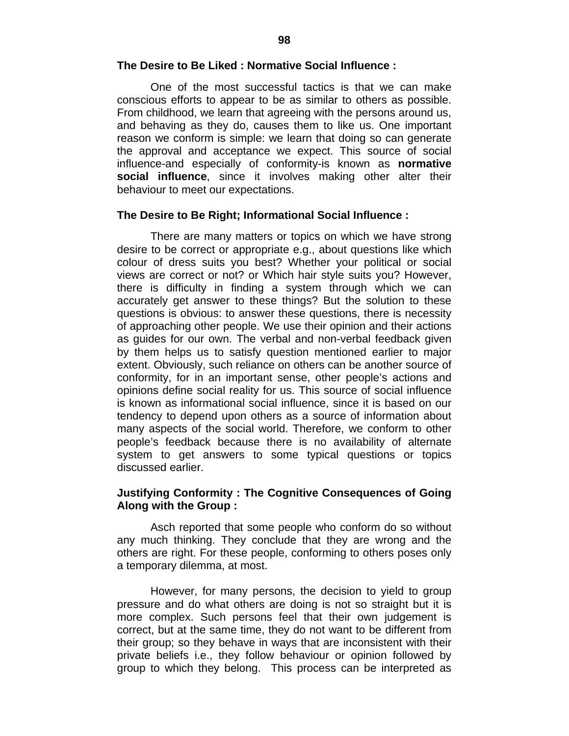**The Desire to Be Liked : Normative Social Influence :**

One of the most successful tactics is that we can make conscious efforts to appear to be as similar to others as possible. From childhood, we learn that agreeing with the persons around us, and behaving as they do, causes them to like us. One important reason we conform is simple: we learn that doing so can generate the approval and acceptance we expect. This source of social influence-and especially of conformity-is known as **normative social influence**, since it involves making other alter their behaviour to meet our expectations.

**The Desire to Be Right; Informational Social Influence :**

There are many matters or topics on which we have strong desire to be correct or appropriate e.g., about questions like which colour of dress suits you best? Whether your political or social views are correct or not? or Which hair style suits you? However, there is difficulty in finding a system through which we can accurately get answer to these things? But the solution to these questions is obvious: to answer these questions, there is necessity of approaching other people. We use their opinion and their actions as guides for our own. The verbal and non-verbal feedback given by them helps us to satisfy question mentioned earlier to major extent. Obviously, such reliance on others can be another source of conformity, for in an important sense, other people's actions and opinions define social reality for us. This source of social influence is known as informational social influence, since it is based on our tendency to depend upon others as a source of information about many aspects of the social world. Therefore, we conform to other people's feedback because there is no availability of alternate system to get answers to some typical questions or topics discussed earlier.

**Justifying Conformity : The Cognitive Consequences of Going Along with the Group :**

Asch reported that some people who conform do so without any much thinking. They conclude that they are wrong and the others are right. For these people, conforming to others poses only a temporary dilemma, at most.

However, for many persons, the decision to yield to group pressure and do what others are doing is not so straight but it is more complex. Such persons feel that their own judgement is correct, but at the same time, they do not want to be different from their group; so they behave in ways that are inconsistent with their private beliefs i.e., they follow behaviour or opinion followed by group to which they belong. This process can be interpreted as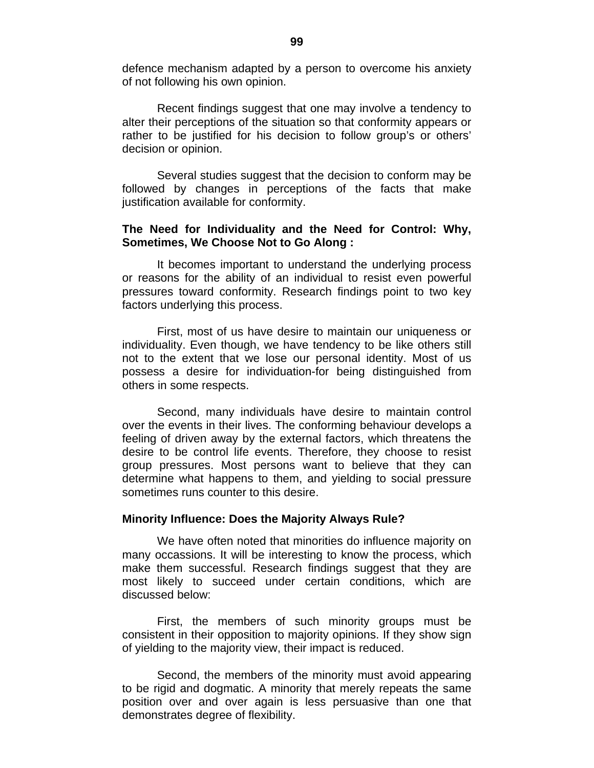defence mechanism adapted by a person to overcome his anxiety of not following his own opinion.

Recent findings suggest that one may involve a tendency to alter their perceptions of the situation so that conformity appears or rather to be justified for his decision to follow group's or others' decision or opinion.

Several studies suggest that the decision to conform may be followed by changes in perceptions of the facts that make justification available for conformity.

**The Need for Individuality and the Need for Control: Why, Sometimes, We Choose Not to Go Along :**

It becomes important to understand the underlying process or reasons for the ability of an individual to resist even powerful pressures toward conformity. Research findings point to two key factors underlying this process.

First, most of us have desire to maintain our uniqueness or individuality. Even though, we have tendency to be like others still not to the extent that we lose our personal identity. Most of us possess a desire for individuation-for being distinguished from others in some respects.

Second, many individuals have desire to maintain control over the events in their lives. The conforming behaviour develops a feeling of driven away by the external factors, which threatens the desire to be control life events. Therefore, they choose to resist group pressures. Most persons want to believe that they can determine what happens to them, and yielding to social pressure sometimes runs counter to this desire.

**Minority Influence: Does the Majority Always Rule?**

We have often noted that minorities do influence majority on many occassions. It will be interesting to know the process, which make them successful. Research findings suggest that they are most likely to succeed under certain conditions, which are discussed below:

First, the members of such minority groups must be consistent in their opposition to majority opinions. If they show sign of yielding to the majority view, their impact is reduced.

Second, the members of the minority must avoid appearing to be rigid and dogmatic. A minority that merely repeats the same position over and over again is less persuasive than one that demonstrates degree of flexibility.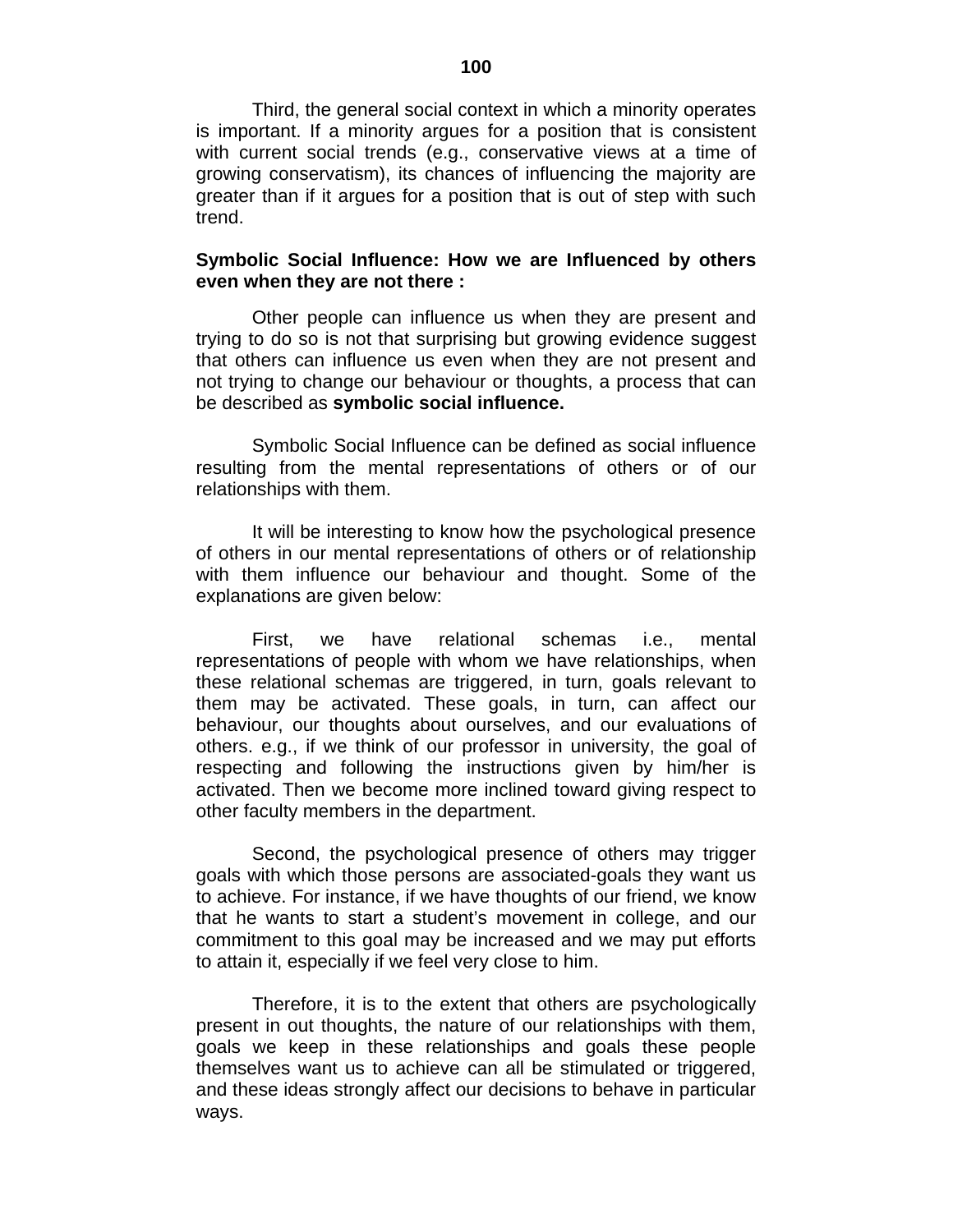Third, the general social context in which a minority operates is important. If a minority argues for a position that is consistent with current social trends (e.g., conservative views at a time of growing conservatism), its chances of influencing the majority are greater than if it argues for a position that is out of step with such trend.

**Symbolic Social Influence: How we are Influenced by others even when they are not there :**

Other people can influence us when they are present and trying to do so is not that surprising but growing evidence suggest that others can influence us even when they are not present and not trying to change our behaviour or thoughts, a process that can be described as **symbolic social influence.**

Symbolic Social Influence can be defined as social influence resulting from the mental representations of others or of our relationships with them.

It will be interesting to know how the psychological presence of others in our mental representations of others or of relationship with them influence our behaviour and thought. Some of the explanations are given below:

First, we have relational schemas i.e., mental representations of people with whom we have relationships, when these relational schemas are triggered, in turn, goals relevant to them may be activated. These goals, in turn, can affect our behaviour, our thoughts about ourselves, and our evaluations of others. e.g., if we think of our professor in university, the goal of respecting and following the instructions given by him/her is activated. Then we become more inclined toward giving respect to other faculty members in the department.

Second, the psychological presence of others may trigger goals with which those persons are associated-goals they want us to achieve. For instance, if we have thoughts of our friend, we know that he wants to start a student's movement in college, and our commitment to this goal may be increased and we may put efforts to attain it, especially if we feel very close to him.

Therefore, it is to the extent that others are psychologically present in out thoughts, the nature of our relationships with them, goals we keep in these relationships and goals these people themselves want us to achieve can all be stimulated or triggered, and these ideas strongly affect our decisions to behave in particular ways.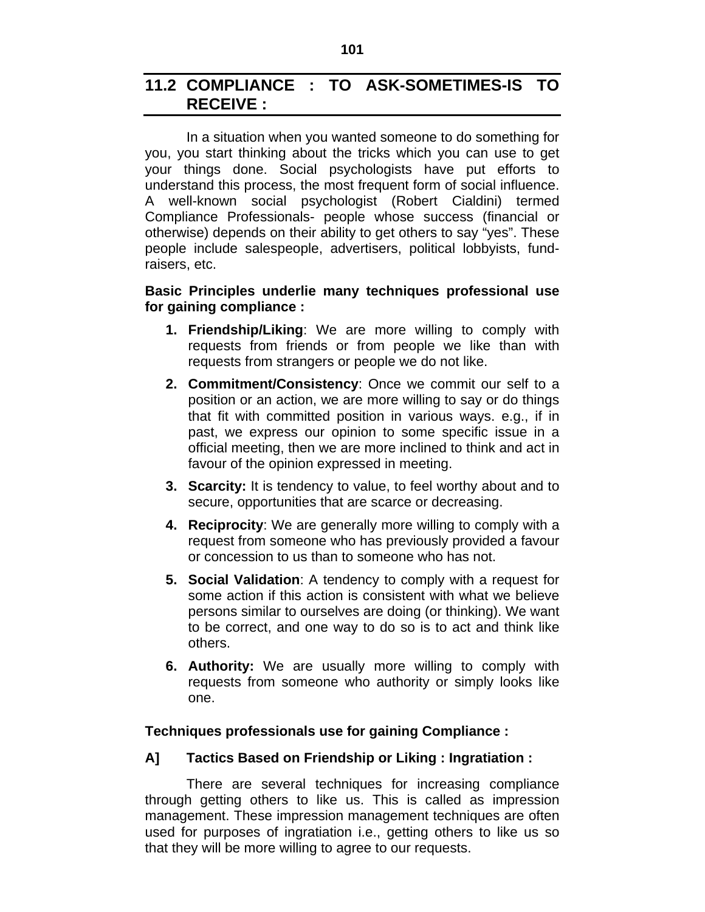## 11.2 COMPLIANCE : TO ASK-SOMETIMES-IS TO RECEIVE :

In a situation when you wanted someone to do something for you, you start thinking about the tricks which you can use to get your things done. Social psychologists have put efforts to understand this process, the most frequent form of social influence. A well-known social psychologist (Robert Cialdini) termed Compliance Professionals- people whose success (financial or otherwise) depends on their ability to get others to say "yes". These people include salespeople, advertisers, political lobbyists, fund-raisers, etc.

**Basic Principles underlie many techniques professional use for gaining compliance :**

1. **Friendship/Liking**: We are more willing to comply with requests from friends or from people we like than with requests from strangers or people we do not like.
2. **Commitment/Consistency**: Once we commit our self to a position or an action, we are more willing to say or do things that fit with committed position in various ways. e.g., if in past, we express our opinion to some specific issue in a official meeting, then we are more inclined to think and act in favour of the opinion expressed in meeting.
3. **Scarcity:** It is tendency to value, to feel worthy about and to secure, opportunities that are scarce or decreasing.
4. **Reciprocity**: We are generally more willing to comply with a request from someone who has previously provided a favour or concession to us than to someone who has not.
5. **Social Validation**: A tendency to comply with a request for some action if this action is consistent with what we believe persons similar to ourselves are doing (or thinking). We want to be correct, and one way to do so is to act and think like others.
6. **Authority:** We are usually more willing to comply with requests from someone who authority or simply looks like one.

**Techniques professionals use for gaining Compliance :**

**A] Tactics Based on Friendship or Liking : Ingratiation :**

There are several techniques for increasing compliance through getting others to like us. This is called as impression management. These impression management techniques are often used for purposes of ingratiation i.e., getting others to like us so that they will be more willing to agree to our requests.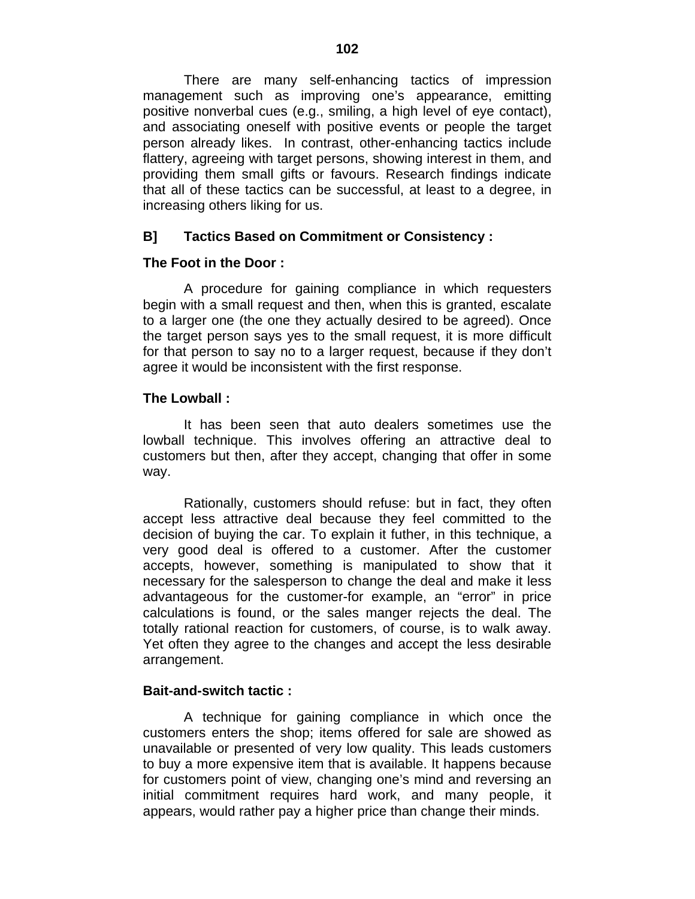There are many self-enhancing tactics of impression management such as improving one's appearance, emitting positive nonverbal cues (e.g., smiling, a high level of eye contact), and associating oneself with positive events or people the target person already likes. In contrast, other-enhancing tactics include flattery, agreeing with target persons, showing interest in them, and providing them small gifts or favours. Research findings indicate that all of these tactics can be successful, at least to a degree, in increasing others liking for us.

### B] Tactics Based on Commitment or Consistency :

**The Foot in the Door :**

A procedure for gaining compliance in which requesters begin with a small request and then, when this is granted, escalate to a larger one (the one they actually desired to be agreed). Once the target person says yes to the small request, it is more difficult for that person to say no to a larger request, because if they don't agree it would be inconsistent with the first response.

**The Lowball :**

It has been seen that auto dealers sometimes use the lowball technique. This involves offering an attractive deal to customers but then, after they accept, changing that offer in some way.

Rationally, customers should refuse: but in fact, they often accept less attractive deal because they feel committed to the decision of buying the car. To explain it futher, in this technique, a very good deal is offered to a customer. After the customer accepts, however, something is manipulated to show that it necessary for the salesperson to change the deal and make it less advantageous for the customer-for example, an "error" in price calculations is found, or the sales manger rejects the deal. The totally rational reaction for customers, of course, is to walk away. Yet often they agree to the changes and accept the less desirable arrangement.

**Bait-and-switch tactic :**

A technique for gaining compliance in which once the customers enters the shop; items offered for sale are showed as unavailable or presented of very low quality. This leads customers to buy a more expensive item that is available. It happens because for customers point of view, changing one's mind and reversing an initial commitment requires hard work, and many people, it appears, would rather pay a higher price than change their minds.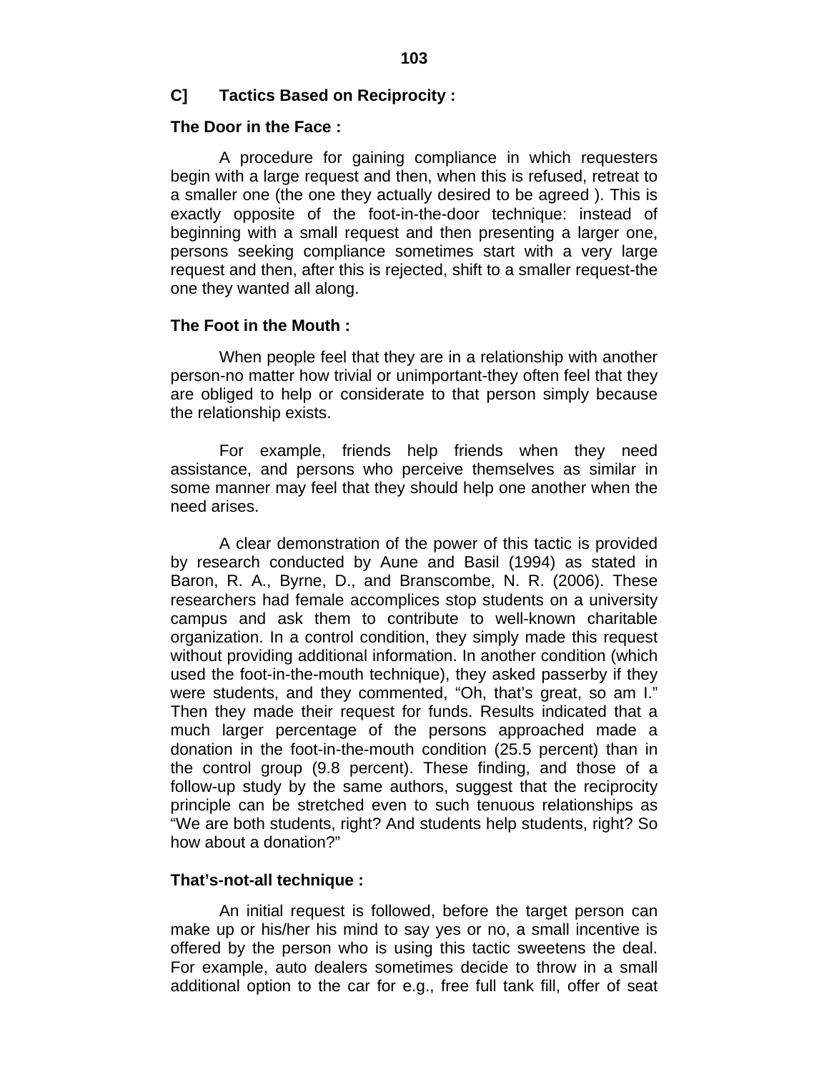### C] Tactics Based on Reciprocity :

**The Door in the Face :**

A procedure for gaining compliance in which requesters begin with a large request and then, when this is refused, retreat to a smaller one (the one they actually desired to be agreed ). This is exactly opposite of the foot-in-the-door technique: instead of beginning with a small request and then presenting a larger one, persons seeking compliance sometimes start with a very large request and then, after this is rejected, shift to a smaller request-the one they wanted all along.

**The Foot in the Mouth :**

When people feel that they are in a relationship with another person-no matter how trivial or unimportant-they often feel that they are obliged to help or considerate to that person simply because the relationship exists.

For example, friends help friends when they need assistance, and persons who perceive themselves as similar in some manner may feel that they should help one another when the need arises.

A clear demonstration of the power of this tactic is provided by research conducted by Aune and Basil (1994) as stated in Baron, R. A., Byrne, D., and Branscombe, N. R. (2006). These researchers had female accomplices stop students on a university campus and ask them to contribute to well-known charitable organization. In a control condition, they simply made this request without providing additional information. In another condition (which used the foot-in-the-mouth technique), they asked passerby if they were students, and they commented, “Oh, that’s great, so am I.” Then they made their request for funds. Results indicated that a much larger percentage of the persons approached made a donation in the foot-in-the-mouth condition (25.5 percent) than in the control group (9.8 percent). These finding, and those of a follow-up study by the same authors, suggest that the reciprocity principle can be stretched even to such tenuous relationships as “We are both students, right? And students help students, right? So how about a donation?”

**That’s-not-all technique :**

An initial request is followed, before the target person can make up or his/her his mind to say yes or no, a small incentive is offered by the person who is using this tactic sweetens the deal. For example, auto dealers sometimes decide to throw in a small additional option to the car for e.g., free full tank fill, offer of seat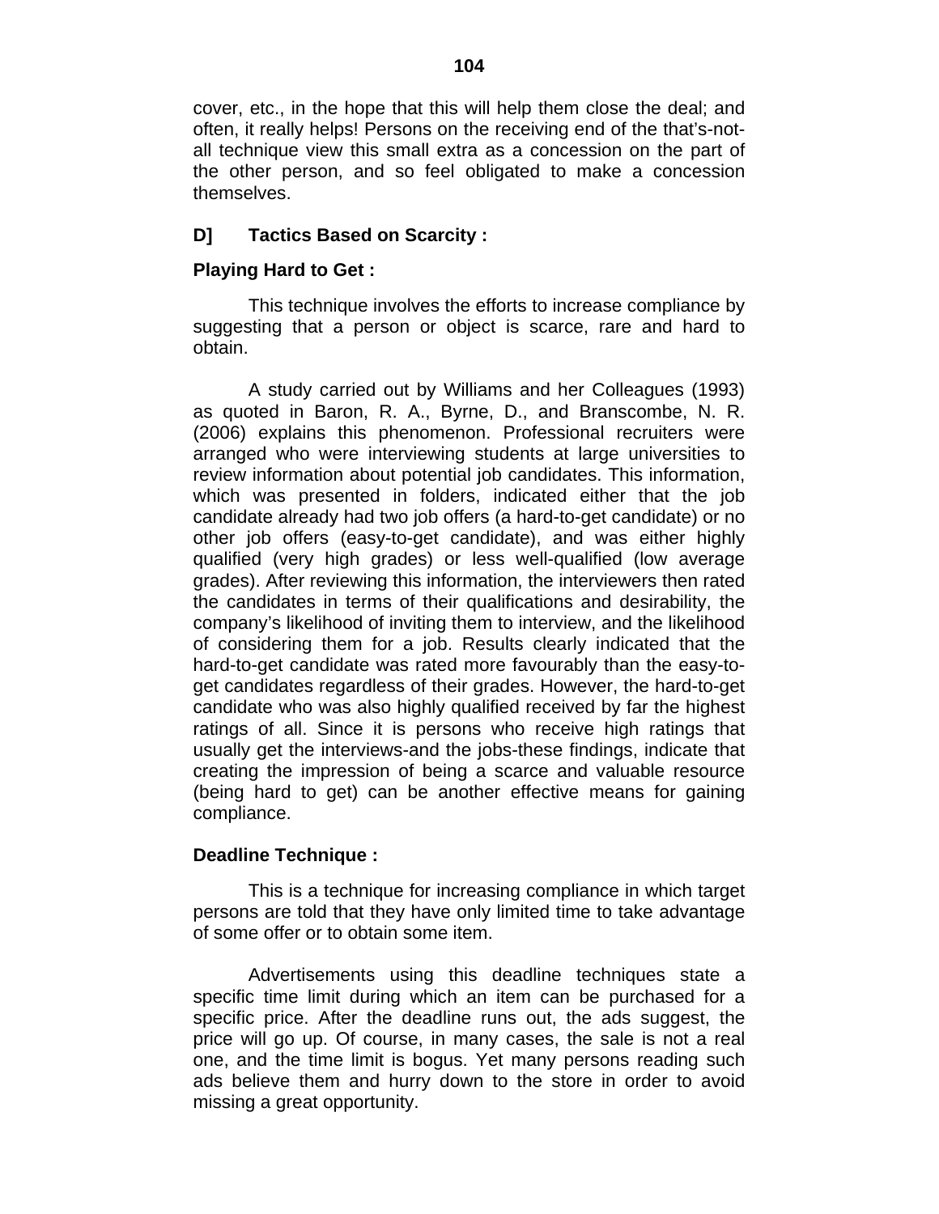cover, etc., in the hope that this will help them close the deal; and often, it really helps! Persons on the receiving end of the that's-not-all technique view this small extra as a concession on the part of the other person, and so feel obligated to make a concession themselves.

### D] Tactics Based on Scarcity :

**Playing Hard to Get :**

This technique involves the efforts to increase compliance by suggesting that a person or object is scarce, rare and hard to obtain.

A study carried out by Williams and her Colleagues (1993) as quoted in Baron, R. A., Byrne, D., and Branscombe, N. R. (2006) explains this phenomenon. Professional recruiters were arranged who were interviewing students at large universities to review information about potential job candidates. This information, which was presented in folders, indicated either that the job candidate already had two job offers (a hard-to-get candidate) or no other job offers (easy-to-get candidate), and was either highly qualified (very high grades) or less well-qualified (low average grades). After reviewing this information, the interviewers then rated the candidates in terms of their qualifications and desirability, the company's likelihood of inviting them to interview, and the likelihood of considering them for a job. Results clearly indicated that the hard-to-get candidate was rated more favourably than the easy-to-get candidates regardless of their grades. However, the hard-to-get candidate who was also highly qualified received by far the highest ratings of all. Since it is persons who receive high ratings that usually get the interviews-and the jobs-these findings, indicate that creating the impression of being a scarce and valuable resource (being hard to get) can be another effective means for gaining compliance.

**Deadline Technique :**

This is a technique for increasing compliance in which target persons are told that they have only limited time to take advantage of some offer or to obtain some item.

Advertisements using this deadline techniques state a specific time limit during which an item can be purchased for a specific price. After the deadline runs out, the ads suggest, the price will go up. Of course, in many cases, the sale is not a real one, and the time limit is bogus. Yet many persons reading such ads believe them and hurry down to the store in order to avoid missing a great opportunity.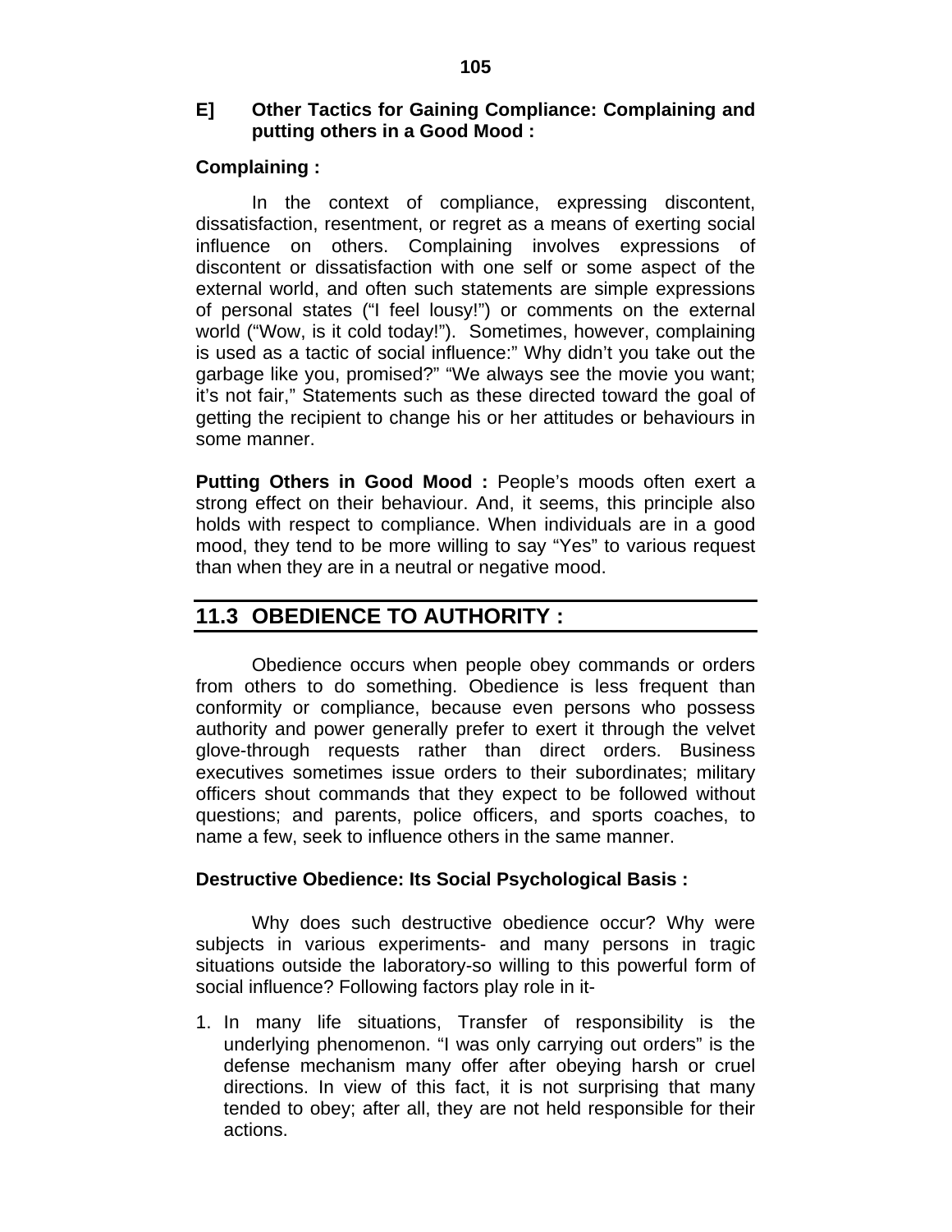**E] Other Tactics for Gaining Compliance: Complaining and putting others in a Good Mood :**

**Complaining :**

In the context of compliance, expressing discontent, dissatisfaction, resentment, or regret as a means of exerting social influence on others. Complaining involves expressions of discontent or dissatisfaction with one self or some aspect of the external world, and often such statements are simple expressions of personal states ("I feel lousy!") or comments on the external world ("Wow, is it cold today!"). Sometimes, however, complaining is used as a tactic of social influence:" Why didn't you take out the garbage like you, promised?" "We always see the movie you want; it's not fair," Statements such as these directed toward the goal of getting the recipient to change his or her attitudes or behaviours in some manner.

**Putting Others in Good Mood :** People's moods often exert a strong effect on their behaviour. And, it seems, this principle also holds with respect to compliance. When individuals are in a good mood, they tend to be more willing to say "Yes" to various request than when they are in a neutral or negative mood.

## 11.3 OBEDIENCE TO AUTHORITY :

Obedience occurs when people obey commands or orders from others to do something. Obedience is less frequent than conformity or compliance, because even persons who possess authority and power generally prefer to exert it through the velvet glove-through requests rather than direct orders. Business executives sometimes issue orders to their subordinates; military officers shout commands that they expect to be followed without questions; and parents, police officers, and sports coaches, to name a few, seek to influence others in the same manner.

**Destructive Obedience: Its Social Psychological Basis :**

Why does such destructive obedience occur? Why were subjects in various experiments- and many persons in tragic situations outside the laboratory-so willing to this powerful form of social influence? Following factors play role in it-

1. In many life situations, Transfer of responsibility is the underlying phenomenon. "I was only carrying out orders" is the defense mechanism many offer after obeying harsh or cruel directions. In view of this fact, it is not surprising that many tended to obey; after all, they are not held responsible for their actions.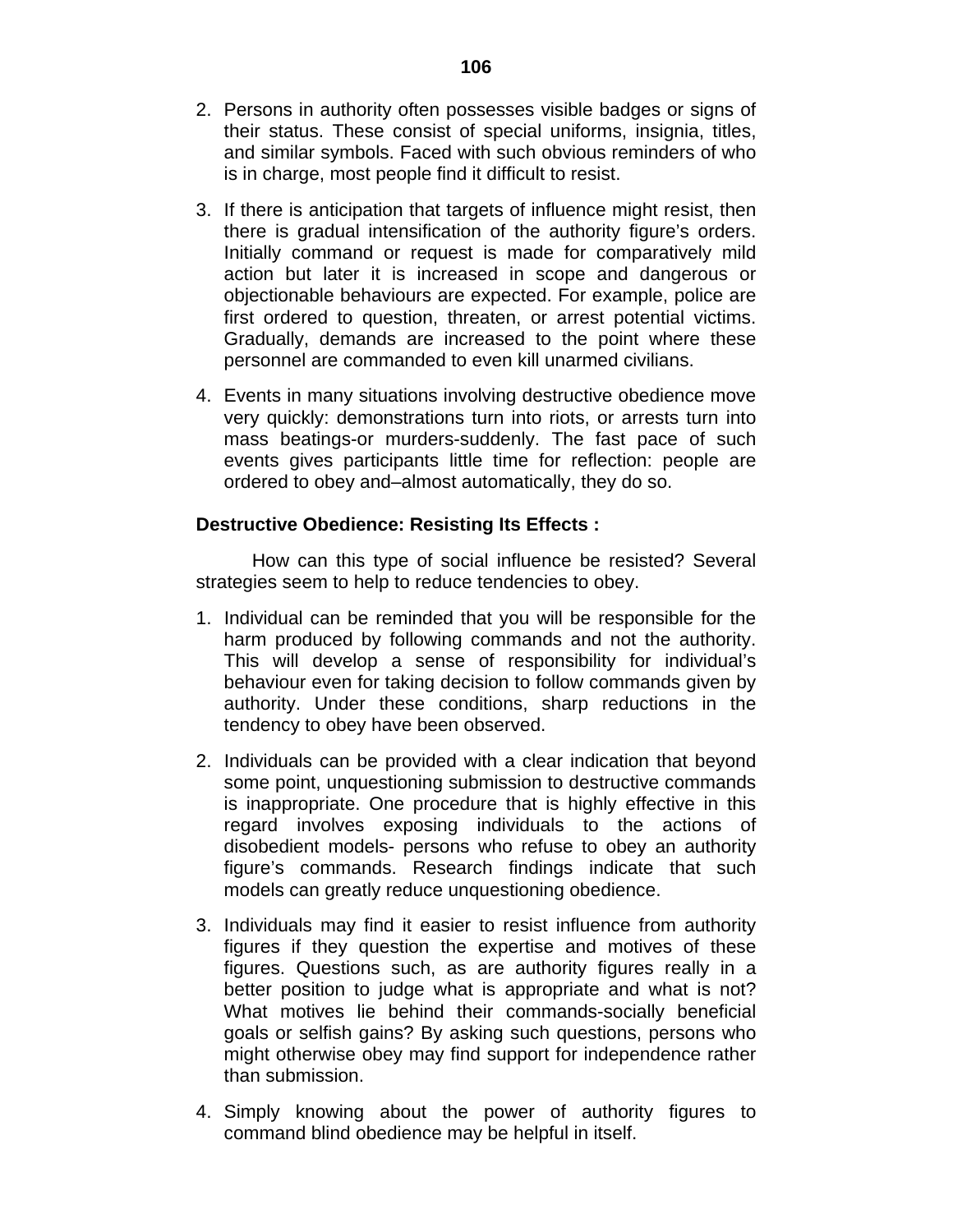2. Persons in authority often possesses visible badges or signs of their status. These consist of special uniforms, insignia, titles, and similar symbols. Faced with such obvious reminders of who is in charge, most people find it difficult to resist.

3. If there is anticipation that targets of influence might resist, then there is gradual intensification of the authority figure's orders. Initially command or request is made for comparatively mild action but later it is increased in scope and dangerous or objectionable behaviours are expected. For example, police are first ordered to question, threaten, or arrest potential victims. Gradually, demands are increased to the point where these personnel are commanded to even kill unarmed civilians.

4. Events in many situations involving destructive obedience move very quickly: demonstrations turn into riots, or arrests turn into mass beatings-or murders-suddenly. The fast pace of such events gives participants little time for reflection: people are ordered to obey and–almost automatically, they do so.

**Destructive Obedience: Resisting Its Effects :**

How can this type of social influence be resisted? Several strategies seem to help to reduce tendencies to obey.

1. Individual can be reminded that you will be responsible for the harm produced by following commands and not the authority. This will develop a sense of responsibility for individual's behaviour even for taking decision to follow commands given by authority. Under these conditions, sharp reductions in the tendency to obey have been observed.

2. Individuals can be provided with a clear indication that beyond some point, unquestioning submission to destructive commands is inappropriate. One procedure that is highly effective in this regard involves exposing individuals to the actions of disobedient models- persons who refuse to obey an authority figure's commands. Research findings indicate that such models can greatly reduce unquestioning obedience.

3. Individuals may find it easier to resist influence from authority figures if they question the expertise and motives of these figures. Questions such, as are authority figures really in a better position to judge what is appropriate and what is not? What motives lie behind their commands-socially beneficial goals or selfish gains? By asking such questions, persons who might otherwise obey may find support for independence rather than submission.

4. Simply knowing about the power of authority figures to command blind obedience may be helpful in itself.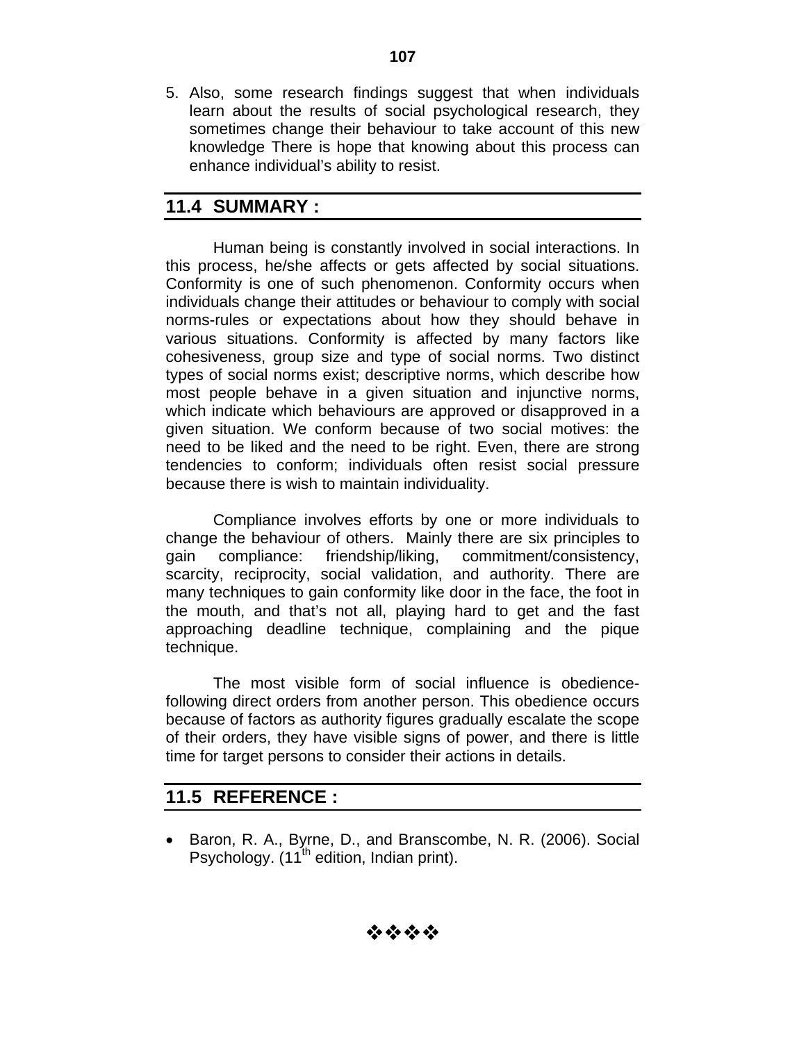5. Also, some research findings suggest that when individuals learn about the results of social psychological research, they sometimes change their behaviour to take account of this new knowledge There is hope that knowing about this process can enhance individual's ability to resist.

## 11.4 SUMMARY :

Human being is constantly involved in social interactions. In this process, he/she affects or gets affected by social situations. Conformity is one of such phenomenon. Conformity occurs when individuals change their attitudes or behaviour to comply with social norms-rules or expectations about how they should behave in various situations. Conformity is affected by many factors like cohesiveness, group size and type of social norms. Two distinct types of social norms exist; descriptive norms, which describe how most people behave in a given situation and injunctive norms, which indicate which behaviours are approved or disapproved in a given situation. We conform because of two social motives: the need to be liked and the need to be right. Even, there are strong tendencies to conform; individuals often resist social pressure because there is wish to maintain individuality.

Compliance involves efforts by one or more individuals to change the behaviour of others. Mainly there are six principles to gain compliance: friendship/liking, commitment/consistency, scarcity, reciprocity, social validation, and authority. There are many techniques to gain conformity like door in the face, the foot in the mouth, and that's not all, playing hard to get and the fast approaching deadline technique, complaining and the pique technique.

The most visible form of social influence is obedience-following direct orders from another person. This obedience occurs because of factors as authority figures gradually escalate the scope of their orders, they have visible signs of power, and there is little time for target persons to consider their actions in details.

## 11.5 REFERENCE :

- Baron, R. A., Byrne, D., and Branscombe, N. R. (2006). Social Psychology. (11th edition, Indian print).

❖❖❖❖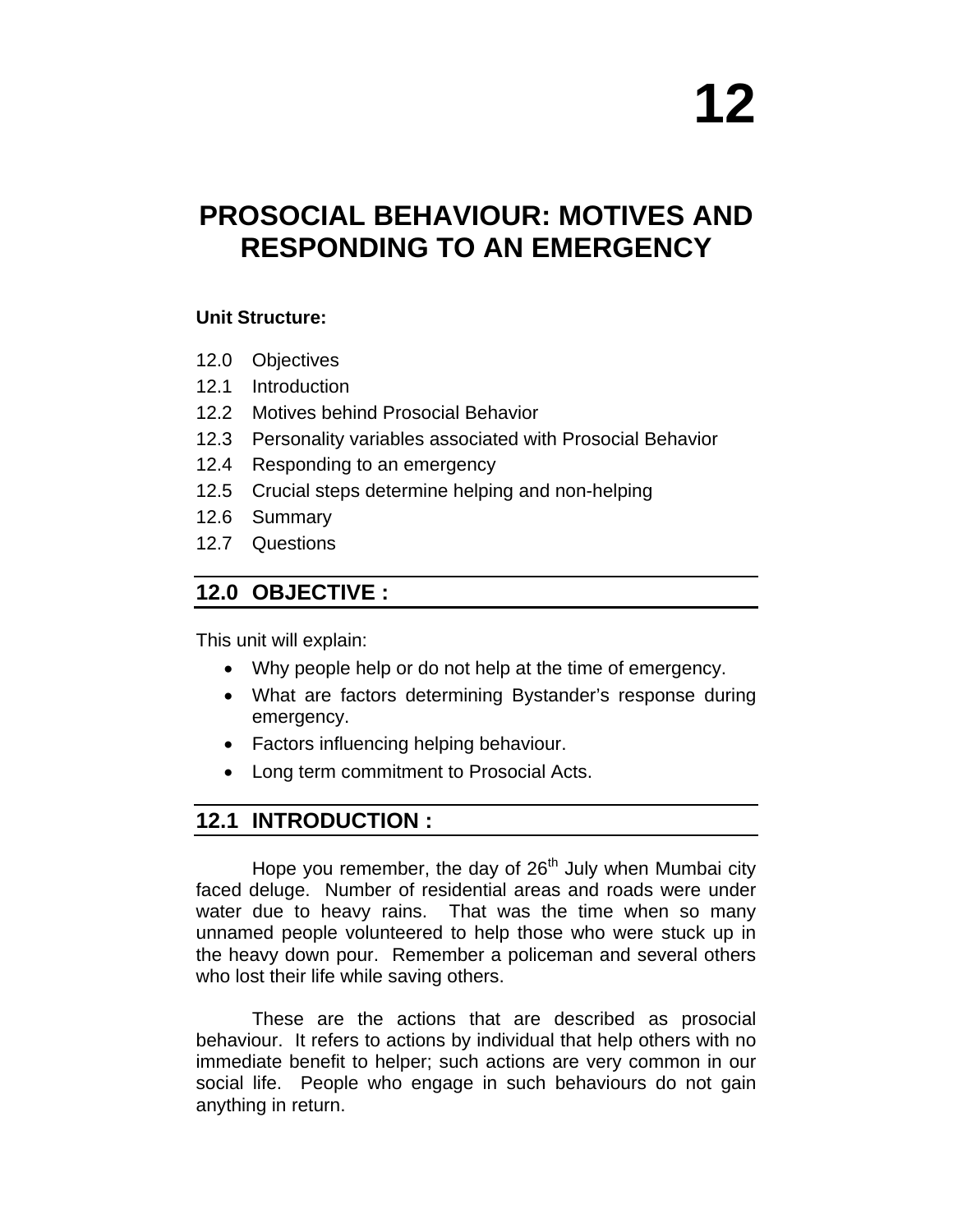# 12

# PROSOCIAL BEHAVIOUR: MOTIVES AND RESPONDING TO AN EMERGENCY

**Unit Structure:**

12.0 Objectives
12.1 Introduction
12.2 Motives behind Prosocial Behavior
12.3 Personality variables associated with Prosocial Behavior
12.4 Responding to an emergency
12.5 Crucial steps determine helping and non-helping
12.6 Summary
12.7 Questions

## 12.0 OBJECTIVE :

This unit will explain:

- Why people help or do not help at the time of emergency.
- What are factors determining Bystander's response during emergency.
- Factors influencing helping behaviour.
- Long term commitment to Prosocial Acts.

## 12.1 INTRODUCTION :

Hope you remember, the day of 26th July when Mumbai city faced deluge. Number of residential areas and roads were under water due to heavy rains. That was the time when so many unnamed people volunteered to help those who were stuck up in the heavy down pour. Remember a policeman and several others who lost their life while saving others.

These are the actions that are described as prosocial behaviour. It refers to actions by individual that help others with no immediate benefit to helper; such actions are very common in our social life. People who engage in such behaviours do not gain anything in return.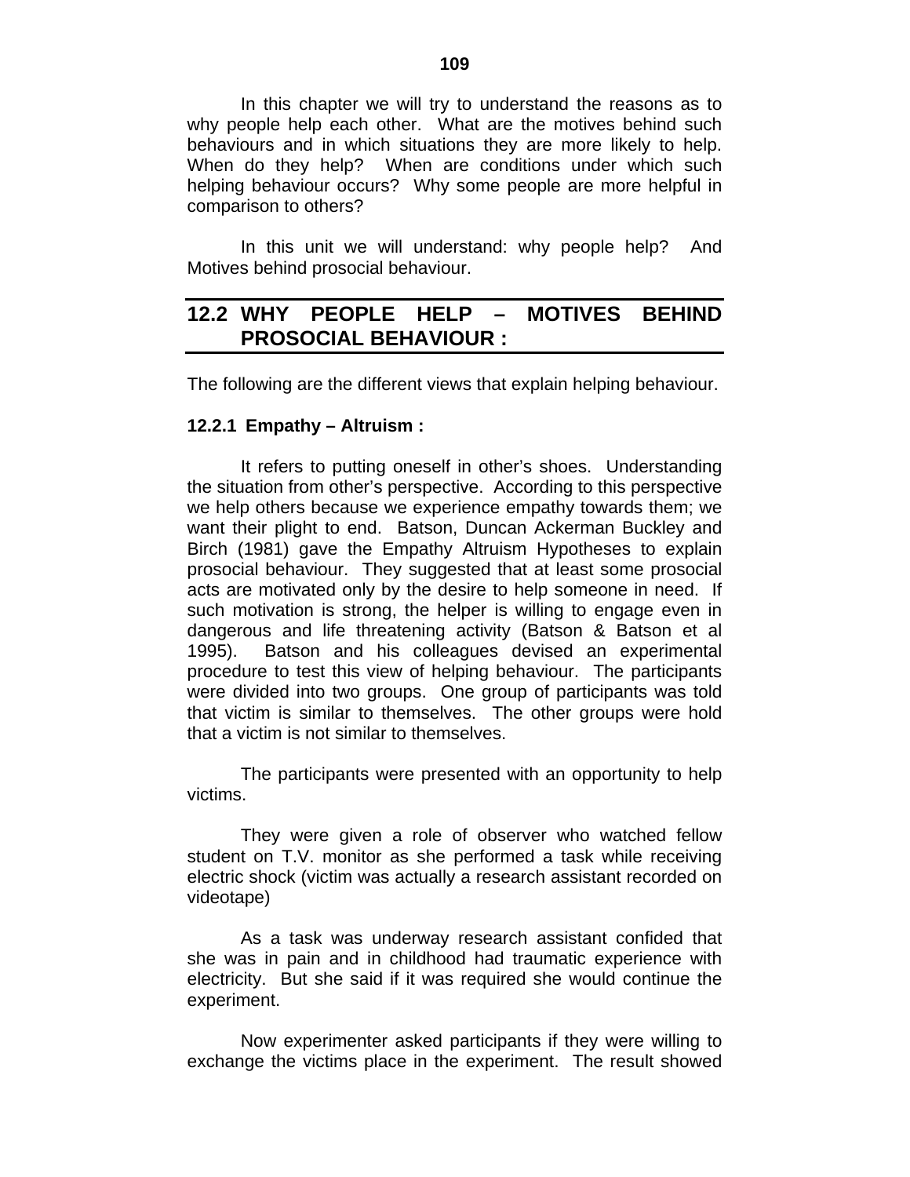In this chapter we will try to understand the reasons as to why people help each other. What are the motives behind such behaviours and in which situations they are more likely to help. When do they help? When are conditions under which such helping behaviour occurs? Why some people are more helpful in comparison to others?

In this unit we will understand: why people help? And Motives behind prosocial behaviour.

## 12.2 WHY PEOPLE HELP – MOTIVES BEHIND PROSOCIAL BEHAVIOUR :

The following are the different views that explain helping behaviour.

### 12.2.1 Empathy – Altruism :

It refers to putting oneself in other's shoes. Understanding the situation from other's perspective. According to this perspective we help others because we experience empathy towards them; we want their plight to end. Batson, Duncan Ackerman Buckley and Birch (1981) gave the Empathy Altruism Hypotheses to explain prosocial behaviour. They suggested that at least some prosocial acts are motivated only by the desire to help someone in need. If such motivation is strong, the helper is willing to engage even in dangerous and life threatening activity (Batson & Batson et al 1995). Batson and his colleagues devised an experimental procedure to test this view of helping behaviour. The participants were divided into two groups. One group of participants was told that victim is similar to themselves. The other groups were hold that a victim is not similar to themselves.

The participants were presented with an opportunity to help victims.

They were given a role of observer who watched fellow student on T.V. monitor as she performed a task while receiving electric shock (victim was actually a research assistant recorded on videotape)

As a task was underway research assistant confided that she was in pain and in childhood had traumatic experience with electricity. But she said if it was required she would continue the experiment.

Now experimenter asked participants if they were willing to exchange the victims place in the experiment. The result showed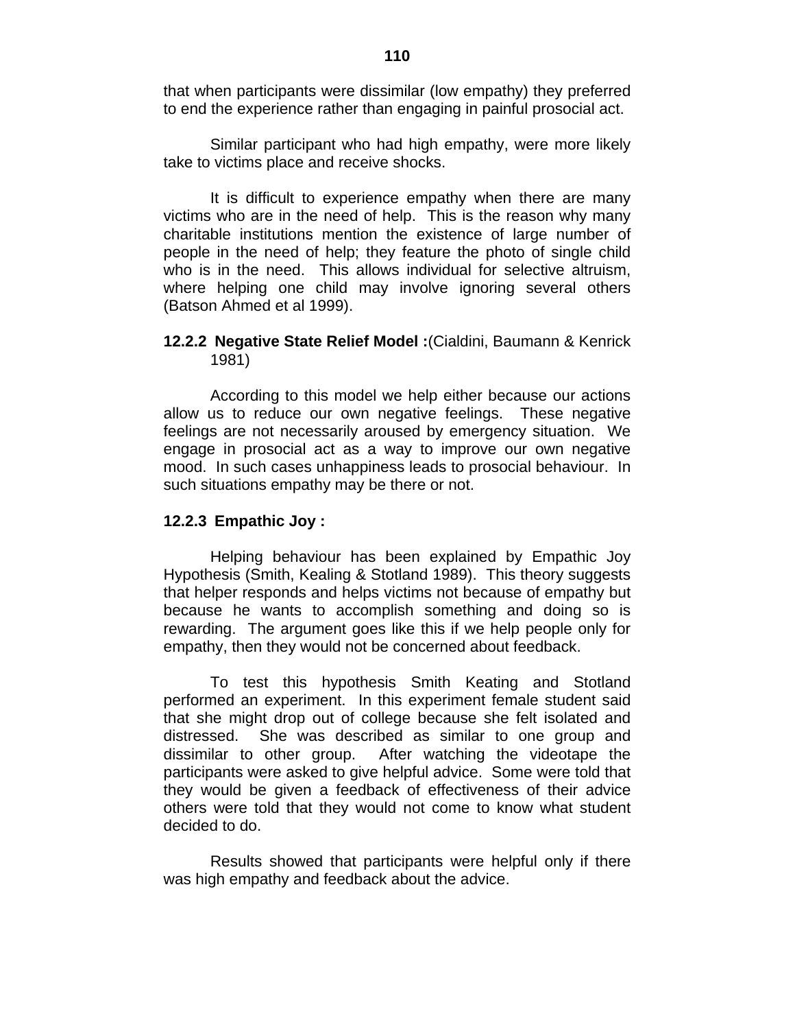that when participants were dissimilar (low empathy) they preferred to end the experience rather than engaging in painful prosocial act.

Similar participant who had high empathy, were more likely take to victims place and receive shocks.

It is difficult to experience empathy when there are many victims who are in the need of help. This is the reason why many charitable institutions mention the existence of large number of people in the need of help; they feature the photo of single child who is in the need. This allows individual for selective altruism, where helping one child may involve ignoring several others (Batson Ahmed et al 1999).

### 12.2.2 Negative State Relief Model :(Cialdini, Baumann & Kenrick 1981)

According to this model we help either because our actions allow us to reduce our own negative feelings. These negative feelings are not necessarily aroused by emergency situation. We engage in prosocial act as a way to improve our own negative mood. In such cases unhappiness leads to prosocial behaviour. In such situations empathy may be there or not.

### 12.2.3 Empathic Joy :

Helping behaviour has been explained by Empathic Joy Hypothesis (Smith, Kealing & Stotland 1989). This theory suggests that helper responds and helps victims not because of empathy but because he wants to accomplish something and doing so is rewarding. The argument goes like this if we help people only for empathy, then they would not be concerned about feedback.

To test this hypothesis Smith Keating and Stotland performed an experiment. In this experiment female student said that she might drop out of college because she felt isolated and distressed. She was described as similar to one group and dissimilar to other group. After watching the videotape the participants were asked to give helpful advice. Some were told that they would be given a feedback of effectiveness of their advice others were told that they would not come to know what student decided to do.

Results showed that participants were helpful only if there was high empathy and feedback about the advice.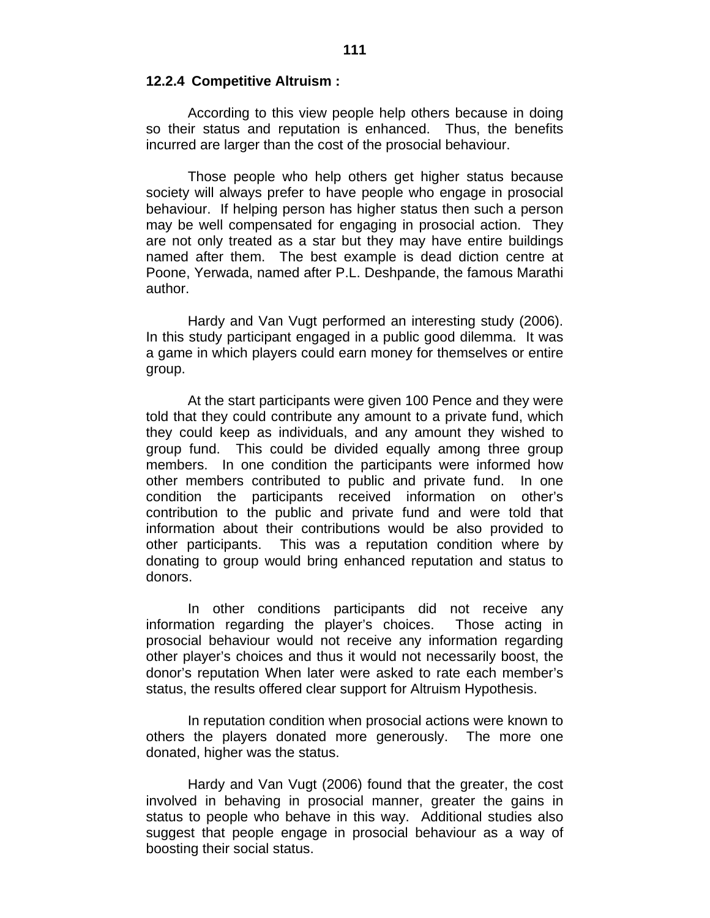### 12.2.4 Competitive Altruism :

According to this view people help others because in doing so their status and reputation is enhanced. Thus, the benefits incurred are larger than the cost of the prosocial behaviour.

Those people who help others get higher status because society will always prefer to have people who engage in prosocial behaviour. If helping person has higher status then such a person may be well compensated for engaging in prosocial action. They are not only treated as a star but they may have entire buildings named after them. The best example is dead diction centre at Poone, Yerwada, named after P.L. Deshpande, the famous Marathi author.

Hardy and Van Vugt performed an interesting study (2006). In this study participant engaged in a public good dilemma. It was a game in which players could earn money for themselves or entire group.

At the start participants were given 100 Pence and they were told that they could contribute any amount to a private fund, which they could keep as individuals, and any amount they wished to group fund. This could be divided equally among three group members. In one condition the participants were informed how other members contributed to public and private fund. In one condition the participants received information on other's contribution to the public and private fund and were told that information about their contributions would be also provided to other participants. This was a reputation condition where by donating to group would bring enhanced reputation and status to donors.

In other conditions participants did not receive any information regarding the player's choices. Those acting in prosocial behaviour would not receive any information regarding other player's choices and thus it would not necessarily boost, the donor's reputation When later were asked to rate each member's status, the results offered clear support for Altruism Hypothesis.

In reputation condition when prosocial actions were known to others the players donated more generously. The more one donated, higher was the status.

Hardy and Van Vugt (2006) found that the greater, the cost involved in behaving in prosocial manner, greater the gains in status to people who behave in this way. Additional studies also suggest that people engage in prosocial behaviour as a way of boosting their social status.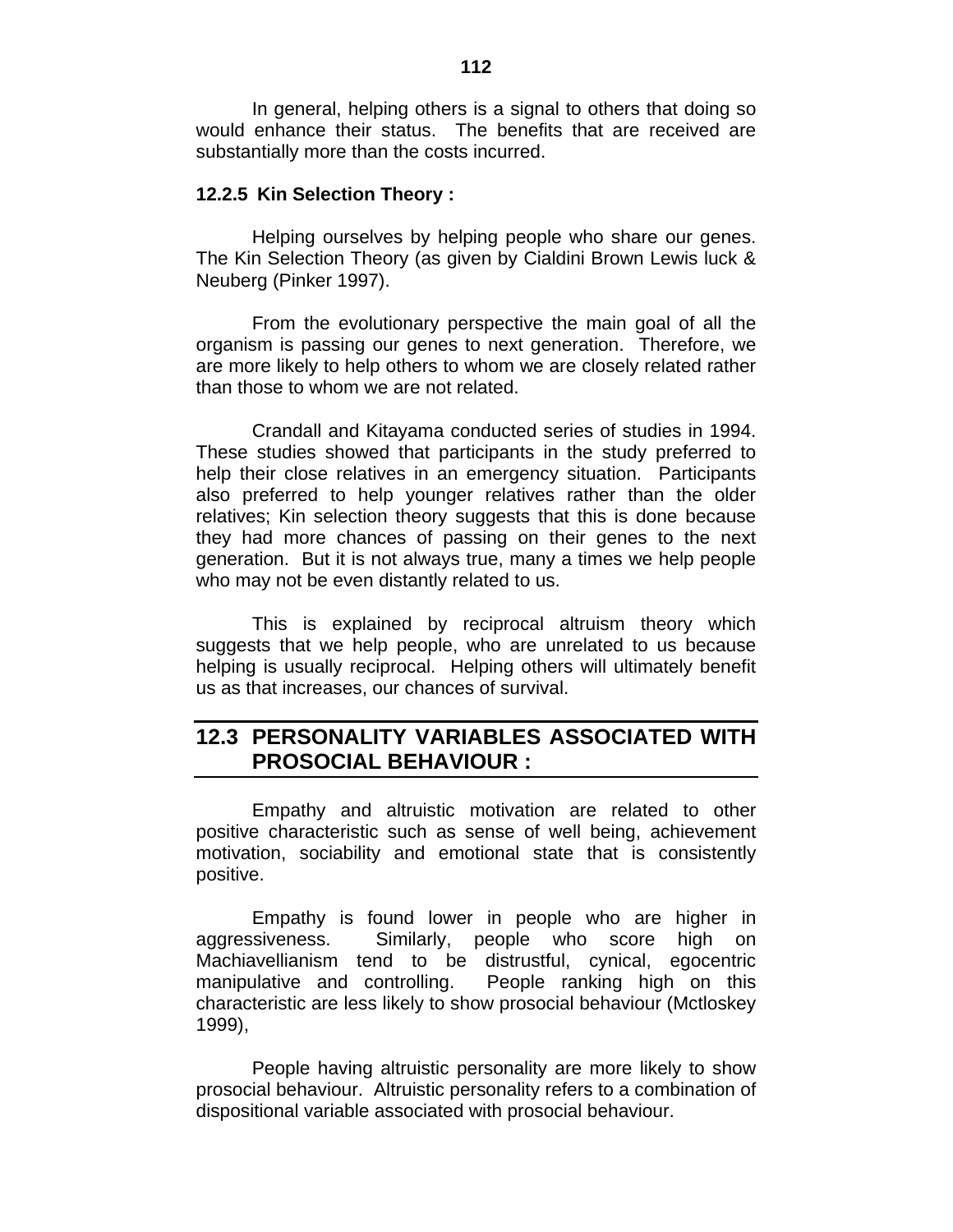In general, helping others is a signal to others that doing so would enhance their status. The benefits that are received are substantially more than the costs incurred.

### 12.2.5 Kin Selection Theory :

Helping ourselves by helping people who share our genes. The Kin Selection Theory (as given by Cialdini Brown Lewis luck & Neuberg (Pinker 1997).

From the evolutionary perspective the main goal of all the organism is passing our genes to next generation. Therefore, we are more likely to help others to whom we are closely related rather than those to whom we are not related.

Crandall and Kitayama conducted series of studies in 1994. These studies showed that participants in the study preferred to help their close relatives in an emergency situation. Participants also preferred to help younger relatives rather than the older relatives; Kin selection theory suggests that this is done because they had more chances of passing on their genes to the next generation. But it is not always true, many a times we help people who may not be even distantly related to us.

This is explained by reciprocal altruism theory which suggests that we help people, who are unrelated to us because helping is usually reciprocal. Helping others will ultimately benefit us as that increases, our chances of survival.

## 12.3 PERSONALITY VARIABLES ASSOCIATED WITH PROSOCIAL BEHAVIOUR :

Empathy and altruistic motivation are related to other positive characteristic such as sense of well being, achievement motivation, sociability and emotional state that is consistently positive.

Empathy is found lower in people who are higher in aggressiveness. Similarly, people who score high on Machiavellianism tend to be distrustful, cynical, egocentric manipulative and controlling. People ranking high on this characteristic are less likely to show prosocial behaviour (Mctloskey 1999),

People having altruistic personality are more likely to show prosocial behaviour. Altruistic personality refers to a combination of dispositional variable associated with prosocial behaviour.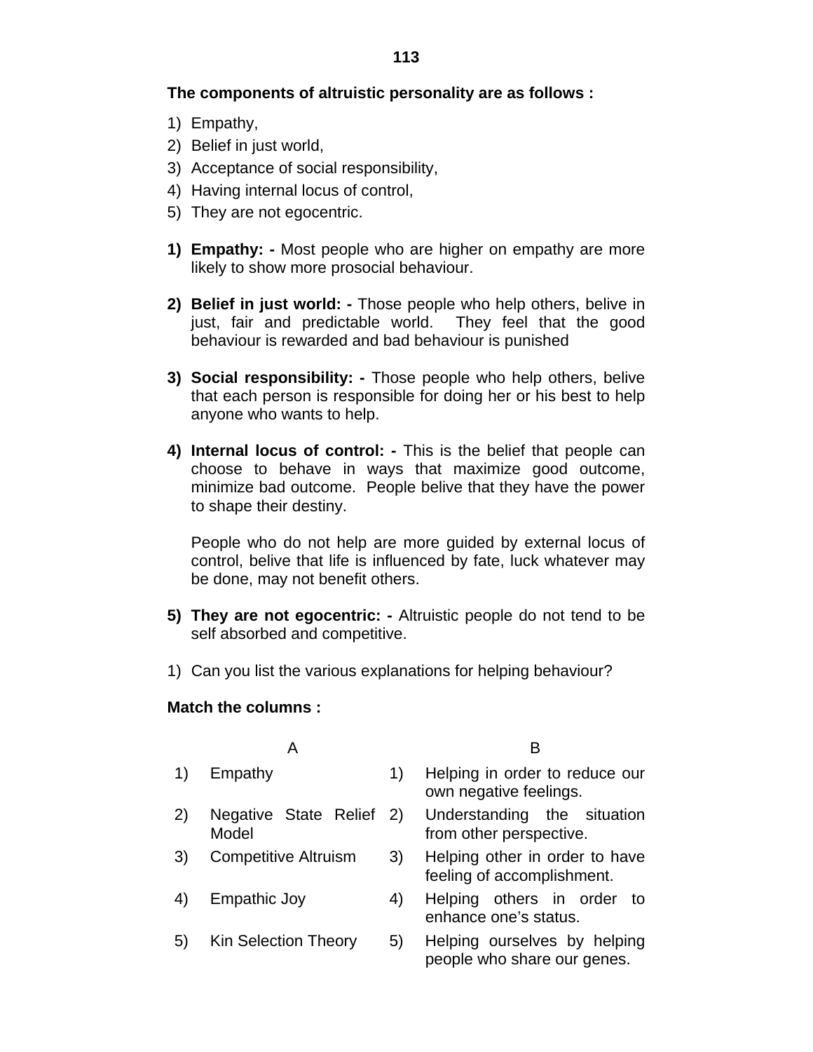**The components of altruistic personality are as follows :**

1) Empathy,
2) Belief in just world,
3) Acceptance of social responsibility,
4) Having internal locus of control,
5) They are not egocentric.

1) **Empathy: -** Most people who are higher on empathy are more likely to show more prosocial behaviour.

2) **Belief in just world: -** Those people who help others, belive in just, fair and predictable world. They feel that the good behaviour is rewarded and bad behaviour is punished

3) **Social responsibility: -** Those people who help others, belive that each person is responsible for doing her or his best to help anyone who wants to help.

4) **Internal locus of control: -** This is the belief that people can choose to behave in ways that maximize good outcome, minimize bad outcome. People belive that they have the power to shape their destiny.

   People who do not help are more guided by external locus of control, belive that life is influenced by fate, luck whatever may be done, may not benefit others.

5) **They are not egocentric: -** Altruistic people do not tend to be self absorbed and competitive.

1) Can you list the various explanations for helping behaviour?

**Match the columns :**

| | A | | B |
|---|---|---|---|
| 1) | Empathy | 1) | Helping in order to reduce our own negative feelings. |
| 2) | Negative State Relief Model | 2) | Understanding the situation from other perspective. |
| 3) | Competitive Altruism | 3) | Helping other in order to have feeling of accomplishment. |
| 4) | Empathic Joy | 4) | Helping others in order to enhance one's status. |
| 5) | Kin Selection Theory | 5) | Helping ourselves by helping people who share our genes. |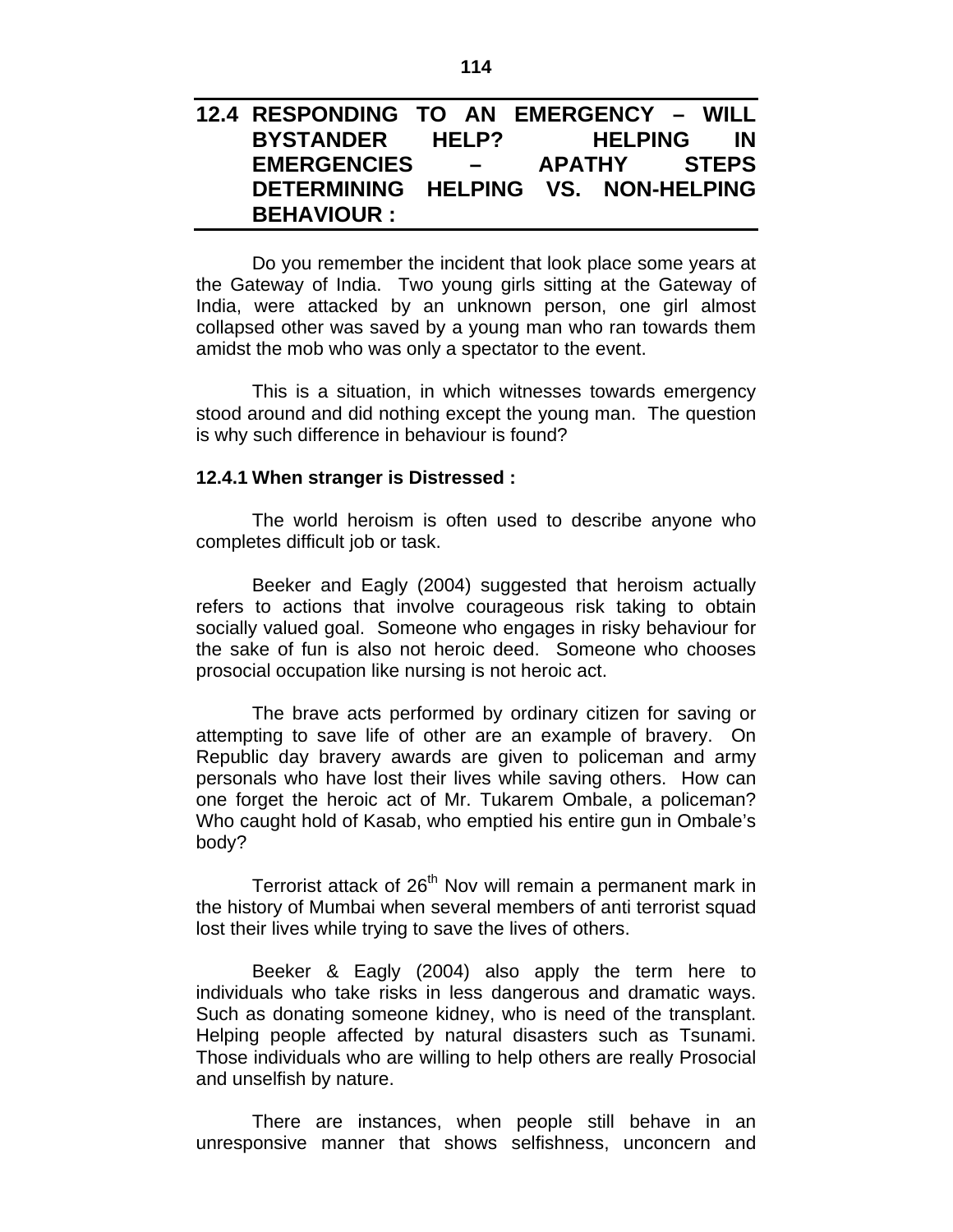## 12.4 RESPONDING TO AN EMERGENCY – WILL BYSTANDER HELP? HELPING IN EMERGENCIES – APATHY STEPS DETERMINING HELPING VS. NON-HELPING BEHAVIOUR :

Do you remember the incident that look place some years at the Gateway of India. Two young girls sitting at the Gateway of India, were attacked by an unknown person, one girl almost collapsed other was saved by a young man who ran towards them amidst the mob who was only a spectator to the event.

This is a situation, in which witnesses towards emergency stood around and did nothing except the young man. The question is why such difference in behaviour is found?

### 12.4.1 When stranger is Distressed :

The world heroism is often used to describe anyone who completes difficult job or task.

Beeker and Eagly (2004) suggested that heroism actually refers to actions that involve courageous risk taking to obtain socially valued goal. Someone who engages in risky behaviour for the sake of fun is also not heroic deed. Someone who chooses prosocial occupation like nursing is not heroic act.

The brave acts performed by ordinary citizen for saving or attempting to save life of other are an example of bravery. On Republic day bravery awards are given to policeman and army personals who have lost their lives while saving others. How can one forget the heroic act of Mr. Tukarem Ombale, a policeman? Who caught hold of Kasab, who emptied his entire gun in Ombale's body?

Terrorist attack of 26th Nov will remain a permanent mark in the history of Mumbai when several members of anti terrorist squad lost their lives while trying to save the lives of others.

Beeker & Eagly (2004) also apply the term here to individuals who take risks in less dangerous and dramatic ways. Such as donating someone kidney, who is need of the transplant. Helping people affected by natural disasters such as Tsunami. Those individuals who are willing to help others are really Prosocial and unselfish by nature.

There are instances, when people still behave in an unresponsive manner that shows selfishness, unconcern and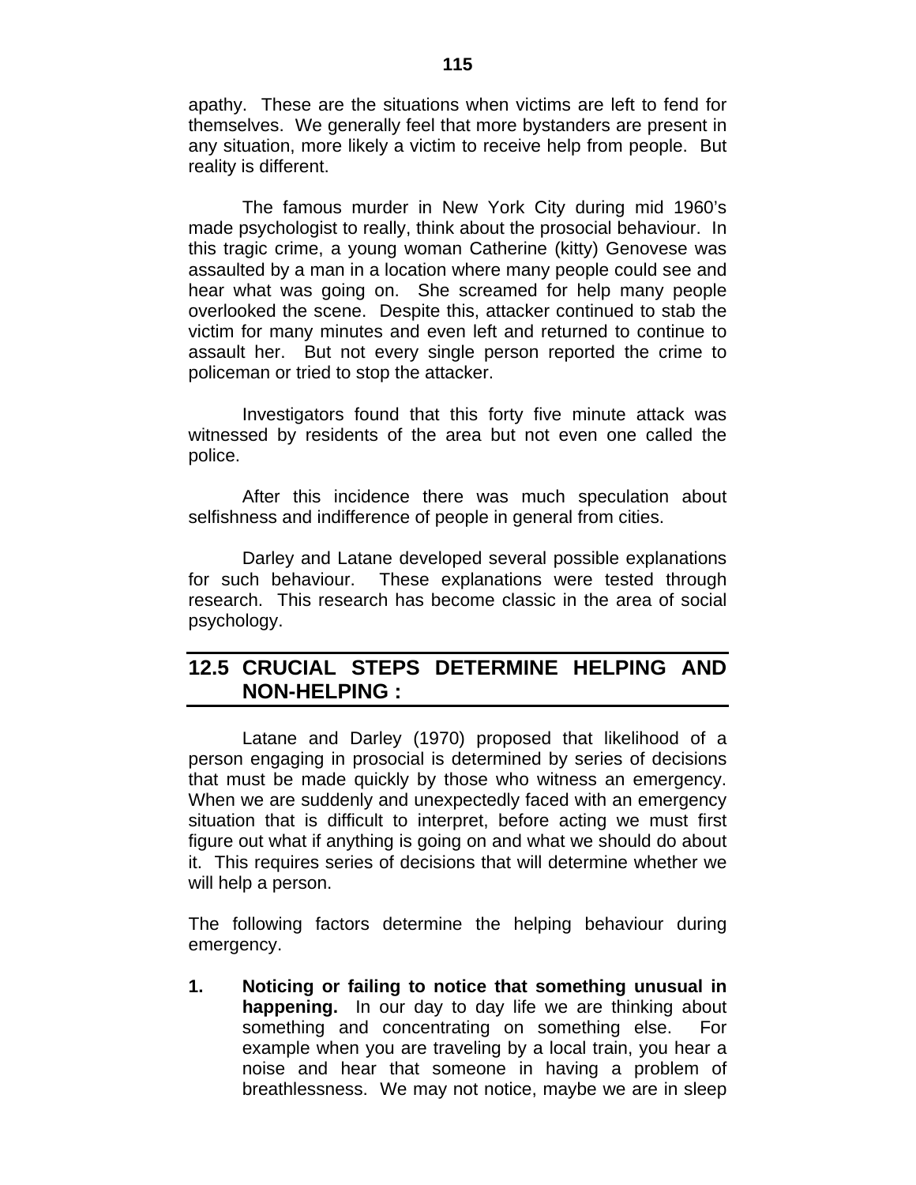apathy. These are the situations when victims are left to fend for themselves. We generally feel that more bystanders are present in any situation, more likely a victim to receive help from people. But reality is different.

The famous murder in New York City during mid 1960's made psychologist to really, think about the prosocial behaviour. In this tragic crime, a young woman Catherine (kitty) Genovese was assaulted by a man in a location where many people could see and hear what was going on. She screamed for help many people overlooked the scene. Despite this, attacker continued to stab the victim for many minutes and even left and returned to continue to assault her. But not every single person reported the crime to policeman or tried to stop the attacker.

Investigators found that this forty five minute attack was witnessed by residents of the area but not even one called the police.

After this incidence there was much speculation about selfishness and indifference of people in general from cities.

Darley and Latane developed several possible explanations for such behaviour. These explanations were tested through research. This research has become classic in the area of social psychology.

## 12.5 CRUCIAL STEPS DETERMINE HELPING AND NON-HELPING :

Latane and Darley (1970) proposed that likelihood of a person engaging in prosocial is determined by series of decisions that must be made quickly by those who witness an emergency. When we are suddenly and unexpectedly faced with an emergency situation that is difficult to interpret, before acting we must first figure out what if anything is going on and what we should do about it. This requires series of decisions that will determine whether we will help a person.

The following factors determine the helping behaviour during emergency.

1. **Noticing or failing to notice that something unusual in happening.** In our day to day life we are thinking about something and concentrating on something else. For example when you are traveling by a local train, you hear a noise and hear that someone in having a problem of breathlessness. We may not notice, maybe we are in sleep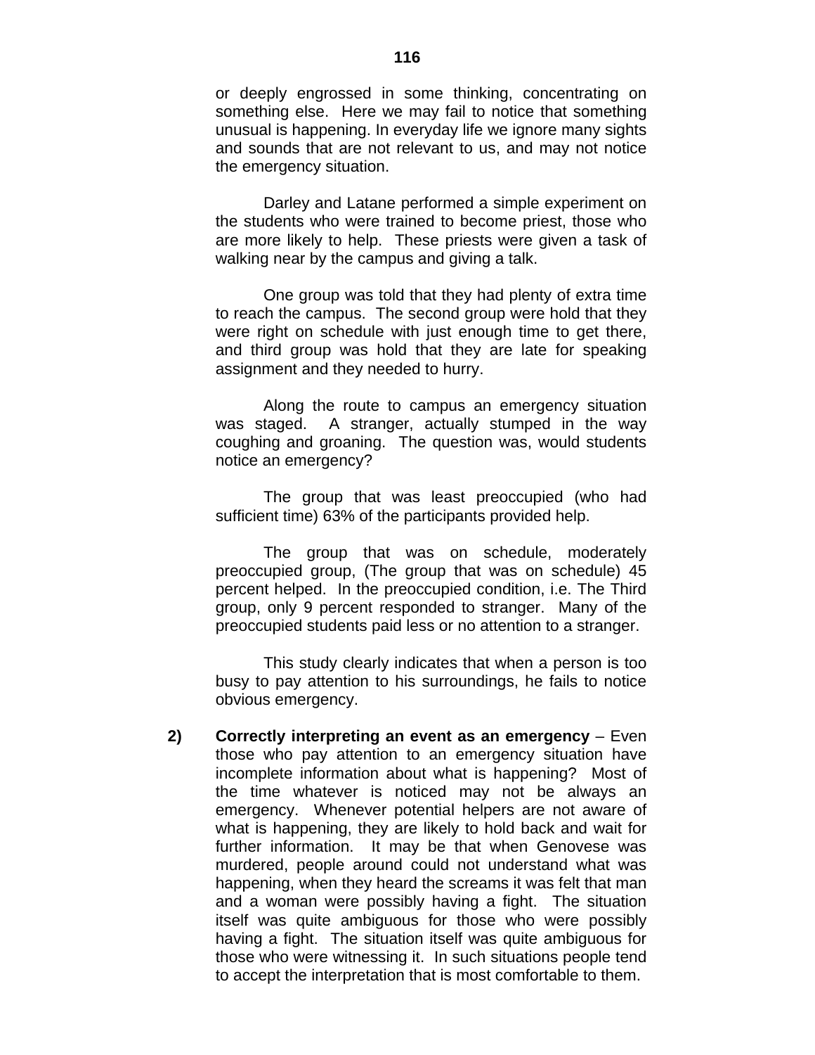or deeply engrossed in some thinking, concentrating on something else. Here we may fail to notice that something unusual is happening. In everyday life we ignore many sights and sounds that are not relevant to us, and may not notice the emergency situation.

Darley and Latane performed a simple experiment on the students who were trained to become priest, those who are more likely to help. These priests were given a task of walking near by the campus and giving a talk.

One group was told that they had plenty of extra time to reach the campus. The second group were hold that they were right on schedule with just enough time to get there, and third group was hold that they are late for speaking assignment and they needed to hurry.

Along the route to campus an emergency situation was staged. A stranger, actually stumped in the way coughing and groaning. The question was, would students notice an emergency?

The group that was least preoccupied (who had sufficient time) 63% of the participants provided help.

The group that was on schedule, moderately preoccupied group, (The group that was on schedule) 45 percent helped. In the preoccupied condition, i.e. The Third group, only 9 percent responded to stranger. Many of the preoccupied students paid less or no attention to a stranger.

This study clearly indicates that when a person is too busy to pay attention to his surroundings, he fails to notice obvious emergency.

2) **Correctly interpreting an event as an emergency** – Even those who pay attention to an emergency situation have incomplete information about what is happening? Most of the time whatever is noticed may not be always an emergency. Whenever potential helpers are not aware of what is happening, they are likely to hold back and wait for further information. It may be that when Genovese was murdered, people around could not understand what was happening, when they heard the screams it was felt that man and a woman were possibly having a fight. The situation itself was quite ambiguous for those who were possibly having a fight. The situation itself was quite ambiguous for those who were witnessing it. In such situations people tend to accept the interpretation that is most comfortable to them.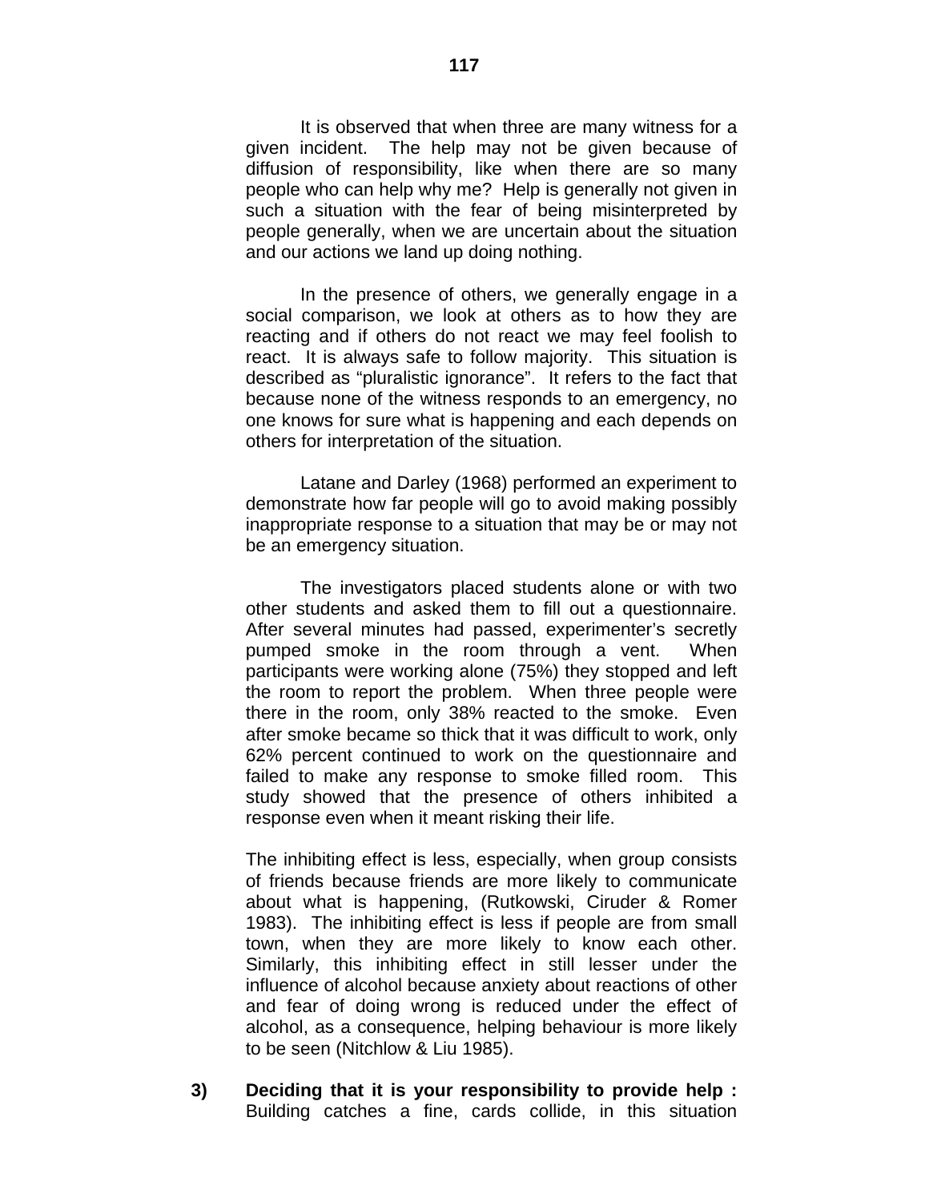It is observed that when three are many witness for a given incident. The help may not be given because of diffusion of responsibility, like when there are so many people who can help why me? Help is generally not given in such a situation with the fear of being misinterpreted by people generally, when we are uncertain about the situation and our actions we land up doing nothing.

In the presence of others, we generally engage in a social comparison, we look at others as to how they are reacting and if others do not react we may feel foolish to react. It is always safe to follow majority. This situation is described as "pluralistic ignorance". It refers to the fact that because none of the witness responds to an emergency, no one knows for sure what is happening and each depends on others for interpretation of the situation.

Latane and Darley (1968) performed an experiment to demonstrate how far people will go to avoid making possibly inappropriate response to a situation that may be or may not be an emergency situation.

The investigators placed students alone or with two other students and asked them to fill out a questionnaire. After several minutes had passed, experimenter's secretly pumped smoke in the room through a vent. When participants were working alone (75%) they stopped and left the room to report the problem. When three people were there in the room, only 38% reacted to the smoke. Even after smoke became so thick that it was difficult to work, only 62% percent continued to work on the questionnaire and failed to make any response to smoke filled room. This study showed that the presence of others inhibited a response even when it meant risking their life.

The inhibiting effect is less, especially, when group consists of friends because friends are more likely to communicate about what is happening, (Rutkowski, Ciruder & Romer 1983). The inhibiting effect is less if people are from small town, when they are more likely to know each other. Similarly, this inhibiting effect in still lesser under the influence of alcohol because anxiety about reactions of other and fear of doing wrong is reduced under the effect of alcohol, as a consequence, helping behaviour is more likely to be seen (Nitchlow & Liu 1985).

3) **Deciding that it is your responsibility to provide help :** Building catches a fine, cards collide, in this situation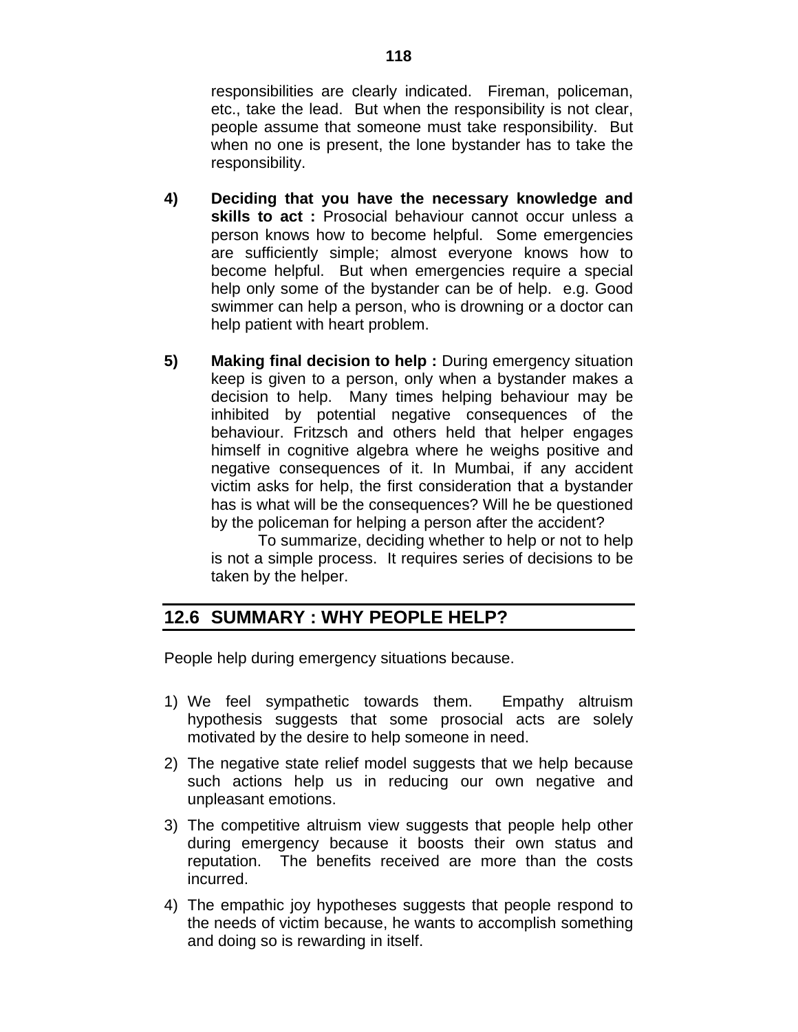responsibilities are clearly indicated. Fireman, policeman, etc., take the lead. But when the responsibility is not clear, people assume that someone must take responsibility. But when no one is present, the lone bystander has to take the responsibility.

4) **Deciding that you have the necessary knowledge and skills to act :** Prosocial behaviour cannot occur unless a person knows how to become helpful. Some emergencies are sufficiently simple; almost everyone knows how to become helpful. But when emergencies require a special help only some of the bystander can be of help. e.g. Good swimmer can help a person, who is drowning or a doctor can help patient with heart problem.

5) **Making final decision to help :** During emergency situation keep is given to a person, only when a bystander makes a decision to help. Many times helping behaviour may be inhibited by potential negative consequences of the behaviour. Fritzsch and others held that helper engages himself in cognitive algebra where he weighs positive and negative consequences of it. In Mumbai, if any accident victim asks for help, the first consideration that a bystander has is what will be the consequences? Will he be questioned by the policeman for helping a person after the accident?

   To summarize, deciding whether to help or not to help is not a simple process. It requires series of decisions to be taken by the helper.

## 12.6 SUMMARY : WHY PEOPLE HELP?

People help during emergency situations because.

1) We feel sympathetic towards them. Empathy altruism hypothesis suggests that some prosocial acts are solely motivated by the desire to help someone in need.
2) The negative state relief model suggests that we help because such actions help us in reducing our own negative and unpleasant emotions.
3) The competitive altruism view suggests that people help other during emergency because it boosts their own status and reputation. The benefits received are more than the costs incurred.
4) The empathic joy hypotheses suggests that people respond to the needs of victim because, he wants to accomplish something and doing so is rewarding in itself.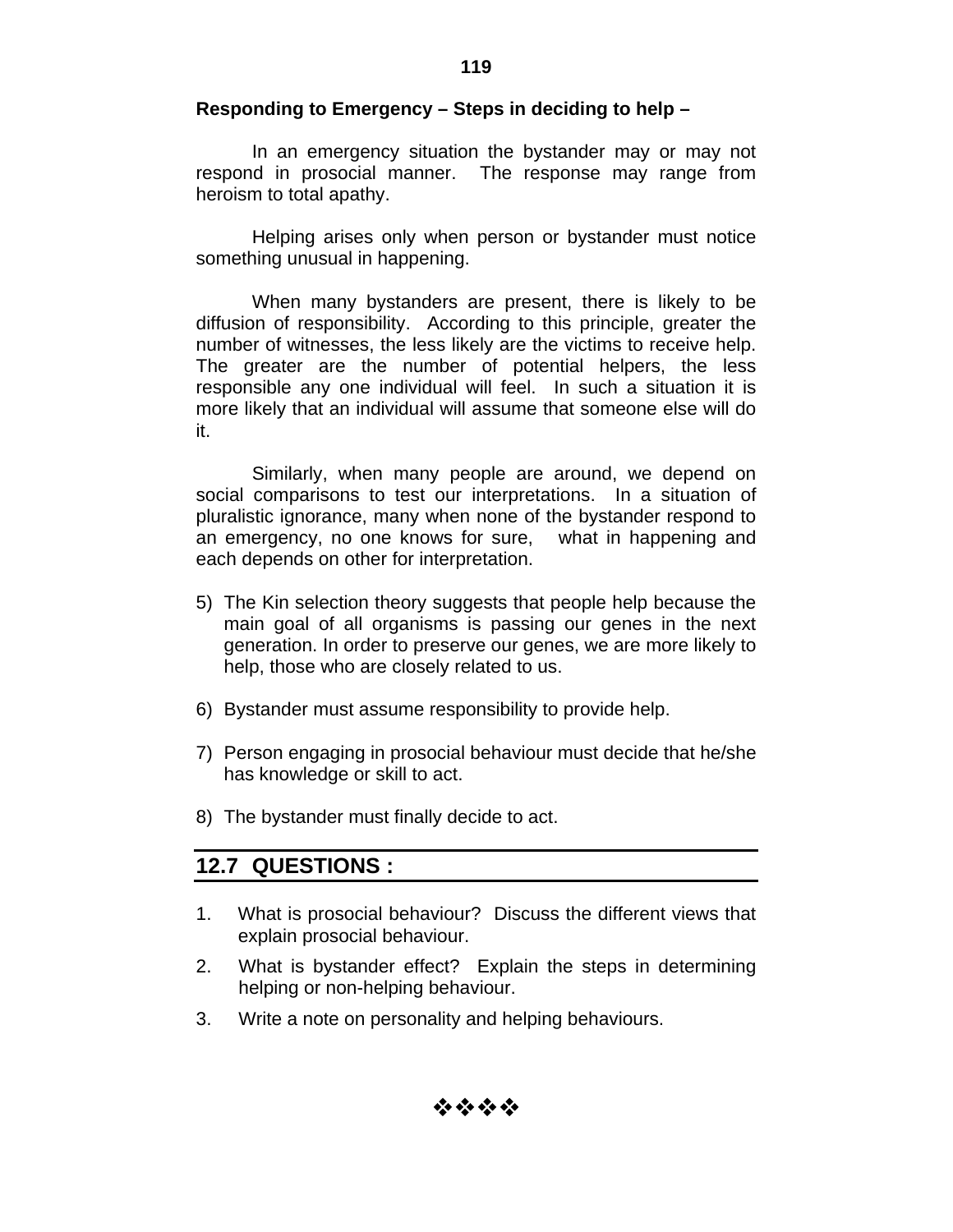**Responding to Emergency – Steps in deciding to help –**

In an emergency situation the bystander may or may not respond in prosocial manner. The response may range from heroism to total apathy.

Helping arises only when person or bystander must notice something unusual in happening.

When many bystanders are present, there is likely to be diffusion of responsibility. According to this principle, greater the number of witnesses, the less likely are the victims to receive help. The greater are the number of potential helpers, the less responsible any one individual will feel. In such a situation it is more likely that an individual will assume that someone else will do it.

Similarly, when many people are around, we depend on social comparisons to test our interpretations. In a situation of pluralistic ignorance, many when none of the bystander respond to an emergency, no one knows for sure, what in happening and each depends on other for interpretation.

5) The Kin selection theory suggests that people help because the main goal of all organisms is passing our genes in the next generation. In order to preserve our genes, we are more likely to help, those who are closely related to us.

6) Bystander must assume responsibility to provide help.

7) Person engaging in prosocial behaviour must decide that he/she has knowledge or skill to act.

8) The bystander must finally decide to act.

## 12.7 QUESTIONS :

1. What is prosocial behaviour? Discuss the different views that explain prosocial behaviour.
2. What is bystander effect? Explain the steps in determining helping or non-helping behaviour.
3. Write a note on personality and helping behaviours.

❖❖❖❖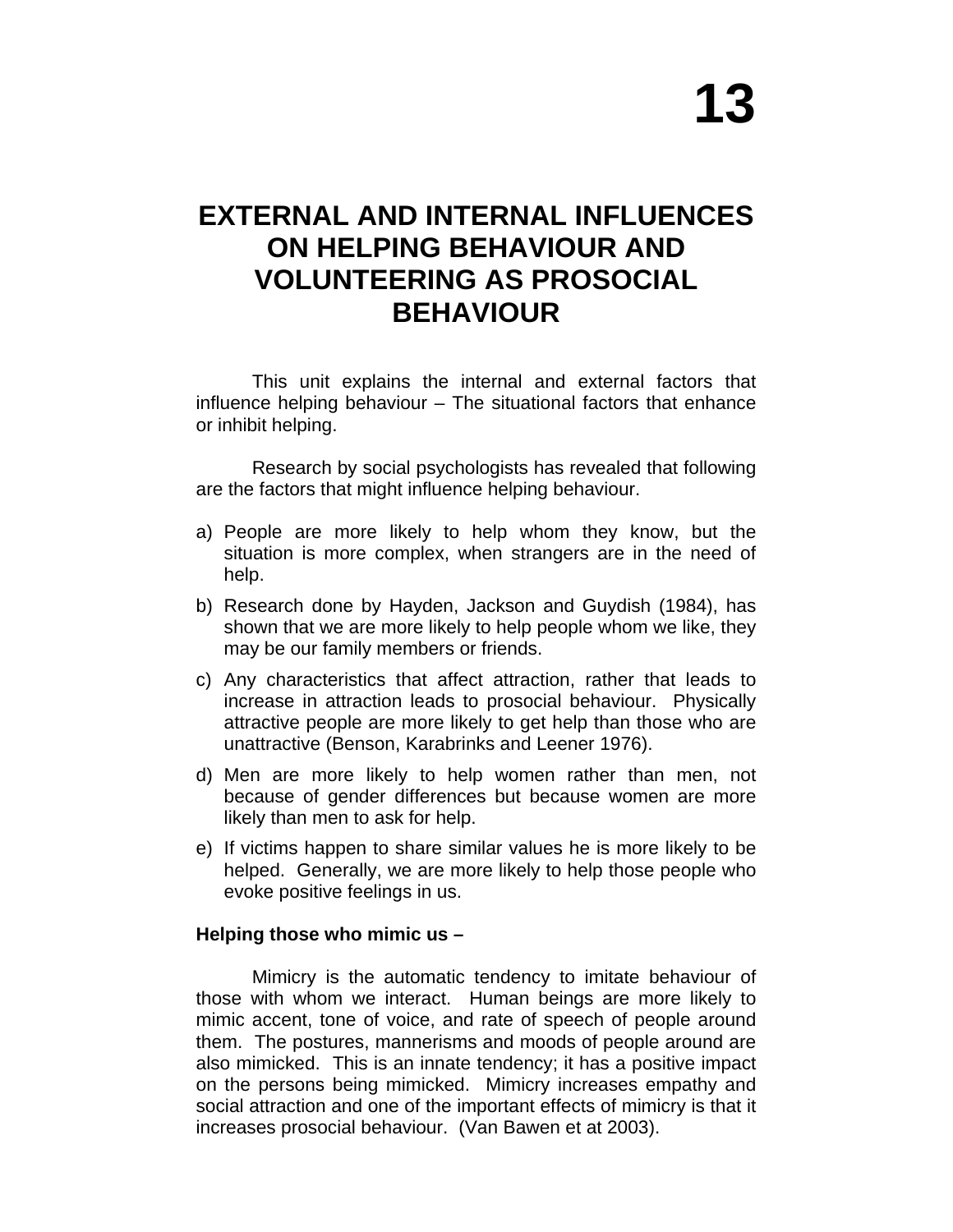# 13

# EXTERNAL AND INTERNAL INFLUENCES ON HELPING BEHAVIOUR AND VOLUNTEERING AS PROSOCIAL BEHAVIOUR

This unit explains the internal and external factors that influence helping behaviour – The situational factors that enhance or inhibit helping.

Research by social psychologists has revealed that following are the factors that might influence helping behaviour.

a) People are more likely to help whom they know, but the situation is more complex, when strangers are in the need of help.
b) Research done by Hayden, Jackson and Guydish (1984), has shown that we are more likely to help people whom we like, they may be our family members or friends.
c) Any characteristics that affect attraction, rather that leads to increase in attraction leads to prosocial behaviour. Physically attractive people are more likely to get help than those who are unattractive (Benson, Karabrinks and Leener 1976).
d) Men are more likely to help women rather than men, not because of gender differences but because women are more likely than men to ask for help.
e) If victims happen to share similar values he is more likely to be helped. Generally, we are more likely to help those people who evoke positive feelings in us.

**Helping those who mimic us –**

Mimicry is the automatic tendency to imitate behaviour of those with whom we interact. Human beings are more likely to mimic accent, tone of voice, and rate of speech of people around them. The postures, mannerisms and moods of people around are also mimicked. This is an innate tendency; it has a positive impact on the persons being mimicked. Mimicry increases empathy and social attraction and one of the important effects of mimicry is that it increases prosocial behaviour. (Van Bawen et at 2003).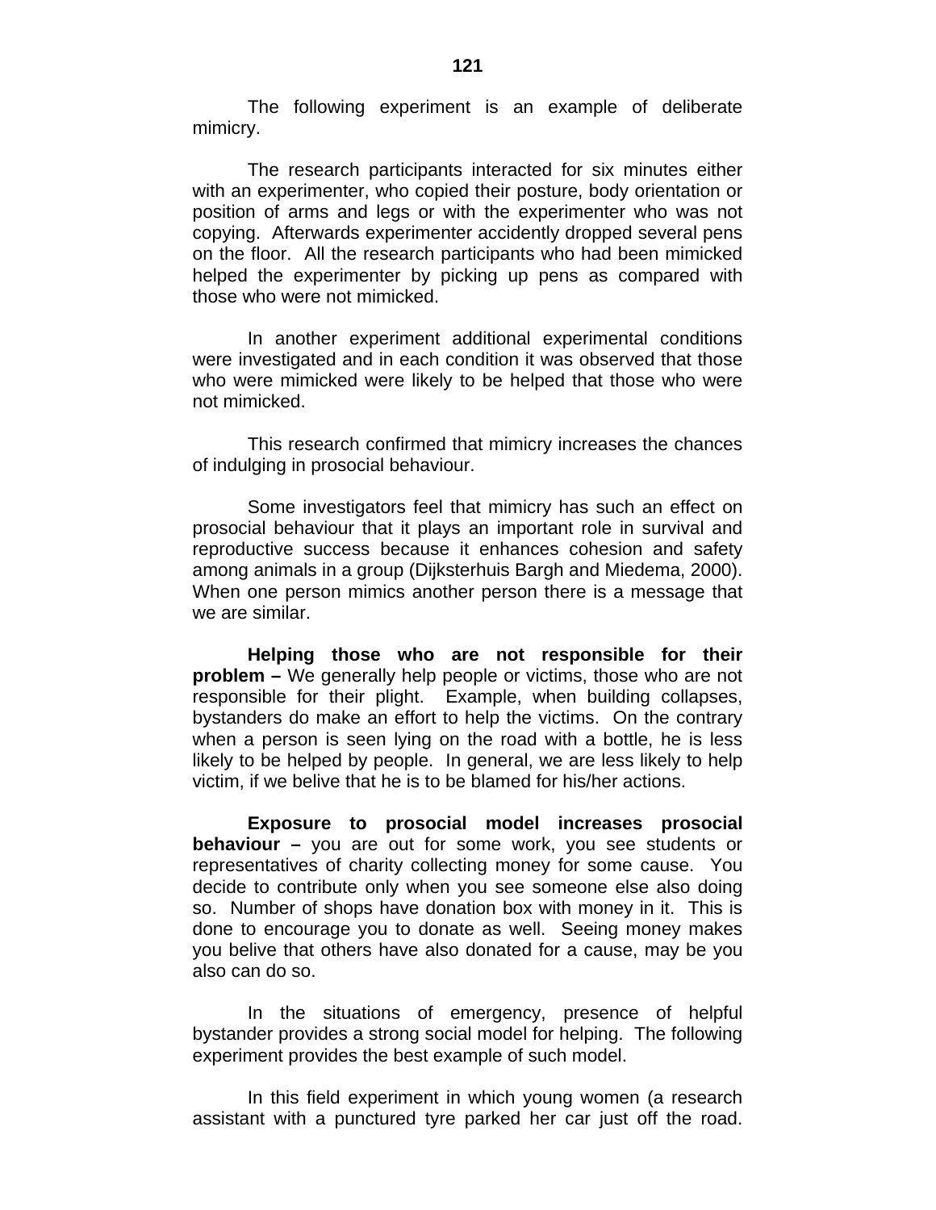The following experiment is an example of deliberate mimicry.

The research participants interacted for six minutes either with an experimenter, who copied their posture, body orientation or position of arms and legs or with the experimenter who was not copying. Afterwards experimenter accidently dropped several pens on the floor. All the research participants who had been mimicked helped the experimenter by picking up pens as compared with those who were not mimicked.

In another experiment additional experimental conditions were investigated and in each condition it was observed that those who were mimicked were likely to be helped that those who were not mimicked.

This research confirmed that mimicry increases the chances of indulging in prosocial behaviour.

Some investigators feel that mimicry has such an effect on prosocial behaviour that it plays an important role in survival and reproductive success because it enhances cohesion and safety among animals in a group (Dijksterhuis Bargh and Miedema, 2000). When one person mimics another person there is a message that we are similar.

**Helping those who are not responsible for their problem –** We generally help people or victims, those who are not responsible for their plight. Example, when building collapses, bystanders do make an effort to help the victims. On the contrary when a person is seen lying on the road with a bottle, he is less likely to be helped by people. In general, we are less likely to help victim, if we belive that he is to be blamed for his/her actions.

**Exposure to prosocial model increases prosocial behaviour –** you are out for some work, you see students or representatives of charity collecting money for some cause. You decide to contribute only when you see someone else also doing so. Number of shops have donation box with money in it. This is done to encourage you to donate as well. Seeing money makes you belive that others have also donated for a cause, may be you also can do so.

In the situations of emergency, presence of helpful bystander provides a strong social model for helping. The following experiment provides the best example of such model.

In this field experiment in which young women (a research assistant with a punctured tyre parked her car just off the road.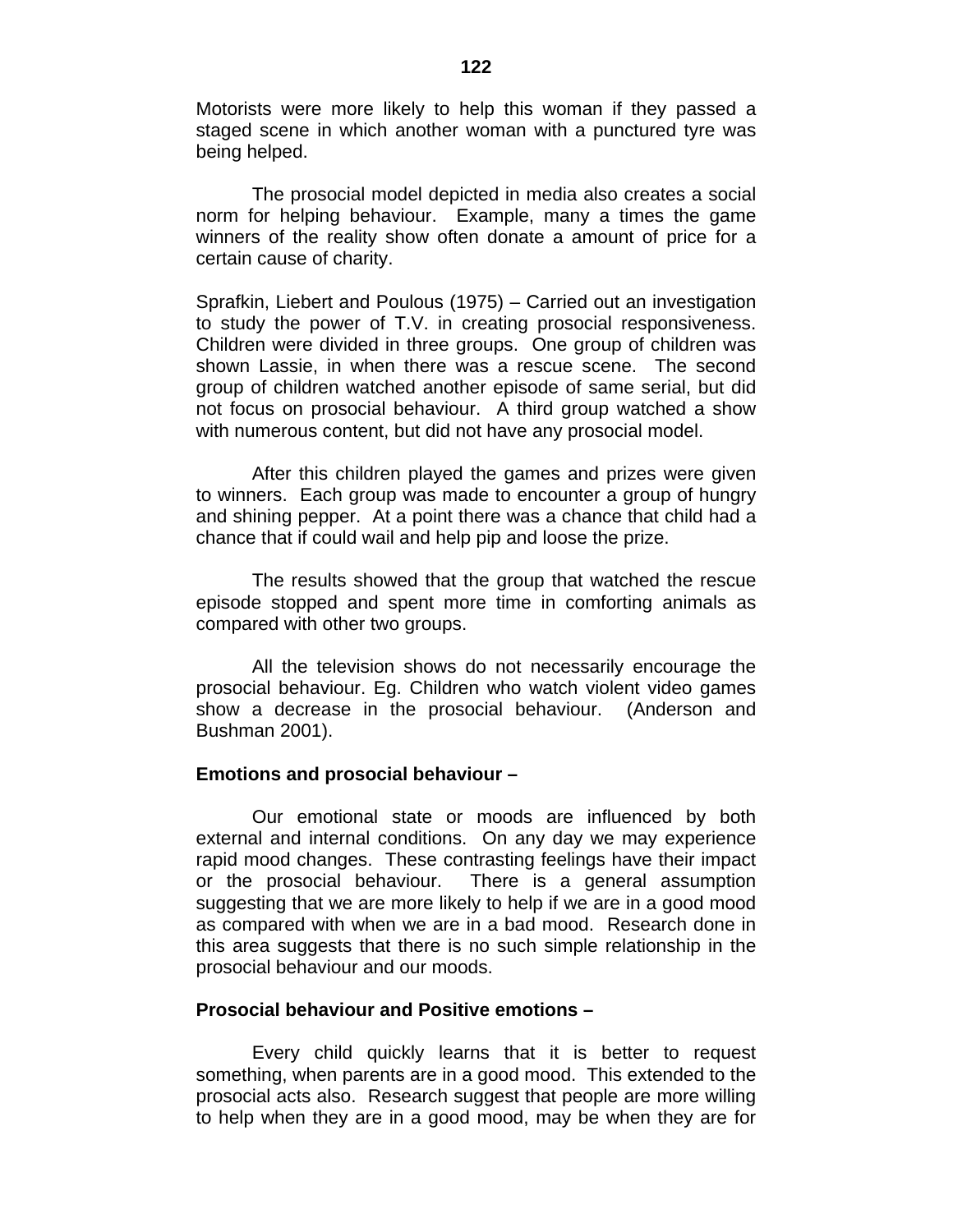Motorists were more likely to help this woman if they passed a staged scene in which another woman with a punctured tyre was being helped.

The prosocial model depicted in media also creates a social norm for helping behaviour. Example, many a times the game winners of the reality show often donate a amount of price for a certain cause of charity.

Sprafkin, Liebert and Poulous (1975) – Carried out an investigation to study the power of T.V. in creating prosocial responsiveness. Children were divided in three groups. One group of children was shown Lassie, in when there was a rescue scene. The second group of children watched another episode of same serial, but did not focus on prosocial behaviour. A third group watched a show with numerous content, but did not have any prosocial model.

After this children played the games and prizes were given to winners. Each group was made to encounter a group of hungry and shining pepper. At a point there was a chance that child had a chance that if could wail and help pip and loose the prize.

The results showed that the group that watched the rescue episode stopped and spent more time in comforting animals as compared with other two groups.

All the television shows do not necessarily encourage the prosocial behaviour. Eg. Children who watch violent video games show a decrease in the prosocial behaviour. (Anderson and Bushman 2001).

**Emotions and prosocial behaviour –**

Our emotional state or moods are influenced by both external and internal conditions. On any day we may experience rapid mood changes. These contrasting feelings have their impact or the prosocial behaviour. There is a general assumption suggesting that we are more likely to help if we are in a good mood as compared with when we are in a bad mood. Research done in this area suggests that there is no such simple relationship in the prosocial behaviour and our moods.

**Prosocial behaviour and Positive emotions –**

Every child quickly learns that it is better to request something, when parents are in a good mood. This extended to the prosocial acts also. Research suggest that people are more willing to help when they are in a good mood, may be when they are for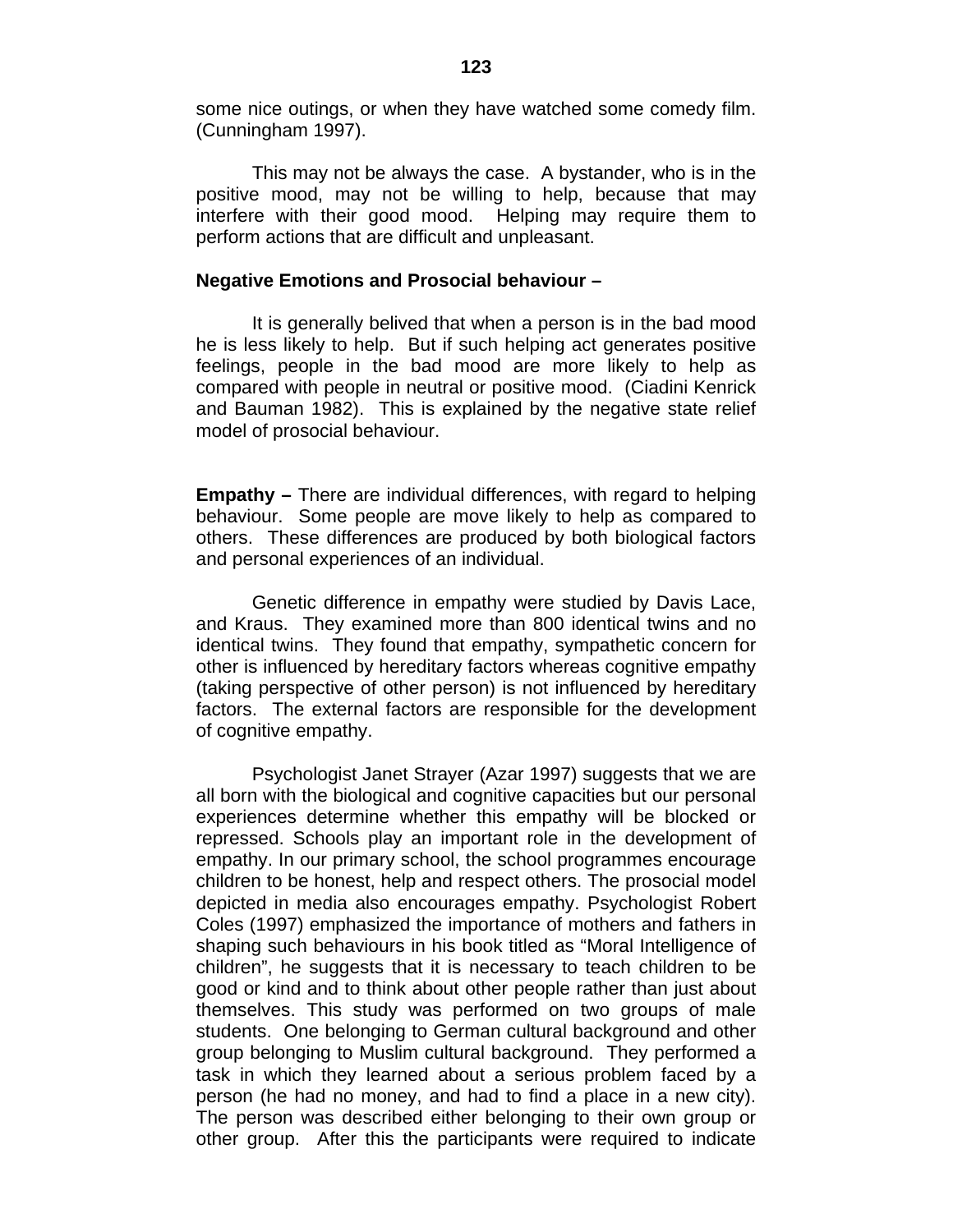some nice outings, or when they have watched some comedy film. (Cunningham 1997).

This may not be always the case. A bystander, who is in the positive mood, may not be willing to help, because that may interfere with their good mood. Helping may require them to perform actions that are difficult and unpleasant.

**Negative Emotions and Prosocial behaviour –**

It is generally belived that when a person is in the bad mood he is less likely to help. But if such helping act generates positive feelings, people in the bad mood are more likely to help as compared with people in neutral or positive mood. (Ciadini Kenrick and Bauman 1982). This is explained by the negative state relief model of prosocial behaviour.

**Empathy –** There are individual differences, with regard to helping behaviour. Some people are move likely to help as compared to others. These differences are produced by both biological factors and personal experiences of an individual.

Genetic difference in empathy were studied by Davis Lace, and Kraus. They examined more than 800 identical twins and no identical twins. They found that empathy, sympathetic concern for other is influenced by hereditary factors whereas cognitive empathy (taking perspective of other person) is not influenced by hereditary factors. The external factors are responsible for the development of cognitive empathy.

Psychologist Janet Strayer (Azar 1997) suggests that we are all born with the biological and cognitive capacities but our personal experiences determine whether this empathy will be blocked or repressed. Schools play an important role in the development of empathy. In our primary school, the school programmes encourage children to be honest, help and respect others. The prosocial model depicted in media also encourages empathy. Psychologist Robert Coles (1997) emphasized the importance of mothers and fathers in shaping such behaviours in his book titled as "Moral Intelligence of children", he suggests that it is necessary to teach children to be good or kind and to think about other people rather than just about themselves. This study was performed on two groups of male students. One belonging to German cultural background and other group belonging to Muslim cultural background. They performed a task in which they learned about a serious problem faced by a person (he had no money, and had to find a place in a new city). The person was described either belonging to their own group or other group. After this the participants were required to indicate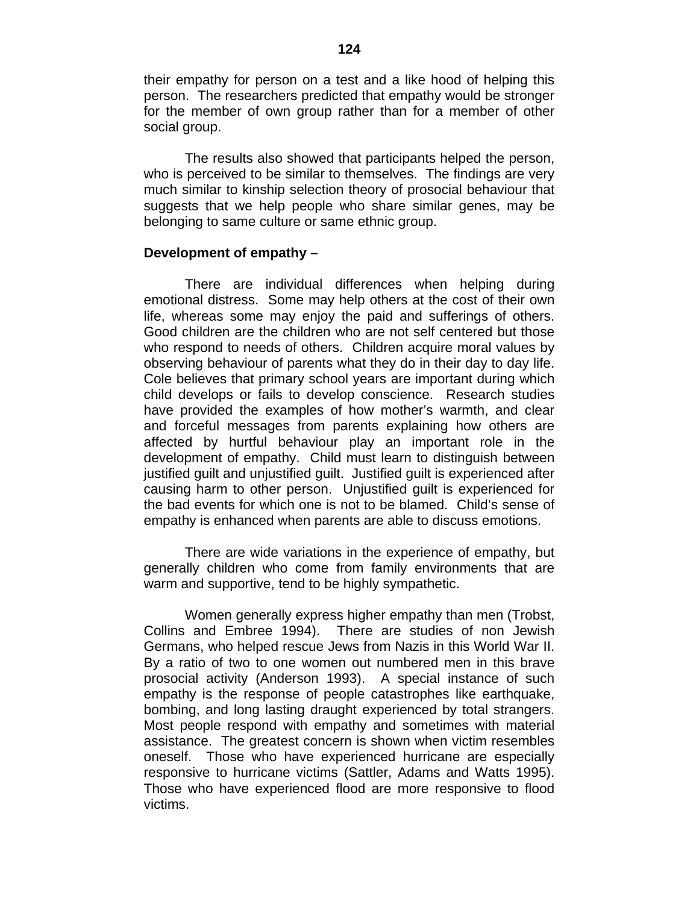their empathy for person on a test and a like hood of helping this person. The researchers predicted that empathy would be stronger for the member of own group rather than for a member of other social group.

The results also showed that participants helped the person, who is perceived to be similar to themselves. The findings are very much similar to kinship selection theory of prosocial behaviour that suggests that we help people who share similar genes, may be belonging to same culture or same ethnic group.

**Development of empathy –**

There are individual differences when helping during emotional distress. Some may help others at the cost of their own life, whereas some may enjoy the paid and sufferings of others. Good children are the children who are not self centered but those who respond to needs of others. Children acquire moral values by observing behaviour of parents what they do in their day to day life. Cole believes that primary school years are important during which child develops or fails to develop conscience. Research studies have provided the examples of how mother's warmth, and clear and forceful messages from parents explaining how others are affected by hurtful behaviour play an important role in the development of empathy. Child must learn to distinguish between justified guilt and unjustified guilt. Justified guilt is experienced after causing harm to other person. Unjustified guilt is experienced for the bad events for which one is not to be blamed. Child's sense of empathy is enhanced when parents are able to discuss emotions.

There are wide variations in the experience of empathy, but generally children who come from family environments that are warm and supportive, tend to be highly sympathetic.

Women generally express higher empathy than men (Trobst, Collins and Embree 1994). There are studies of non Jewish Germans, who helped rescue Jews from Nazis in this World War II. By a ratio of two to one women out numbered men in this brave prosocial activity (Anderson 1993). A special instance of such empathy is the response of people catastrophes like earthquake, bombing, and long lasting draught experienced by total strangers. Most people respond with empathy and sometimes with material assistance. The greatest concern is shown when victim resembles oneself. Those who have experienced hurricane are especially responsive to hurricane victims (Sattler, Adams and Watts 1995). Those who have experienced flood are more responsive to flood victims.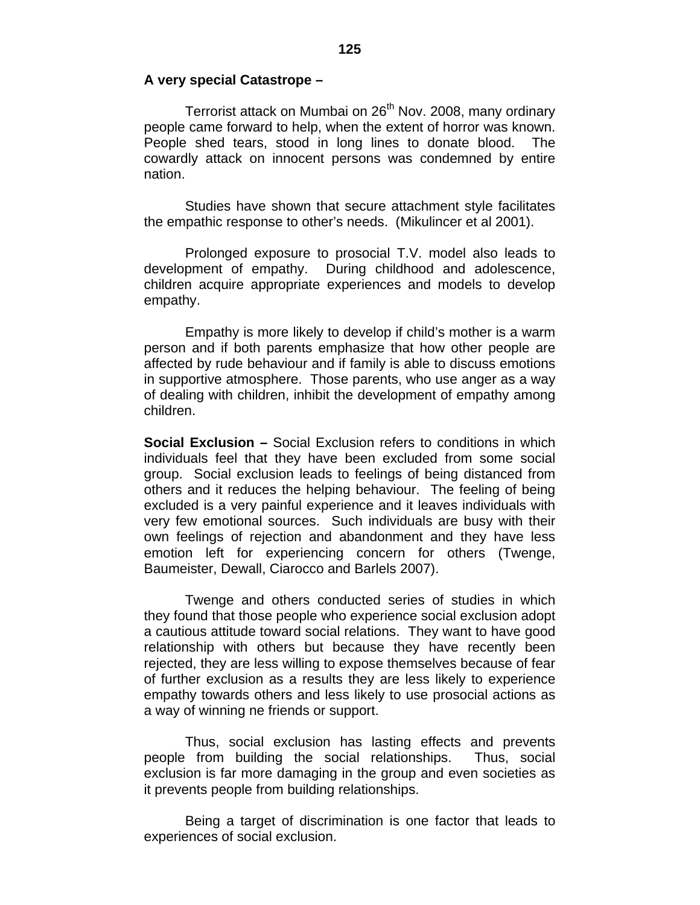**A very special Catastrope –**

Terrorist attack on Mumbai on 26th Nov. 2008, many ordinary people came forward to help, when the extent of horror was known. People shed tears, stood in long lines to donate blood. The cowardly attack on innocent persons was condemned by entire nation.

Studies have shown that secure attachment style facilitates the empathic response to other's needs. (Mikulincer et al 2001).

Prolonged exposure to prosocial T.V. model also leads to development of empathy. During childhood and adolescence, children acquire appropriate experiences and models to develop empathy.

Empathy is more likely to develop if child's mother is a warm person and if both parents emphasize that how other people are affected by rude behaviour and if family is able to discuss emotions in supportive atmosphere. Those parents, who use anger as a way of dealing with children, inhibit the development of empathy among children.

**Social Exclusion –** Social Exclusion refers to conditions in which individuals feel that they have been excluded from some social group. Social exclusion leads to feelings of being distanced from others and it reduces the helping behaviour. The feeling of being excluded is a very painful experience and it leaves individuals with very few emotional sources. Such individuals are busy with their own feelings of rejection and abandonment and they have less emotion left for experiencing concern for others (Twenge, Baumeister, Dewall, Ciarocco and Barlels 2007).

Twenge and others conducted series of studies in which they found that those people who experience social exclusion adopt a cautious attitude toward social relations. They want to have good relationship with others but because they have recently been rejected, they are less willing to expose themselves because of fear of further exclusion as a results they are less likely to experience empathy towards others and less likely to use prosocial actions as a way of winning ne friends or support.

Thus, social exclusion has lasting effects and prevents people from building the social relationships. Thus, social exclusion is far more damaging in the group and even societies as it prevents people from building relationships.

Being a target of discrimination is one factor that leads to experiences of social exclusion.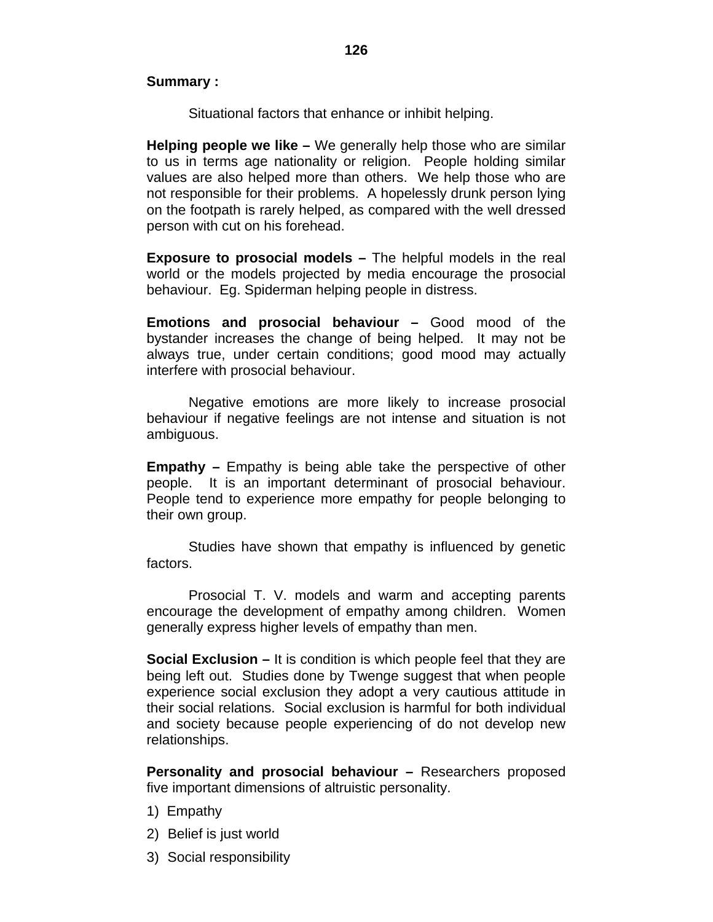**Summary :**

Situational factors that enhance or inhibit helping.

**Helping people we like –** We generally help those who are similar to us in terms age nationality or religion. People holding similar values are also helped more than others. We help those who are not responsible for their problems. A hopelessly drunk person lying on the footpath is rarely helped, as compared with the well dressed person with cut on his forehead.

**Exposure to prosocial models –** The helpful models in the real world or the models projected by media encourage the prosocial behaviour. Eg. Spiderman helping people in distress.

**Emotions and prosocial behaviour –** Good mood of the bystander increases the change of being helped. It may not be always true, under certain conditions; good mood may actually interfere with prosocial behaviour.

Negative emotions are more likely to increase prosocial behaviour if negative feelings are not intense and situation is not ambiguous.

**Empathy –** Empathy is being able take the perspective of other people. It is an important determinant of prosocial behaviour. People tend to experience more empathy for people belonging to their own group.

Studies have shown that empathy is influenced by genetic factors.

Prosocial T. V. models and warm and accepting parents encourage the development of empathy among children. Women generally express higher levels of empathy than men.

**Social Exclusion –** It is condition is which people feel that they are being left out. Studies done by Twenge suggest that when people experience social exclusion they adopt a very cautious attitude in their social relations. Social exclusion is harmful for both individual and society because people experiencing of do not develop new relationships.

**Personality and prosocial behaviour –** Researchers proposed five important dimensions of altruistic personality.

1) Empathy
2) Belief is just world
3) Social responsibility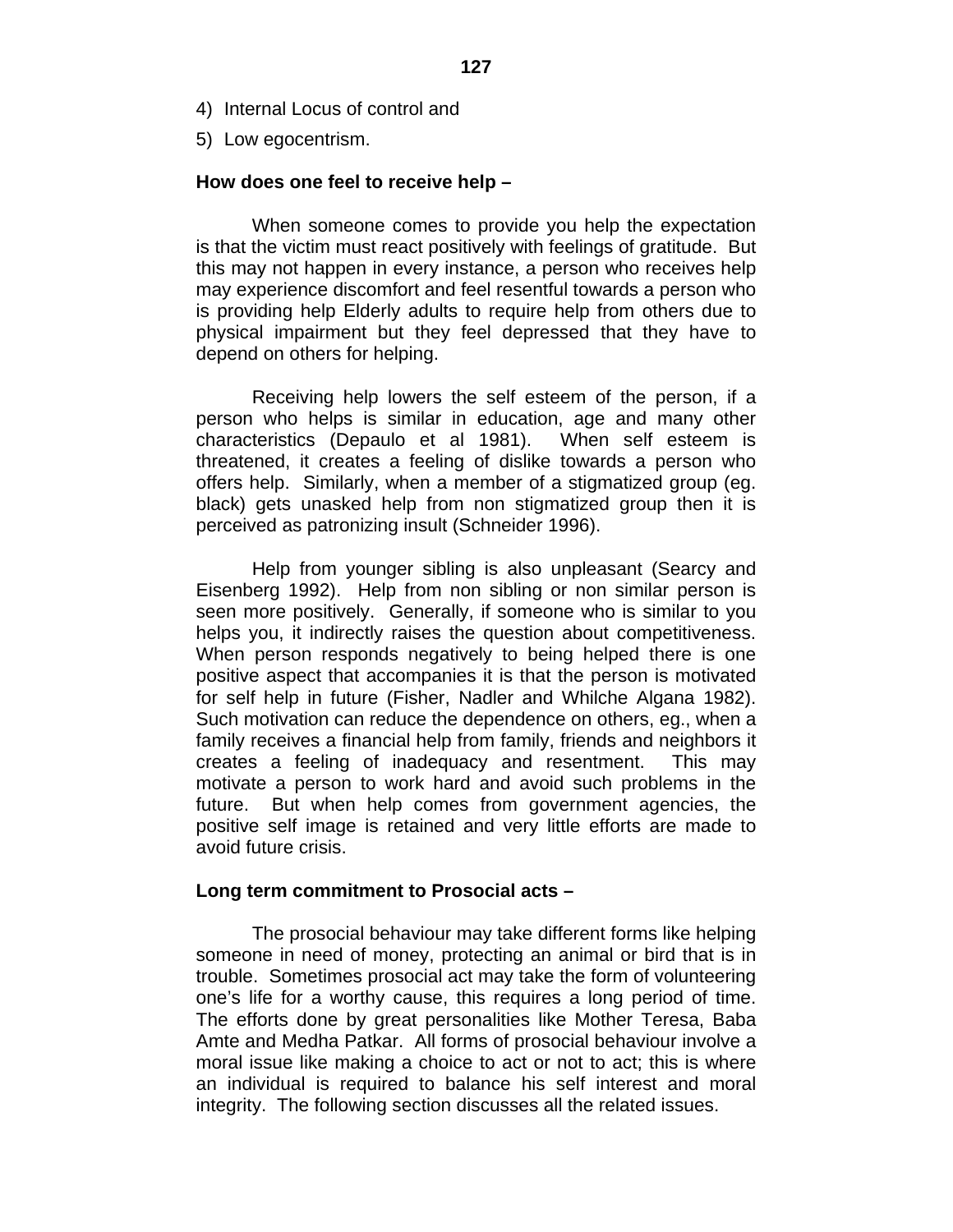4) Internal Locus of control and

5) Low egocentrism.

**How does one feel to receive help –**

When someone comes to provide you help the expectation is that the victim must react positively with feelings of gratitude. But this may not happen in every instance, a person who receives help may experience discomfort and feel resentful towards a person who is providing help Elderly adults to require help from others due to physical impairment but they feel depressed that they have to depend on others for helping.

Receiving help lowers the self esteem of the person, if a person who helps is similar in education, age and many other characteristics (Depaulo et al 1981). When self esteem is threatened, it creates a feeling of dislike towards a person who offers help. Similarly, when a member of a stigmatized group (eg. black) gets unasked help from non stigmatized group then it is perceived as patronizing insult (Schneider 1996).

Help from younger sibling is also unpleasant (Searcy and Eisenberg 1992). Help from non sibling or non similar person is seen more positively. Generally, if someone who is similar to you helps you, it indirectly raises the question about competitiveness. When person responds negatively to being helped there is one positive aspect that accompanies it is that the person is motivated for self help in future (Fisher, Nadler and Whilche Algana 1982). Such motivation can reduce the dependence on others, eg., when a family receives a financial help from family, friends and neighbors it creates a feeling of inadequacy and resentment. This may motivate a person to work hard and avoid such problems in the future. But when help comes from government agencies, the positive self image is retained and very little efforts are made to avoid future crisis.

**Long term commitment to Prosocial acts –**

The prosocial behaviour may take different forms like helping someone in need of money, protecting an animal or bird that is in trouble. Sometimes prosocial act may take the form of volunteering one's life for a worthy cause, this requires a long period of time. The efforts done by great personalities like Mother Teresa, Baba Amte and Medha Patkar. All forms of prosocial behaviour involve a moral issue like making a choice to act or not to act; this is where an individual is required to balance his self interest and moral integrity. The following section discusses all the related issues.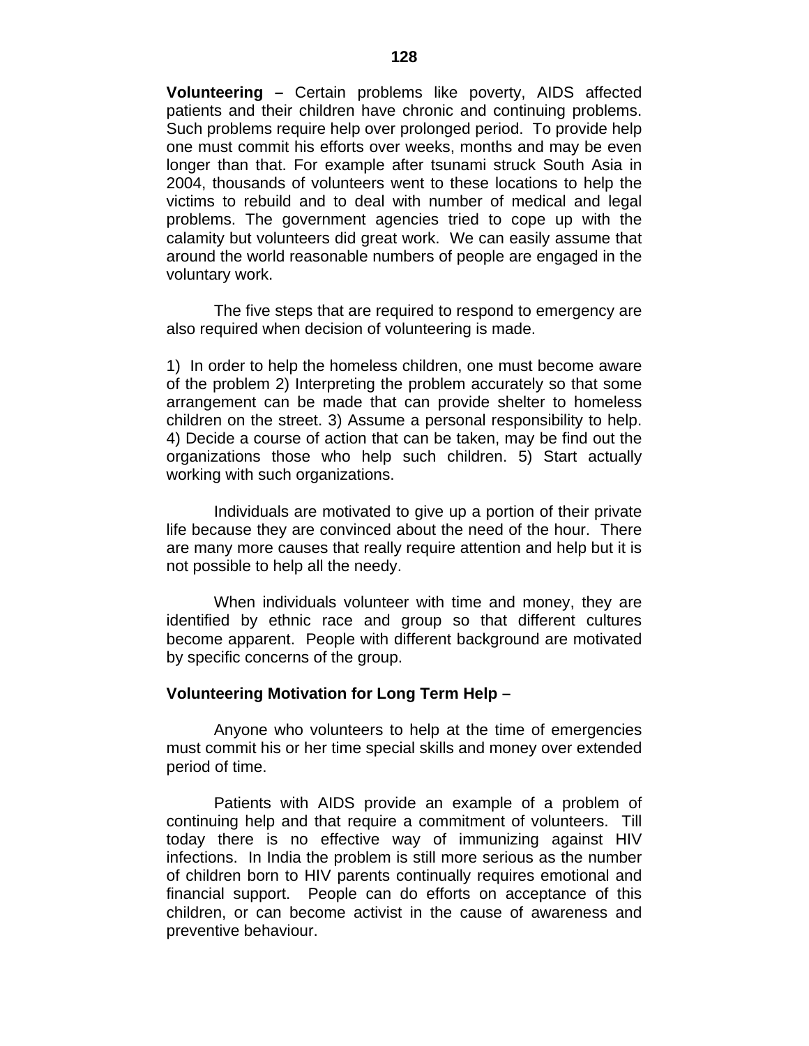**Volunteering –** Certain problems like poverty, AIDS affected patients and their children have chronic and continuing problems. Such problems require help over prolonged period. To provide help one must commit his efforts over weeks, months and may be even longer than that. For example after tsunami struck South Asia in 2004, thousands of volunteers went to these locations to help the victims to rebuild and to deal with number of medical and legal problems. The government agencies tried to cope up with the calamity but volunteers did great work. We can easily assume that around the world reasonable numbers of people are engaged in the voluntary work.

The five steps that are required to respond to emergency are also required when decision of volunteering is made.

1) In order to help the homeless children, one must become aware of the problem 2) Interpreting the problem accurately so that some arrangement can be made that can provide shelter to homeless children on the street. 3) Assume a personal responsibility to help. 4) Decide a course of action that can be taken, may be find out the organizations those who help such children. 5) Start actually working with such organizations.

Individuals are motivated to give up a portion of their private life because they are convinced about the need of the hour. There are many more causes that really require attention and help but it is not possible to help all the needy.

When individuals volunteer with time and money, they are identified by ethnic race and group so that different cultures become apparent. People with different background are motivated by specific concerns of the group.

**Volunteering Motivation for Long Term Help –**

Anyone who volunteers to help at the time of emergencies must commit his or her time special skills and money over extended period of time.

Patients with AIDS provide an example of a problem of continuing help and that require a commitment of volunteers. Till today there is no effective way of immunizing against HIV infections. In India the problem is still more serious as the number of children born to HIV parents continually requires emotional and financial support. People can do efforts on acceptance of this children, or can become activist in the cause of awareness and preventive behaviour.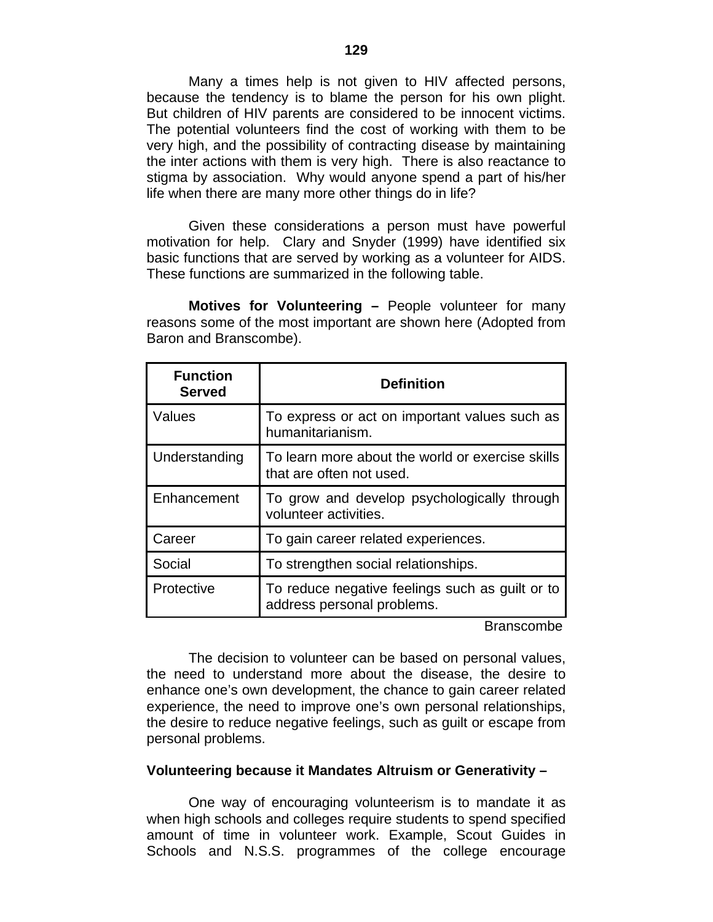Many a times help is not given to HIV affected persons, because the tendency is to blame the person for his own plight. But children of HIV parents are considered to be innocent victims. The potential volunteers find the cost of working with them to be very high, and the possibility of contracting disease by maintaining the inter actions with them is very high. There is also reactance to stigma by association. Why would anyone spend a part of his/her life when there are many more other things do in life?

Given these considerations a person must have powerful motivation for help. Clary and Snyder (1999) have identified six basic functions that are served by working as a volunteer for AIDS. These functions are summarized in the following table.

**Motives for Volunteering –** People volunteer for many reasons some of the most important are shown here (Adopted from Baron and Branscombe).

| Function Served | Definition |
|---|---|
| Values | To express or act on important values such as humanitarianism. |
| Understanding | To learn more about the world or exercise skills that are often not used. |
| Enhancement | To grow and develop psychologically through volunteer activities. |
| Career | To gain career related experiences. |
| Social | To strengthen social relationships. |
| Protective | To reduce negative feelings such as guilt or to address personal problems. |

Branscombe

The decision to volunteer can be based on personal values, the need to understand more about the disease, the desire to enhance one's own development, the chance to gain career related experience, the need to improve one's own personal relationships, the desire to reduce negative feelings, such as guilt or escape from personal problems.

**Volunteering because it Mandates Altruism or Generativity –**

One way of encouraging volunteerism is to mandate it as when high schools and colleges require students to spend specified amount of time in volunteer work. Example, Scout Guides in Schools and N.S.S. programmes of the college encourage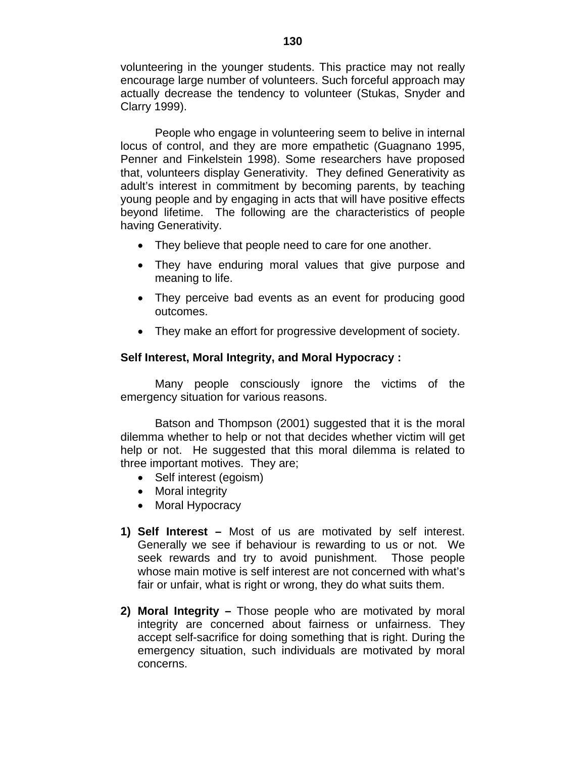volunteering in the younger students. This practice may not really encourage large number of volunteers. Such forceful approach may actually decrease the tendency to volunteer (Stukas, Snyder and Clarry 1999).

People who engage in volunteering seem to belive in internal locus of control, and they are more empathetic (Guagnano 1995, Penner and Finkelstein 1998). Some researchers have proposed that, volunteers display Generativity. They defined Generativity as adult's interest in commitment by becoming parents, by teaching young people and by engaging in acts that will have positive effects beyond lifetime. The following are the characteristics of people having Generativity.

- They believe that people need to care for one another.
- They have enduring moral values that give purpose and meaning to life.
- They perceive bad events as an event for producing good outcomes.
- They make an effort for progressive development of society.

**Self Interest, Moral Integrity, and Moral Hypocracy :**

Many people consciously ignore the victims of the emergency situation for various reasons.

Batson and Thompson (2001) suggested that it is the moral dilemma whether to help or not that decides whether victim will get help or not. He suggested that this moral dilemma is related to three important motives. They are;

- Self interest (egoism)
- Moral integrity
- Moral Hypocracy

1) **Self Interest –** Most of us are motivated by self interest. Generally we see if behaviour is rewarding to us or not. We seek rewards and try to avoid punishment. Those people whose main motive is self interest are not concerned with what's fair or unfair, what is right or wrong, they do what suits them.

2) **Moral Integrity –** Those people who are motivated by moral integrity are concerned about fairness or unfairness. They accept self-sacrifice for doing something that is right. During the emergency situation, such individuals are motivated by moral concerns.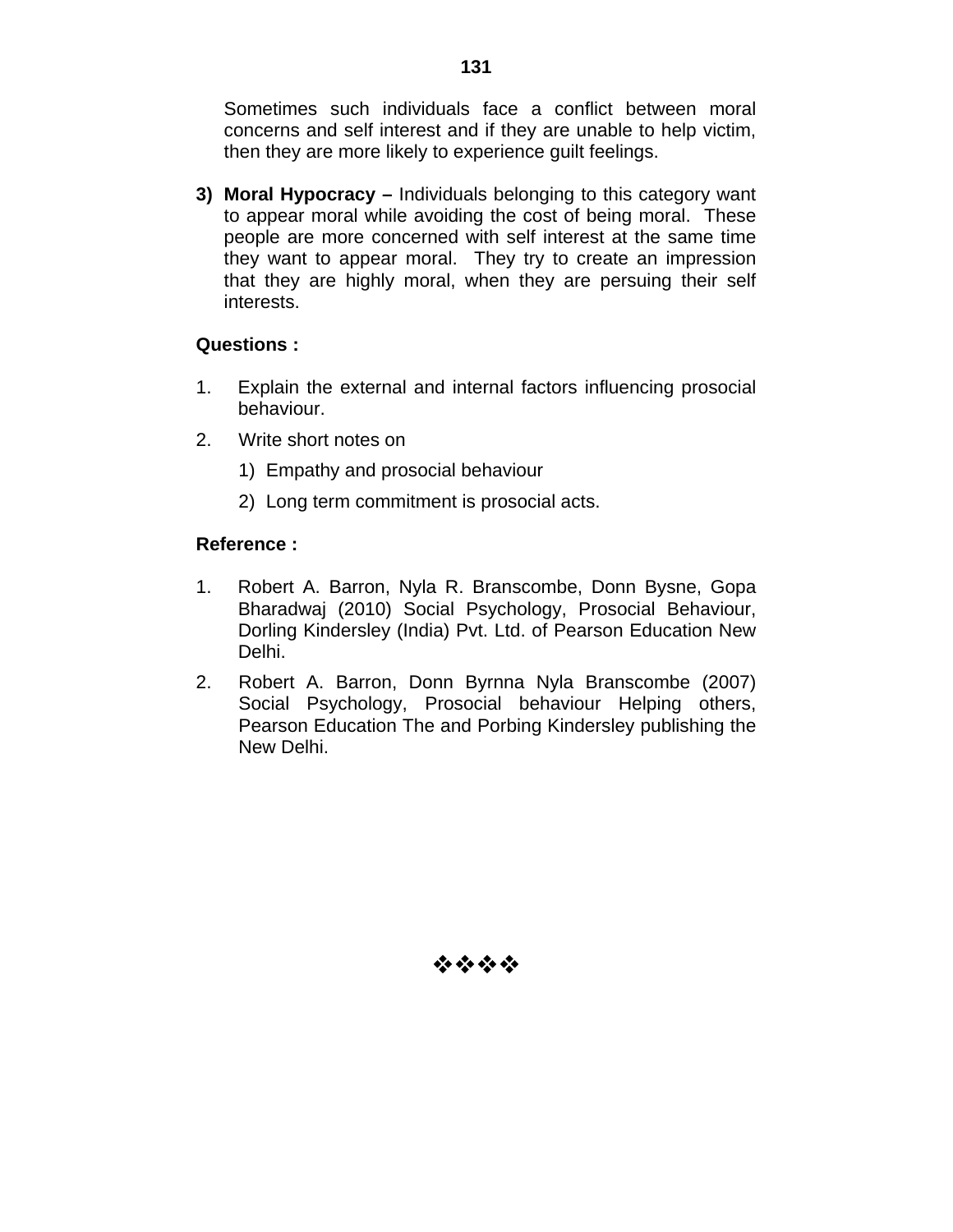Sometimes such individuals face a conflict between moral concerns and self interest and if they are unable to help victim, then they are more likely to experience guilt feelings.

3) **Moral Hypocracy –** Individuals belonging to this category want to appear moral while avoiding the cost of being moral. These people are more concerned with self interest at the same time they want to appear moral. They try to create an impression that they are highly moral, when they are persuing their self interests.

**Questions :**

1. Explain the external and internal factors influencing prosocial behaviour.
2. Write short notes on
   1) Empathy and prosocial behaviour
   2) Long term commitment is prosocial acts.

**Reference :**

1. Robert A. Barron, Nyla R. Branscombe, Donn Bysne, Gopa Bharadwaj (2010) Social Psychology, Prosocial Behaviour, Dorling Kindersley (India) Pvt. Ltd. of Pearson Education New Delhi.
2. Robert A. Barron, Donn Byrnna Nyla Branscombe (2007) Social Psychology, Prosocial behaviour Helping others, Pearson Education The and Porbing Kindersley publishing the New Delhi.

❖❖❖❖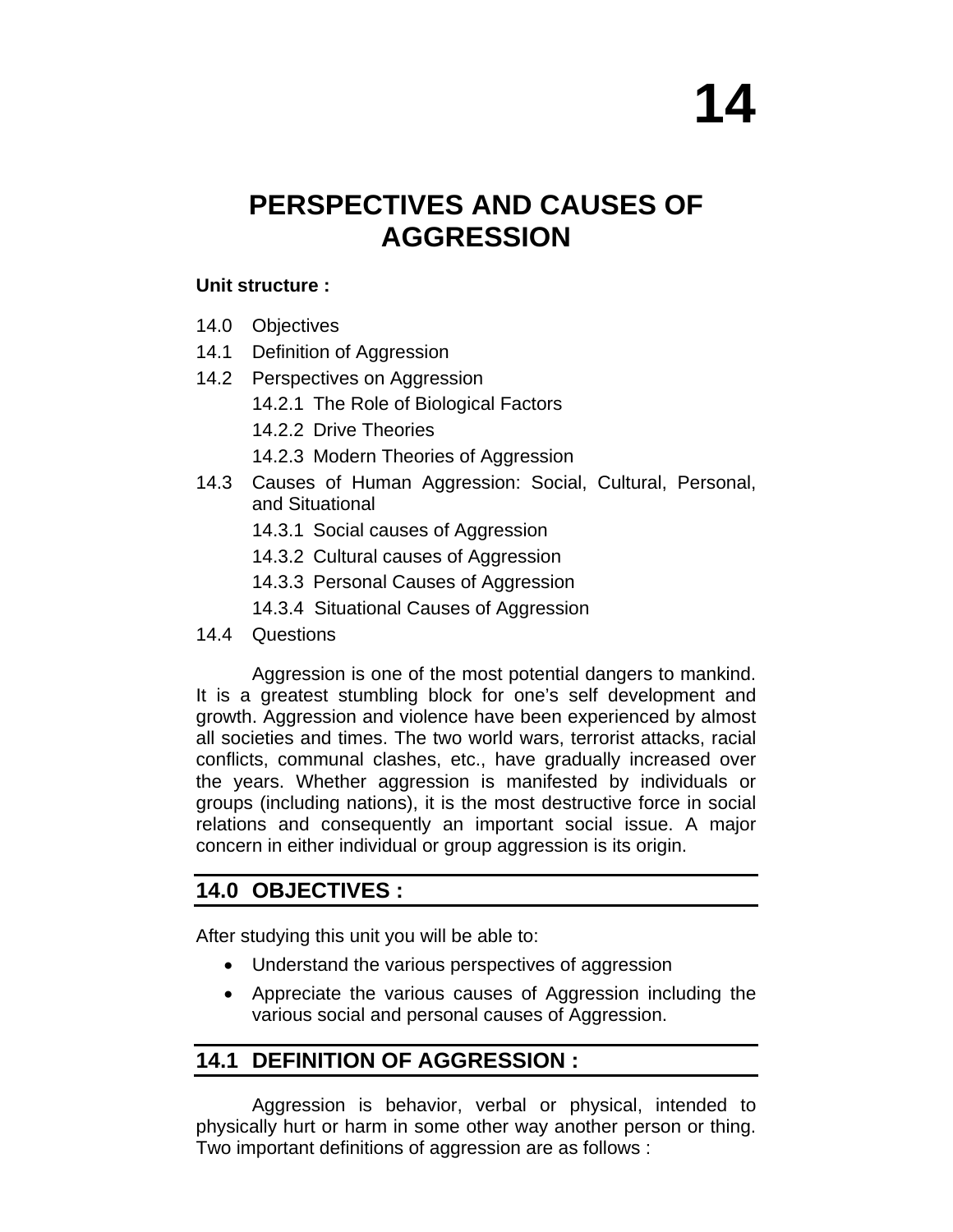# 14

# PERSPECTIVES AND CAUSES OF AGGRESSION

**Unit structure :**

14.0 Objectives

14.1 Definition of Aggression

14.2 Perspectives on Aggression

- 14.2.1 The Role of Biological Factors
- 14.2.2 Drive Theories
- 14.2.3 Modern Theories of Aggression

14.3 Causes of Human Aggression: Social, Cultural, Personal, and Situational

- 14.3.1 Social causes of Aggression
- 14.3.2 Cultural causes of Aggression
- 14.3.3 Personal Causes of Aggression
- 14.3.4 Situational Causes of Aggression

14.4 Questions

Aggression is one of the most potential dangers to mankind. It is a greatest stumbling block for one's self development and growth. Aggression and violence have been experienced by almost all societies and times. The two world wars, terrorist attacks, racial conflicts, communal clashes, etc., have gradually increased over the years. Whether aggression is manifested by individuals or groups (including nations), it is the most destructive force in social relations and consequently an important social issue. A major concern in either individual or group aggression is its origin.

## 14.0 OBJECTIVES :

After studying this unit you will be able to:

- Understand the various perspectives of aggression
- Appreciate the various causes of Aggression including the various social and personal causes of Aggression.

## 14.1 DEFINITION OF AGGRESSION :

Aggression is behavior, verbal or physical, intended to physically hurt or harm in some other way another person or thing. Two important definitions of aggression are as follows :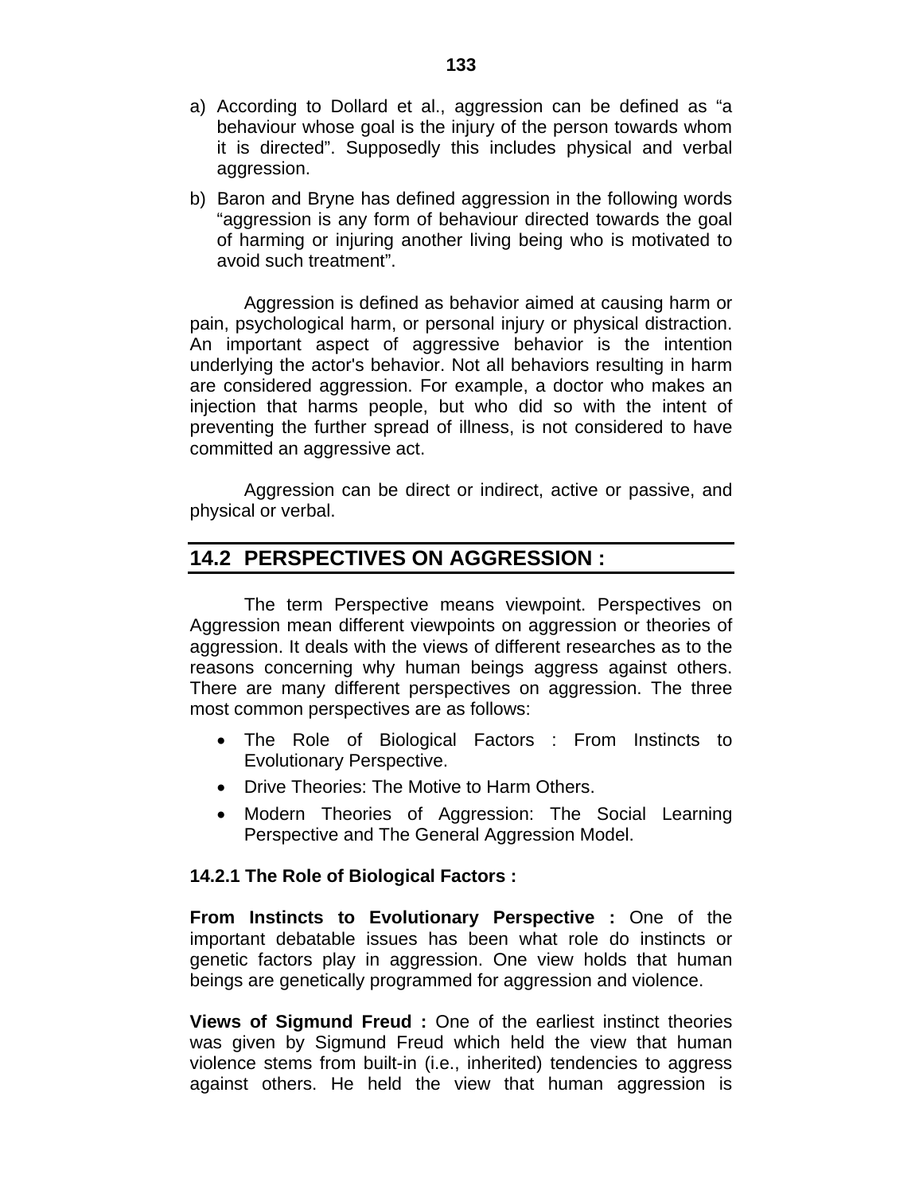a) According to Dollard et al., aggression can be defined as "a behaviour whose goal is the injury of the person towards whom it is directed". Supposedly this includes physical and verbal aggression.

b) Baron and Bryne has defined aggression in the following words "aggression is any form of behaviour directed towards the goal of harming or injuring another living being who is motivated to avoid such treatment".

Aggression is defined as behavior aimed at causing harm or pain, psychological harm, or personal injury or physical distraction. An important aspect of aggressive behavior is the intention underlying the actor's behavior. Not all behaviors resulting in harm are considered aggression. For example, a doctor who makes an injection that harms people, but who did so with the intent of preventing the further spread of illness, is not considered to have committed an aggressive act.

Aggression can be direct or indirect, active or passive, and physical or verbal.

## 14.2 PERSPECTIVES ON AGGRESSION :

The term Perspective means viewpoint. Perspectives on Aggression mean different viewpoints on aggression or theories of aggression. It deals with the views of different researches as to the reasons concerning why human beings aggress against others. There are many different perspectives on aggression. The three most common perspectives are as follows:

- The Role of Biological Factors : From Instincts to Evolutionary Perspective.
- Drive Theories: The Motive to Harm Others.
- Modern Theories of Aggression: The Social Learning Perspective and The General Aggression Model.

### 14.2.1 The Role of Biological Factors :

**From Instincts to Evolutionary Perspective :** One of the important debatable issues has been what role do instincts or genetic factors play in aggression. One view holds that human beings are genetically programmed for aggression and violence.

**Views of Sigmund Freud :** One of the earliest instinct theories was given by Sigmund Freud which held the view that human violence stems from built-in (i.e., inherited) tendencies to aggress against others. He held the view that human aggression is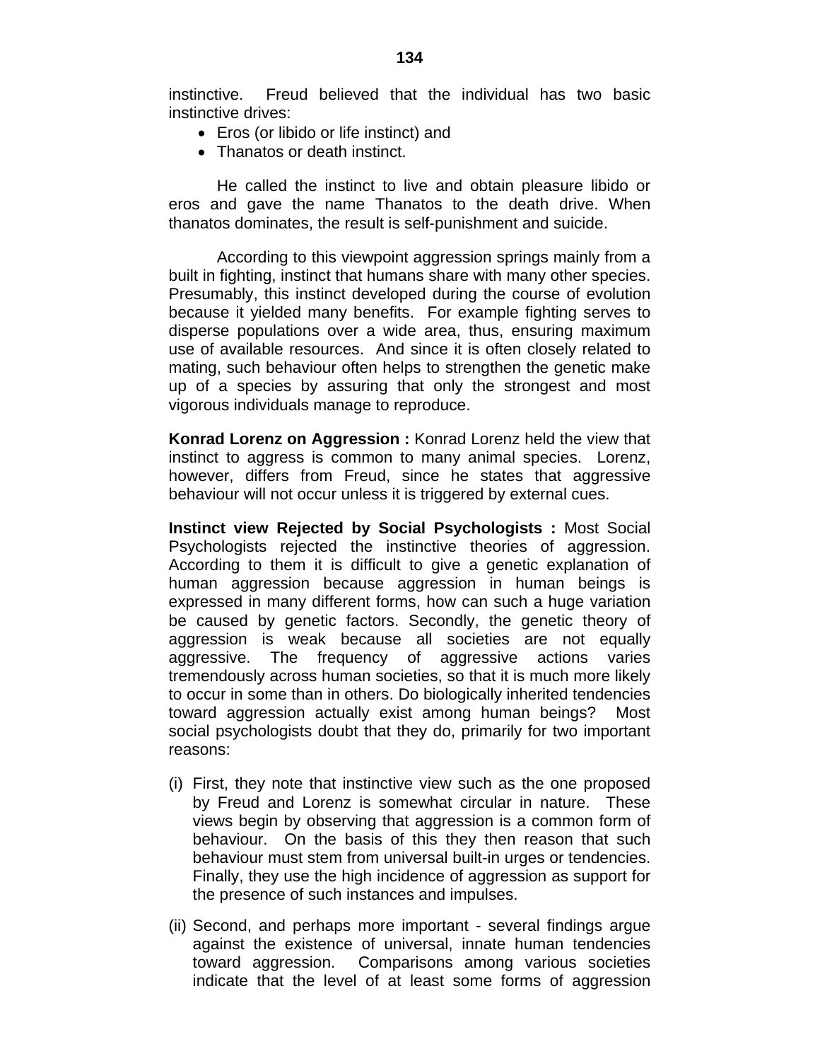instinctive. Freud believed that the individual has two basic instinctive drives:

- Eros (or libido or life instinct) and
- Thanatos or death instinct.

He called the instinct to live and obtain pleasure libido or eros and gave the name Thanatos to the death drive. When thanatos dominates, the result is self-punishment and suicide.

According to this viewpoint aggression springs mainly from a built in fighting, instinct that humans share with many other species. Presumably, this instinct developed during the course of evolution because it yielded many benefits. For example fighting serves to disperse populations over a wide area, thus, ensuring maximum use of available resources. And since it is often closely related to mating, such behaviour often helps to strengthen the genetic make up of a species by assuring that only the strongest and most vigorous individuals manage to reproduce.

**Konrad Lorenz on Aggression :** Konrad Lorenz held the view that instinct to aggress is common to many animal species. Lorenz, however, differs from Freud, since he states that aggressive behaviour will not occur unless it is triggered by external cues.

**Instinct view Rejected by Social Psychologists :** Most Social Psychologists rejected the instinctive theories of aggression. According to them it is difficult to give a genetic explanation of human aggression because aggression in human beings is expressed in many different forms, how can such a huge variation be caused by genetic factors. Secondly, the genetic theory of aggression is weak because all societies are not equally aggressive. The frequency of aggressive actions varies tremendously across human societies, so that it is much more likely to occur in some than in others. Do biologically inherited tendencies toward aggression actually exist among human beings? Most social psychologists doubt that they do, primarily for two important reasons:

(i) First, they note that instinctive view such as the one proposed by Freud and Lorenz is somewhat circular in nature. These views begin by observing that aggression is a common form of behaviour. On the basis of this they then reason that such behaviour must stem from universal built-in urges or tendencies. Finally, they use the high incidence of aggression as support for the presence of such instances and impulses.

(ii) Second, and perhaps more important - several findings argue against the existence of universal, innate human tendencies toward aggression. Comparisons among various societies indicate that the level of at least some forms of aggression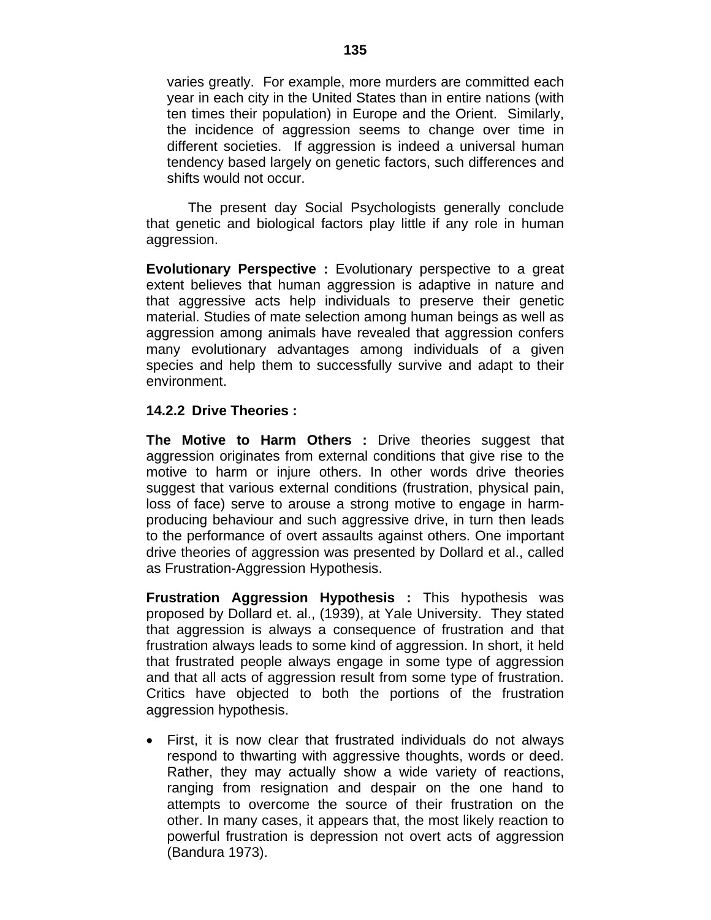varies greatly. For example, more murders are committed each year in each city in the United States than in entire nations (with ten times their population) in Europe and the Orient. Similarly, the incidence of aggression seems to change over time in different societies. If aggression is indeed a universal human tendency based largely on genetic factors, such differences and shifts would not occur.

The present day Social Psychologists generally conclude that genetic and biological factors play little if any role in human aggression.

**Evolutionary Perspective :** Evolutionary perspective to a great extent believes that human aggression is adaptive in nature and that aggressive acts help individuals to preserve their genetic material. Studies of mate selection among human beings as well as aggression among animals have revealed that aggression confers many evolutionary advantages among individuals of a given species and help them to successfully survive and adapt to their environment.

### 14.2.2 Drive Theories :

**The Motive to Harm Others :** Drive theories suggest that aggression originates from external conditions that give rise to the motive to harm or injure others. In other words drive theories suggest that various external conditions (frustration, physical pain, loss of face) serve to arouse a strong motive to engage in harm-producing behaviour and such aggressive drive, in turn then leads to the performance of overt assaults against others. One important drive theories of aggression was presented by Dollard et al., called as Frustration-Aggression Hypothesis.

**Frustration Aggression Hypothesis :** This hypothesis was proposed by Dollard et. al., (1939), at Yale University. They stated that aggression is always a consequence of frustration and that frustration always leads to some kind of aggression. In short, it held that frustrated people always engage in some type of aggression and that all acts of aggression result from some type of frustration. Critics have objected to both the portions of the frustration aggression hypothesis.

- First, it is now clear that frustrated individuals do not always respond to thwarting with aggressive thoughts, words or deed. Rather, they may actually show a wide variety of reactions, ranging from resignation and despair on the one hand to attempts to overcome the source of their frustration on the other. In many cases, it appears that, the most likely reaction to powerful frustration is depression not overt acts of aggression (Bandura 1973).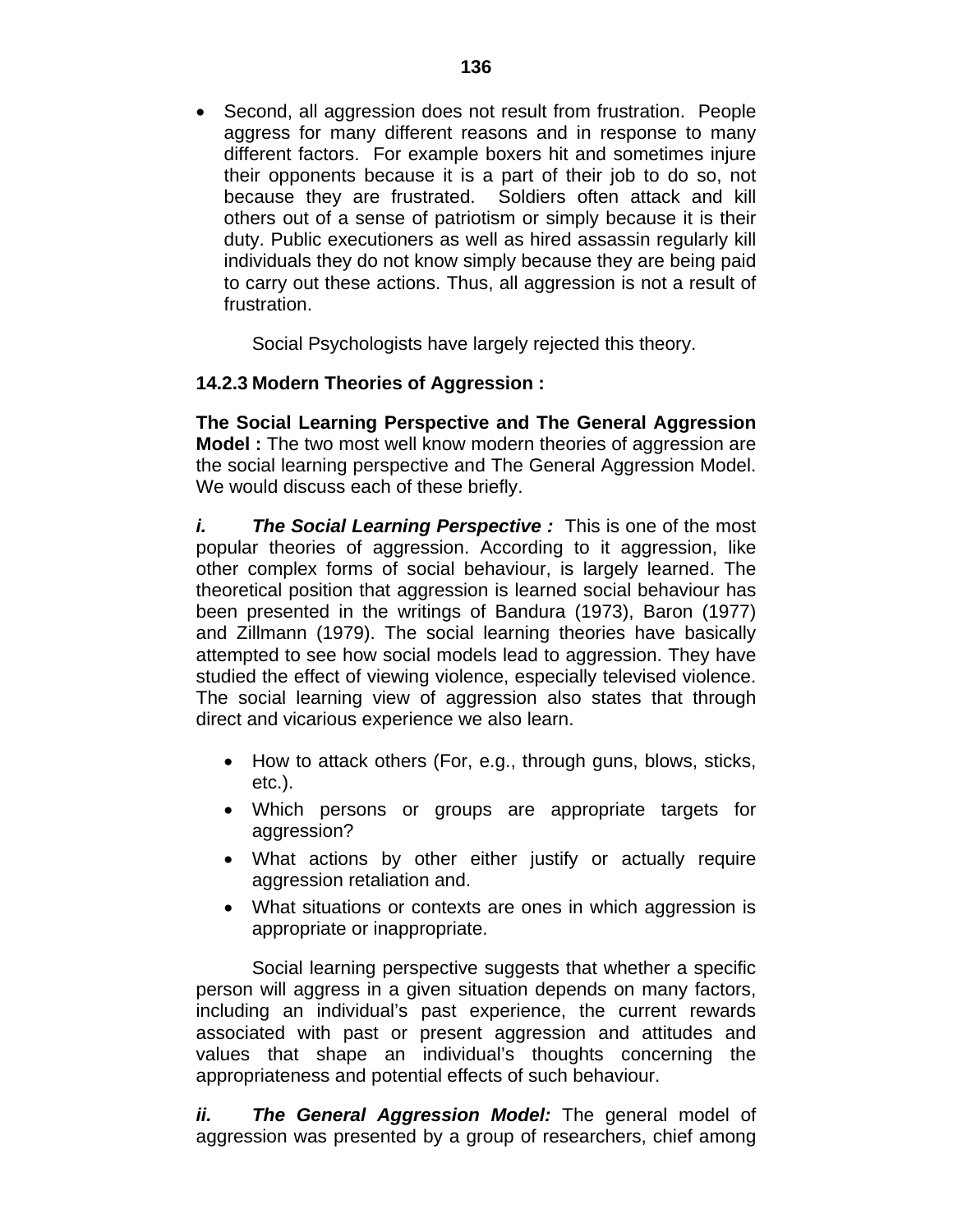- Second, all aggression does not result from frustration. People aggress for many different reasons and in response to many different factors. For example boxers hit and sometimes injure their opponents because it is a part of their job to do so, not because they are frustrated. Soldiers often attack and kill others out of a sense of patriotism or simply because it is their duty. Public executioners as well as hired assassin regularly kill individuals they do not know simply because they are being paid to carry out these actions. Thus, all aggression is not a result of frustration.

Social Psychologists have largely rejected this theory.

### 14.2.3 Modern Theories of Aggression :

**The Social Learning Perspective and The General Aggression Model :** The two most well know modern theories of aggression are the social learning perspective and The General Aggression Model. We would discuss each of these briefly.

***i. The Social Learning Perspective :*** This is one of the most popular theories of aggression. According to it aggression, like other complex forms of social behaviour, is largely learned. The theoretical position that aggression is learned social behaviour has been presented in the writings of Bandura (1973), Baron (1977) and Zillmann (1979). The social learning theories have basically attempted to see how social models lead to aggression. They have studied the effect of viewing violence, especially televised violence. The social learning view of aggression also states that through direct and vicarious experience we also learn.

- How to attack others (For, e.g., through guns, blows, sticks, etc.).
- Which persons or groups are appropriate targets for aggression?
- What actions by other either justify or actually require aggression retaliation and.
- What situations or contexts are ones in which aggression is appropriate or inappropriate.

Social learning perspective suggests that whether a specific person will aggress in a given situation depends on many factors, including an individual's past experience, the current rewards associated with past or present aggression and attitudes and values that shape an individual's thoughts concerning the appropriateness and potential effects of such behaviour.

***ii. The General Aggression Model:*** The general model of aggression was presented by a group of researchers, chief among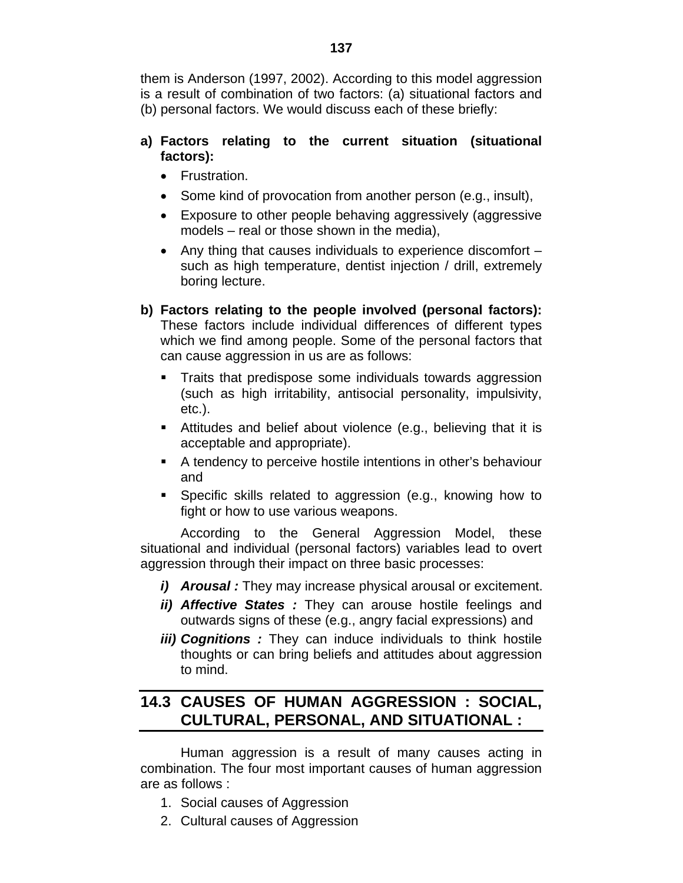them is Anderson (1997, 2002). According to this model aggression is a result of combination of two factors: (a) situational factors and (b) personal factors. We would discuss each of these briefly:

**a) Factors relating to the current situation (situational factors):**

- Frustration.
- Some kind of provocation from another person (e.g., insult),
- Exposure to other people behaving aggressively (aggressive models – real or those shown in the media),
- Any thing that causes individuals to experience discomfort – such as high temperature, dentist injection / drill, extremely boring lecture.

**b) Factors relating to the people involved (personal factors):** These factors include individual differences of different types which we find among people. Some of the personal factors that can cause aggression in us are as follows:

- Traits that predispose some individuals towards aggression (such as high irritability, antisocial personality, impulsivity, etc.).
- Attitudes and belief about violence (e.g., believing that it is acceptable and appropriate).
- A tendency to perceive hostile intentions in other's behaviour and
- Specific skills related to aggression (e.g., knowing how to fight or how to use various weapons.

According to the General Aggression Model, these situational and individual (personal factors) variables lead to overt aggression through their impact on three basic processes:

***i) Arousal :*** They may increase physical arousal or excitement.

***ii) Affective States :*** They can arouse hostile feelings and outwards signs of these (e.g., angry facial expressions) and

***iii) Cognitions :*** They can induce individuals to think hostile thoughts or can bring beliefs and attitudes about aggression to mind.

## 14.3 CAUSES OF HUMAN AGGRESSION : SOCIAL, CULTURAL, PERSONAL, AND SITUATIONAL :

Human aggression is a result of many causes acting in combination. The four most important causes of human aggression are as follows :

1. Social causes of Aggression
2. Cultural causes of Aggression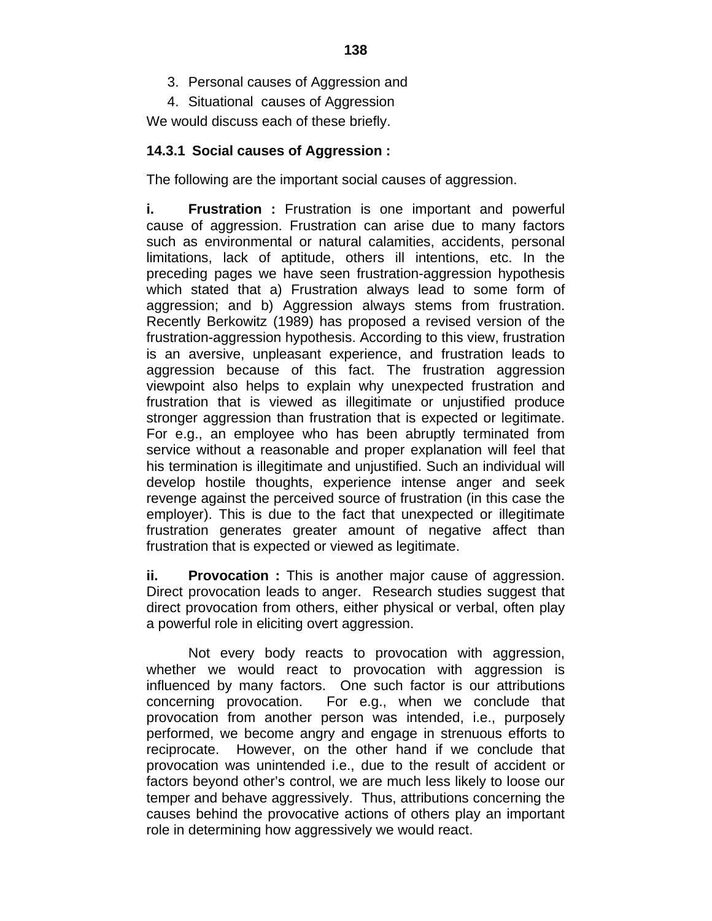3. Personal causes of Aggression and
4. Situational causes of Aggression

We would discuss each of these briefly.

### 14.3.1 Social causes of Aggression :

The following are the important social causes of aggression.

**i. Frustration :** Frustration is one important and powerful cause of aggression. Frustration can arise due to many factors such as environmental or natural calamities, accidents, personal limitations, lack of aptitude, others ill intentions, etc. In the preceding pages we have seen frustration-aggression hypothesis which stated that a) Frustration always lead to some form of aggression; and b) Aggression always stems from frustration. Recently Berkowitz (1989) has proposed a revised version of the frustration-aggression hypothesis. According to this view, frustration is an aversive, unpleasant experience, and frustration leads to aggression because of this fact. The frustration aggression viewpoint also helps to explain why unexpected frustration and frustration that is viewed as illegitimate or unjustified produce stronger aggression than frustration that is expected or legitimate. For e.g., an employee who has been abruptly terminated from service without a reasonable and proper explanation will feel that his termination is illegitimate and unjustified. Such an individual will develop hostile thoughts, experience intense anger and seek revenge against the perceived source of frustration (in this case the employer). This is due to the fact that unexpected or illegitimate frustration generates greater amount of negative affect than frustration that is expected or viewed as legitimate.

**ii. Provocation :** This is another major cause of aggression. Direct provocation leads to anger. Research studies suggest that direct provocation from others, either physical or verbal, often play a powerful role in eliciting overt aggression.

Not every body reacts to provocation with aggression, whether we would react to provocation with aggression is influenced by many factors. One such factor is our attributions concerning provocation. For e.g., when we conclude that provocation from another person was intended, i.e., purposely performed, we become angry and engage in strenuous efforts to reciprocate. However, on the other hand if we conclude that provocation was unintended i.e., due to the result of accident or factors beyond other's control, we are much less likely to loose our temper and behave aggressively. Thus, attributions concerning the causes behind the provocative actions of others play an important role in determining how aggressively we would react.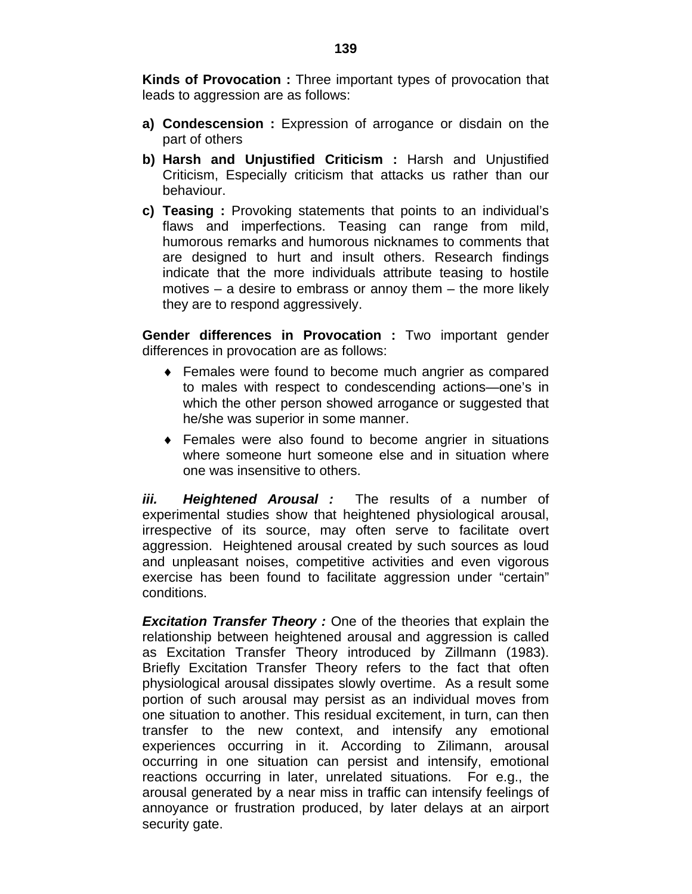**Kinds of Provocation :** Three important types of provocation that leads to aggression are as follows:

a) **Condescension :** Expression of arrogance or disdain on the part of others

b) **Harsh and Unjustified Criticism :** Harsh and Unjustified Criticism, Especially criticism that attacks us rather than our behaviour.

c) **Teasing :** Provoking statements that points to an individual's flaws and imperfections. Teasing can range from mild, humorous remarks and humorous nicknames to comments that are designed to hurt and insult others. Research findings indicate that the more individuals attribute teasing to hostile motives – a desire to embrass or annoy them – the more likely they are to respond aggressively.

**Gender differences in Provocation :** Two important gender differences in provocation are as follows:

- Females were found to become much angrier as compared to males with respect to condescending actions—one's in which the other person showed arrogance or suggested that he/she was superior in some manner.
- Females were also found to become angrier in situations where someone hurt someone else and in situation where one was insensitive to others.

***iii. Heightened Arousal :*** The results of a number of experimental studies show that heightened physiological arousal, irrespective of its source, may often serve to facilitate overt aggression. Heightened arousal created by such sources as loud and unpleasant noises, competitive activities and even vigorous exercise has been found to facilitate aggression under "certain" conditions.

***Excitation Transfer Theory :*** One of the theories that explain the relationship between heightened arousal and aggression is called as Excitation Transfer Theory introduced by Zillmann (1983). Briefly Excitation Transfer Theory refers to the fact that often physiological arousal dissipates slowly overtime. As a result some portion of such arousal may persist as an individual moves from one situation to another. This residual excitement, in turn, can then transfer to the new context, and intensify any emotional experiences occurring in it. According to Zilimann, arousal occurring in one situation can persist and intensify, emotional reactions occurring in later, unrelated situations. For e.g., the arousal generated by a near miss in traffic can intensify feelings of annoyance or frustration produced, by later delays at an airport security gate.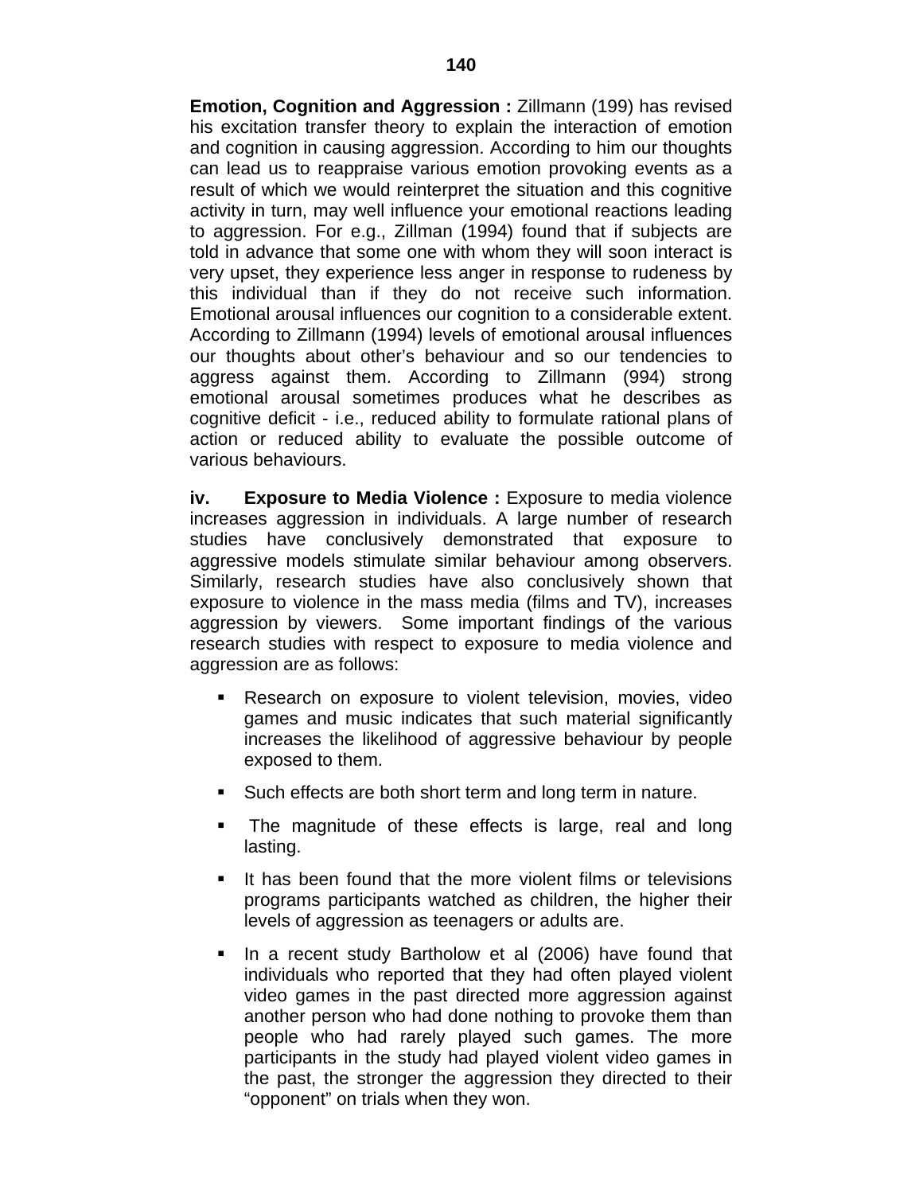**Emotion, Cognition and Aggression :** Zillmann (199) has revised his excitation transfer theory to explain the interaction of emotion and cognition in causing aggression. According to him our thoughts can lead us to reappraise various emotion provoking events as a result of which we would reinterpret the situation and this cognitive activity in turn, may well influence your emotional reactions leading to aggression. For e.g., Zillman (1994) found that if subjects are told in advance that some one with whom they will soon interact is very upset, they experience less anger in response to rudeness by this individual than if they do not receive such information. Emotional arousal influences our cognition to a considerable extent. According to Zillmann (1994) levels of emotional arousal influences our thoughts about other's behaviour and so our tendencies to aggress against them. According to Zillmann (994) strong emotional arousal sometimes produces what he describes as cognitive deficit - i.e., reduced ability to formulate rational plans of action or reduced ability to evaluate the possible outcome of various behaviours.

**iv. Exposure to Media Violence :** Exposure to media violence increases aggression in individuals. A large number of research studies have conclusively demonstrated that exposure to aggressive models stimulate similar behaviour among observers. Similarly, research studies have also conclusively shown that exposure to violence in the mass media (films and TV), increases aggression by viewers. Some important findings of the various research studies with respect to exposure to media violence and aggression are as follows:

- Research on exposure to violent television, movies, video games and music indicates that such material significantly increases the likelihood of aggressive behaviour by people exposed to them.
- Such effects are both short term and long term in nature.
- The magnitude of these effects is large, real and long lasting.
- It has been found that the more violent films or televisions programs participants watched as children, the higher their levels of aggression as teenagers or adults are.
- In a recent study Bartholow et al (2006) have found that individuals who reported that they had often played violent video games in the past directed more aggression against another person who had done nothing to provoke them than people who had rarely played such games. The more participants in the study had played violent video games in the past, the stronger the aggression they directed to their "opponent" on trials when they won.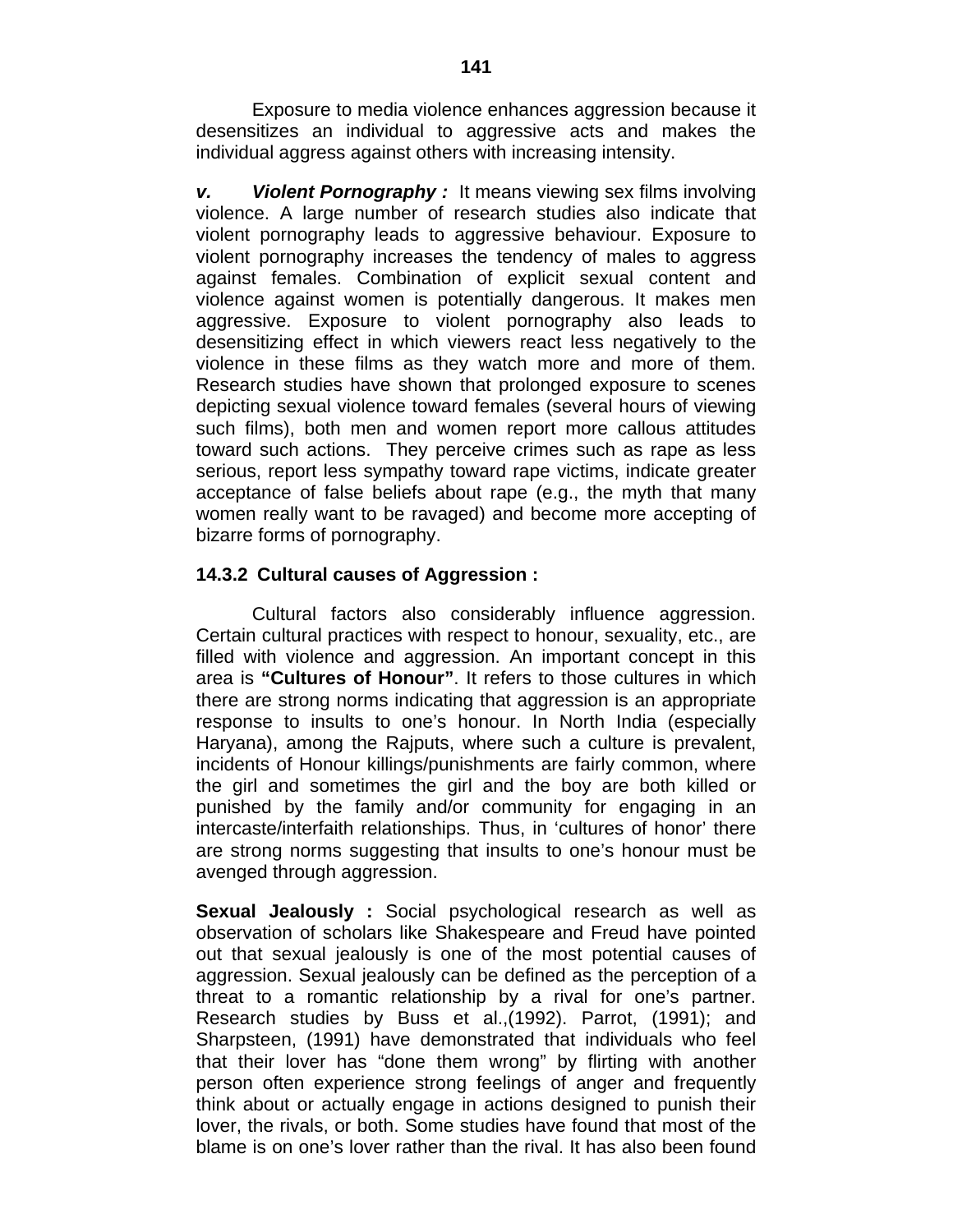Exposure to media violence enhances aggression because it desensitizes an individual to aggressive acts and makes the individual aggress against others with increasing intensity.

***v. Violent Pornography :*** It means viewing sex films involving violence. A large number of research studies also indicate that violent pornography leads to aggressive behaviour. Exposure to violent pornography increases the tendency of males to aggress against females. Combination of explicit sexual content and violence against women is potentially dangerous. It makes men aggressive. Exposure to violent pornography also leads to desensitizing effect in which viewers react less negatively to the violence in these films as they watch more and more of them. Research studies have shown that prolonged exposure to scenes depicting sexual violence toward females (several hours of viewing such films), both men and women report more callous attitudes toward such actions. They perceive crimes such as rape as less serious, report less sympathy toward rape victims, indicate greater acceptance of false beliefs about rape (e.g., the myth that many women really want to be ravaged) and become more accepting of bizarre forms of pornography.

### 14.3.2 Cultural causes of Aggression :

Cultural factors also considerably influence aggression. Certain cultural practices with respect to honour, sexuality, etc., are filled with violence and aggression. An important concept in this area is **"Cultures of Honour"**. It refers to those cultures in which there are strong norms indicating that aggression is an appropriate response to insults to one's honour. In North India (especially Haryana), among the Rajputs, where such a culture is prevalent, incidents of Honour killings/punishments are fairly common, where the girl and sometimes the girl and the boy are both killed or punished by the family and/or community for engaging in an intercaste/interfaith relationships. Thus, in 'cultures of honor' there are strong norms suggesting that insults to one's honour must be avenged through aggression.

**Sexual Jealously :** Social psychological research as well as observation of scholars like Shakespeare and Freud have pointed out that sexual jealously is one of the most potential causes of aggression. Sexual jealously can be defined as the perception of a threat to a romantic relationship by a rival for one's partner. Research studies by Buss et al.,(1992). Parrot, (1991); and Sharpsteen, (1991) have demonstrated that individuals who feel that their lover has "done them wrong" by flirting with another person often experience strong feelings of anger and frequently think about or actually engage in actions designed to punish their lover, the rivals, or both. Some studies have found that most of the blame is on one's lover rather than the rival. It has also been found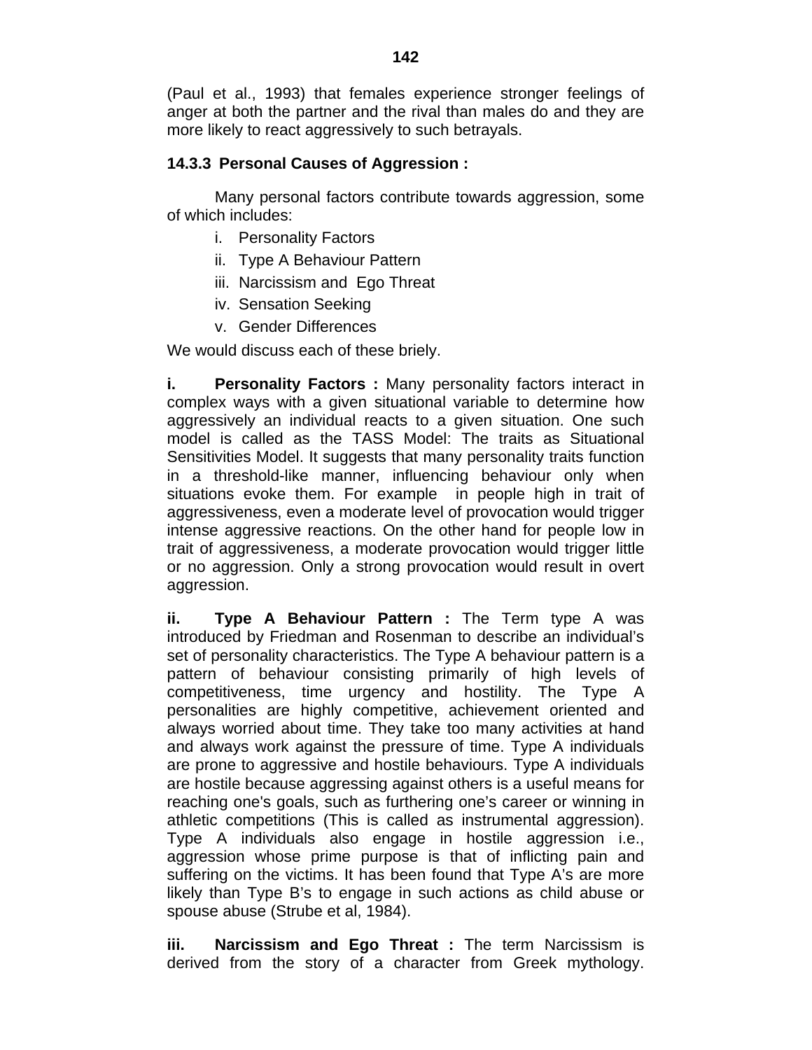(Paul et al., 1993) that females experience stronger feelings of anger at both the partner and the rival than males do and they are more likely to react aggressively to such betrayals.

### 14.3.3 Personal Causes of Aggression :

Many personal factors contribute towards aggression, some of which includes:

i. Personality Factors
ii. Type A Behaviour Pattern
iii. Narcissism and Ego Threat
iv. Sensation Seeking
v. Gender Differences

We would discuss each of these briely.

**i. Personality Factors :** Many personality factors interact in complex ways with a given situational variable to determine how aggressively an individual reacts to a given situation. One such model is called as the TASS Model: The traits as Situational Sensitivities Model. It suggests that many personality traits function in a threshold-like manner, influencing behaviour only when situations evoke them. For example in people high in trait of aggressiveness, even a moderate level of provocation would trigger intense aggressive reactions. On the other hand for people low in trait of aggressiveness, a moderate provocation would trigger little or no aggression. Only a strong provocation would result in overt aggression.

**ii. Type A Behaviour Pattern :** The Term type A was introduced by Friedman and Rosenman to describe an individual's set of personality characteristics. The Type A behaviour pattern is a pattern of behaviour consisting primarily of high levels of competitiveness, time urgency and hostility. The Type A personalities are highly competitive, achievement oriented and always worried about time. They take too many activities at hand and always work against the pressure of time. Type A individuals are prone to aggressive and hostile behaviours. Type A individuals are hostile because aggressing against others is a useful means for reaching one's goals, such as furthering one's career or winning in athletic competitions (This is called as instrumental aggression). Type A individuals also engage in hostile aggression i.e., aggression whose prime purpose is that of inflicting pain and suffering on the victims. It has been found that Type A's are more likely than Type B's to engage in such actions as child abuse or spouse abuse (Strube et al, 1984).

**iii. Narcissism and Ego Threat :** The term Narcissism is derived from the story of a character from Greek mythology.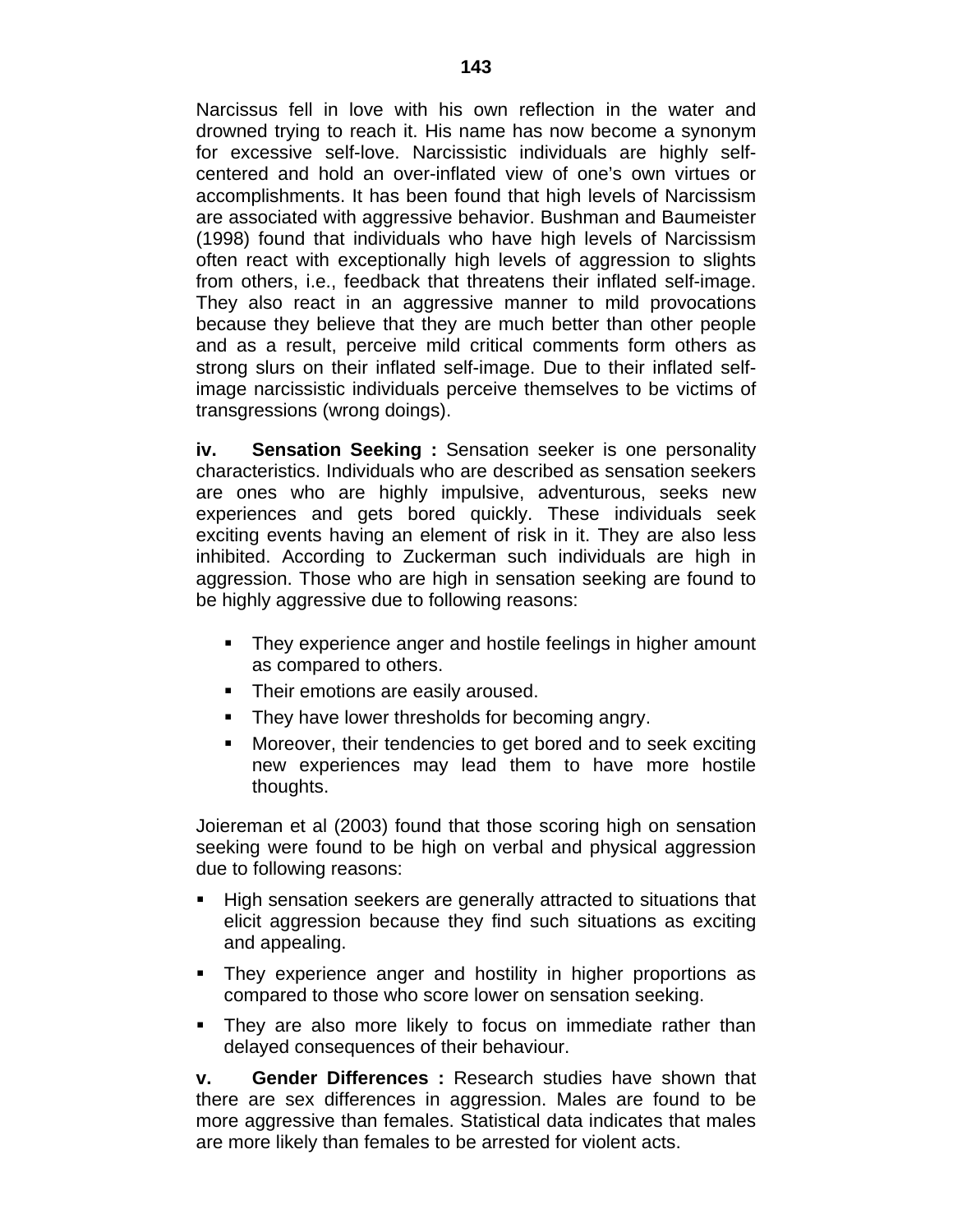Narcissus fell in love with his own reflection in the water and drowned trying to reach it. His name has now become a synonym for excessive self-love. Narcissistic individuals are highly self-centered and hold an over-inflated view of one's own virtues or accomplishments. It has been found that high levels of Narcissism are associated with aggressive behavior. Bushman and Baumeister (1998) found that individuals who have high levels of Narcissism often react with exceptionally high levels of aggression to slights from others, i.e., feedback that threatens their inflated self-image. They also react in an aggressive manner to mild provocations because they believe that they are much better than other people and as a result, perceive mild critical comments form others as strong slurs on their inflated self-image. Due to their inflated self-image narcissistic individuals perceive themselves to be victims of transgressions (wrong doings).

**iv. Sensation Seeking :** Sensation seeker is one personality characteristics. Individuals who are described as sensation seekers are ones who are highly impulsive, adventurous, seeks new experiences and gets bored quickly. These individuals seek exciting events having an element of risk in it. They are also less inhibited. According to Zuckerman such individuals are high in aggression. Those who are high in sensation seeking are found to be highly aggressive due to following reasons:

- They experience anger and hostile feelings in higher amount as compared to others.
- Their emotions are easily aroused.
- They have lower thresholds for becoming angry.
- Moreover, their tendencies to get bored and to seek exciting new experiences may lead them to have more hostile thoughts.

Joiereman et al (2003) found that those scoring high on sensation seeking were found to be high on verbal and physical aggression due to following reasons:

- High sensation seekers are generally attracted to situations that elicit aggression because they find such situations as exciting and appealing.
- They experience anger and hostility in higher proportions as compared to those who score lower on sensation seeking.
- They are also more likely to focus on immediate rather than delayed consequences of their behaviour.

**v. Gender Differences :** Research studies have shown that there are sex differences in aggression. Males are found to be more aggressive than females. Statistical data indicates that males are more likely than females to be arrested for violent acts.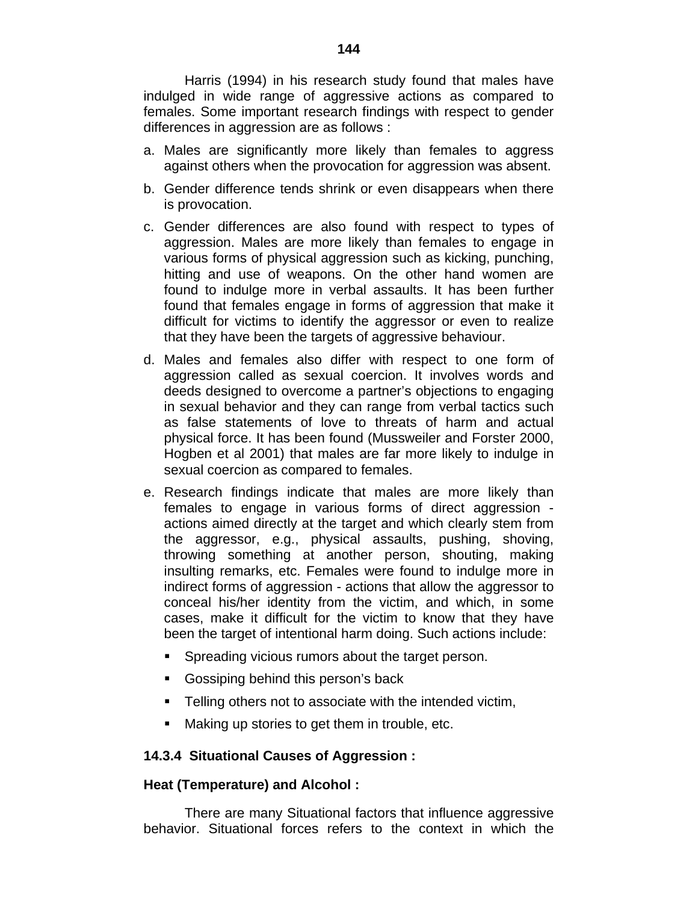Harris (1994) in his research study found that males have indulged in wide range of aggressive actions as compared to females. Some important research findings with respect to gender differences in aggression are as follows :

a. Males are significantly more likely than females to aggress against others when the provocation for aggression was absent.

b. Gender difference tends shrink or even disappears when there is provocation.

c. Gender differences are also found with respect to types of aggression. Males are more likely than females to engage in various forms of physical aggression such as kicking, punching, hitting and use of weapons. On the other hand women are found to indulge more in verbal assaults. It has been further found that females engage in forms of aggression that make it difficult for victims to identify the aggressor or even to realize that they have been the targets of aggressive behaviour.

d. Males and females also differ with respect to one form of aggression called as sexual coercion. It involves words and deeds designed to overcome a partner's objections to engaging in sexual behavior and they can range from verbal tactics such as false statements of love to threats of harm and actual physical force. It has been found (Mussweiler and Forster 2000, Hogben et al 2001) that males are far more likely to indulge in sexual coercion as compared to females.

e. Research findings indicate that males are more likely than females to engage in various forms of direct aggression - actions aimed directly at the target and which clearly stem from the aggressor, e.g., physical assaults, pushing, shoving, throwing something at another person, shouting, making insulting remarks, etc. Females were found to indulge more in indirect forms of aggression - actions that allow the aggressor to conceal his/her identity from the victim, and which, in some cases, make it difficult for the victim to know that they have been the target of intentional harm doing. Such actions include:

   - Spreading vicious rumors about the target person.
   - Gossiping behind this person's back
   - Telling others not to associate with the intended victim,
   - Making up stories to get them in trouble, etc.

### 14.3.4 Situational Causes of Aggression :

**Heat (Temperature) and Alcohol :**

There are many Situational factors that influence aggressive behavior. Situational forces refers to the context in which the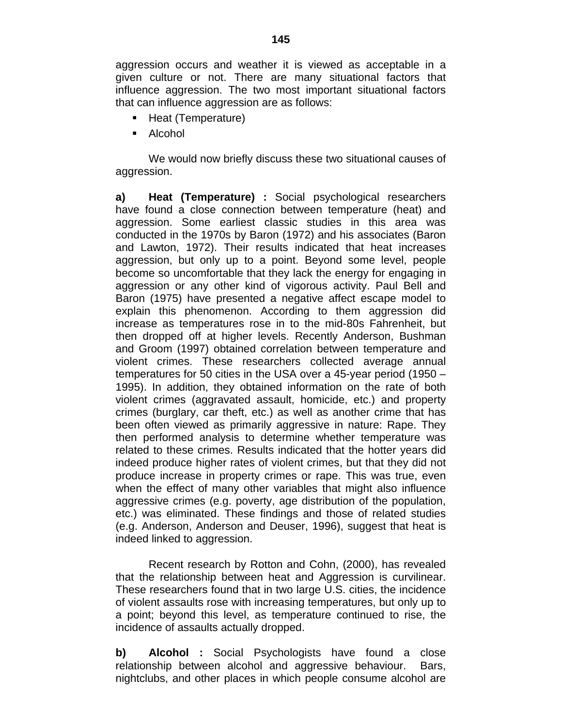aggression occurs and weather it is viewed as acceptable in a given culture or not. There are many situational factors that influence aggression. The two most important situational factors that can influence aggression are as follows:

- Heat (Temperature)
- Alcohol

We would now briefly discuss these two situational causes of aggression.

**a) Heat (Temperature) :** Social psychological researchers have found a close connection between temperature (heat) and aggression. Some earliest classic studies in this area was conducted in the 1970s by Baron (1972) and his associates (Baron and Lawton, 1972). Their results indicated that heat increases aggression, but only up to a point. Beyond some level, people become so uncomfortable that they lack the energy for engaging in aggression or any other kind of vigorous activity. Paul Bell and Baron (1975) have presented a negative affect escape model to explain this phenomenon. According to them aggression did increase as temperatures rose in to the mid-80s Fahrenheit, but then dropped off at higher levels. Recently Anderson, Bushman and Groom (1997) obtained correlation between temperature and violent crimes. These researchers collected average annual temperatures for 50 cities in the USA over a 45-year period (1950 – 1995). In addition, they obtained information on the rate of both violent crimes (aggravated assault, homicide, etc.) and property crimes (burglary, car theft, etc.) as well as another crime that has been often viewed as primarily aggressive in nature: Rape. They then performed analysis to determine whether temperature was related to these crimes. Results indicated that the hotter years did indeed produce higher rates of violent crimes, but that they did not produce increase in property crimes or rape. This was true, even when the effect of many other variables that might also influence aggressive crimes (e.g. poverty, age distribution of the population, etc.) was eliminated. These findings and those of related studies (e.g. Anderson, Anderson and Deuser, 1996), suggest that heat is indeed linked to aggression.

Recent research by Rotton and Cohn, (2000), has revealed that the relationship between heat and Aggression is curvilinear. These researchers found that in two large U.S. cities, the incidence of violent assaults rose with increasing temperatures, but only up to a point; beyond this level, as temperature continued to rise, the incidence of assaults actually dropped.

**b) Alcohol :** Social Psychologists have found a close relationship between alcohol and aggressive behaviour. Bars, nightclubs, and other places in which people consume alcohol are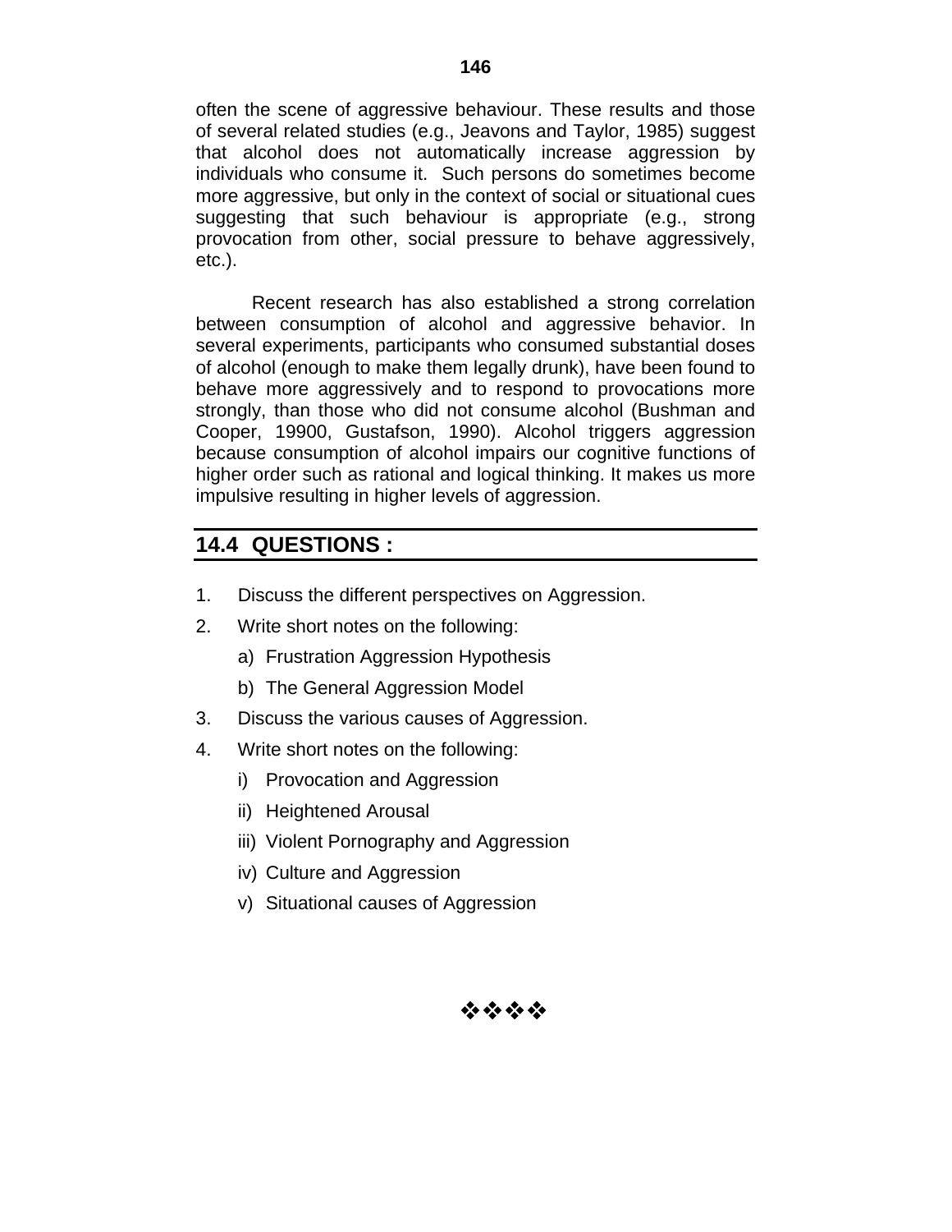often the scene of aggressive behaviour. These results and those of several related studies (e.g., Jeavons and Taylor, 1985) suggest that alcohol does not automatically increase aggression by individuals who consume it. Such persons do sometimes become more aggressive, but only in the context of social or situational cues suggesting that such behaviour is appropriate (e.g., strong provocation from other, social pressure to behave aggressively, etc.).

Recent research has also established a strong correlation between consumption of alcohol and aggressive behavior. In several experiments, participants who consumed substantial doses of alcohol (enough to make them legally drunk), have been found to behave more aggressively and to respond to provocations more strongly, than those who did not consume alcohol (Bushman and Cooper, 19900, Gustafson, 1990). Alcohol triggers aggression because consumption of alcohol impairs our cognitive functions of higher order such as rational and logical thinking. It makes us more impulsive resulting in higher levels of aggression.

## 14.4 QUESTIONS :

1. Discuss the different perspectives on Aggression.
2. Write short notes on the following:
   a) Frustration Aggression Hypothesis
   b) The General Aggression Model
3. Discuss the various causes of Aggression.
4. Write short notes on the following:
   i) Provocation and Aggression
   ii) Heightened Arousal
   iii) Violent Pornography and Aggression
   iv) Culture and Aggression
   v) Situational causes of Aggression

❖❖❖❖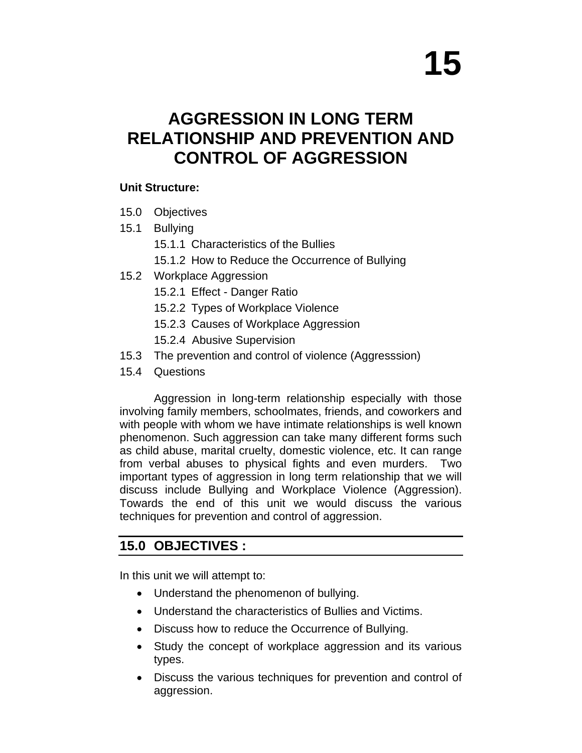# 15

# AGGRESSION IN LONG TERM RELATIONSHIP AND PREVENTION AND CONTROL OF AGGRESSION

**Unit Structure:**

15.0 Objectives

15.1 Bullying

  15.1.1 Characteristics of the Bullies

  15.1.2 How to Reduce the Occurrence of Bullying

15.2 Workplace Aggression

  15.2.1 Effect - Danger Ratio

  15.2.2 Types of Workplace Violence

  15.2.3 Causes of Workplace Aggression

  15.2.4 Abusive Supervision

15.3 The prevention and control of violence (Aggresssion)

15.4 Questions

Aggression in long-term relationship especially with those involving family members, schoolmates, friends, and coworkers and with people with whom we have intimate relationships is well known phenomenon. Such aggression can take many different forms such as child abuse, marital cruelty, domestic violence, etc. It can range from verbal abuses to physical fights and even murders. Two important types of aggression in long term relationship that we will discuss include Bullying and Workplace Violence (Aggression). Towards the end of this unit we would discuss the various techniques for prevention and control of aggression.

## 15.0 OBJECTIVES :

In this unit we will attempt to:

- Understand the phenomenon of bullying.
- Understand the characteristics of Bullies and Victims.
- Discuss how to reduce the Occurrence of Bullying.
- Study the concept of workplace aggression and its various types.
- Discuss the various techniques for prevention and control of aggression.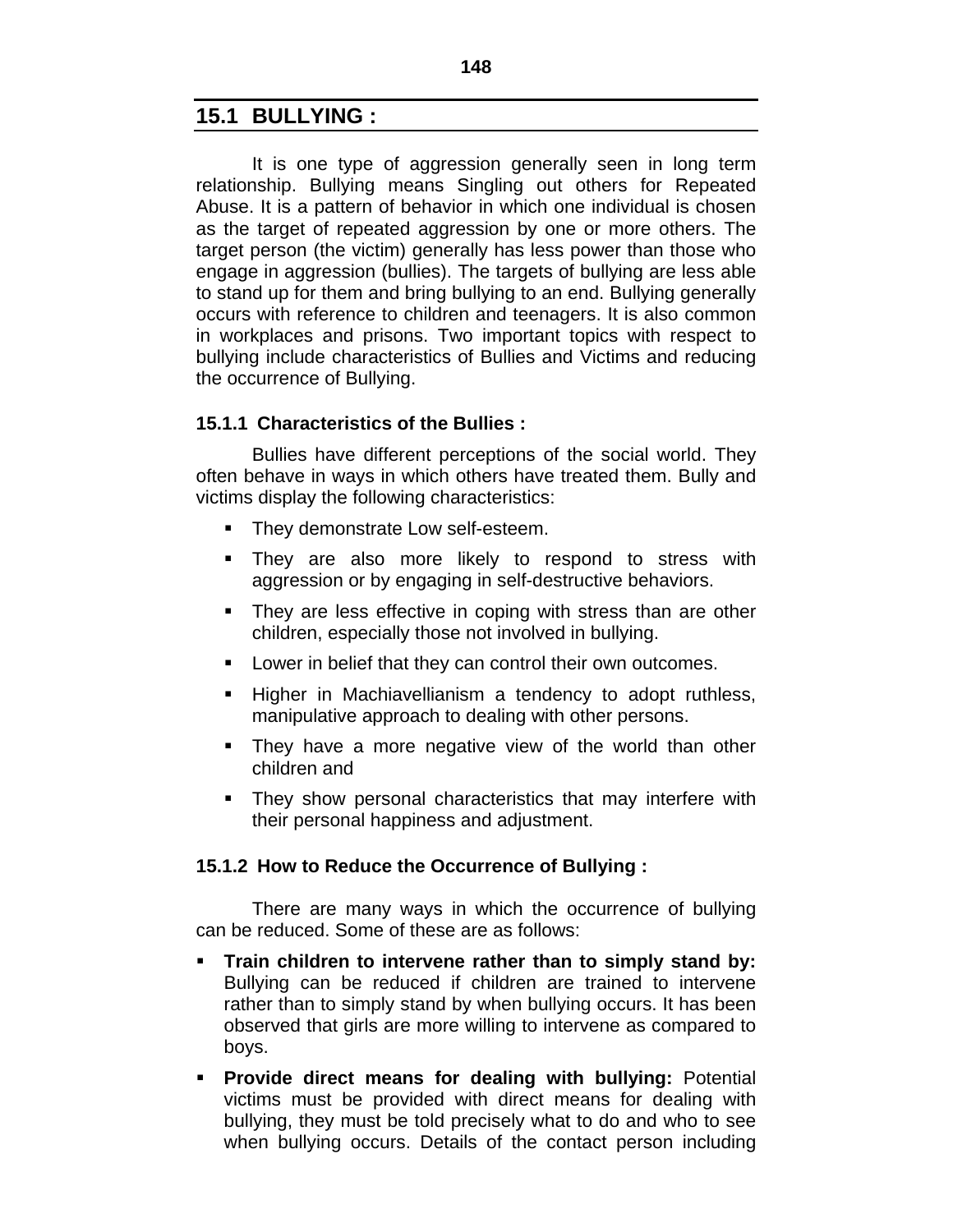## 15.1 BULLYING :

It is one type of aggression generally seen in long term relationship. Bullying means Singling out others for Repeated Abuse. It is a pattern of behavior in which one individual is chosen as the target of repeated aggression by one or more others. The target person (the victim) generally has less power than those who engage in aggression (bullies). The targets of bullying are less able to stand up for them and bring bullying to an end. Bullying generally occurs with reference to children and teenagers. It is also common in workplaces and prisons. Two important topics with respect to bullying include characteristics of Bullies and Victims and reducing the occurrence of Bullying.

### 15.1.1 Characteristics of the Bullies :

Bullies have different perceptions of the social world. They often behave in ways in which others have treated them. Bully and victims display the following characteristics:

- They demonstrate Low self-esteem.
- They are also more likely to respond to stress with aggression or by engaging in self-destructive behaviors.
- They are less effective in coping with stress than are other children, especially those not involved in bullying.
- Lower in belief that they can control their own outcomes.
- Higher in Machiavellianism a tendency to adopt ruthless, manipulative approach to dealing with other persons.
- They have a more negative view of the world than other children and
- They show personal characteristics that may interfere with their personal happiness and adjustment.

### 15.1.2 How to Reduce the Occurrence of Bullying :

There are many ways in which the occurrence of bullying can be reduced. Some of these are as follows:

- **Train children to intervene rather than to simply stand by:** Bullying can be reduced if children are trained to intervene rather than to simply stand by when bullying occurs. It has been observed that girls are more willing to intervene as compared to boys.
- **Provide direct means for dealing with bullying:** Potential victims must be provided with direct means for dealing with bullying, they must be told precisely what to do and who to see when bullying occurs. Details of the contact person including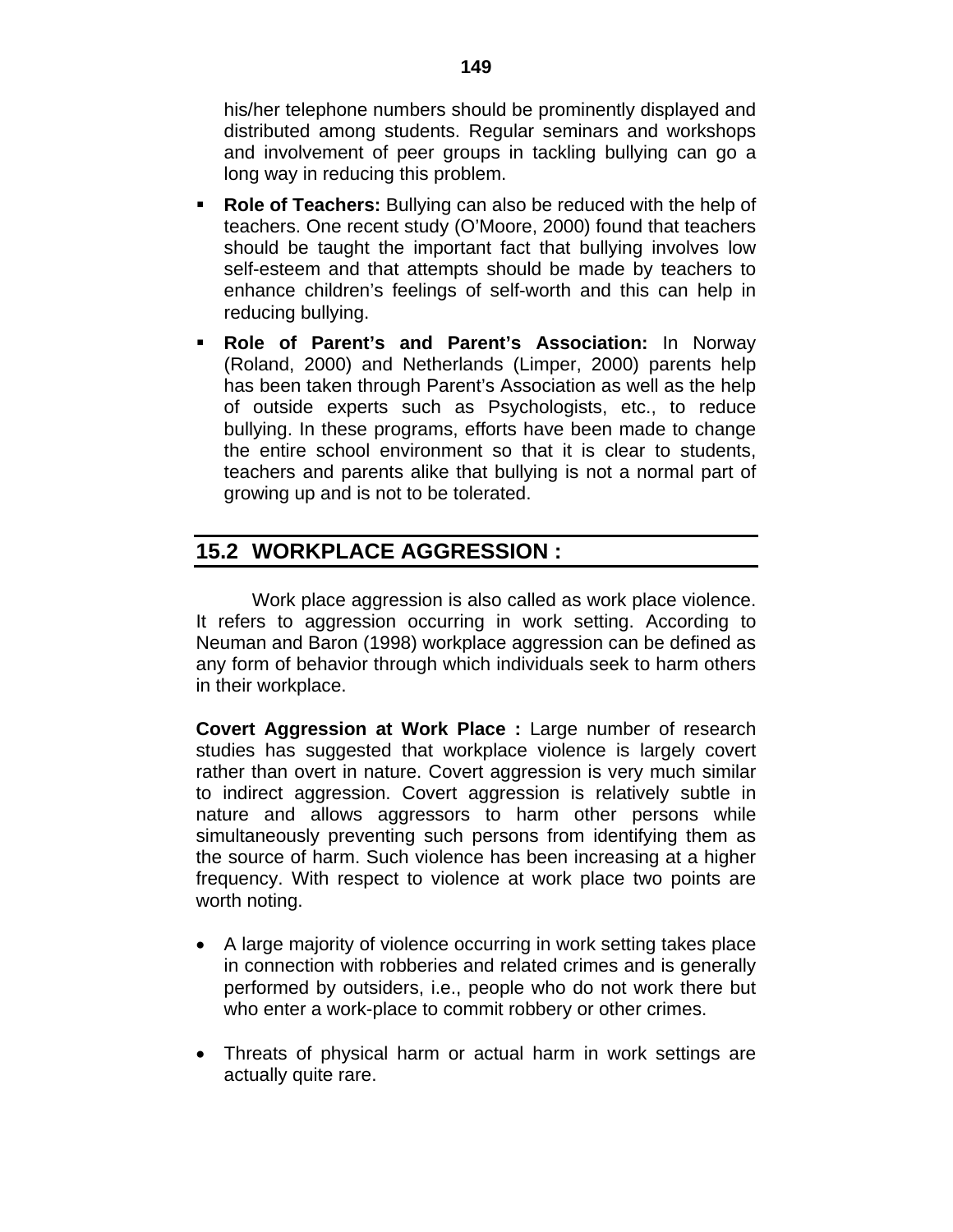his/her telephone numbers should be prominently displayed and distributed among students. Regular seminars and workshops and involvement of peer groups in tackling bullying can go a long way in reducing this problem.

- **Role of Teachers:** Bullying can also be reduced with the help of teachers. One recent study (O'Moore, 2000) found that teachers should be taught the important fact that bullying involves low self-esteem and that attempts should be made by teachers to enhance children's feelings of self-worth and this can help in reducing bullying.
- **Role of Parent's and Parent's Association:** In Norway (Roland, 2000) and Netherlands (Limper, 2000) parents help has been taken through Parent's Association as well as the help of outside experts such as Psychologists, etc., to reduce bullying. In these programs, efforts have been made to change the entire school environment so that it is clear to students, teachers and parents alike that bullying is not a normal part of growing up and is not to be tolerated.

## 15.2 WORKPLACE AGGRESSION :

Work place aggression is also called as work place violence. It refers to aggression occurring in work setting. According to Neuman and Baron (1998) workplace aggression can be defined as any form of behavior through which individuals seek to harm others in their workplace.

**Covert Aggression at Work Place :** Large number of research studies has suggested that workplace violence is largely covert rather than overt in nature. Covert aggression is very much similar to indirect aggression. Covert aggression is relatively subtle in nature and allows aggressors to harm other persons while simultaneously preventing such persons from identifying them as the source of harm. Such violence has been increasing at a higher frequency. With respect to violence at work place two points are worth noting.

- A large majority of violence occurring in work setting takes place in connection with robberies and related crimes and is generally performed by outsiders, i.e., people who do not work there but who enter a work-place to commit robbery or other crimes.
- Threats of physical harm or actual harm in work settings are actually quite rare.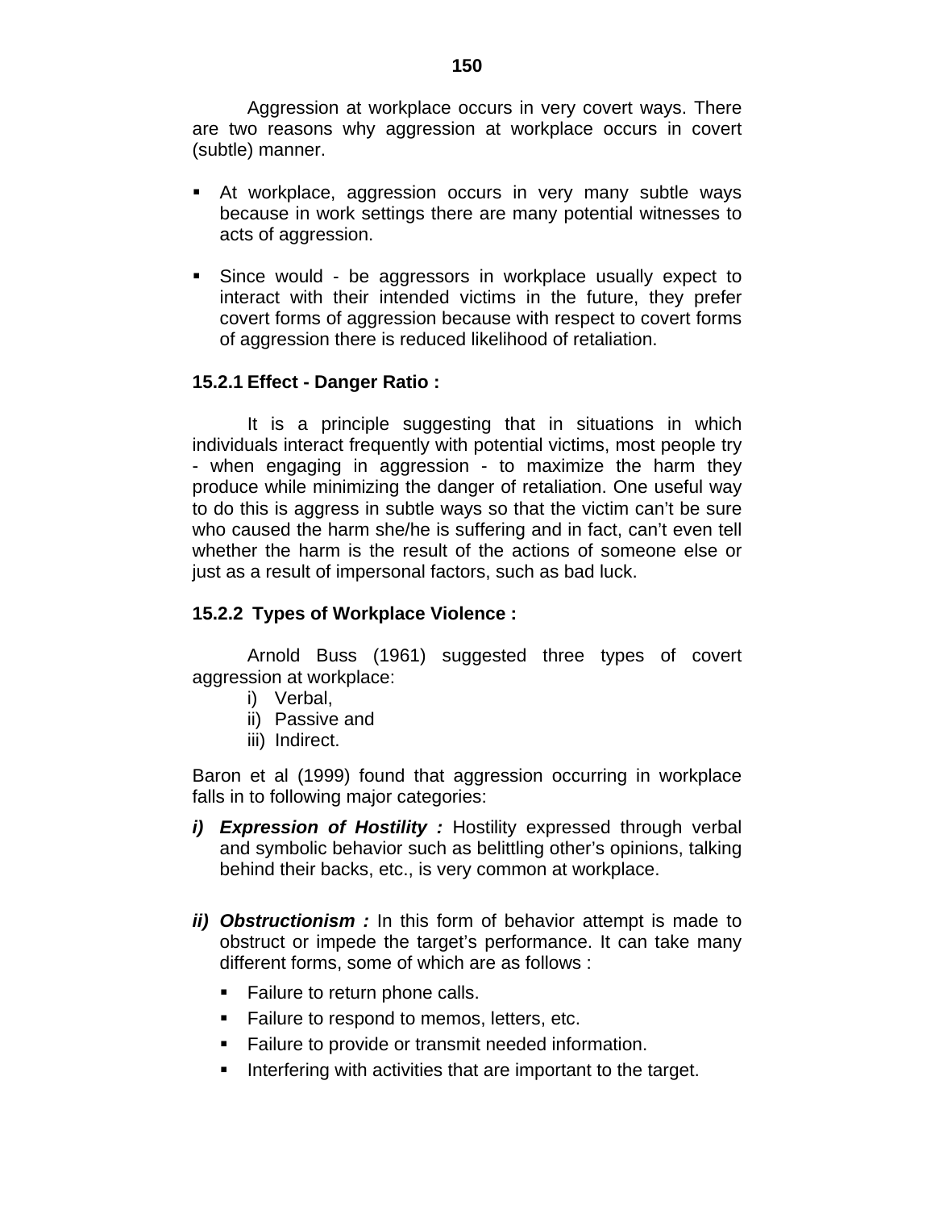Aggression at workplace occurs in very covert ways. There are two reasons why aggression at workplace occurs in covert (subtle) manner.

- At workplace, aggression occurs in very many subtle ways because in work settings there are many potential witnesses to acts of aggression.

- Since would - be aggressors in workplace usually expect to interact with their intended victims in the future, they prefer covert forms of aggression because with respect to covert forms of aggression there is reduced likelihood of retaliation.

### 15.2.1 Effect - Danger Ratio :

It is a principle suggesting that in situations in which individuals interact frequently with potential victims, most people try - when engaging in aggression - to maximize the harm they produce while minimizing the danger of retaliation. One useful way to do this is aggress in subtle ways so that the victim can't be sure who caused the harm she/he is suffering and in fact, can't even tell whether the harm is the result of the actions of someone else or just as a result of impersonal factors, such as bad luck.

### 15.2.2 Types of Workplace Violence :

Arnold Buss (1961) suggested three types of covert aggression at workplace:

i) Verbal,
ii) Passive and
iii) Indirect.

Baron et al (1999) found that aggression occurring in workplace falls in to following major categories:

***i) Expression of Hostility :*** Hostility expressed through verbal and symbolic behavior such as belittling other's opinions, talking behind their backs, etc., is very common at workplace.

***ii) Obstructionism :*** In this form of behavior attempt is made to obstruct or impede the target's performance. It can take many different forms, some of which are as follows :

- Failure to return phone calls.
- Failure to respond to memos, letters, etc.
- Failure to provide or transmit needed information.
- Interfering with activities that are important to the target.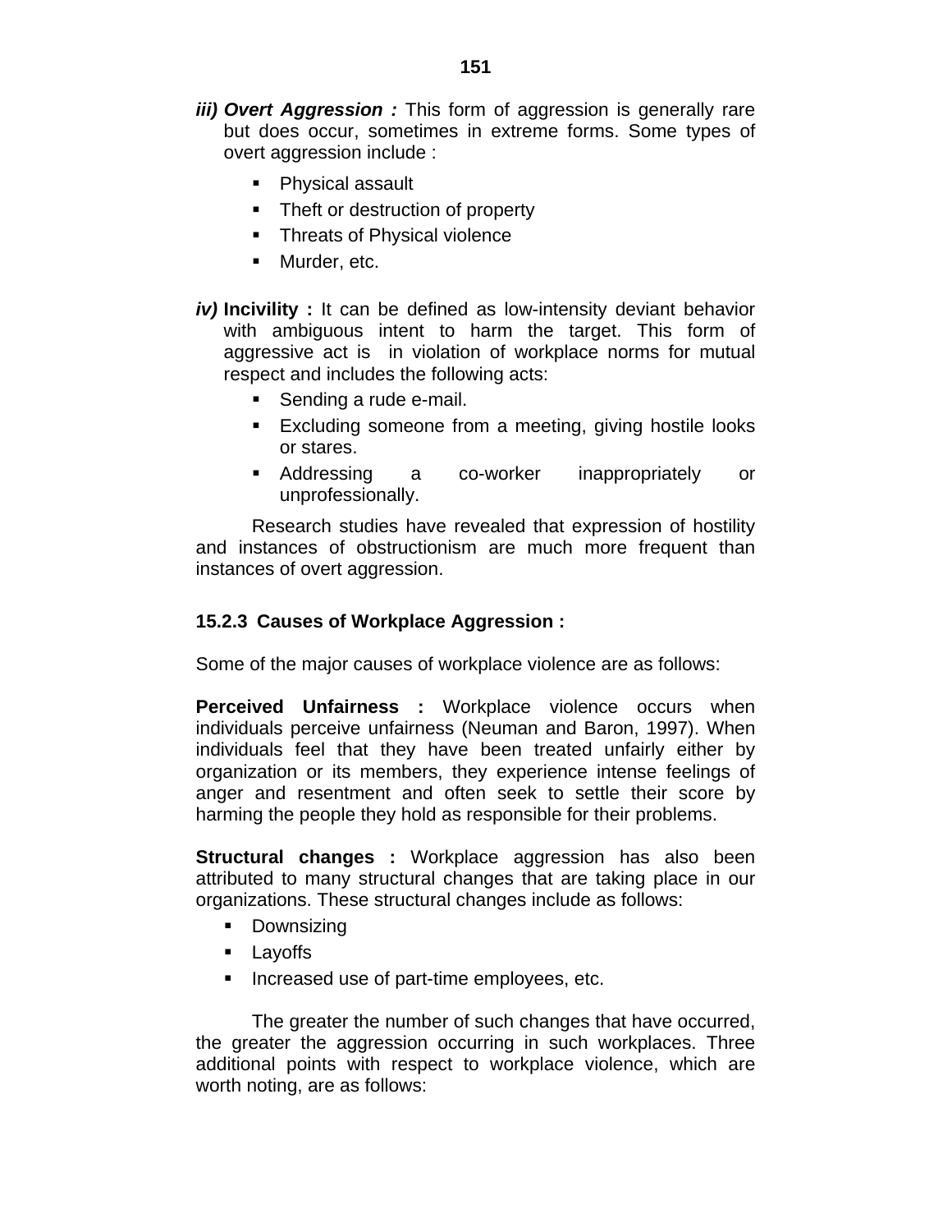***iii) Overt Aggression :*** This form of aggression is generally rare but does occur, sometimes in extreme forms. Some types of overt aggression include :

- Physical assault
- Theft or destruction of property
- Threats of Physical violence
- Murder, etc.

***iv)* Incivility :** It can be defined as low-intensity deviant behavior with ambiguous intent to harm the target. This form of aggressive act is in violation of workplace norms for mutual respect and includes the following acts:

- Sending a rude e-mail.
- Excluding someone from a meeting, giving hostile looks or stares.
- Addressing a co-worker inappropriately or unprofessionally.

Research studies have revealed that expression of hostility and instances of obstructionism are much more frequent than instances of overt aggression.

### 15.2.3 Causes of Workplace Aggression :

Some of the major causes of workplace violence are as follows:

**Perceived Unfairness :** Workplace violence occurs when individuals perceive unfairness (Neuman and Baron, 1997). When individuals feel that they have been treated unfairly either by organization or its members, they experience intense feelings of anger and resentment and often seek to settle their score by harming the people they hold as responsible for their problems.

**Structural changes :** Workplace aggression has also been attributed to many structural changes that are taking place in our organizations. These structural changes include as follows:

- Downsizing
- Layoffs
- Increased use of part-time employees, etc.

The greater the number of such changes that have occurred, the greater the aggression occurring in such workplaces. Three additional points with respect to workplace violence, which are worth noting, are as follows: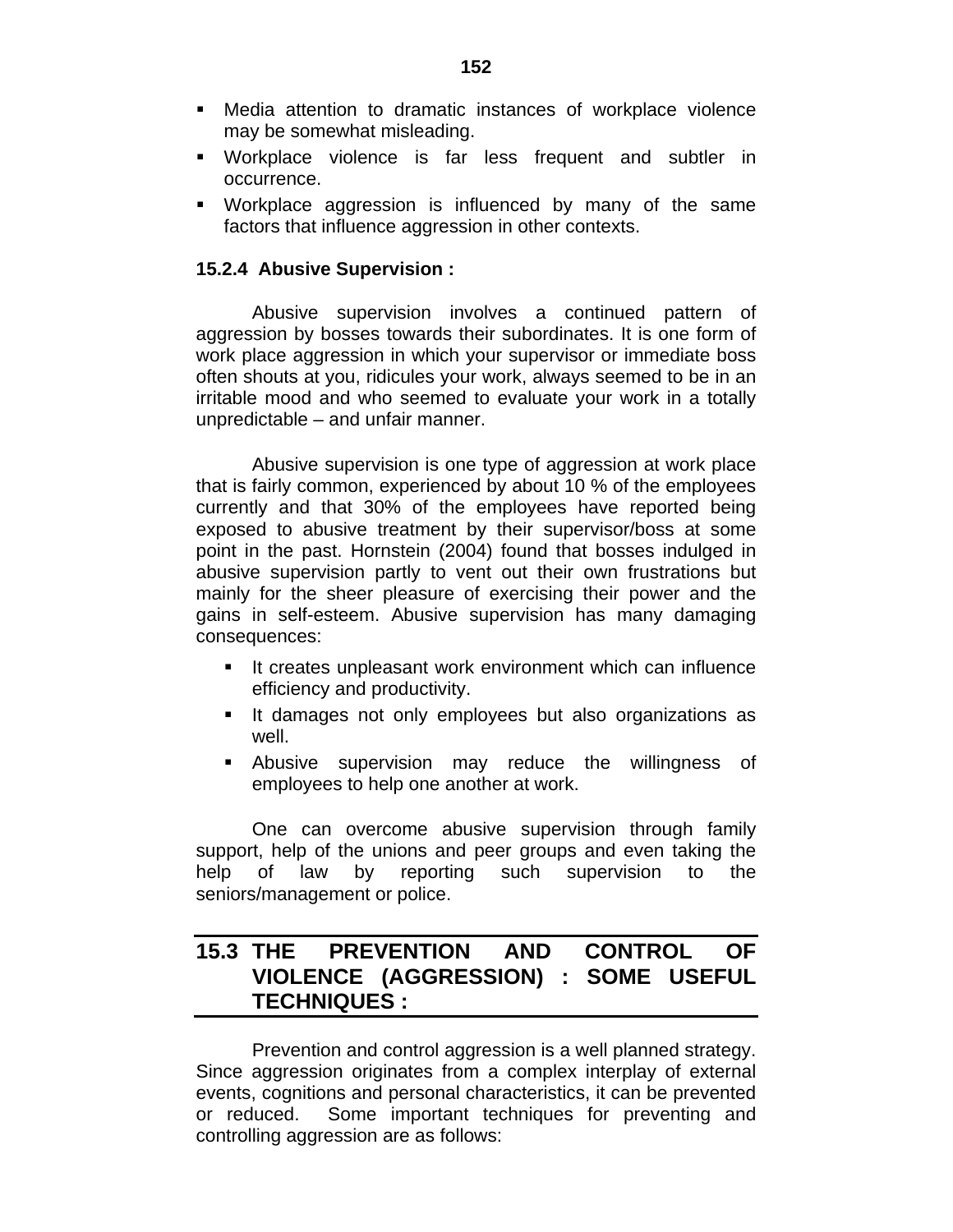- Media attention to dramatic instances of workplace violence may be somewhat misleading.
- Workplace violence is far less frequent and subtler in occurrence.
- Workplace aggression is influenced by many of the same factors that influence aggression in other contexts.

### 15.2.4 Abusive Supervision :

Abusive supervision involves a continued pattern of aggression by bosses towards their subordinates. It is one form of work place aggression in which your supervisor or immediate boss often shouts at you, ridicules your work, always seemed to be in an irritable mood and who seemed to evaluate your work in a totally unpredictable – and unfair manner.

Abusive supervision is one type of aggression at work place that is fairly common, experienced by about 10 % of the employees currently and that 30% of the employees have reported being exposed to abusive treatment by their supervisor/boss at some point in the past. Hornstein (2004) found that bosses indulged in abusive supervision partly to vent out their own frustrations but mainly for the sheer pleasure of exercising their power and the gains in self-esteem. Abusive supervision has many damaging consequences:

- It creates unpleasant work environment which can influence efficiency and productivity.
- It damages not only employees but also organizations as well.
- Abusive supervision may reduce the willingness of employees to help one another at work.

One can overcome abusive supervision through family support, help of the unions and peer groups and even taking the help of law by reporting such supervision to the seniors/management or police.

## 15.3 THE PREVENTION AND CONTROL OF VIOLENCE (AGGRESSION) : SOME USEFUL TECHNIQUES :

Prevention and control aggression is a well planned strategy. Since aggression originates from a complex interplay of external events, cognitions and personal characteristics, it can be prevented or reduced. Some important techniques for preventing and controlling aggression are as follows: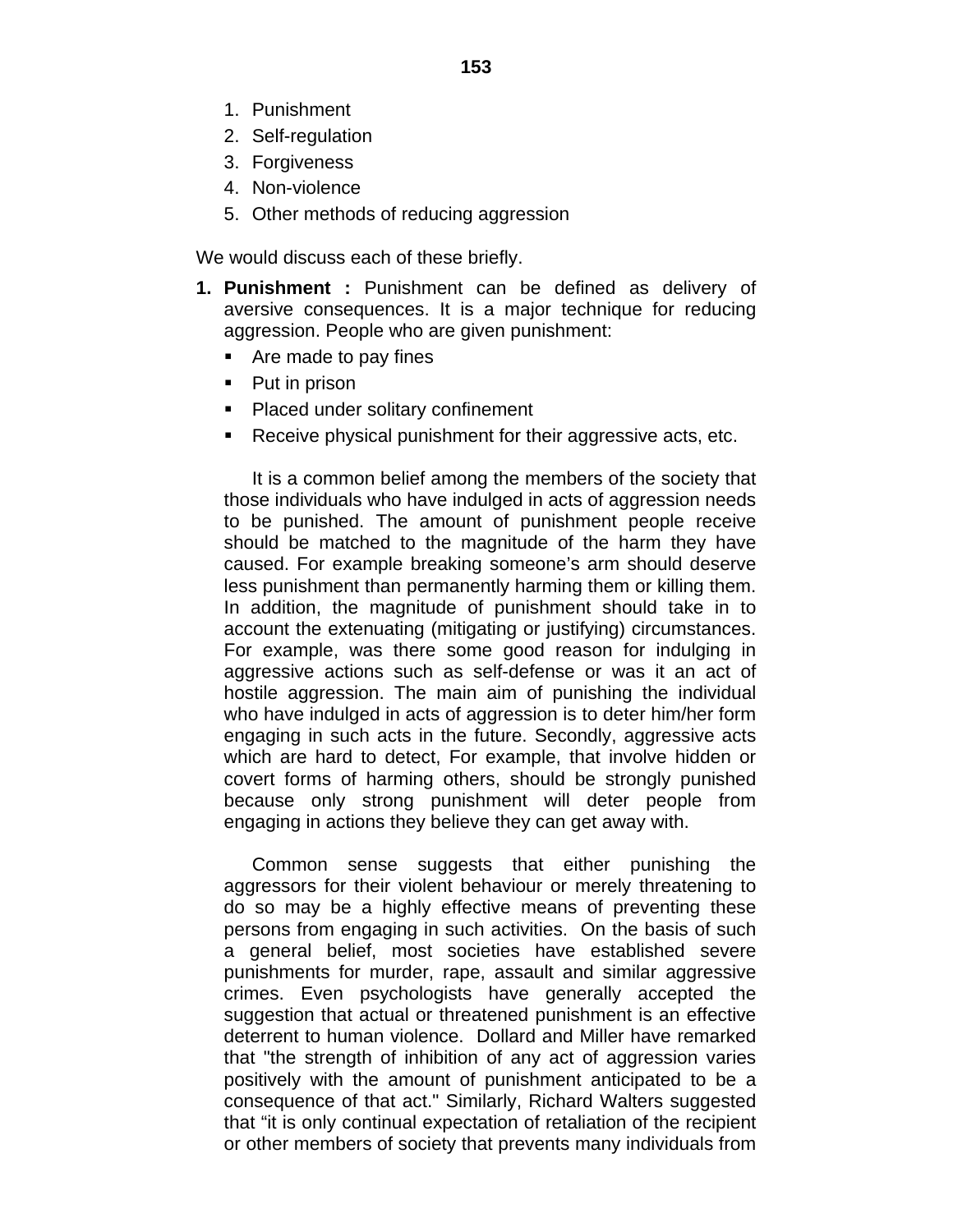1. Punishment
2. Self-regulation
3. Forgiveness
4. Non-violence
5. Other methods of reducing aggression

We would discuss each of these briefly.

1. **Punishment :** Punishment can be defined as delivery of aversive consequences. It is a major technique for reducing aggression. People who are given punishment:
   - Are made to pay fines
   - Put in prison
   - Placed under solitary confinement
   - Receive physical punishment for their aggressive acts, etc.

   It is a common belief among the members of the society that those individuals who have indulged in acts of aggression needs to be punished. The amount of punishment people receive should be matched to the magnitude of the harm they have caused. For example breaking someone's arm should deserve less punishment than permanently harming them or killing them. In addition, the magnitude of punishment should take in to account the extenuating (mitigating or justifying) circumstances. For example, was there some good reason for indulging in aggressive actions such as self-defense or was it an act of hostile aggression. The main aim of punishing the individual who have indulged in acts of aggression is to deter him/her form engaging in such acts in the future. Secondly, aggressive acts which are hard to detect, For example, that involve hidden or covert forms of harming others, should be strongly punished because only strong punishment will deter people from engaging in actions they believe they can get away with.

   Common sense suggests that either punishing the aggressors for their violent behaviour or merely threatening to do so may be a highly effective means of preventing these persons from engaging in such activities. On the basis of such a general belief, most societies have established severe punishments for murder, rape, assault and similar aggressive crimes. Even psychologists have generally accepted the suggestion that actual or threatened punishment is an effective deterrent to human violence. Dollard and Miller have remarked that "the strength of inhibition of any act of aggression varies positively with the amount of punishment anticipated to be a consequence of that act." Similarly, Richard Walters suggested that "it is only continual expectation of retaliation of the recipient or other members of society that prevents many individuals from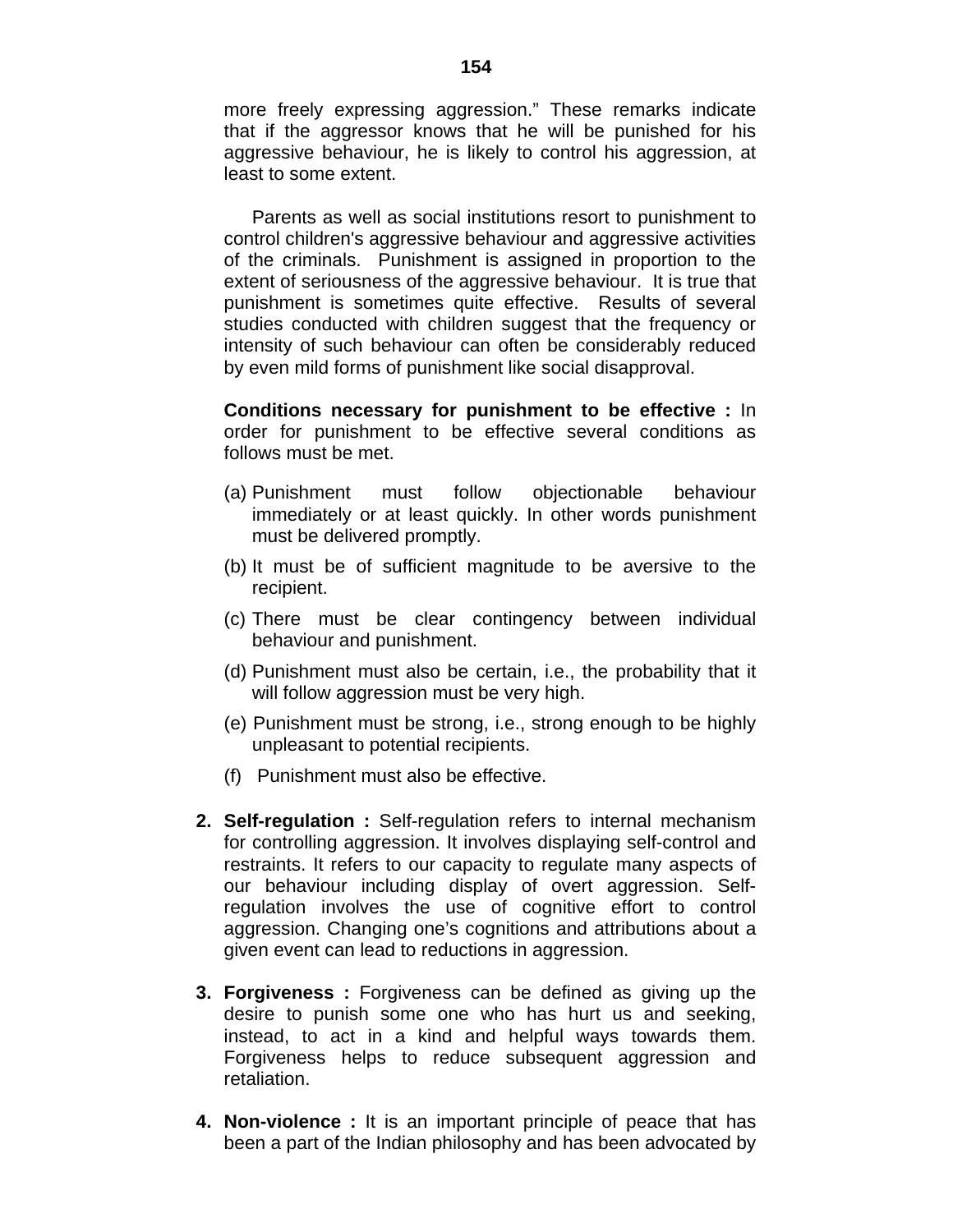more freely expressing aggression." These remarks indicate that if the aggressor knows that he will be punished for his aggressive behaviour, he is likely to control his aggression, at least to some extent.

Parents as well as social institutions resort to punishment to control children's aggressive behaviour and aggressive activities of the criminals. Punishment is assigned in proportion to the extent of seriousness of the aggressive behaviour. It is true that punishment is sometimes quite effective. Results of several studies conducted with children suggest that the frequency or intensity of such behaviour can often be considerably reduced by even mild forms of punishment like social disapproval.

**Conditions necessary for punishment to be effective :** In order for punishment to be effective several conditions as follows must be met.

(a) Punishment must follow objectionable behaviour immediately or at least quickly. In other words punishment must be delivered promptly.

(b) It must be of sufficient magnitude to be aversive to the recipient.

(c) There must be clear contingency between individual behaviour and punishment.

(d) Punishment must also be certain, i.e., the probability that it will follow aggression must be very high.

(e) Punishment must be strong, i.e., strong enough to be highly unpleasant to potential recipients.

(f) Punishment must also be effective.

2. **Self-regulation :** Self-regulation refers to internal mechanism for controlling aggression. It involves displaying self-control and restraints. It refers to our capacity to regulate many aspects of our behaviour including display of overt aggression. Self-regulation involves the use of cognitive effort to control aggression. Changing one's cognitions and attributions about a given event can lead to reductions in aggression.

3. **Forgiveness :** Forgiveness can be defined as giving up the desire to punish some one who has hurt us and seeking, instead, to act in a kind and helpful ways towards them. Forgiveness helps to reduce subsequent aggression and retaliation.

4. **Non-violence :** It is an important principle of peace that has been a part of the Indian philosophy and has been advocated by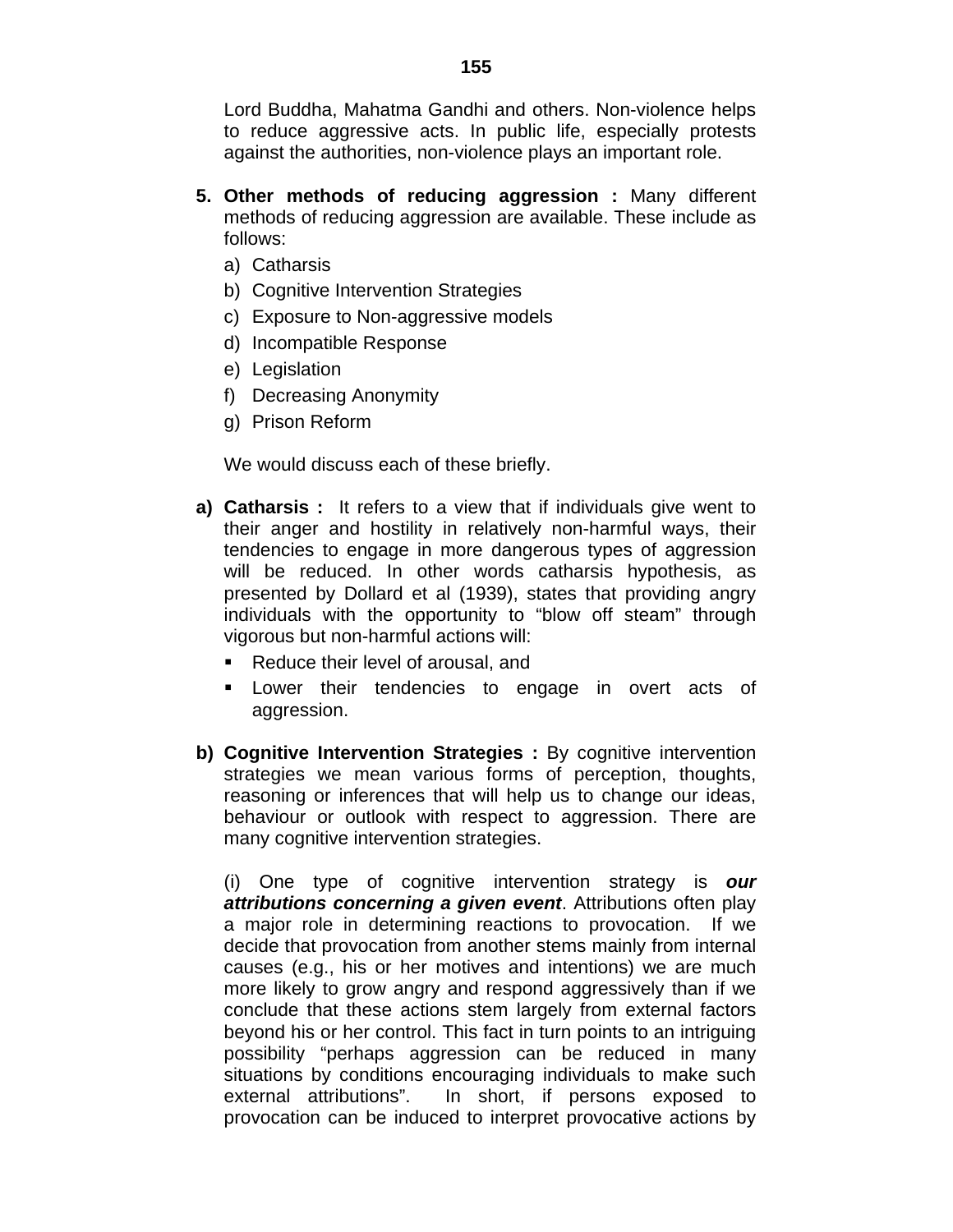Lord Buddha, Mahatma Gandhi and others. Non-violence helps to reduce aggressive acts. In public life, especially protests against the authorities, non-violence plays an important role.

5. **Other methods of reducing aggression :** Many different methods of reducing aggression are available. These include as follows:
    a) Catharsis
    b) Cognitive Intervention Strategies
    c) Exposure to Non-aggressive models
    d) Incompatible Response
    e) Legislation
    f) Decreasing Anonymity
    g) Prison Reform

    We would discuss each of these briefly.

a) **Catharsis :** It refers to a view that if individuals give went to their anger and hostility in relatively non-harmful ways, their tendencies to engage in more dangerous types of aggression will be reduced. In other words catharsis hypothesis, as presented by Dollard et al (1939), states that providing angry individuals with the opportunity to "blow off steam" through vigorous but non-harmful actions will:
    - Reduce their level of arousal, and
    - Lower their tendencies to engage in overt acts of aggression.

b) **Cognitive Intervention Strategies :** By cognitive intervention strategies we mean various forms of perception, thoughts, reasoning or inferences that will help us to change our ideas, behaviour or outlook with respect to aggression. There are many cognitive intervention strategies.

    (i) One type of cognitive intervention strategy is ***our attributions concerning a given event***. Attributions often play a major role in determining reactions to provocation. If we decide that provocation from another stems mainly from internal causes (e.g., his or her motives and intentions) we are much more likely to grow angry and respond aggressively than if we conclude that these actions stem largely from external factors beyond his or her control. This fact in turn points to an intriguing possibility "perhaps aggression can be reduced in many situations by conditions encouraging individuals to make such external attributions". In short, if persons exposed to provocation can be induced to interpret provocative actions by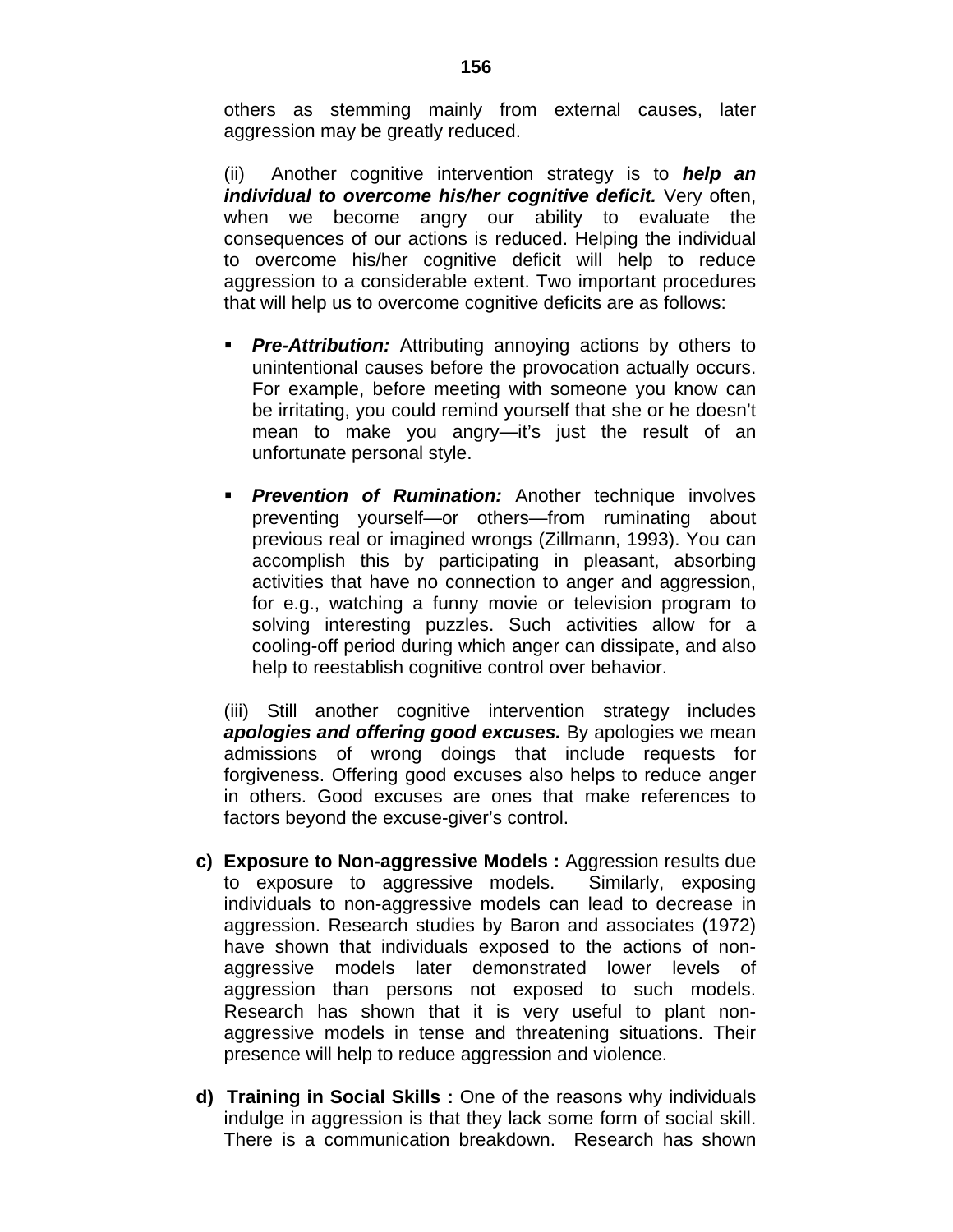others as stemming mainly from external causes, later aggression may be greatly reduced.

(ii) Another cognitive intervention strategy is to ***help an individual to overcome his/her cognitive deficit.*** Very often, when we become angry our ability to evaluate the consequences of our actions is reduced. Helping the individual to overcome his/her cognitive deficit will help to reduce aggression to a considerable extent. Two important procedures that will help us to overcome cognitive deficits are as follows:

- ***Pre-Attribution:*** Attributing annoying actions by others to unintentional causes before the provocation actually occurs. For example, before meeting with someone you know can be irritating, you could remind yourself that she or he doesn't mean to make you angry—it's just the result of an unfortunate personal style.

- ***Prevention of Rumination:*** Another technique involves preventing yourself—or others—from ruminating about previous real or imagined wrongs (Zillmann, 1993). You can accomplish this by participating in pleasant, absorbing activities that have no connection to anger and aggression, for e.g., watching a funny movie or television program to solving interesting puzzles. Such activities allow for a cooling-off period during which anger can dissipate, and also help to reestablish cognitive control over behavior.

(iii) Still another cognitive intervention strategy includes ***apologies and offering good excuses.*** By apologies we mean admissions of wrong doings that include requests for forgiveness. Offering good excuses also helps to reduce anger in others. Good excuses are ones that make references to factors beyond the excuse-giver's control.

**c) Exposure to Non-aggressive Models :** Aggression results due to exposure to aggressive models. Similarly, exposing individuals to non-aggressive models can lead to decrease in aggression. Research studies by Baron and associates (1972) have shown that individuals exposed to the actions of non-aggressive models later demonstrated lower levels of aggression than persons not exposed to such models. Research has shown that it is very useful to plant non-aggressive models in tense and threatening situations. Their presence will help to reduce aggression and violence.

**d) Training in Social Skills :** One of the reasons why individuals indulge in aggression is that they lack some form of social skill. There is a communication breakdown. Research has shown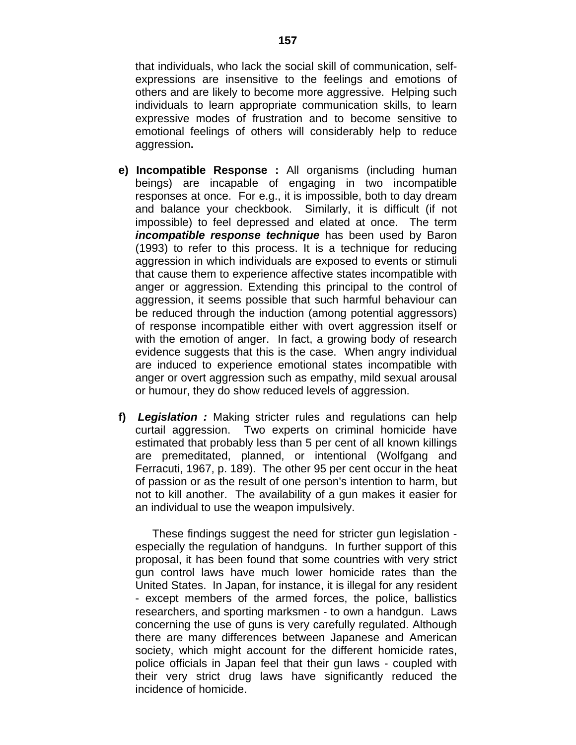that individuals, who lack the social skill of communication, self-expressions are insensitive to the feelings and emotions of others and are likely to become more aggressive. Helping such individuals to learn appropriate communication skills, to learn expressive modes of frustration and to become sensitive to emotional feelings of others will considerably help to reduce aggression**.**

**e) Incompatible Response :** All organisms (including human beings) are incapable of engaging in two incompatible responses at once. For e.g., it is impossible, both to day dream and balance your checkbook. Similarly, it is difficult (if not impossible) to feel depressed and elated at once. The term ***incompatible response technique*** has been used by Baron (1993) to refer to this process. It is a technique for reducing aggression in which individuals are exposed to events or stimuli that cause them to experience affective states incompatible with anger or aggression. Extending this principal to the control of aggression, it seems possible that such harmful behaviour can be reduced through the induction (among potential aggressors) of response incompatible either with overt aggression itself or with the emotion of anger. In fact, a growing body of research evidence suggests that this is the case. When angry individual are induced to experience emotional states incompatible with anger or overt aggression such as empathy, mild sexual arousal or humour, they do show reduced levels of aggression.

**f)** ***Legislation :*** Making stricter rules and regulations can help curtail aggression. Two experts on criminal homicide have estimated that probably less than 5 per cent of all known killings are premeditated, planned, or intentional (Wolfgang and Ferracuti, 1967, p. 189). The other 95 per cent occur in the heat of passion or as the result of one person's intention to harm, but not to kill another. The availability of a gun makes it easier for an individual to use the weapon impulsively.

These findings suggest the need for stricter gun legislation - especially the regulation of handguns. In further support of this proposal, it has been found that some countries with very strict gun control laws have much lower homicide rates than the United States. In Japan, for instance, it is illegal for any resident - except members of the armed forces, the police, ballistics researchers, and sporting marksmen - to own a handgun. Laws concerning the use of guns is very carefully regulated. Although there are many differences between Japanese and American society, which might account for the different homicide rates, police officials in Japan feel that their gun laws - coupled with their very strict drug laws have significantly reduced the incidence of homicide.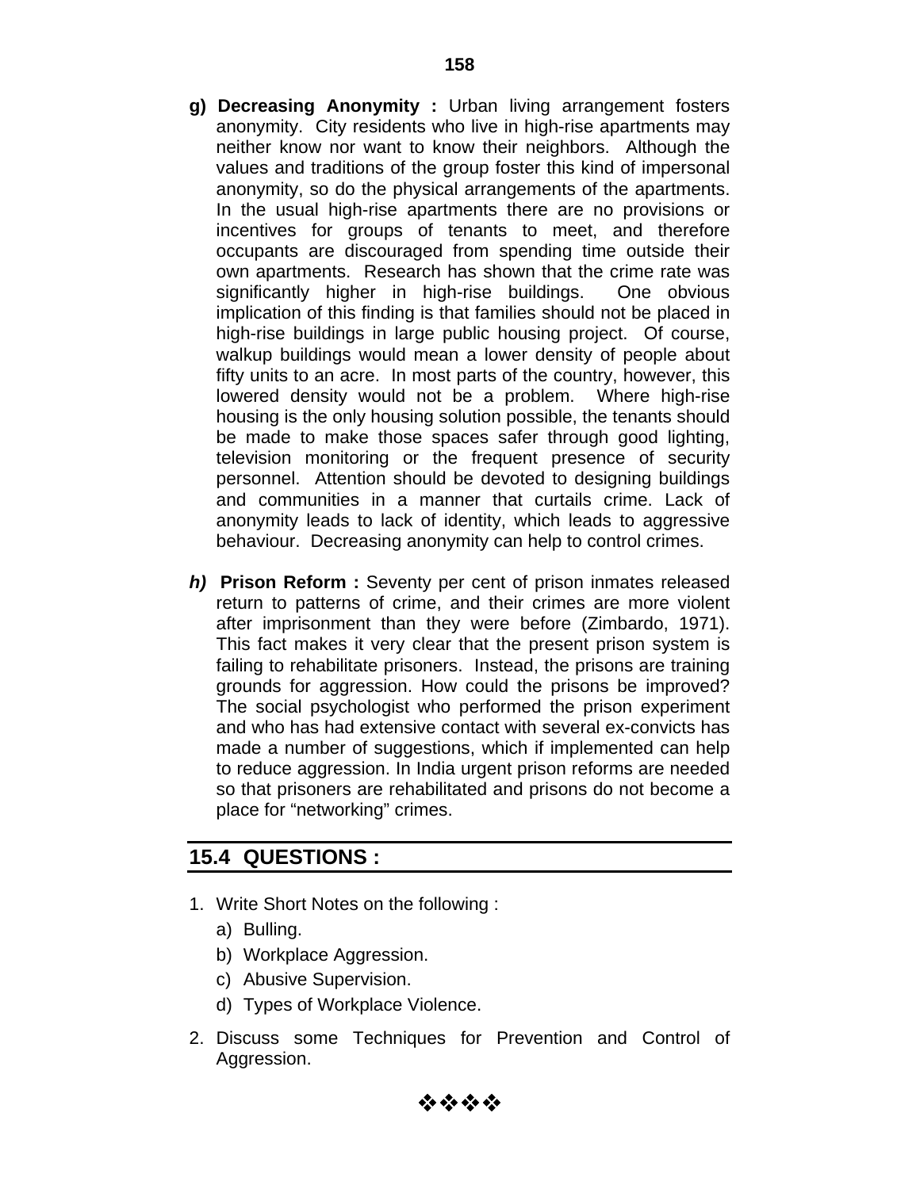**g) Decreasing Anonymity :** Urban living arrangement fosters anonymity. City residents who live in high-rise apartments may neither know nor want to know their neighbors. Although the values and traditions of the group foster this kind of impersonal anonymity, so do the physical arrangements of the apartments. In the usual high-rise apartments there are no provisions or incentives for groups of tenants to meet, and therefore occupants are discouraged from spending time outside their own apartments. Research has shown that the crime rate was significantly higher in high-rise buildings. One obvious implication of this finding is that families should not be placed in high-rise buildings in large public housing project. Of course, walkup buildings would mean a lower density of people about fifty units to an acre. In most parts of the country, however, this lowered density would not be a problem. Where high-rise housing is the only housing solution possible, the tenants should be made to make those spaces safer through good lighting, television monitoring or the frequent presence of security personnel. Attention should be devoted to designing buildings and communities in a manner that curtails crime. Lack of anonymity leads to lack of identity, which leads to aggressive behaviour. Decreasing anonymity can help to control crimes.

***h)* Prison Reform :** Seventy per cent of prison inmates released return to patterns of crime, and their crimes are more violent after imprisonment than they were before (Zimbardo, 1971). This fact makes it very clear that the present prison system is failing to rehabilitate prisoners. Instead, the prisons are training grounds for aggression. How could the prisons be improved? The social psychologist who performed the prison experiment and who has had extensive contact with several ex-convicts has made a number of suggestions, which if implemented can help to reduce aggression. In India urgent prison reforms are needed so that prisoners are rehabilitated and prisons do not become a place for "networking" crimes.

## 15.4 QUESTIONS :

1. Write Short Notes on the following :
   a) Bulling.
   b) Workplace Aggression.
   c) Abusive Supervision.
   d) Types of Workplace Violence.
2. Discuss some Techniques for Prevention and Control of Aggression.

❖❖❖❖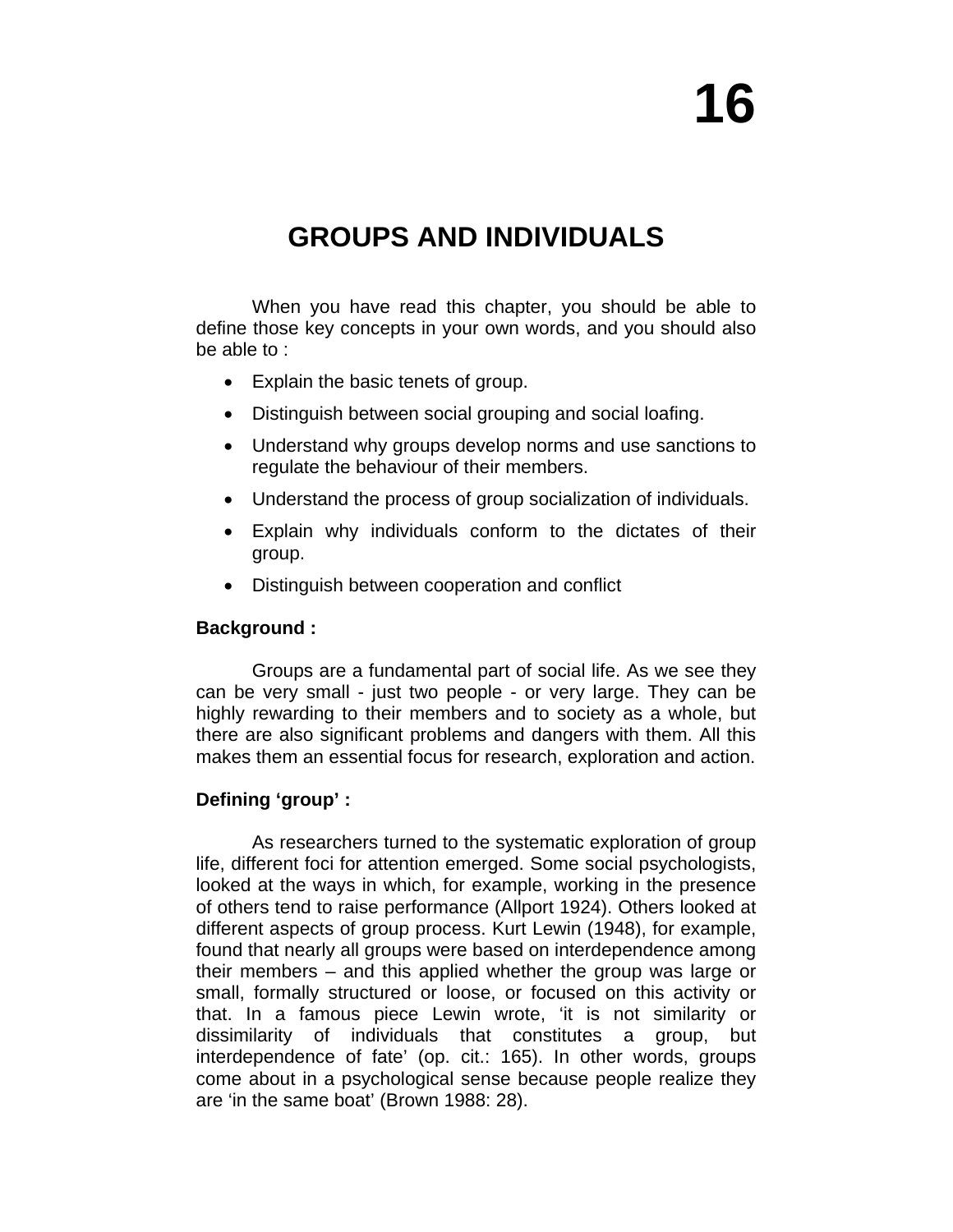# 16

## GROUPS AND INDIVIDUALS

When you have read this chapter, you should be able to define those key concepts in your own words, and you should also be able to :

- Explain the basic tenets of group.
- Distinguish between social grouping and social loafing.
- Understand why groups develop norms and use sanctions to regulate the behaviour of their members.
- Understand the process of group socialization of individuals.
- Explain why individuals conform to the dictates of their group.
- Distinguish between cooperation and conflict

**Background :**

Groups are a fundamental part of social life. As we see they can be very small - just two people - or very large. They can be highly rewarding to their members and to society as a whole, but there are also significant problems and dangers with them. All this makes them an essential focus for research, exploration and action.

**Defining 'group' :**

As researchers turned to the systematic exploration of group life, different foci for attention emerged. Some social psychologists, looked at the ways in which, for example, working in the presence of others tend to raise performance (Allport 1924). Others looked at different aspects of group process. Kurt Lewin (1948), for example, found that nearly all groups were based on interdependence among their members – and this applied whether the group was large or small, formally structured or loose, or focused on this activity or that. In a famous piece Lewin wrote, 'it is not similarity or dissimilarity of individuals that constitutes a group, but interdependence of fate' (op. cit.: 165). In other words, groups come about in a psychological sense because people realize they are 'in the same boat' (Brown 1988: 28).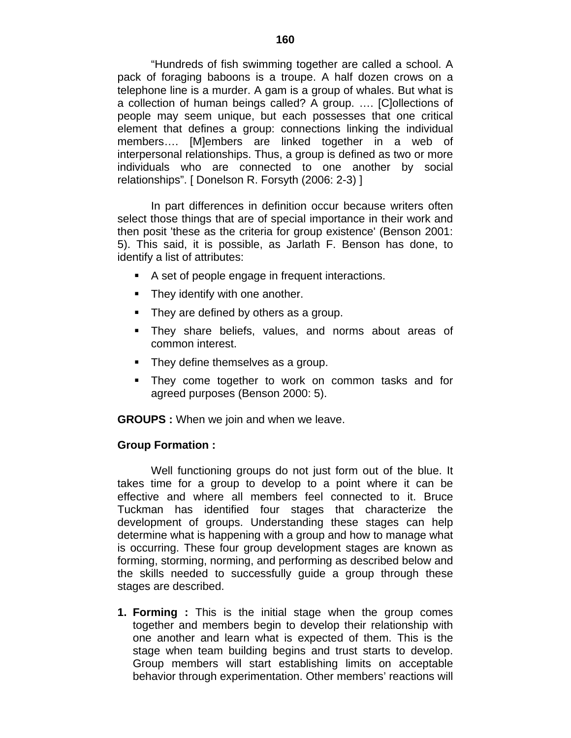"Hundreds of fish swimming together are called a school. A pack of foraging baboons is a troupe. A half dozen crows on a telephone line is a murder. A gam is a group of whales. But what is a collection of human beings called? A group. …. [C]ollections of people may seem unique, but each possesses that one critical element that defines a group: connections linking the individual members…. [M]embers are linked together in a web of interpersonal relationships. Thus, a group is defined as two or more individuals who are connected to one another by social relationships". [ Donelson R. Forsyth (2006: 2-3) ]

In part differences in definition occur because writers often select those things that are of special importance in their work and then posit 'these as the criteria for group existence' (Benson 2001: 5). This said, it is possible, as Jarlath F. Benson has done, to identify a list of attributes:

- A set of people engage in frequent interactions.
- They identify with one another.
- They are defined by others as a group.
- They share beliefs, values, and norms about areas of common interest.
- They define themselves as a group.
- They come together to work on common tasks and for agreed purposes (Benson 2000: 5).

**GROUPS :** When we join and when we leave.

**Group Formation :**

Well functioning groups do not just form out of the blue. It takes time for a group to develop to a point where it can be effective and where all members feel connected to it. Bruce Tuckman has identified four stages that characterize the development of groups. Understanding these stages can help determine what is happening with a group and how to manage what is occurring. These four group development stages are known as forming, storming, norming, and performing as described below and the skills needed to successfully guide a group through these stages are described.

1. **Forming :** This is the initial stage when the group comes together and members begin to develop their relationship with one another and learn what is expected of them. This is the stage when team building begins and trust starts to develop. Group members will start establishing limits on acceptable behavior through experimentation. Other members' reactions will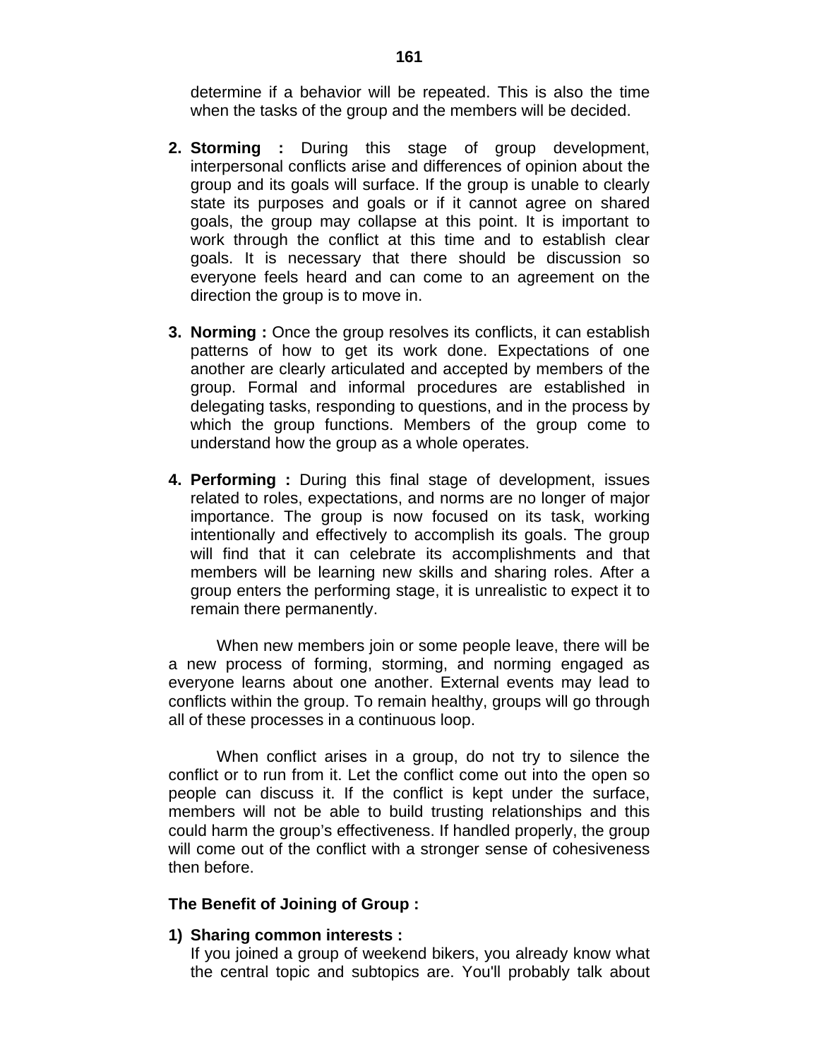determine if a behavior will be repeated. This is also the time when the tasks of the group and the members will be decided.

2. **Storming :** During this stage of group development, interpersonal conflicts arise and differences of opinion about the group and its goals will surface. If the group is unable to clearly state its purposes and goals or if it cannot agree on shared goals, the group may collapse at this point. It is important to work through the conflict at this time and to establish clear goals. It is necessary that there should be discussion so everyone feels heard and can come to an agreement on the direction the group is to move in.

3. **Norming :** Once the group resolves its conflicts, it can establish patterns of how to get its work done. Expectations of one another are clearly articulated and accepted by members of the group. Formal and informal procedures are established in delegating tasks, responding to questions, and in the process by which the group functions. Members of the group come to understand how the group as a whole operates.

4. **Performing :** During this final stage of development, issues related to roles, expectations, and norms are no longer of major importance. The group is now focused on its task, working intentionally and effectively to accomplish its goals. The group will find that it can celebrate its accomplishments and that members will be learning new skills and sharing roles. After a group enters the performing stage, it is unrealistic to expect it to remain there permanently.

When new members join or some people leave, there will be a new process of forming, storming, and norming engaged as everyone learns about one another. External events may lead to conflicts within the group. To remain healthy, groups will go through all of these processes in a continuous loop.

When conflict arises in a group, do not try to silence the conflict or to run from it. Let the conflict come out into the open so people can discuss it. If the conflict is kept under the surface, members will not be able to build trusting relationships and this could harm the group's effectiveness. If handled properly, the group will come out of the conflict with a stronger sense of cohesiveness then before.

**The Benefit of Joining of Group :**

1) **Sharing common interests :**
   If you joined a group of weekend bikers, you already know what the central topic and subtopics are. You'll probably talk about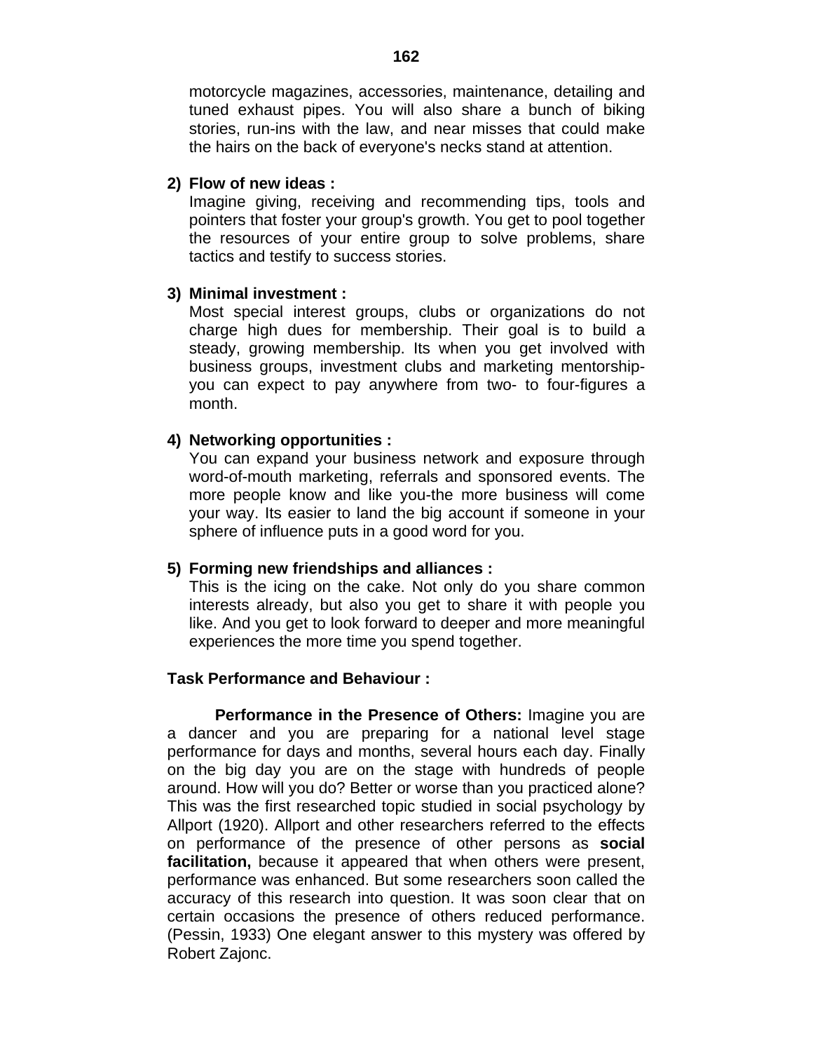motorcycle magazines, accessories, maintenance, detailing and tuned exhaust pipes. You will also share a bunch of biking stories, run-ins with the law, and near misses that could make the hairs on the back of everyone's necks stand at attention.

2) **Flow of new ideas :**
   Imagine giving, receiving and recommending tips, tools and pointers that foster your group's growth. You get to pool together the resources of your entire group to solve problems, share tactics and testify to success stories.

3) **Minimal investment :**
   Most special interest groups, clubs or organizations do not charge high dues for membership. Their goal is to build a steady, growing membership. Its when you get involved with business groups, investment clubs and marketing mentorship-you can expect to pay anywhere from two- to four-figures a month.

4) **Networking opportunities :**
   You can expand your business network and exposure through word-of-mouth marketing, referrals and sponsored events. The more people know and like you-the more business will come your way. Its easier to land the big account if someone in your sphere of influence puts in a good word for you.

5) **Forming new friendships and alliances :**
   This is the icing on the cake. Not only do you share common interests already, but also you get to share it with people you like. And you get to look forward to deeper and more meaningful experiences the more time you spend together.

**Task Performance and Behaviour :**

**Performance in the Presence of Others:** Imagine you are a dancer and you are preparing for a national level stage performance for days and months, several hours each day. Finally on the big day you are on the stage with hundreds of people around. How will you do? Better or worse than you practiced alone? This was the first researched topic studied in social psychology by Allport (1920). Allport and other researchers referred to the effects on performance of the presence of other persons as **social facilitation,** because it appeared that when others were present, performance was enhanced. But some researchers soon called the accuracy of this research into question. It was soon clear that on certain occasions the presence of others reduced performance. (Pessin, 1933) One elegant answer to this mystery was offered by Robert Zajonc.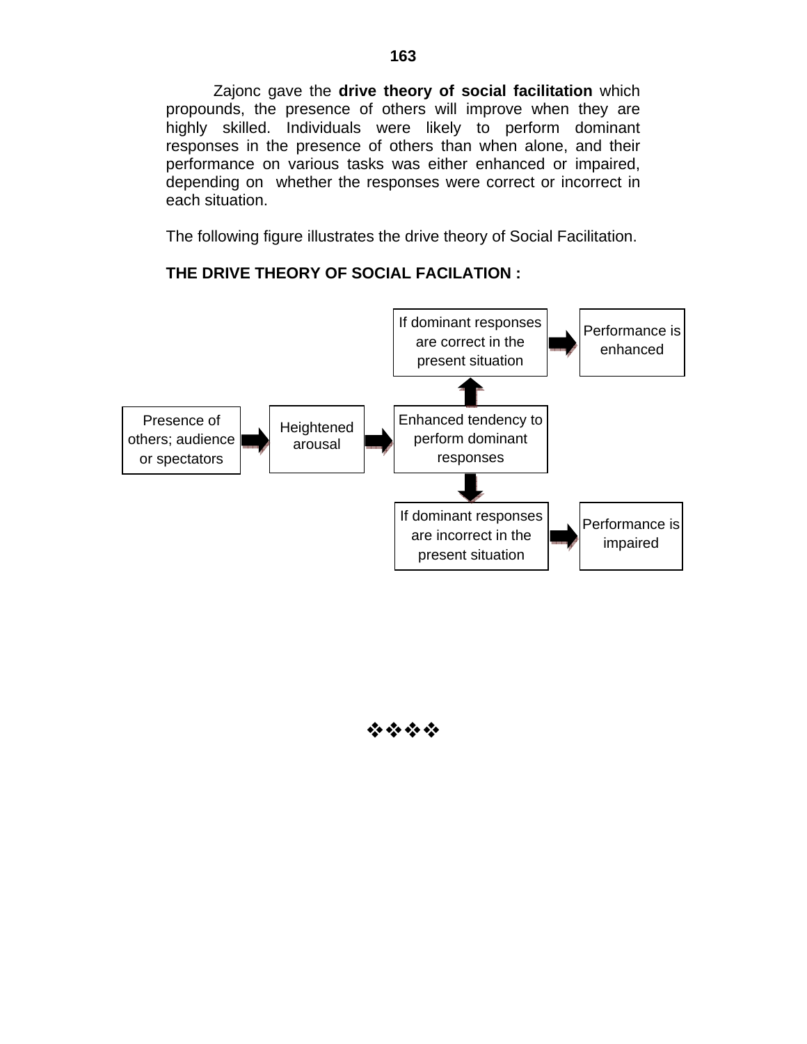Zajonc gave the **drive theory of social facilitation** which propounds, the presence of others will improve when they are highly skilled. Individuals were likely to perform dominant responses in the presence of others than when alone, and their performance on various tasks was either enhanced or impaired, depending on whether the responses were correct or incorrect in each situation.

The following figure illustrates the drive theory of Social Facilitation.

**THE DRIVE THEORY OF SOCIAL FACILATION :**

Presence of others; audience or spectators → Heightened arousal → Enhanced tendency to perform dominant responses

- ↑ If dominant responses are correct in the present situation → Performance is enhanced
- ↓ If dominant responses are incorrect in the present situation → Performance is impaired

❖❖❖❖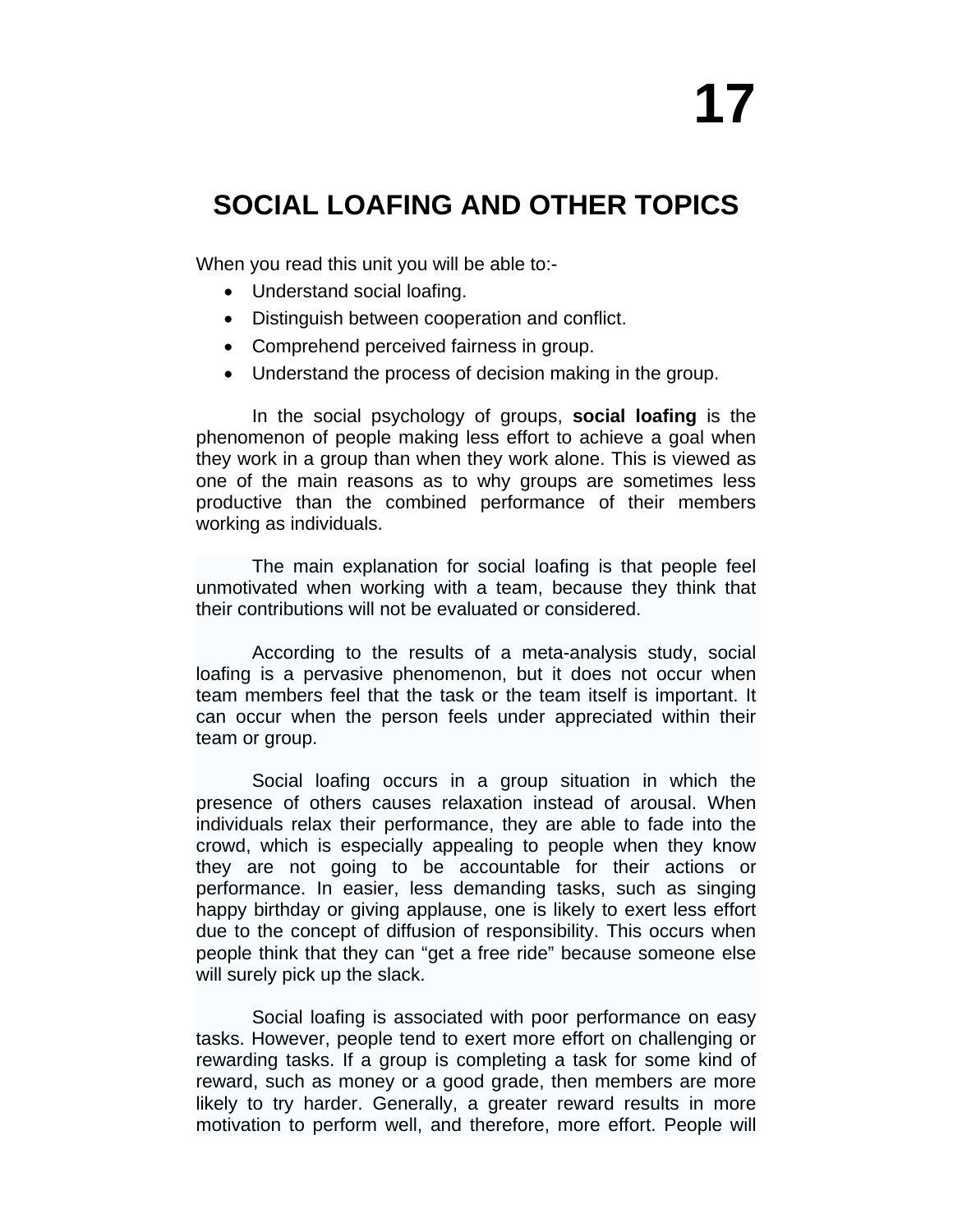# 17

## SOCIAL LOAFING AND OTHER TOPICS

When you read this unit you will be able to:-

- Understand social loafing.
- Distinguish between cooperation and conflict.
- Comprehend perceived fairness in group.
- Understand the process of decision making in the group.

In the social psychology of groups, **social loafing** is the phenomenon of people making less effort to achieve a goal when they work in a group than when they work alone. This is viewed as one of the main reasons as to why groups are sometimes less productive than the combined performance of their members working as individuals.

The main explanation for social loafing is that people feel unmotivated when working with a team, because they think that their contributions will not be evaluated or considered.

According to the results of a meta-analysis study, social loafing is a pervasive phenomenon, but it does not occur when team members feel that the task or the team itself is important. It can occur when the person feels under appreciated within their team or group.

Social loafing occurs in a group situation in which the presence of others causes relaxation instead of arousal. When individuals relax their performance, they are able to fade into the crowd, which is especially appealing to people when they know they are not going to be accountable for their actions or performance. In easier, less demanding tasks, such as singing happy birthday or giving applause, one is likely to exert less effort due to the concept of diffusion of responsibility. This occurs when people think that they can "get a free ride" because someone else will surely pick up the slack.

Social loafing is associated with poor performance on easy tasks. However, people tend to exert more effort on challenging or rewarding tasks. If a group is completing a task for some kind of reward, such as money or a good grade, then members are more likely to try harder. Generally, a greater reward results in more motivation to perform well, and therefore, more effort. People will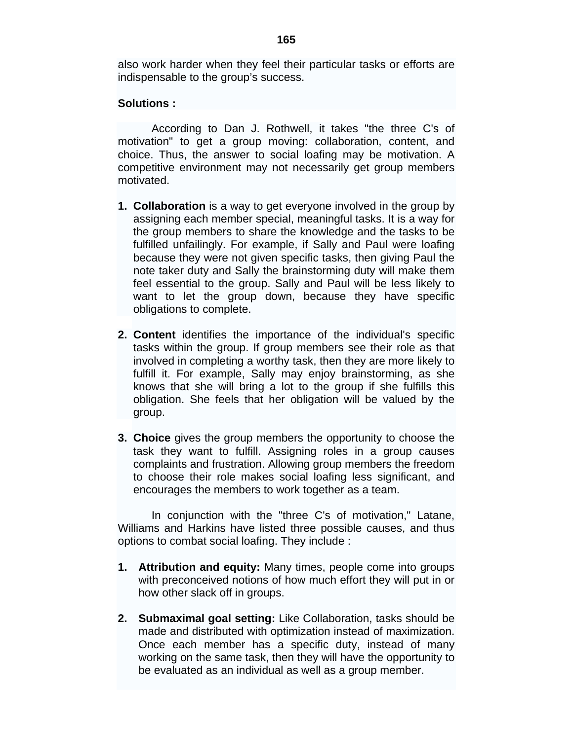also work harder when they feel their particular tasks or efforts are indispensable to the group's success.

**Solutions :**

According to Dan J. Rothwell, it takes "the three C's of motivation" to get a group moving: collaboration, content, and choice. Thus, the answer to social loafing may be motivation. A competitive environment may not necessarily get group members motivated.

1. **Collaboration** is a way to get everyone involved in the group by assigning each member special, meaningful tasks. It is a way for the group members to share the knowledge and the tasks to be fulfilled unfailingly. For example, if Sally and Paul were loafing because they were not given specific tasks, then giving Paul the note taker duty and Sally the brainstorming duty will make them feel essential to the group. Sally and Paul will be less likely to want to let the group down, because they have specific obligations to complete.

2. **Content** identifies the importance of the individual's specific tasks within the group. If group members see their role as that involved in completing a worthy task, then they are more likely to fulfill it. For example, Sally may enjoy brainstorming, as she knows that she will bring a lot to the group if she fulfills this obligation. She feels that her obligation will be valued by the group.

3. **Choice** gives the group members the opportunity to choose the task they want to fulfill. Assigning roles in a group causes complaints and frustration. Allowing group members the freedom to choose their role makes social loafing less significant, and encourages the members to work together as a team.

In conjunction with the "three C's of motivation," Latane, Williams and Harkins have listed three possible causes, and thus options to combat social loafing. They include :

1. **Attribution and equity:** Many times, people come into groups with preconceived notions of how much effort they will put in or how other slack off in groups.

2. **Submaximal goal setting:** Like Collaboration, tasks should be made and distributed with optimization instead of maximization. Once each member has a specific duty, instead of many working on the same task, then they will have the opportunity to be evaluated as an individual as well as a group member.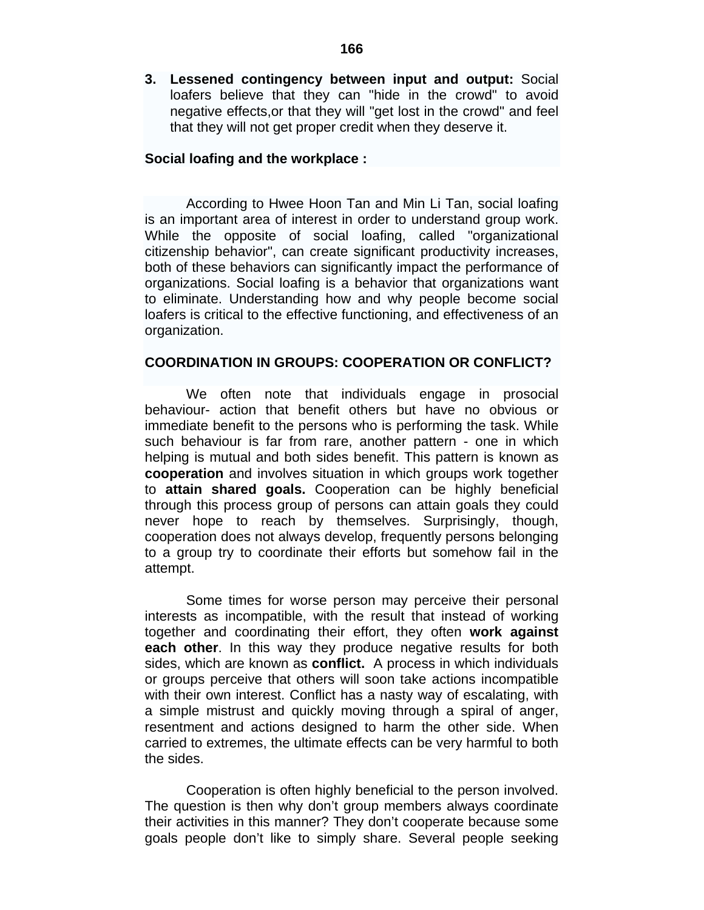3. **Lessened contingency between input and output:** Social loafers believe that they can "hide in the crowd" to avoid negative effects,or that they will "get lost in the crowd" and feel that they will not get proper credit when they deserve it.

**Social loafing and the workplace :**

According to Hwee Hoon Tan and Min Li Tan, social loafing is an important area of interest in order to understand group work. While the opposite of social loafing, called "organizational citizenship behavior", can create significant productivity increases, both of these behaviors can significantly impact the performance of organizations. Social loafing is a behavior that organizations want to eliminate. Understanding how and why people become social loafers is critical to the effective functioning, and effectiveness of an organization.

**COORDINATION IN GROUPS: COOPERATION OR CONFLICT?**

We often note that individuals engage in prosocial behaviour- action that benefit others but have no obvious or immediate benefit to the persons who is performing the task. While such behaviour is far from rare, another pattern - one in which helping is mutual and both sides benefit. This pattern is known as **cooperation** and involves situation in which groups work together to **attain shared goals.** Cooperation can be highly beneficial through this process group of persons can attain goals they could never hope to reach by themselves. Surprisingly, though, cooperation does not always develop, frequently persons belonging to a group try to coordinate their efforts but somehow fail in the attempt.

Some times for worse person may perceive their personal interests as incompatible, with the result that instead of working together and coordinating their effort, they often **work against each other**. In this way they produce negative results for both sides, which are known as **conflict.** A process in which individuals or groups perceive that others will soon take actions incompatible with their own interest. Conflict has a nasty way of escalating, with a simple mistrust and quickly moving through a spiral of anger, resentment and actions designed to harm the other side. When carried to extremes, the ultimate effects can be very harmful to both the sides.

Cooperation is often highly beneficial to the person involved. The question is then why don't group members always coordinate their activities in this manner? They don't cooperate because some goals people don't like to simply share. Several people seeking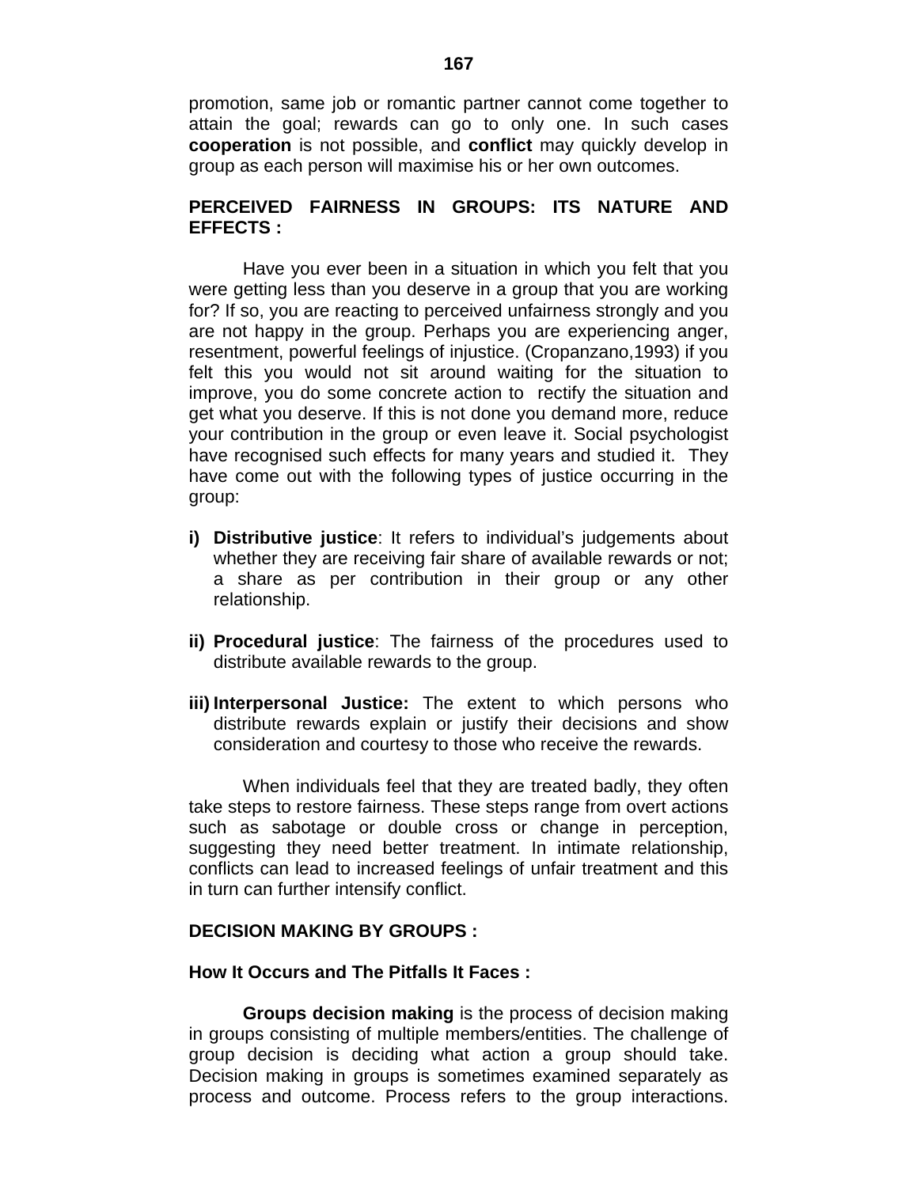promotion, same job or romantic partner cannot come together to attain the goal; rewards can go to only one. In such cases **cooperation** is not possible, and **conflict** may quickly develop in group as each person will maximise his or her own outcomes.

## PERCEIVED FAIRNESS IN GROUPS: ITS NATURE AND EFFECTS :

Have you ever been in a situation in which you felt that you were getting less than you deserve in a group that you are working for? If so, you are reacting to perceived unfairness strongly and you are not happy in the group. Perhaps you are experiencing anger, resentment, powerful feelings of injustice. (Cropanzano,1993) if you felt this you would not sit around waiting for the situation to improve, you do some concrete action to rectify the situation and get what you deserve. If this is not done you demand more, reduce your contribution in the group or even leave it. Social psychologist have recognised such effects for many years and studied it. They have come out with the following types of justice occurring in the group:

i) **Distributive justice**: It refers to individual's judgements about whether they are receiving fair share of available rewards or not; a share as per contribution in their group or any other relationship.

ii) **Procedural justice**: The fairness of the procedures used to distribute available rewards to the group.

iii) **Interpersonal Justice:** The extent to which persons who distribute rewards explain or justify their decisions and show consideration and courtesy to those who receive the rewards.

When individuals feel that they are treated badly, they often take steps to restore fairness. These steps range from overt actions such as sabotage or double cross or change in perception, suggesting they need better treatment. In intimate relationship, conflicts can lead to increased feelings of unfair treatment and this in turn can further intensify conflict.

## DECISION MAKING BY GROUPS :

### How It Occurs and The Pitfalls It Faces :

**Groups decision making** is the process of decision making in groups consisting of multiple members/entities. The challenge of group decision is deciding what action a group should take. Decision making in groups is sometimes examined separately as process and outcome. Process refers to the group interactions.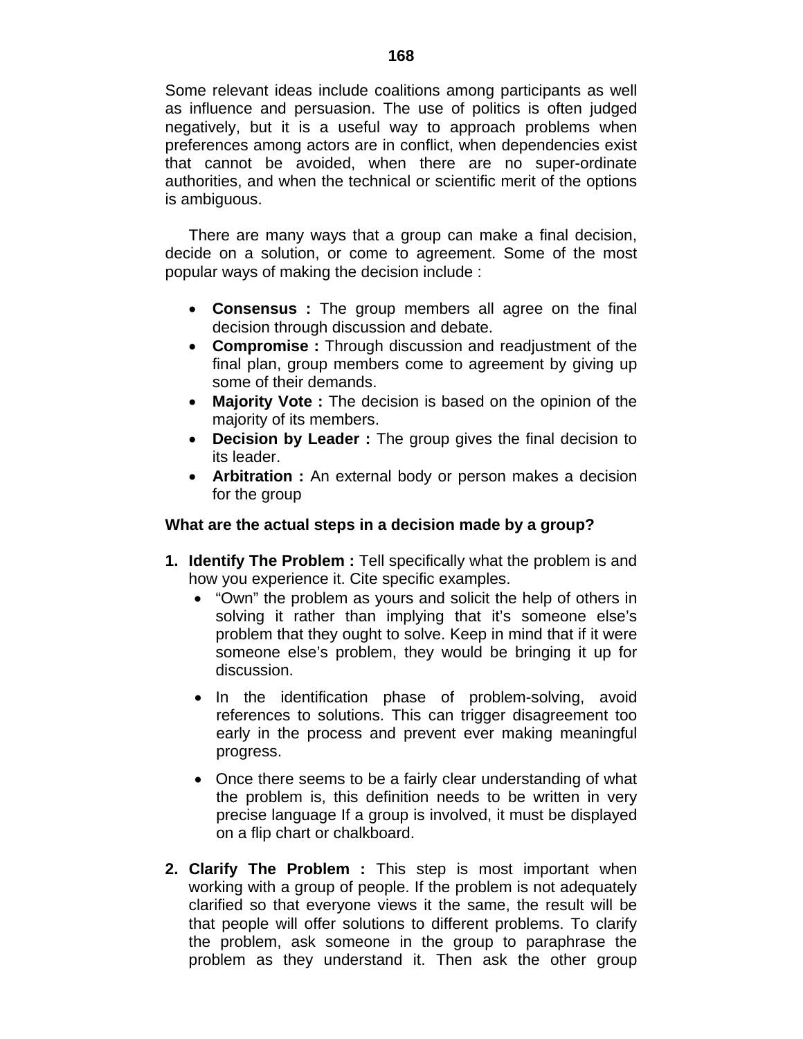Some relevant ideas include coalitions among participants as well as influence and persuasion. The use of politics is often judged negatively, but it is a useful way to approach problems when preferences among actors are in conflict, when dependencies exist that cannot be avoided, when there are no super-ordinate authorities, and when the technical or scientific merit of the options is ambiguous.

There are many ways that a group can make a final decision, decide on a solution, or come to agreement. Some of the most popular ways of making the decision include :

- **Consensus :** The group members all agree on the final decision through discussion and debate.
- **Compromise :** Through discussion and readjustment of the final plan, group members come to agreement by giving up some of their demands.
- **Majority Vote :** The decision is based on the opinion of the majority of its members.
- **Decision by Leader :** The group gives the final decision to its leader.
- **Arbitration :** An external body or person makes a decision for the group

**What are the actual steps in a decision made by a group?**

1. **Identify The Problem :** Tell specifically what the problem is and how you experience it. Cite specific examples.
   - "Own" the problem as yours and solicit the help of others in solving it rather than implying that it's someone else's problem that they ought to solve. Keep in mind that if it were someone else's problem, they would be bringing it up for discussion.
   - In the identification phase of problem-solving, avoid references to solutions. This can trigger disagreement too early in the process and prevent ever making meaningful progress.
   - Once there seems to be a fairly clear understanding of what the problem is, this definition needs to be written in very precise language If a group is involved, it must be displayed on a flip chart or chalkboard.

2. **Clarify The Problem :** This step is most important when working with a group of people. If the problem is not adequately clarified so that everyone views it the same, the result will be that people will offer solutions to different problems. To clarify the problem, ask someone in the group to paraphrase the problem as they understand it. Then ask the other group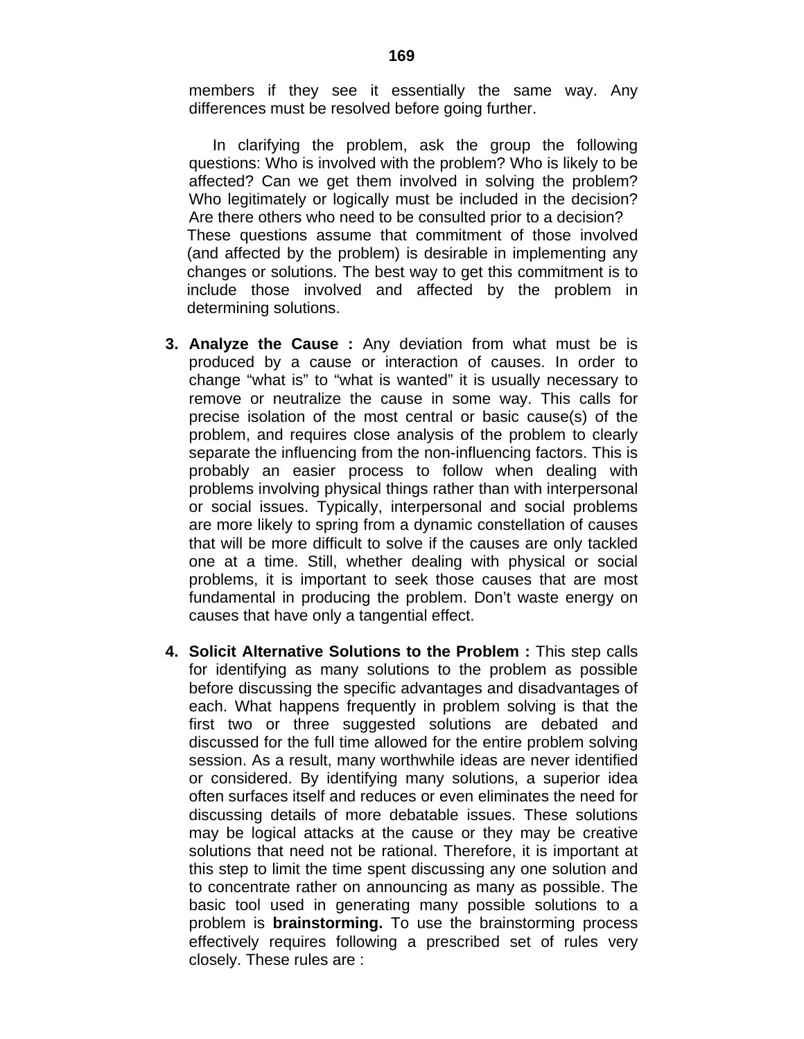members if they see it essentially the same way. Any differences must be resolved before going further.

In clarifying the problem, ask the group the following questions: Who is involved with the problem? Who is likely to be affected? Can we get them involved in solving the problem? Who legitimately or logically must be included in the decision? Are there others who need to be consulted prior to a decision? These questions assume that commitment of those involved (and affected by the problem) is desirable in implementing any changes or solutions. The best way to get this commitment is to include those involved and affected by the problem in determining solutions.

3. **Analyze the Cause :** Any deviation from what must be is produced by a cause or interaction of causes. In order to change "what is" to "what is wanted" it is usually necessary to remove or neutralize the cause in some way. This calls for precise isolation of the most central or basic cause(s) of the problem, and requires close analysis of the problem to clearly separate the influencing from the non-influencing factors. This is probably an easier process to follow when dealing with problems involving physical things rather than with interpersonal or social issues. Typically, interpersonal and social problems are more likely to spring from a dynamic constellation of causes that will be more difficult to solve if the causes are only tackled one at a time. Still, whether dealing with physical or social problems, it is important to seek those causes that are most fundamental in producing the problem. Don't waste energy on causes that have only a tangential effect.

4. **Solicit Alternative Solutions to the Problem :** This step calls for identifying as many solutions to the problem as possible before discussing the specific advantages and disadvantages of each. What happens frequently in problem solving is that the first two or three suggested solutions are debated and discussed for the full time allowed for the entire problem solving session. As a result, many worthwhile ideas are never identified or considered. By identifying many solutions, a superior idea often surfaces itself and reduces or even eliminates the need for discussing details of more debatable issues. These solutions may be logical attacks at the cause or they may be creative solutions that need not be rational. Therefore, it is important at this step to limit the time spent discussing any one solution and to concentrate rather on announcing as many as possible. The basic tool used in generating many possible solutions to a problem is **brainstorming.** To use the brainstorming process effectively requires following a prescribed set of rules very closely. These rules are :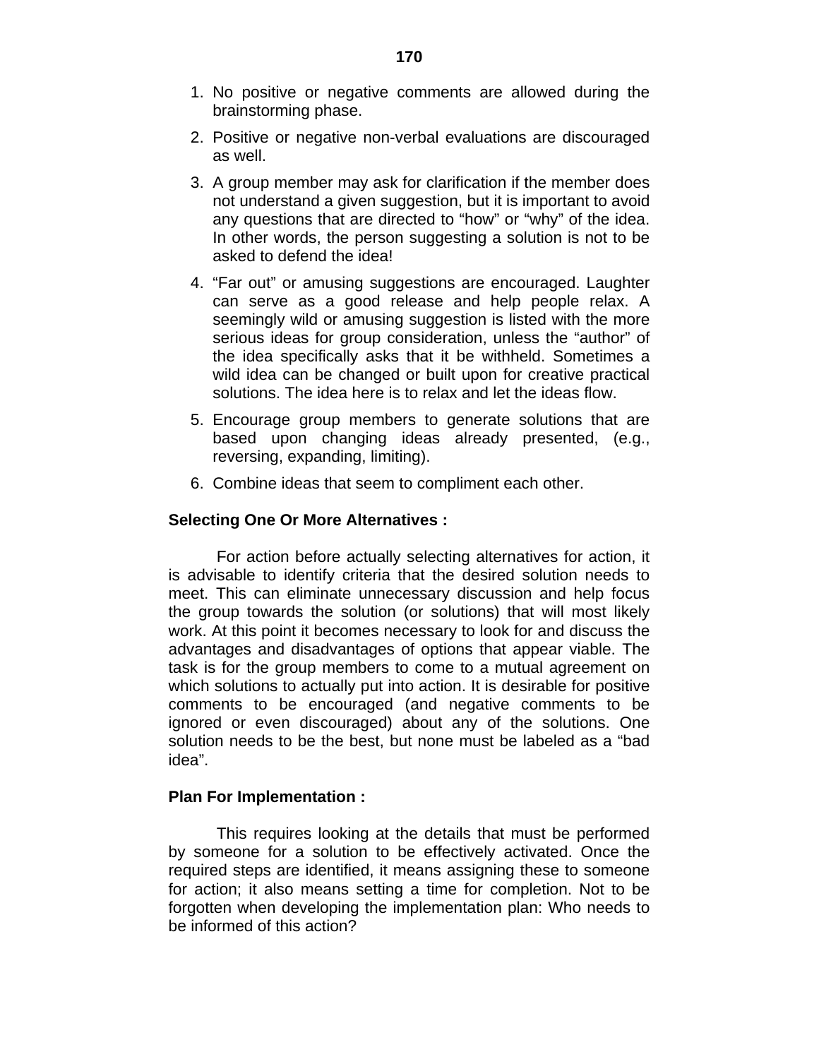1. No positive or negative comments are allowed during the brainstorming phase.
2. Positive or negative non-verbal evaluations are discouraged as well.
3. A group member may ask for clarification if the member does not understand a given suggestion, but it is important to avoid any questions that are directed to "how" or "why" of the idea. In other words, the person suggesting a solution is not to be asked to defend the idea!
4. "Far out" or amusing suggestions are encouraged. Laughter can serve as a good release and help people relax. A seemingly wild or amusing suggestion is listed with the more serious ideas for group consideration, unless the "author" of the idea specifically asks that it be withheld. Sometimes a wild idea can be changed or built upon for creative practical solutions. The idea here is to relax and let the ideas flow.
5. Encourage group members to generate solutions that are based upon changing ideas already presented, (e.g., reversing, expanding, limiting).
6. Combine ideas that seem to compliment each other.

**Selecting One Or More Alternatives :**

For action before actually selecting alternatives for action, it is advisable to identify criteria that the desired solution needs to meet. This can eliminate unnecessary discussion and help focus the group towards the solution (or solutions) that will most likely work. At this point it becomes necessary to look for and discuss the advantages and disadvantages of options that appear viable. The task is for the group members to come to a mutual agreement on which solutions to actually put into action. It is desirable for positive comments to be encouraged (and negative comments to be ignored or even discouraged) about any of the solutions. One solution needs to be the best, but none must be labeled as a "bad idea".

**Plan For Implementation :**

This requires looking at the details that must be performed by someone for a solution to be effectively activated. Once the required steps are identified, it means assigning these to someone for action; it also means setting a time for completion. Not to be forgotten when developing the implementation plan: Who needs to be informed of this action?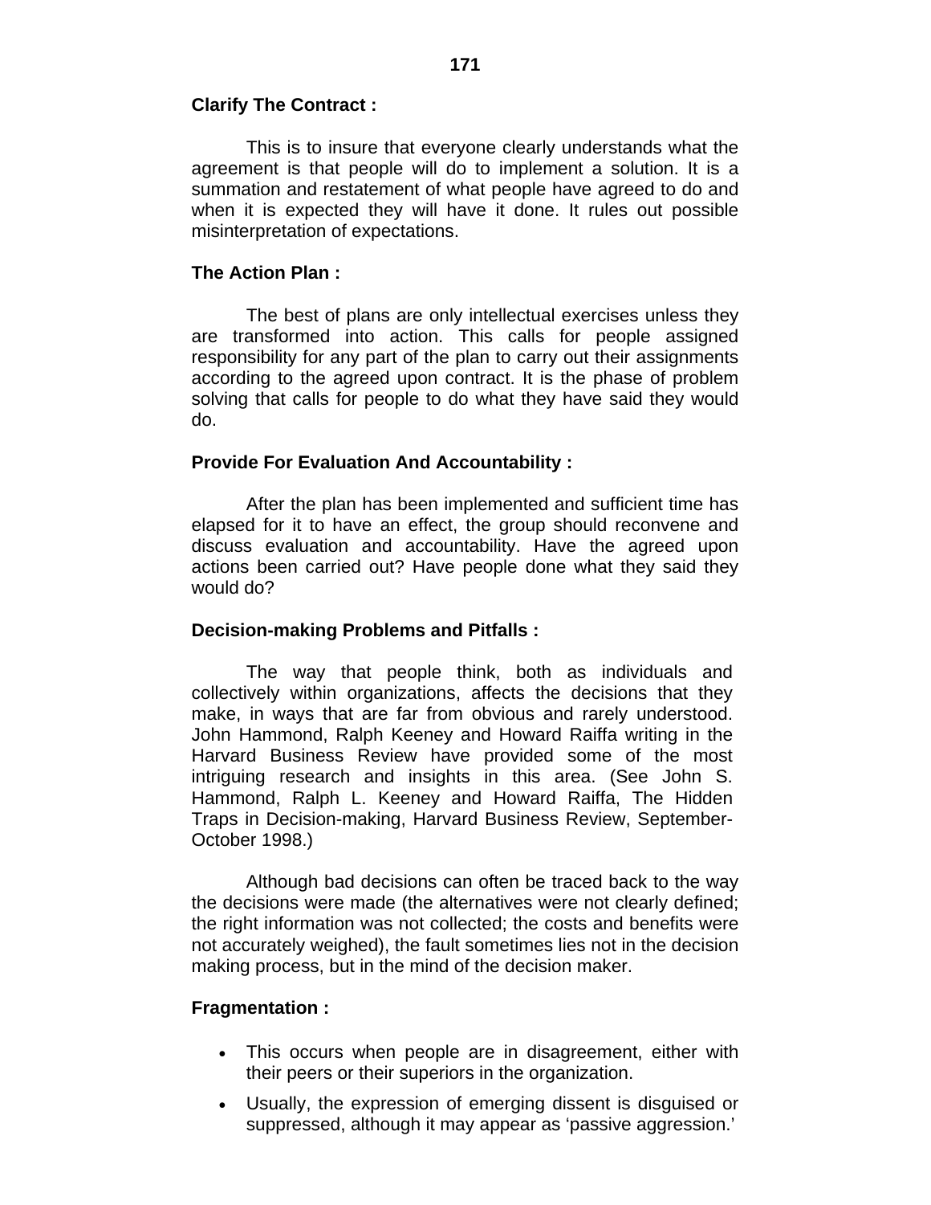**Clarify The Contract :**

This is to insure that everyone clearly understands what the agreement is that people will do to implement a solution. It is a summation and restatement of what people have agreed to do and when it is expected they will have it done. It rules out possible misinterpretation of expectations.

**The Action Plan :**

The best of plans are only intellectual exercises unless they are transformed into action. This calls for people assigned responsibility for any part of the plan to carry out their assignments according to the agreed upon contract. It is the phase of problem solving that calls for people to do what they have said they would do.

**Provide For Evaluation And Accountability :**

After the plan has been implemented and sufficient time has elapsed for it to have an effect, the group should reconvene and discuss evaluation and accountability. Have the agreed upon actions been carried out? Have people done what they said they would do?

**Decision-making Problems and Pitfalls :**

The way that people think, both as individuals and collectively within organizations, affects the decisions that they make, in ways that are far from obvious and rarely understood. John Hammond, Ralph Keeney and Howard Raiffa writing in the Harvard Business Review have provided some of the most intriguing research and insights in this area. (See John S. Hammond, Ralph L. Keeney and Howard Raiffa, The Hidden Traps in Decision-making, Harvard Business Review, September-October 1998.)

Although bad decisions can often be traced back to the way the decisions were made (the alternatives were not clearly defined; the right information was not collected; the costs and benefits were not accurately weighed), the fault sometimes lies not in the decision making process, but in the mind of the decision maker.

**Fragmentation :**

- This occurs when people are in disagreement, either with their peers or their superiors in the organization.
- Usually, the expression of emerging dissent is disguised or suppressed, although it may appear as 'passive aggression.'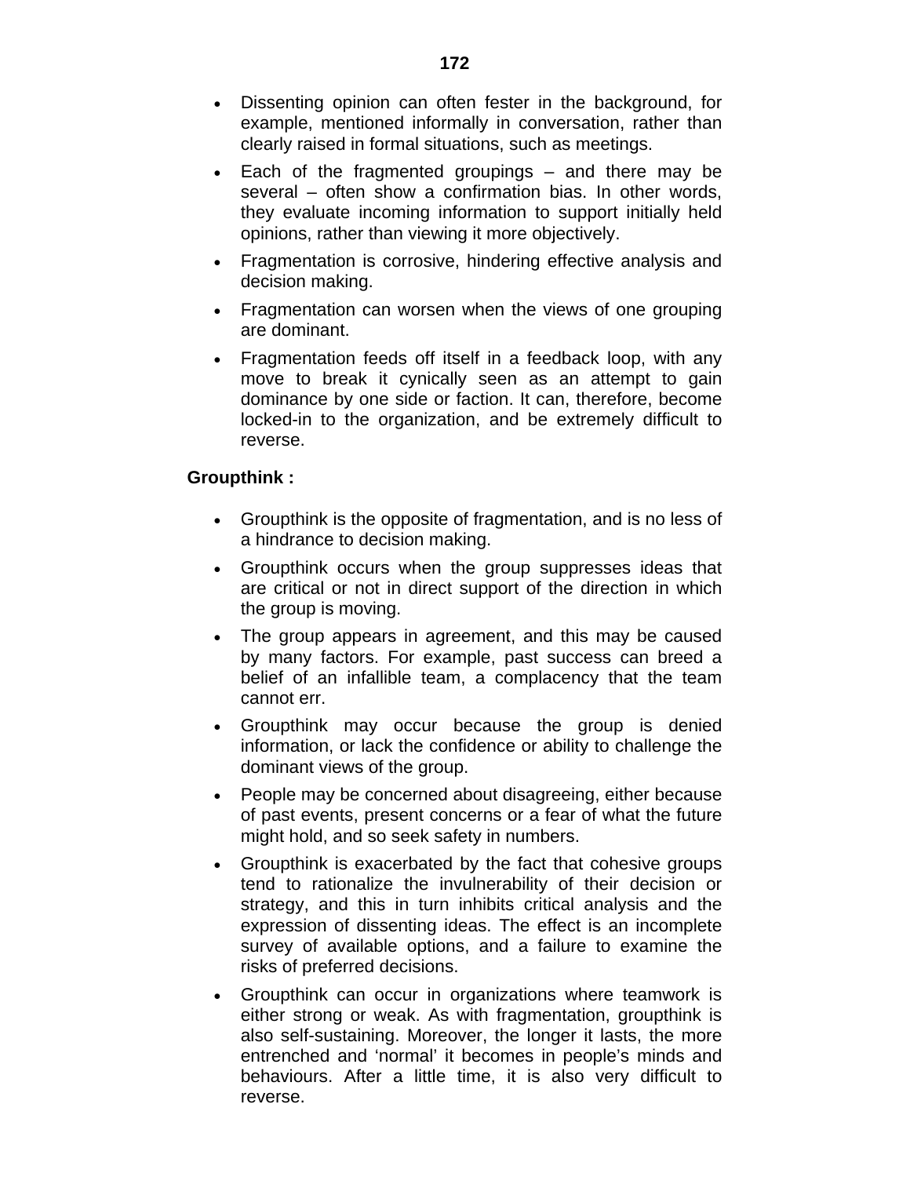- Dissenting opinion can often fester in the background, for example, mentioned informally in conversation, rather than clearly raised in formal situations, such as meetings.
- Each of the fragmented groupings – and there may be several – often show a confirmation bias. In other words, they evaluate incoming information to support initially held opinions, rather than viewing it more objectively.
- Fragmentation is corrosive, hindering effective analysis and decision making.
- Fragmentation can worsen when the views of one grouping are dominant.
- Fragmentation feeds off itself in a feedback loop, with any move to break it cynically seen as an attempt to gain dominance by one side or faction. It can, therefore, become locked-in to the organization, and be extremely difficult to reverse.

**Groupthink :**

- Groupthink is the opposite of fragmentation, and is no less of a hindrance to decision making.
- Groupthink occurs when the group suppresses ideas that are critical or not in direct support of the direction in which the group is moving.
- The group appears in agreement, and this may be caused by many factors. For example, past success can breed a belief of an infallible team, a complacency that the team cannot err.
- Groupthink may occur because the group is denied information, or lack the confidence or ability to challenge the dominant views of the group.
- People may be concerned about disagreeing, either because of past events, present concerns or a fear of what the future might hold, and so seek safety in numbers.
- Groupthink is exacerbated by the fact that cohesive groups tend to rationalize the invulnerability of their decision or strategy, and this in turn inhibits critical analysis and the expression of dissenting ideas. The effect is an incomplete survey of available options, and a failure to examine the risks of preferred decisions.
- Groupthink can occur in organizations where teamwork is either strong or weak. As with fragmentation, groupthink is also self-sustaining. Moreover, the longer it lasts, the more entrenched and 'normal' it becomes in people's minds and behaviours. After a little time, it is also very difficult to reverse.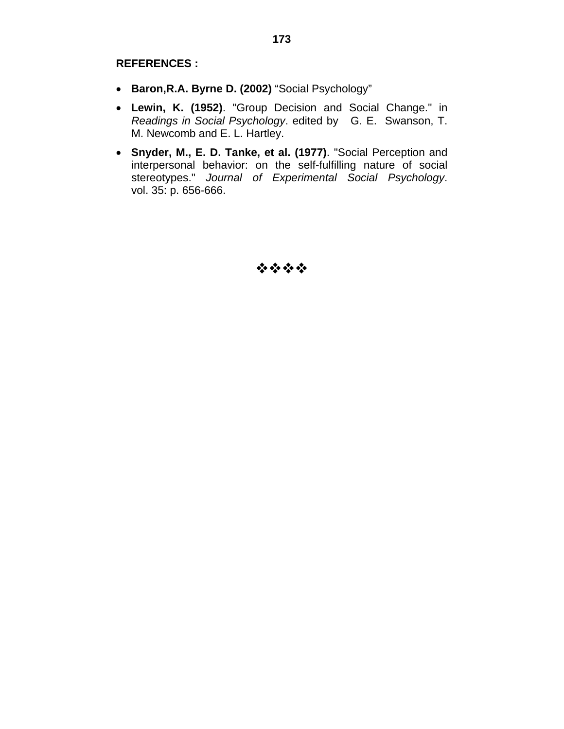## REFERENCES :

- **Baron,R.A. Byrne D. (2002)** “Social Psychology”
- **Lewin, K. (1952)**. "Group Decision and Social Change." in *Readings in Social Psychology*. edited by G. E. Swanson, T. M. Newcomb and E. L. Hartley.
- **Snyder, M., E. D. Tanke, et al. (1977)**. "Social Perception and interpersonal behavior: on the self-fulfilling nature of social stereotypes." *Journal of Experimental Social Psychology*. vol. 35: p. 656-666.

❖❖❖❖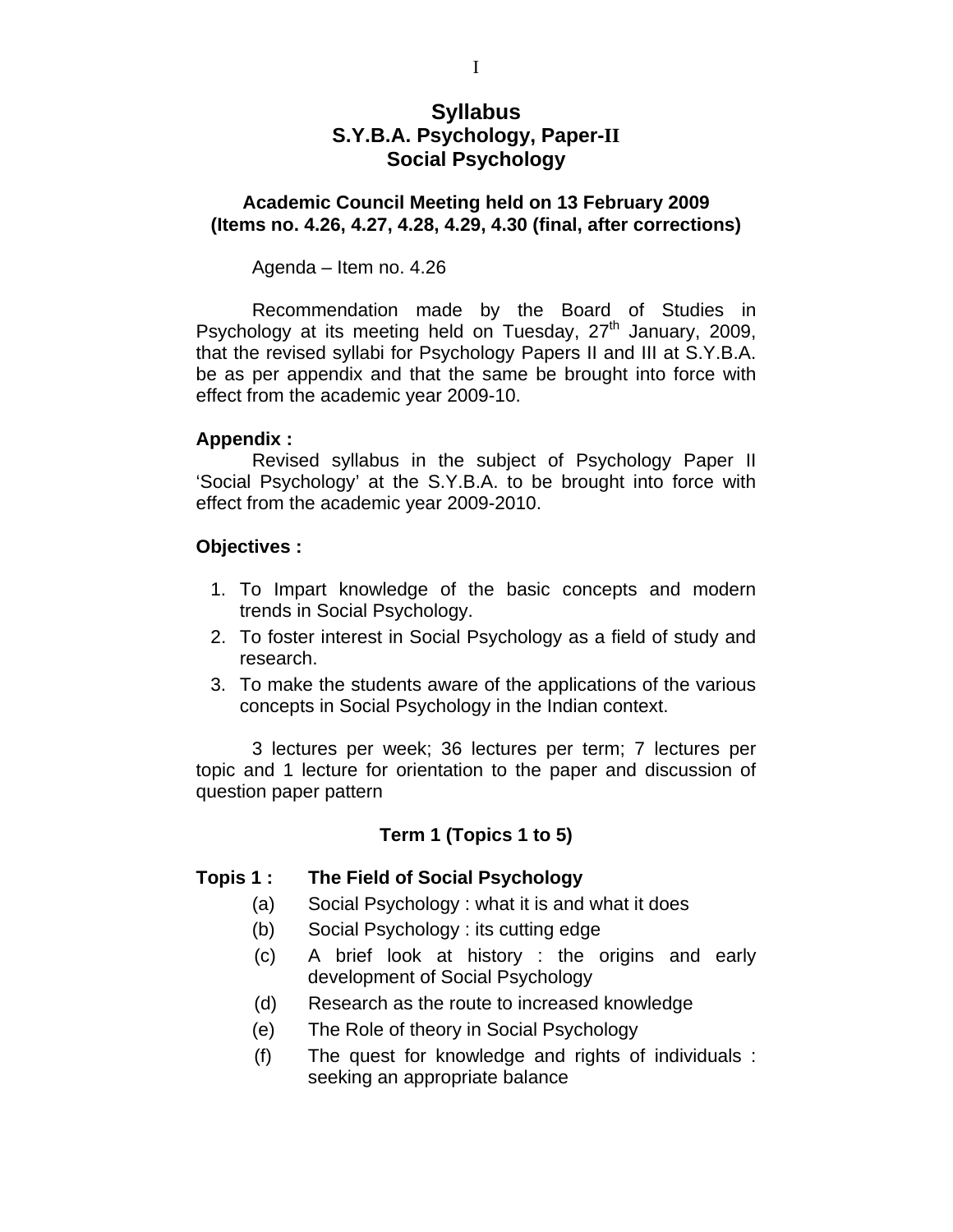# Syllabus
## S.Y.B.A. Psychology, Paper-II
## Social Psychology

### Academic Council Meeting held on 13 February 2009
### (Items no. 4.26, 4.27, 4.28, 4.29, 4.30 (final, after corrections)

Agenda – Item no. 4.26

Recommendation made by the Board of Studies in Psychology at its meeting held on Tuesday, 27th January, 2009, that the revised syllabi for Psychology Papers II and III at S.Y.B.A. be as per appendix and that the same be brought into force with effect from the academic year 2009-10.

**Appendix :**

Revised syllabus in the subject of Psychology Paper II 'Social Psychology' at the S.Y.B.A. to be brought into force with effect from the academic year 2009-2010.

**Objectives :**

1. To Impart knowledge of the basic concepts and modern trends in Social Psychology.
2. To foster interest in Social Psychology as a field of study and research.
3. To make the students aware of the applications of the various concepts in Social Psychology in the Indian context.

3 lectures per week; 36 lectures per term; 7 lectures per topic and 1 lecture for orientation to the paper and discussion of question paper pattern

**Term 1 (Topics 1 to 5)**

**Topis 1 : The Field of Social Psychology**

- (a) Social Psychology : what it is and what it does
- (b) Social Psychology : its cutting edge
- (c) A brief look at history : the origins and early development of Social Psychology
- (d) Research as the route to increased knowledge
- (e) The Role of theory in Social Psychology
- (f) The quest for knowledge and rights of individuals : seeking an appropriate balance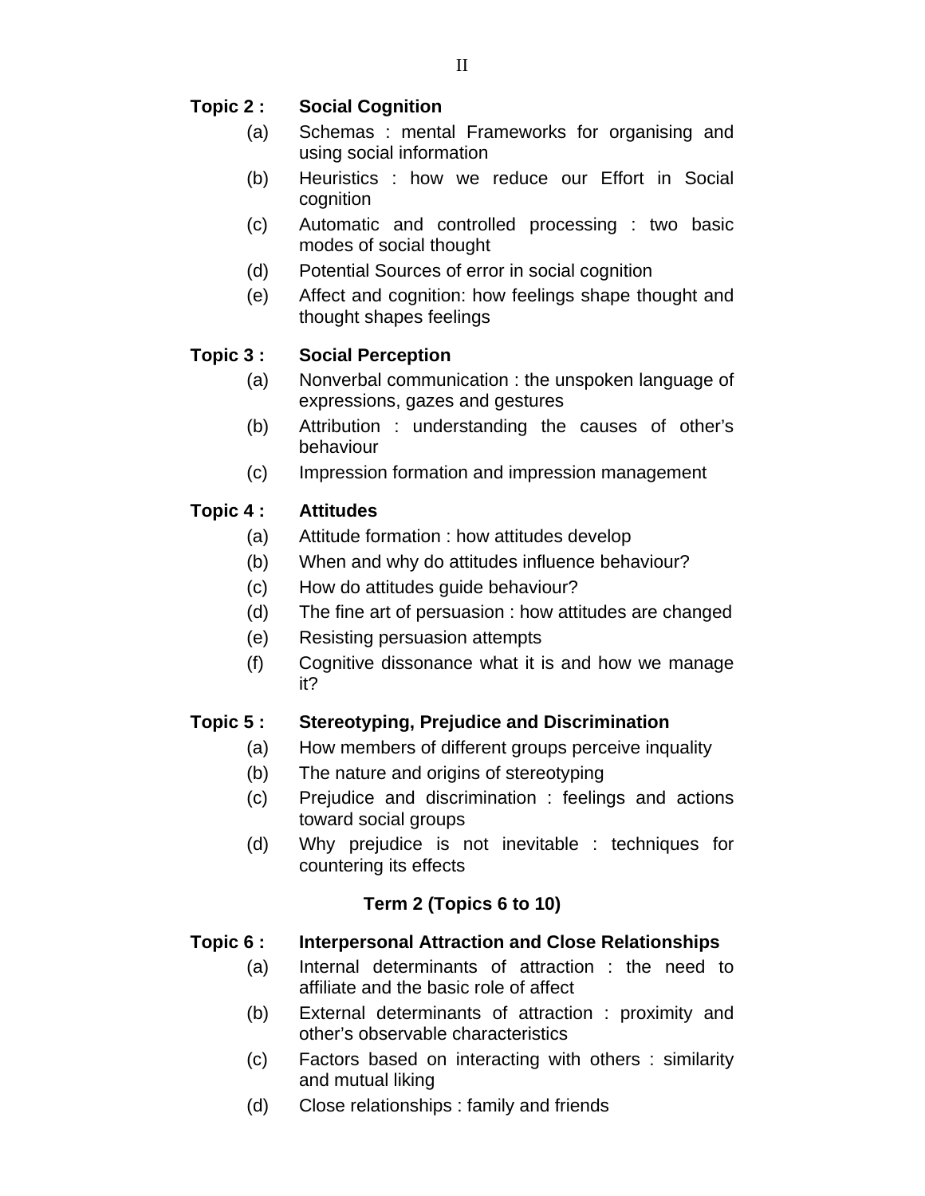**Topic 2 : Social Cognition**

(a) Schemas : mental Frameworks for organising and using social information

(b) Heuristics : how we reduce our Effort in Social cognition

(c) Automatic and controlled processing : two basic modes of social thought

(d) Potential Sources of error in social cognition

(e) Affect and cognition: how feelings shape thought and thought shapes feelings

**Topic 3 : Social Perception**

(a) Nonverbal communication : the unspoken language of expressions, gazes and gestures

(b) Attribution : understanding the causes of other's behaviour

(c) Impression formation and impression management

**Topic 4 : Attitudes**

(a) Attitude formation : how attitudes develop

(b) When and why do attitudes influence behaviour?

(c) How do attitudes guide behaviour?

(d) The fine art of persuasion : how attitudes are changed

(e) Resisting persuasion attempts

(f) Cognitive dissonance what it is and how we manage it?

**Topic 5 : Stereotyping, Prejudice and Discrimination**

(a) How members of different groups perceive inquality

(b) The nature and origins of stereotyping

(c) Prejudice and discrimination : feelings and actions toward social groups

(d) Why prejudice is not inevitable : techniques for countering its effects

**Term 2 (Topics 6 to 10)**

**Topic 6 : Interpersonal Attraction and Close Relationships**

(a) Internal determinants of attraction : the need to affiliate and the basic role of affect

(b) External determinants of attraction : proximity and other's observable characteristics

(c) Factors based on interacting with others : similarity and mutual liking

(d) Close relationships : family and friends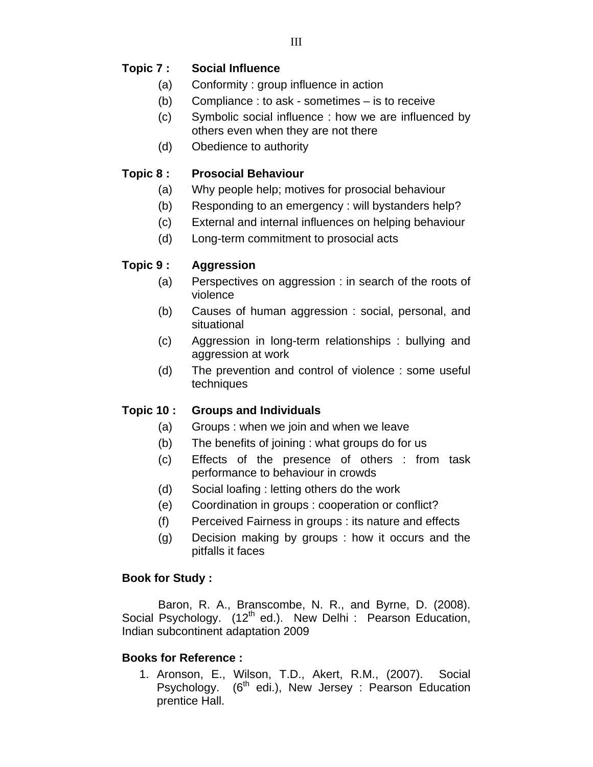**Topic 7 : Social Influence**

(a) Conformity : group influence in action

(b) Compliance : to ask - sometimes – is to receive

(c) Symbolic social influence : how we are influenced by others even when they are not there

(d) Obedience to authority

**Topic 8 : Prosocial Behaviour**

(a) Why people help; motives for prosocial behaviour

(b) Responding to an emergency : will bystanders help?

(c) External and internal influences on helping behaviour

(d) Long-term commitment to prosocial acts

**Topic 9 : Aggression**

(a) Perspectives on aggression : in search of the roots of violence

(b) Causes of human aggression : social, personal, and situational

(c) Aggression in long-term relationships : bullying and aggression at work

(d) The prevention and control of violence : some useful techniques

**Topic 10 : Groups and Individuals**

(a) Groups : when we join and when we leave

(b) The benefits of joining : what groups do for us

(c) Effects of the presence of others : from task performance to behaviour in crowds

(d) Social loafing : letting others do the work

(e) Coordination in groups : cooperation or conflict?

(f) Perceived Fairness in groups : its nature and effects

(g) Decision making by groups : how it occurs and the pitfalls it faces

**Book for Study :**

Baron, R. A., Branscombe, N. R., and Byrne, D. (2008). Social Psychology. (12th ed.). New Delhi : Pearson Education, Indian subcontinent adaptation 2009

**Books for Reference :**

1. Aronson, E., Wilson, T.D., Akert, R.M., (2007). Social Psychology. (6th edi.), New Jersey : Pearson Education prentice Hall.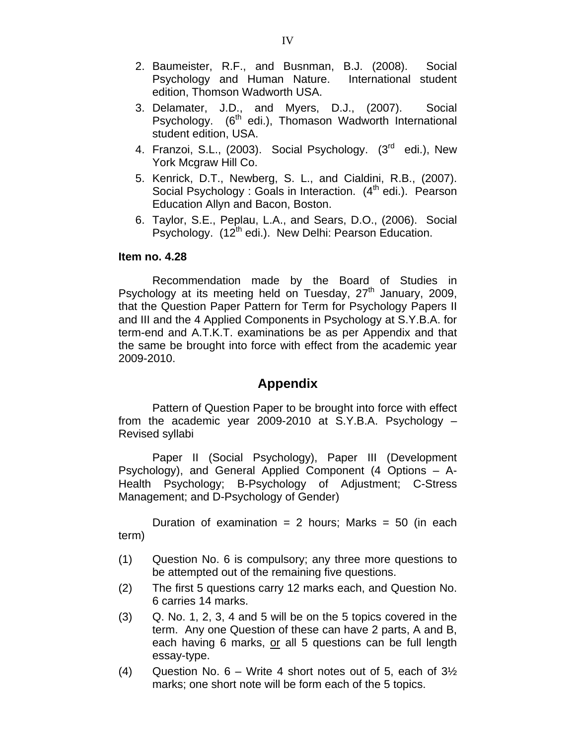2. Baumeister, R.F., and Busnman, B.J. (2008). Social Psychology and Human Nature. International student edition, Thomson Wadworth USA.
3. Delamater, J.D., and Myers, D.J., (2007). Social Psychology. (6th edi.), Thomason Wadworth International student edition, USA.
4. Franzoi, S.L., (2003). Social Psychology. (3rd edi.), New York Mcgraw Hill Co.
5. Kenrick, D.T., Newberg, S. L., and Cialdini, R.B., (2007). Social Psychology : Goals in Interaction. (4th edi.). Pearson Education Allyn and Bacon, Boston.
6. Taylor, S.E., Peplau, L.A., and Sears, D.O., (2006). Social Psychology. (12th edi.). New Delhi: Pearson Education.

**Item no. 4.28**

Recommendation made by the Board of Studies in Psychology at its meeting held on Tuesday, 27th January, 2009, that the Question Paper Pattern for Term for Psychology Papers II and III and the 4 Applied Components in Psychology at S.Y.B.A. for term-end and A.T.K.T. examinations be as per Appendix and that the same be brought into force with effect from the academic year 2009-2010.

## Appendix

Pattern of Question Paper to be brought into force with effect from the academic year 2009-2010 at S.Y.B.A. Psychology – Revised syllabi

Paper II (Social Psychology), Paper III (Development Psychology), and General Applied Component (4 Options – A-Health Psychology; B-Psychology of Adjustment; C-Stress Management; and D-Psychology of Gender)

Duration of examination = 2 hours; Marks = 50 (in each term)

(1) Question No. 6 is compulsory; any three more questions to be attempted out of the remaining five questions.

(2) The first 5 questions carry 12 marks each, and Question No. 6 carries 14 marks.

(3) Q. No. 1, 2, 3, 4 and 5 will be on the 5 topics covered in the term. Any one Question of these can have 2 parts, A and B, each having 6 marks, or all 5 questions can be full length essay-type.

(4) Question No. 6 – Write 4 short notes out of 5, each of 3½ marks; one short note will be form each of the 5 topics.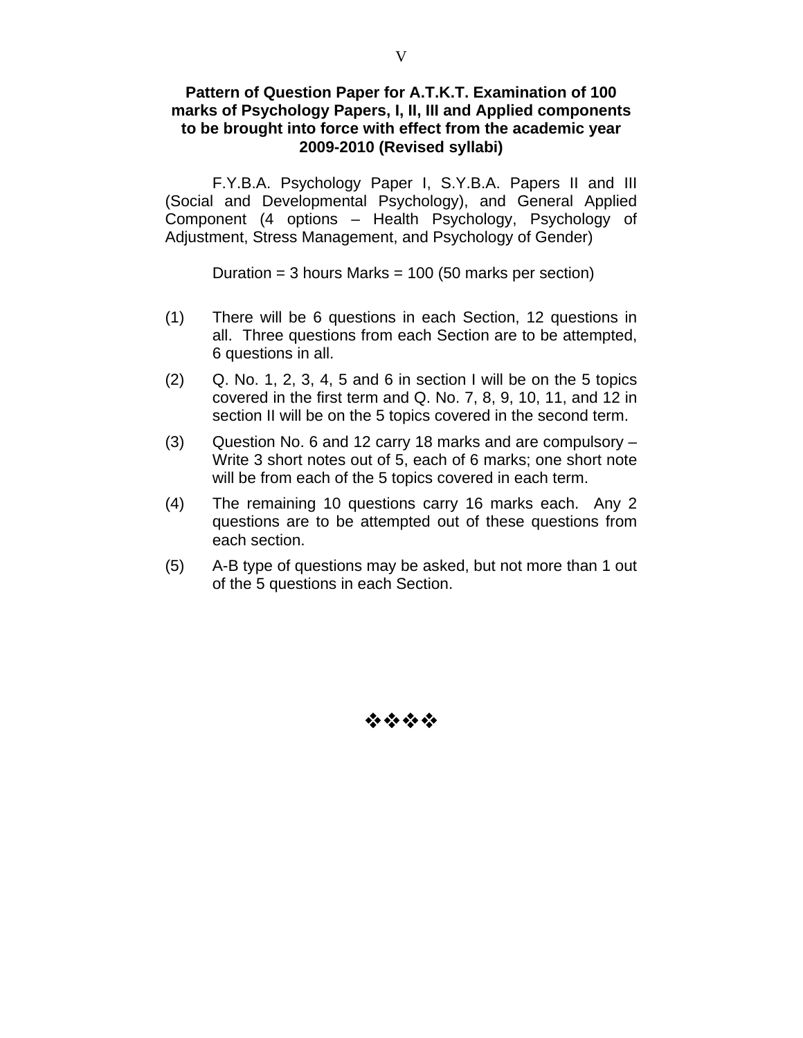**Pattern of Question Paper for A.T.K.T. Examination of 100 marks of Psychology Papers, I, II, III and Applied components to be brought into force with effect from the academic year 2009-2010 (Revised syllabi)**

F.Y.B.A. Psychology Paper I, S.Y.B.A. Papers II and III (Social and Developmental Psychology), and General Applied Component (4 options – Health Psychology, Psychology of Adjustment, Stress Management, and Psychology of Gender)

Duration = 3 hours Marks = 100 (50 marks per section)

(1) There will be 6 questions in each Section, 12 questions in all. Three questions from each Section are to be attempted, 6 questions in all.

(2) Q. No. 1, 2, 3, 4, 5 and 6 in section I will be on the 5 topics covered in the first term and Q. No. 7, 8, 9, 10, 11, and 12 in section II will be on the 5 topics covered in the second term.

(3) Question No. 6 and 12 carry 18 marks and are compulsory – Write 3 short notes out of 5, each of 6 marks; one short note will be from each of the 5 topics covered in each term.

(4) The remaining 10 questions carry 16 marks each. Any 2 questions are to be attempted out of these questions from each section.

(5) A-B type of questions may be asked, but not more than 1 out of the 5 questions in each Section.

❖❖❖❖